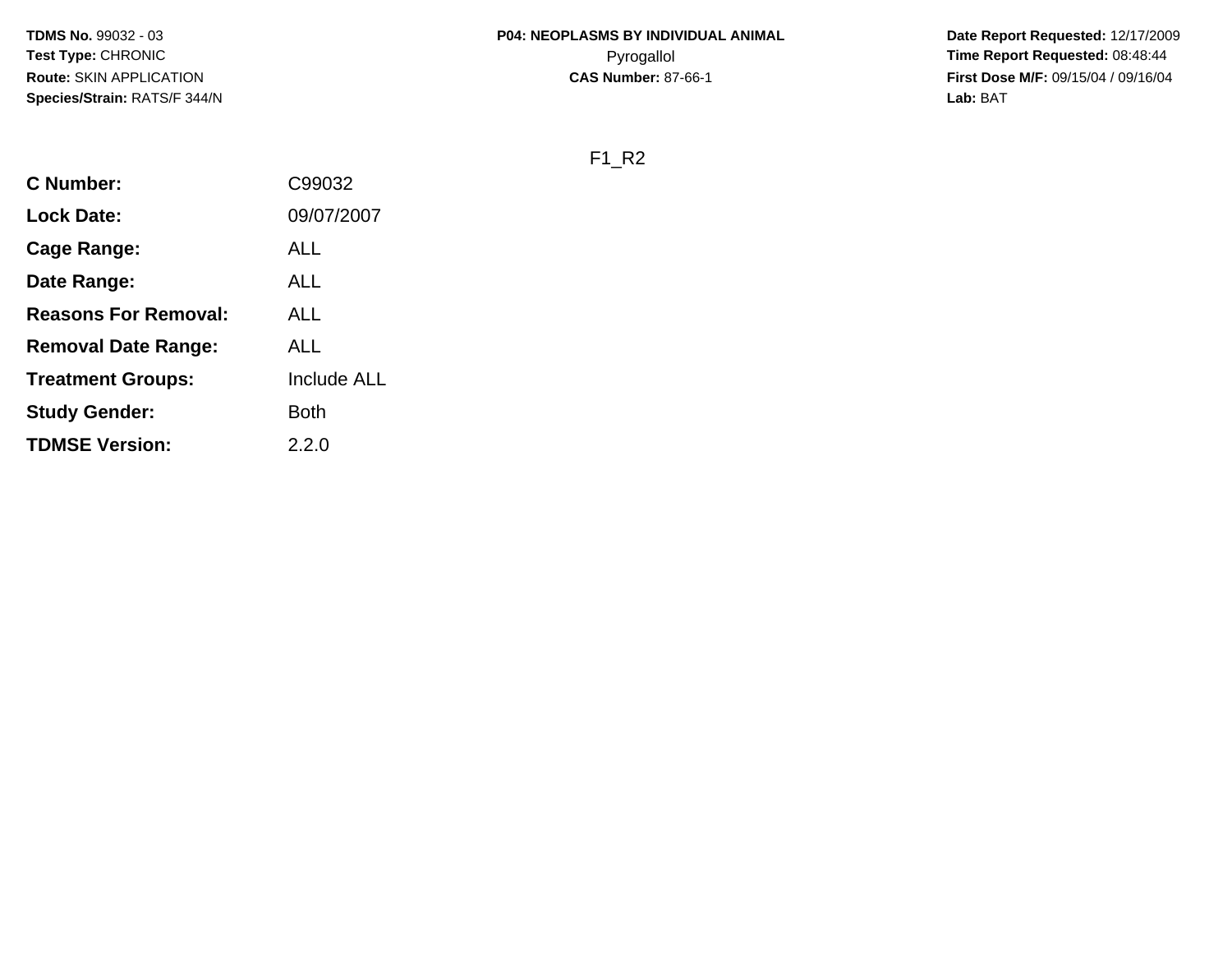**TDMS No.** 99032 - 03
**Test Type:** CHRONIC
**Route:** SKIN APPLICATION
**Species/Strain:** RATS/F 344/N

**P04: NEOPLASMS BY INDIVIDUAL ANIMAL**
Pyrogallol
**CAS Number:** 87-66-1

**Date Report Requested:** 12/17/2009
**Time Report Requested:** 08:48:44
**First Dose M/F:** 09/15/04 / 09/16/04
**Lab:** BAT

F1_R2

| | |
|---|---|
| **C Number:** | C99032 |
| **Lock Date:** | 09/07/2007 |
| **Cage Range:** | ALL |
| **Date Range:** | ALL |
| **Reasons For Removal:** | ALL |
| **Removal Date Range:** | ALL |
| **Treatment Groups:** | Include ALL |
| **Study Gender:** | Both |
| **TDMSE Version:** | 2.2.0 |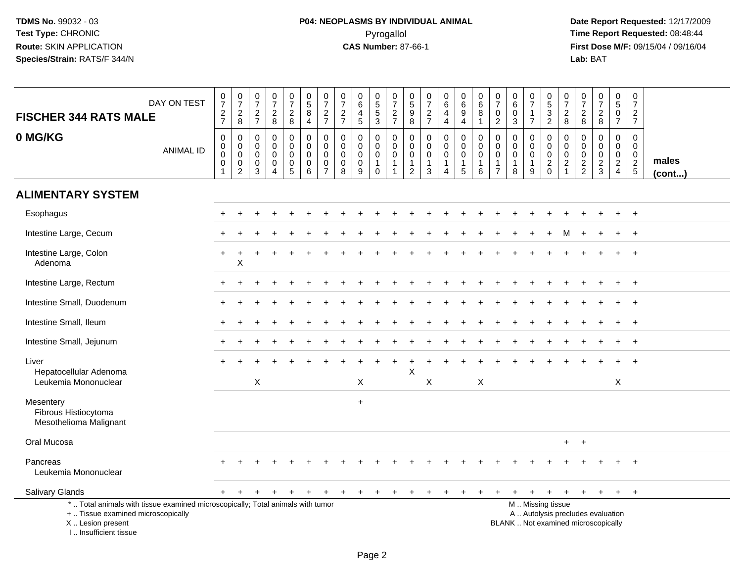**TDMS No.** 99032 - 03
**Test Type:** CHRONIC
**Route:** SKIN APPLICATION
**Species/Strain:** RATS/F 344/N

**P04: NEOPLASMS BY INDIVIDUAL ANIMAL**
Pyrogallol
**CAS Number:** 87-66-1

**Date Report Requested:** 12/17/2009
**Time Report Requested:** 08:48:44
**First Dose M/F:** 09/15/04 / 09/16/04
**Lab:** BAT

| FISCHER 344 RATS MALE — DAY ON TEST | 0727 | 0728 | 0727 | 0728 | 0728 | 0584 | 0727 | 0727 | 0645 | 0553 | 0727 | 0598 | 0727 | 0644 | 0694 | 0681 | 0702 | 0603 | 0717 | 0532 | 0728 | 0728 | 0728 | 0507 | 0727 | |
|---|---|---|---|---|---|---|---|---|---|---|---|---|---|---|---|---|---|---|---|---|---|---|---|---|---|---|
| **0 MG/KG** — ANIMAL ID | 00001 | 00002 | 00003 | 00004 | 00005 | 00006 | 00007 | 00008 | 00009 | 00010 | 00011 | 00012 | 00013 | 00014 | 00015 | 00016 | 00017 | 00018 | 00019 | 00020 | 00021 | 00022 | 00023 | 00024 | 00025 | males (cont...) |
| **ALIMENTARY SYSTEM** | | | | | | | | | | | | | | | | | | | | | | | | | | |
| Esophagus | + | + | + | + | + | + | + | + | + | + | + | + | + | + | + | + | + | + | + | + | + | + | + | + | + | |
| Intestine Large, Cecum | + | + | + | + | + | + | + | + | + | + | + | + | + | + | + | + | + | + | + | + | M | + | + | + | + | |
| Intestine Large, Colon | + | + | + | + | + | + | + | + | + | + | + | + | + | + | + | + | + | + | + | + | + | + | + | + | + | |
| Adenoma | | X | | | | | | | | | | | | | | | | | | | | | | | | |
| Intestine Large, Rectum | + | + | + | + | + | + | + | + | + | + | + | + | + | + | + | + | + | + | + | + | + | + | + | + | + | |
| Intestine Small, Duodenum | + | + | + | + | + | + | + | + | + | + | + | + | + | + | + | + | + | + | + | + | + | + | + | + | + | |
| Intestine Small, Ileum | + | + | + | + | + | + | + | + | + | + | + | + | + | + | + | + | + | + | + | + | + | + | + | + | + | |
| Intestine Small, Jejunum | + | + | + | + | + | + | + | + | + | + | + | + | + | + | + | + | + | + | + | + | + | + | + | + | + | |
| Liver | + | + | + | + | + | + | + | + | + | + | + | + | + | + | + | + | + | + | + | + | + | + | + | + | + | |
| Hepatocellular Adenoma | | | | | | | | | | | | X | | | | | | | | | | | | | | |
| Leukemia Mononuclear | | | X | | | | | | X | | | | X | | | X | | | | | | | | X | | |
| Mesentery | | | | | | | | | + | | | | | | | | | | | | | | | | | |
| Fibrous Histiocytoma | | | | | | | | | | | | | | | | | | | | | | | | | | |
| Mesothelioma Malignant | | | | | | | | | | | | | | | | | | | | | | | | | | |
| Oral Mucosa | | | | | | | | | | | | | | | | | | | | | + | + | | | | |
| Pancreas | + | + | + | + | + | + | + | + | + | + | + | + | + | + | + | + | + | + | + | + | + | + | + | + | + | |
| Leukemia Mononuclear | | | | | | | | | | | | | | | | | | | | | | | | | | |
| Salivary Glands | + | + | + | + | + | + | + | + | + | + | + | + | + | + | + | + | + | + | + | + | + | + | + | + | + | |

\* .. Total animals with tissue examined microscopically; Total animals with tumor
\+ .. Tissue examined microscopically
X .. Lesion present
I .. Insufficient tissue

M .. Missing tissue
A .. Autolysis precludes evaluation
BLANK .. Not examined microscopically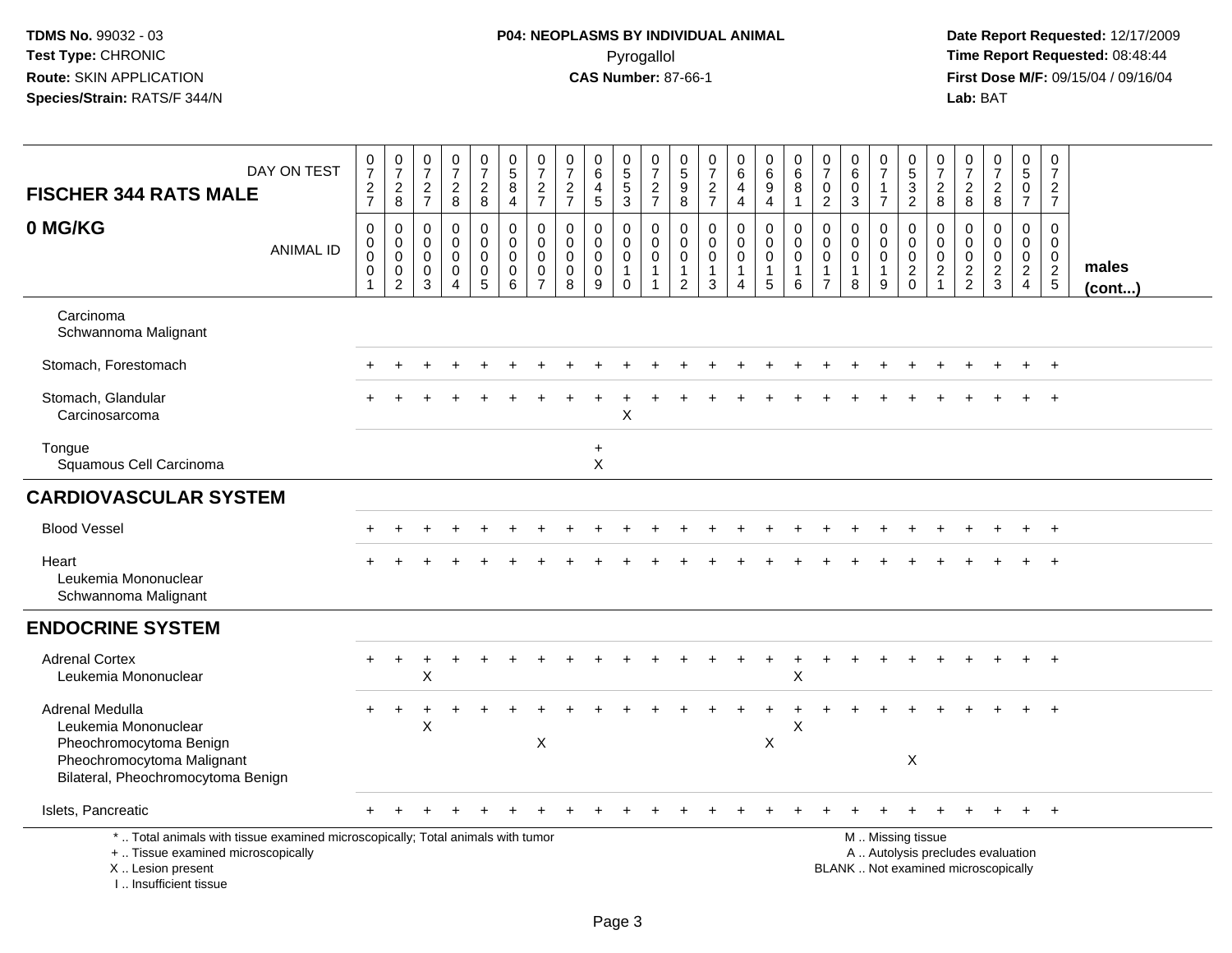**TDMS No.** 99032 - 03
**Test Type:** CHRONIC
**Route:** SKIN APPLICATION
**Species/Strain:** RATS/F 344/N

**P04: NEOPLASMS BY INDIVIDUAL ANIMAL**
Pyrogallol
**CAS Number:** 87-66-1

**Date Report Requested:** 12/17/2009
**Time Report Requested:** 08:48:44
**First Dose M/F:** 09/15/04 / 09/16/04
**Lab:** BAT

| FISCHER 344 RATS MALE — DAY ON TEST | 0727 | 0728 | 0727 | 0728 | 0728 | 0584 | 0727 | 0727 | 0645 | 0553 | 0727 | 0598 | 0727 | 0644 | 0694 | 0681 | 0702 | 0603 | 0717 | 0532 | 0728 | 0728 | 0728 | 0507 | 0727 | |
|---|---|---|---|---|---|---|---|---|---|---|---|---|---|---|---|---|---|---|---|---|---|---|---|---|---|---|
| **0 MG/KG** — ANIMAL ID | 00001 | 00002 | 00003 | 00004 | 00005 | 00006 | 00007 | 00008 | 00009 | 00010 | 00011 | 00012 | 00013 | 00014 | 00015 | 00016 | 00017 | 00018 | 00019 | 00020 | 00021 | 00022 | 00023 | 00024 | 00025 | **males (cont...)** |
| Carcinoma | | | | | | | | | | | | | | | | | | | | | | | | | | |
| Schwannoma Malignant | | | | | | | | | | | | | | | | | | | | | | | | | | |
| Stomach, Forestomach | + | + | + | + | + | + | + | + | + | + | + | + | + | + | + | + | + | + | + | + | + | + | + | + | + | |
| Stomach, Glandular | + | + | + | + | + | + | + | + | + | + | + | + | + | + | + | + | + | + | + | + | + | + | + | + | + | |
| Carcinosarcoma | | | | | | | | | | X | | | | | | | | | | | | | | | | |
| Tongue | | | | | | | | | + | | | | | | | | | | | | | | | | | |
| Squamous Cell Carcinoma | | | | | | | | | X | | | | | | | | | | | | | | | | | |
| **CARDIOVASCULAR SYSTEM** | | | | | | | | | | | | | | | | | | | | | | | | | | |
| Blood Vessel | + | + | + | + | + | + | + | + | + | + | + | + | + | + | + | + | + | + | + | + | + | + | + | + | + | |
| Heart | + | + | + | + | + | + | + | + | + | + | + | + | + | + | + | + | + | + | + | + | + | + | + | + | + | |
| Leukemia Mononuclear | | | | | | | | | | | | | | | | | | | | | | | | | | |
| Schwannoma Malignant | | | | | | | | | | | | | | | | | | | | | | | | | | |
| **ENDOCRINE SYSTEM** | | | | | | | | | | | | | | | | | | | | | | | | | | |
| Adrenal Cortex | + | + | + | + | + | + | + | + | + | + | + | + | + | + | + | + | + | + | + | + | + | + | + | + | + | |
| Leukemia Mononuclear | | | X | | | | | | | | | | | | | X | | | | | | | | | | |
| Adrenal Medulla | + | + | + | + | + | + | + | + | + | + | + | + | + | + | + | + | + | + | + | + | + | + | + | + | + | |
| Leukemia Mononuclear | | | X | | | | | | | | | | | | | X | | | | | | | | | | |
| Pheochromocytoma Benign | | | | | | | X | | | | | | | | X | | | | | | | | | | | |
| Pheochromocytoma Malignant | | | | | | | | | | | | | | | | | | | | X | | | | | | |
| Bilateral, Pheochromocytoma Benign | | | | | | | | | | | | | | | | | | | | | | | | | | |
| Islets, Pancreatic | + | + | + | + | + | + | + | + | + | + | + | + | + | + | + | + | + | + | + | + | + | + | + | + | + | |

\* .. Total animals with tissue examined microscopically; Total animals with tumor
\+ .. Tissue examined microscopically
X .. Lesion present
I .. Insufficient tissue

M .. Missing tissue
A .. Autolysis precludes evaluation
BLANK .. Not examined microscopically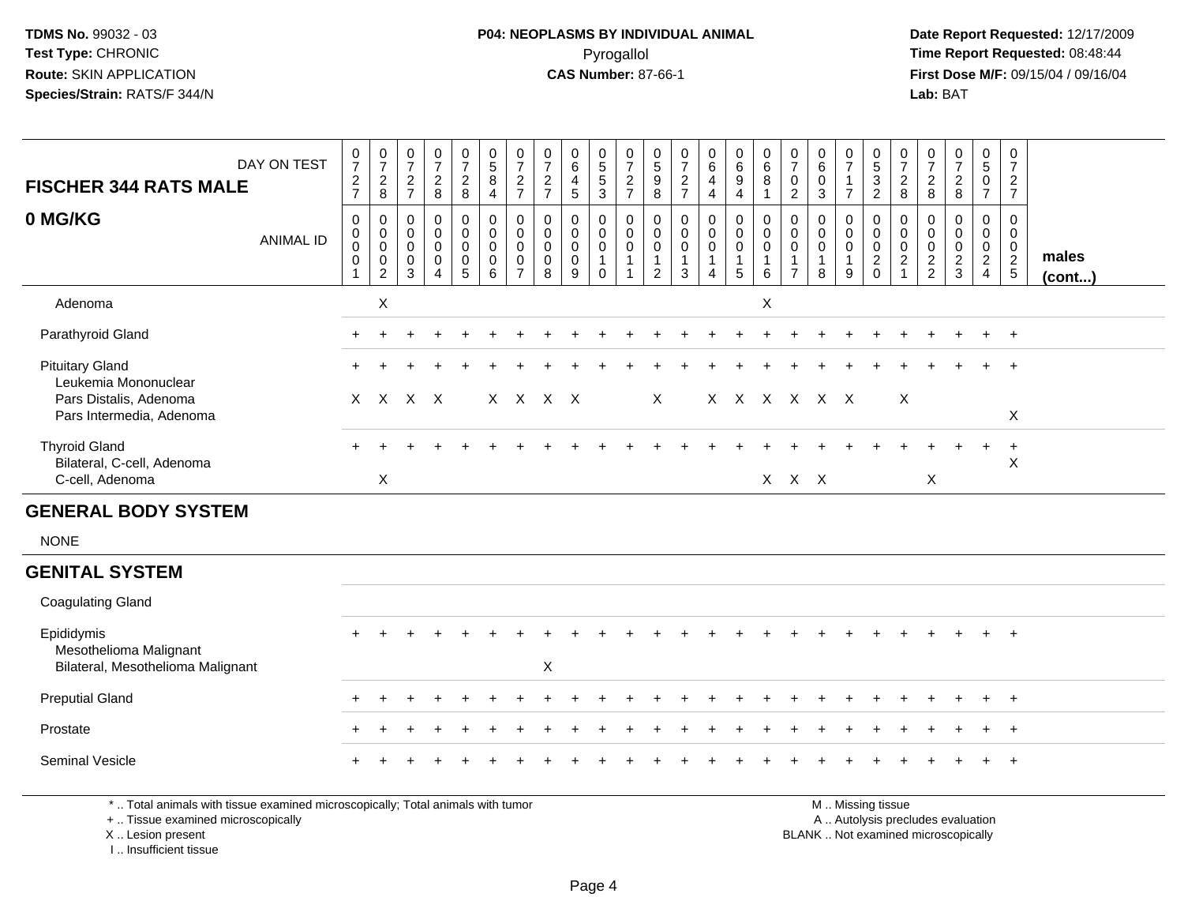**TDMS No.** 99032 - 03
**Test Type:** CHRONIC
**Route:** SKIN APPLICATION
**Species/Strain:** RATS/F 344/N

**P04: NEOPLASMS BY INDIVIDUAL ANIMAL**
Pyrogallol
**CAS Number:** 87-66-1

**Date Report Requested:** 12/17/2009
**Time Report Requested:** 08:48:44
**First Dose M/F:** 09/15/04 / 09/16/04
**Lab:** BAT

| FISCHER 344 RATS MALE — DAY ON TEST | 0727 | 0728 | 0727 | 0728 | 0728 | 0584 | 0727 | 0727 | 0645 | 0553 | 0727 | 0598 | 0727 | 0644 | 0694 | 0681 | 0702 | 0603 | 0717 | 0532 | 0728 | 0728 | 0728 | 0507 | 0727 | |
|---|---|---|---|---|---|---|---|---|---|---|---|---|---|---|---|---|---|---|---|---|---|---|---|---|---|---|
| **0 MG/KG** — ANIMAL ID | 0001 | 0002 | 0003 | 0004 | 0005 | 0006 | 0007 | 0008 | 0009 | 0010 | 0011 | 0012 | 0013 | 0014 | 0015 | 0016 | 0017 | 0018 | 0019 | 0020 | 0021 | 0022 | 0023 | 0024 | 0025 | **males (cont...)** |
| Adenoma | | X | | | | | | | | | | | | | | X | | | | | | | | | | |
| Parathyroid Gland | + | + | + | + | + | + | + | + | + | + | + | + | + | + | + | + | + | + | + | + | + | + | + | + | + | |
| Pituitary Gland | + | + | + | + | + | + | + | + | + | + | + | + | + | + | + | + | + | + | + | + | + | + | + | + | + | |
| Leukemia Mononuclear | | | | | | | | | | | | | | | | | | | | | | | | | | |
| Pars Distalis, Adenoma | X | X | X | X | | X | X | X | X | | | X | | X | X | X | X | X | X | | X | | | | | |
| Pars Intermedia, Adenoma | | | | | | | | | | | | | | | | | | | | | | | | | X | |
| Thyroid Gland | + | + | + | + | + | + | + | + | + | + | + | + | + | + | + | + | + | + | + | + | + | + | + | + | + | |
| Bilateral, C-cell, Adenoma | | | | | | | | | | | | | | | | | | | | | | | | | X | |
| C-cell, Adenoma | | X | | | | | | | | | | | | | | X | X | X | | | | X | | | | |
| **GENERAL BODY SYSTEM** | | | | | | | | | | | | | | | | | | | | | | | | | | |
| NONE | | | | | | | | | | | | | | | | | | | | | | | | | | |
| **GENITAL SYSTEM** | | | | | | | | | | | | | | | | | | | | | | | | | | |
| Coagulating Gland | | | | | | | | | | | | | | | | | | | | | | | | | | |
| Epididymis | + | + | + | + | + | + | + | + | + | + | + | + | + | + | + | + | + | + | + | + | + | + | + | + | + | |
| Mesothelioma Malignant | | | | | | | | | | | | | | | | | | | | | | | | | | |
| Bilateral, Mesothelioma Malignant | | | | | | | | X | | | | | | | | | | | | | | | | | | |
| Preputial Gland | + | + | + | + | + | + | + | + | + | + | + | + | + | + | + | + | + | + | + | + | + | + | + | + | + | |
| Prostate | + | + | + | + | + | + | + | + | + | + | + | + | + | + | + | + | + | + | + | + | + | + | + | + | + | |
| Seminal Vesicle | + | + | + | + | + | + | + | + | + | + | + | + | + | + | + | + | + | + | + | + | + | + | + | + | + | |

\* .. Total animals with tissue examined microscopically; Total animals with tumor
\+ .. Tissue examined microscopically
X .. Lesion present
I .. Insufficient tissue

M .. Missing tissue
A .. Autolysis precludes evaluation
BLANK .. Not examined microscopically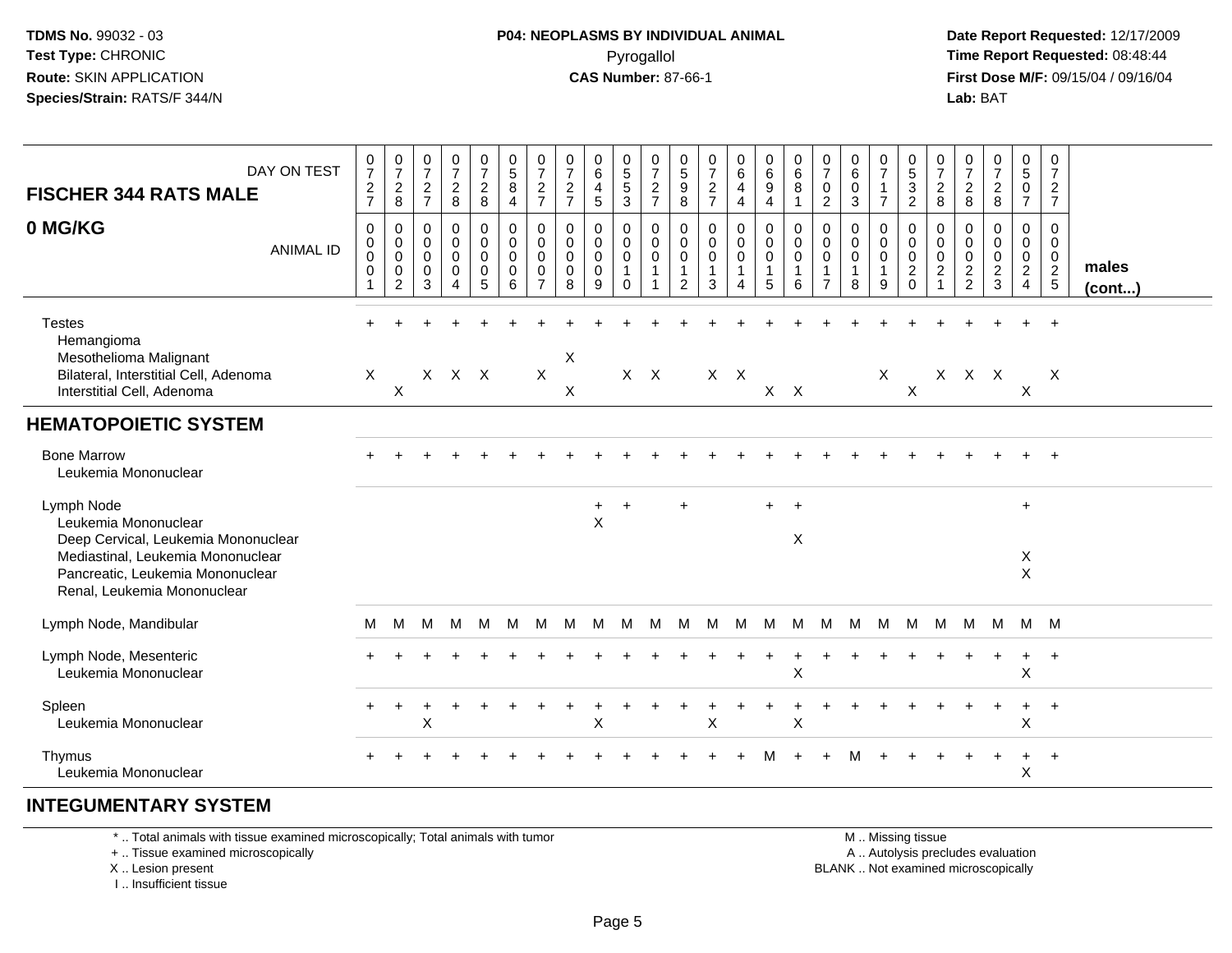TDMS No. 99032 - 03
Test Type: CHRONIC
Route: SKIN APPLICATION
Species/Strain: RATS/F 344/N

**P04: NEOPLASMS BY INDIVIDUAL ANIMAL**
Pyrogallol
**CAS Number:** 87-66-1

Date Report Requested: 12/17/2009
Time Report Requested: 08:48:44
First Dose M/F: 09/15/04 / 09/16/04
Lab: BAT

| FISCHER 344 RATS MALE — DAY ON TEST | 0727 | 0728 | 0727 | 0728 | 0728 | 0584 | 0727 | 0727 | 0645 | 0553 | 0727 | 0598 | 0727 | 0644 | 0694 | 0681 | 0702 | 0603 | 0717 | 0532 | 0728 | 0728 | 0728 | 0507 | 0727 | |
|---|---|---|---|---|---|---|---|---|---|---|---|---|---|---|---|---|---|---|---|---|---|---|---|---|---|---|
| **0 MG/KG** — ANIMAL ID | 0001 | 0002 | 0003 | 0004 | 0005 | 0006 | 0007 | 0008 | 0009 | 0010 | 0011 | 0012 | 0013 | 0014 | 0015 | 0016 | 0017 | 0018 | 0019 | 0020 | 0021 | 0022 | 0023 | 0024 | 0025 | **males (cont...)** |
| Testes | + | + | + | + | + | + | + | + | + | + | + | + | + | + | + | + | + | + | + | + | + | + | + | + | + | |
| Hemangioma | | | | | | | | | | | | | | | | | | | | | | | | | | |
| Mesothelioma Malignant | | | | | | | | X | | | | | | | | | | | | | | | | | | |
| Bilateral, Interstitial Cell, Adenoma | X | | X | X | X | | X | | | X | X | | X | X | | | | | X | | X | X | X | | X | |
| Interstitial Cell, Adenoma | | X | | | | | | X | | | | | | | X | X | | | | X | | | | X | | |
| **HEMATOPOIETIC SYSTEM** | | | | | | | | | | | | | | | | | | | | | | | | | | |
| Bone Marrow | + | + | + | + | + | + | + | + | + | + | + | + | + | + | + | + | + | + | + | + | + | + | + | + | + | |
| Leukemia Mononuclear | | | | | | | | | | | | | | | | | | | | | | | | | | |
| Lymph Node | | | | | | | | | + | + | | + | | | + | + | | | | | | | | + | | |
| Leukemia Mononuclear | | | | | | | | | X | | | | | | | | | | | | | | | | | |
| Deep Cervical, Leukemia Mononuclear | | | | | | | | | | | | | | | | X | | | | | | | | | | |
| Mediastinal, Leukemia Mononuclear | | | | | | | | | | | | | | | | | | | | | | | | X | | |
| Pancreatic, Leukemia Mononuclear | | | | | | | | | | | | | | | | | | | | | | | | X | | |
| Renal, Leukemia Mononuclear | | | | | | | | | | | | | | | | | | | | | | | | | | |
| Lymph Node, Mandibular | M | M | M | M | M | M | M | M | M | M | M | M | M | M | M | M | M | M | M | M | M | M | M | M | M | |
| Lymph Node, Mesenteric | + | + | + | + | + | + | + | + | + | + | + | + | + | + | + | + | + | + | + | + | + | + | + | + | + | |
| Leukemia Mononuclear | | | | | | | | | | | | | | | | X | | | | | | | | X | | |
| Spleen | + | + | + | + | + | + | + | + | + | + | + | + | + | + | + | + | + | + | + | + | + | + | + | + | + | |
| Leukemia Mononuclear | | | X | | | | | | X | | | | X | | | X | | | | | | | | X | | |
| Thymus | + | + | + | + | + | + | + | + | + | + | + | + | + | + | M | + | + | M | + | + | + | + | + | + | + | |
| Leukemia Mononuclear | | | | | | | | | | | | | | | | | | | | | | | | X | | |
| **INTEGUMENTARY SYSTEM** | | | | | | | | | | | | | | | | | | | | | | | | | | |

\* .. Total animals with tissue examined microscopically; Total animals with tumor
\+ .. Tissue examined microscopically
X .. Lesion present
I .. Insufficient tissue

M .. Missing tissue
A .. Autolysis precludes evaluation
BLANK .. Not examined microscopically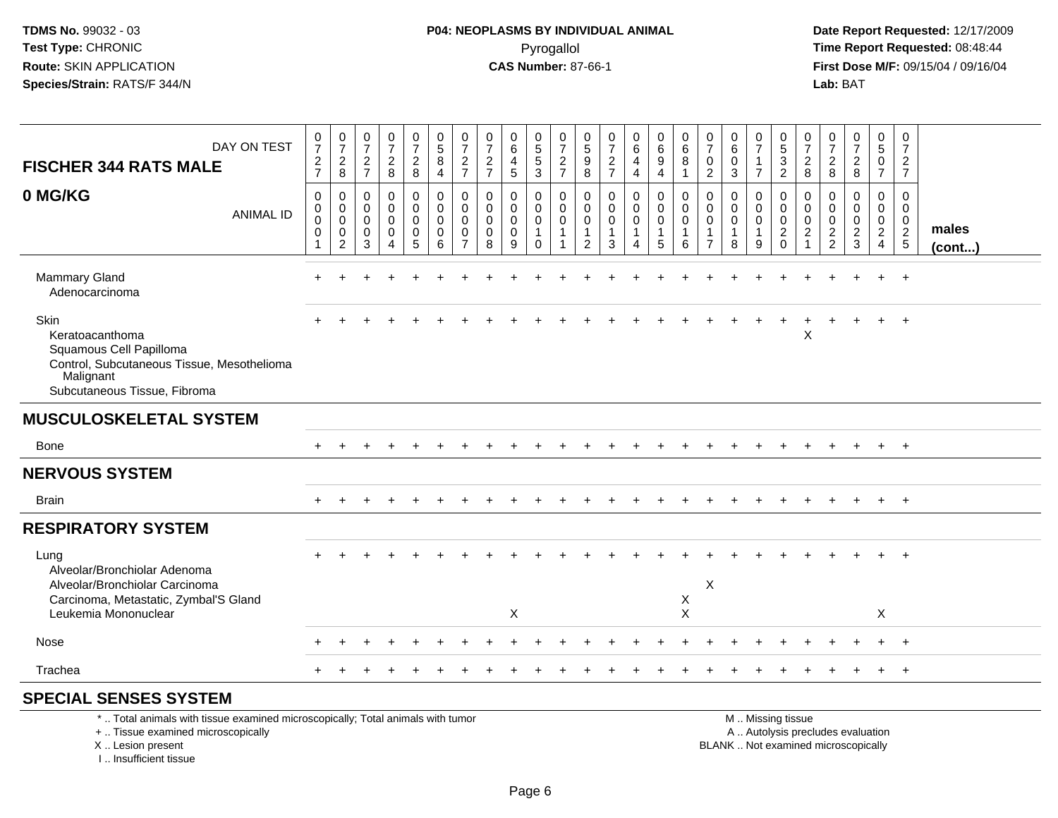TDMS No. 99032 - 03
Test Type: CHRONIC
Route: SKIN APPLICATION
Species/Strain: RATS/F 344/N

**P04: NEOPLASMS BY INDIVIDUAL ANIMAL**
Pyrogallol
**CAS Number:** 87-66-1

Date Report Requested: 12/17/2009
Time Report Requested: 08:48:44
First Dose M/F: 09/15/04 / 09/16/04
Lab: BAT

## FISCHER 344 RATS MALE
## 0 MG/KG

| DAY ON TEST | 0727 | 0728 | 0727 | 0728 | 0728 | 0584 | 0727 | 0727 | 0645 | 0553 | 0727 | 0598 | 0727 | 0644 | 0694 | 0681 | 0702 | 0603 | 0717 | 0532 | 0728 | 0728 | 0728 | 0507 | 0727 | |
|---|---|---|---|---|---|---|---|---|---|---|---|---|---|---|---|---|---|---|---|---|---|---|---|---|---|---|
| **ANIMAL ID** | 00001 | 00002 | 00003 | 00004 | 00005 | 00006 | 00007 | 00008 | 00009 | 00010 | 00011 | 00012 | 00013 | 00014 | 00015 | 00016 | 00017 | 00018 | 00019 | 00020 | 00021 | 00022 | 00023 | 00024 | 00025 | **males (cont...)** |
| Mammary Gland | + | + | + | + | + | + | + | + | + | + | + | + | + | + | + | + | + | + | + | + | + | + | + | + | + | |
| Adenocarcinoma | | | | | | | | | | | | | | | | | | | | | | | | | | |
| Skin | + | + | + | + | + | + | + | + | + | + | + | + | + | + | + | + | + | + | + | + | + | + | + | + | + | |
| Keratoacanthoma | | | | | | | | | | | | | | | | | | | | | X | | | | | |
| Squamous Cell Papilloma | | | | | | | | | | | | | | | | | | | | | | | | | | |
| Control, Subcutaneous Tissue, Mesothelioma Malignant | | | | | | | | | | | | | | | | | | | | | | | | | | |
| Subcutaneous Tissue, Fibroma | | | | | | | | | | | | | | | | | | | | | | | | | | |
| **MUSCULOSKELETAL SYSTEM** | | | | | | | | | | | | | | | | | | | | | | | | | | |
| Bone | + | + | + | + | + | + | + | + | + | + | + | + | + | + | + | + | + | + | + | + | + | + | + | + | + | |
| **NERVOUS SYSTEM** | | | | | | | | | | | | | | | | | | | | | | | | | | |
| Brain | + | + | + | + | + | + | + | + | + | + | + | + | + | + | + | + | + | + | + | + | + | + | + | + | + | |
| **RESPIRATORY SYSTEM** | | | | | | | | | | | | | | | | | | | | | | | | | | |
| Lung | + | + | + | + | + | + | + | + | + | + | + | + | + | + | + | + | + | + | + | + | + | + | + | + | + | |
| Alveolar/Bronchiolar Adenoma | | | | | | | | | | | | | | | | | | | | | | | | | | |
| Alveolar/Bronchiolar Carcinoma | | | | | | | | | | | | | | | | | X | | | | | | | | | |
| Carcinoma, Metastatic, Zymbal'S Gland | | | | | | | | | | | | | | | | X | | | | | | | | | | |
| Leukemia Mononuclear | | | | | | | | | X | | | | | | | X | | | | | | | | X | | |
| Nose | + | + | + | + | + | + | + | + | + | + | + | + | + | + | + | + | + | + | + | + | + | + | + | + | + | |
| Trachea | + | + | + | + | + | + | + | + | + | + | + | + | + | + | + | + | + | + | + | + | + | + | + | + | + | |
| **SPECIAL SENSES SYSTEM** | | | | | | | | | | | | | | | | | | | | | | | | | | |

\* .. Total animals with tissue examined microscopically; Total animals with tumor
\+ .. Tissue examined microscopically
X .. Lesion present
I .. Insufficient tissue

M .. Missing tissue
A .. Autolysis precludes evaluation
BLANK .. Not examined microscopically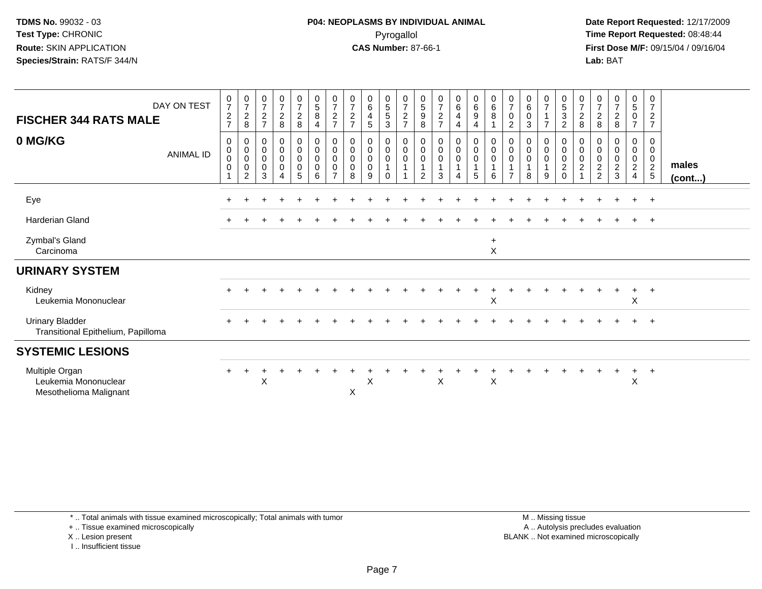**TDMS No.** 99032 - 03
**Test Type:** CHRONIC
**Route:** SKIN APPLICATION
**Species/Strain:** RATS/F 344/N

**P04: NEOPLASMS BY INDIVIDUAL ANIMAL**
Pyrogallol
**CAS Number:** 87-66-1

**Date Report Requested:** 12/17/2009
**Time Report Requested:** 08:48:44
**First Dose M/F:** 09/15/04 / 09/16/04
**Lab:** BAT

| FISCHER 344 RATS MALE — DAY ON TEST | 0727 | 0728 | 0727 | 0728 | 0728 | 0584 | 0727 | 0727 | 0645 | 0553 | 0727 | 0598 | 0727 | 0644 | 0694 | 0681 | 0702 | 0603 | 0717 | 0532 | 0728 | 0728 | 0728 | 0507 | 0727 | |
|---|---|---|---|---|---|---|---|---|---|---|---|---|---|---|---|---|---|---|---|---|---|---|---|---|---|---|
| **0 MG/KG** — ANIMAL ID | 0001 | 0002 | 0003 | 0004 | 0005 | 0006 | 0007 | 0008 | 0009 | 0010 | 0011 | 0012 | 0013 | 0014 | 0015 | 0016 | 0017 | 0018 | 0019 | 0020 | 0021 | 0022 | 0023 | 0024 | 0025 | **males (cont...)** |
| Eye | + | + | + | + | + | + | + | + | + | + | + | + | + | + | + | + | + | + | + | + | + | + | + | + | + | |
| Harderian Gland | + | + | + | + | + | + | + | + | + | + | + | + | + | + | + | + | + | + | + | + | + | + | + | + | + | |
| Zymbal's Gland | | | | | | | | | | | | | | | | + | | | | | | | | | | |
| Carcinoma | | | | | | | | | | | | | | | | X | | | | | | | | | | |
| **URINARY SYSTEM** | | | | | | | | | | | | | | | | | | | | | | | | | | |
| Kidney | + | + | + | + | + | + | + | + | + | + | + | + | + | + | + | + | + | + | + | + | + | + | + | + | + | |
| Leukemia Mononuclear | | | | | | | | | | | | | | | | X | | | | | | | | X | | |
| Urinary Bladder | + | + | + | + | + | + | + | + | + | + | + | + | + | + | + | + | + | + | + | + | + | + | + | + | + | |
| Transitional Epithelium, Papilloma | | | | | | | | | | | | | | | | | | | | | | | | | | |
| **SYSTEMIC LESIONS** | | | | | | | | | | | | | | | | | | | | | | | | | | |
| Multiple Organ | + | + | + | + | + | + | + | + | + | + | + | + | + | + | + | + | + | + | + | + | + | + | + | + | + | |
| Leukemia Mononuclear | | | X | | | | | | X | | | | X | | | X | | | | | | | | X | | |
| Mesothelioma Malignant | | | | | | | | X | | | | | | | | | | | | | | | | | | |

\* .. Total animals with tissue examined microscopically; Total animals with tumor
\+ .. Tissue examined microscopically
X .. Lesion present
I .. Insufficient tissue

M .. Missing tissue
A .. Autolysis precludes evaluation
BLANK .. Not examined microscopically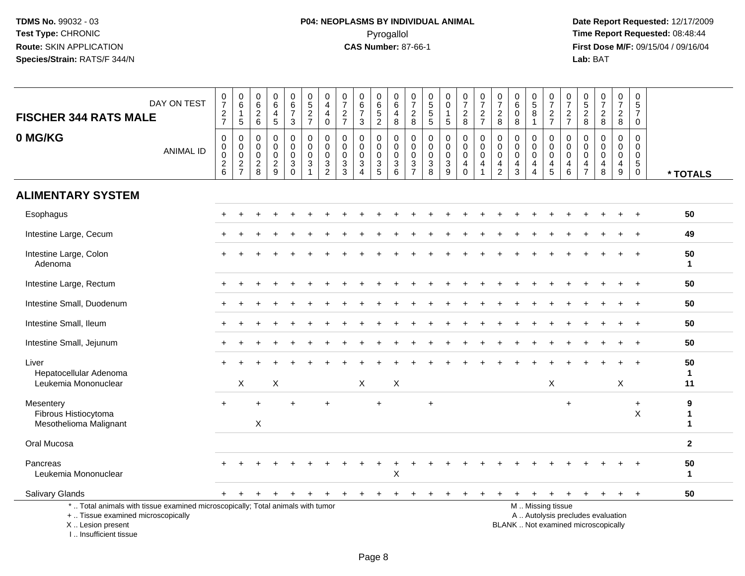**TDMS No.** 99032 - 03
**Test Type:** CHRONIC
**Route:** SKIN APPLICATION
**Species/Strain:** RATS/F 344/N

**P04: NEOPLASMS BY INDIVIDUAL ANIMAL**
Pyrogallol
**CAS Number:** 87-66-1

**Date Report Requested:** 12/17/2009
**Time Report Requested:** 08:48:44
**First Dose M/F:** 09/15/04 / 09/16/04
**Lab:** BAT

| FISCHER 344 RATS MALE — DAY ON TEST | 0727 | 0615 | 0626 | 0645 | 0673 | 0527 | 0440 | 0727 | 0673 | 0652 | 0648 | 0728 | 0555 | 0015 | 0728 | 0727 | 0728 | 0608 | 0581 | 0727 | 0727 | 0528 | 0728 | 0728 | 0570 | |
|---|---|---|---|---|---|---|---|---|---|---|---|---|---|---|---|---|---|---|---|---|---|---|---|---|---|---|
| **0 MG/KG** — ANIMAL ID | 0026 | 0027 | 0028 | 0029 | 0030 | 0031 | 0032 | 0033 | 0034 | 0035 | 0036 | 0037 | 0038 | 0039 | 0040 | 0041 | 0042 | 0043 | 0044 | 0045 | 0046 | 0047 | 0048 | 0049 | 0050 | *** TOTALS** |
| **ALIMENTARY SYSTEM** | | | | | | | | | | | | | | | | | | | | | | | | | | |
| Esophagus | + | + | + | + | + | + | + | + | + | + | + | + | + | + | + | + | + | + | + | + | + | + | + | + | + | **50** |
| Intestine Large, Cecum | + | + | + | + | + | + | + | + | + | + | + | + | + | + | + | + | + | + | + | + | + | + | + | + | + | **49** |
| Intestine Large, Colon | + | + | + | + | + | + | + | + | + | + | + | + | + | + | + | + | + | + | + | + | + | + | + | + | + | **50** |
| Adenoma | | | | | | | | | | | | | | | | | | | | | | | | | | **1** |
| Intestine Large, Rectum | + | + | + | + | + | + | + | + | + | + | + | + | + | + | + | + | + | + | + | + | + | + | + | + | + | **50** |
| Intestine Small, Duodenum | + | + | + | + | + | + | + | + | + | + | + | + | + | + | + | + | + | + | + | + | + | + | + | + | + | **50** |
| Intestine Small, Ileum | + | + | + | + | + | + | + | + | + | + | + | + | + | + | + | + | + | + | + | + | + | + | + | + | + | **50** |
| Intestine Small, Jejunum | + | + | + | + | + | + | + | + | + | + | + | + | + | + | + | + | + | + | + | + | + | + | + | + | + | **50** |
| Liver | + | + | + | + | + | + | + | + | + | + | + | + | + | + | + | + | + | + | + | + | + | + | + | + | + | **50** |
| Hepatocellular Adenoma | | | | | | | | | | | | | | | | | | | | | | | | | | **1** |
| Leukemia Mononuclear | | X | | X | | | | | X | | X | | | | | | | | | X | | | | X | | **11** |
| Mesentery | + | | + | | + | | + | | | + | | | + | | | | | | | | + | | | | + | **9** |
| Fibrous Histiocytoma | | | | | | | | | | | | | | | | | | | | | | | | | X | **1** |
| Mesothelioma Malignant | | | X | | | | | | | | | | | | | | | | | | | | | | | **1** |
| Oral Mucosa | | | | | | | | | | | | | | | | | | | | | | | | | | **2** |
| Pancreas | + | + | + | + | + | + | + | + | + | + | + | + | + | + | + | + | + | + | + | + | + | + | + | + | + | **50** |
| Leukemia Mononuclear | | | | | | | | | | | X | | | | | | | | | | | | | | | **1** |
| Salivary Glands | + | + | + | + | + | + | + | + | + | + | + | + | + | + | + | + | + | + | + | + | + | + | + | + | + | **50** |

\* .. Total animals with tissue examined microscopically; Total animals with tumor
\+ .. Tissue examined microscopically
X .. Lesion present
I .. Insufficient tissue

M .. Missing tissue
A .. Autolysis precludes evaluation
BLANK .. Not examined microscopically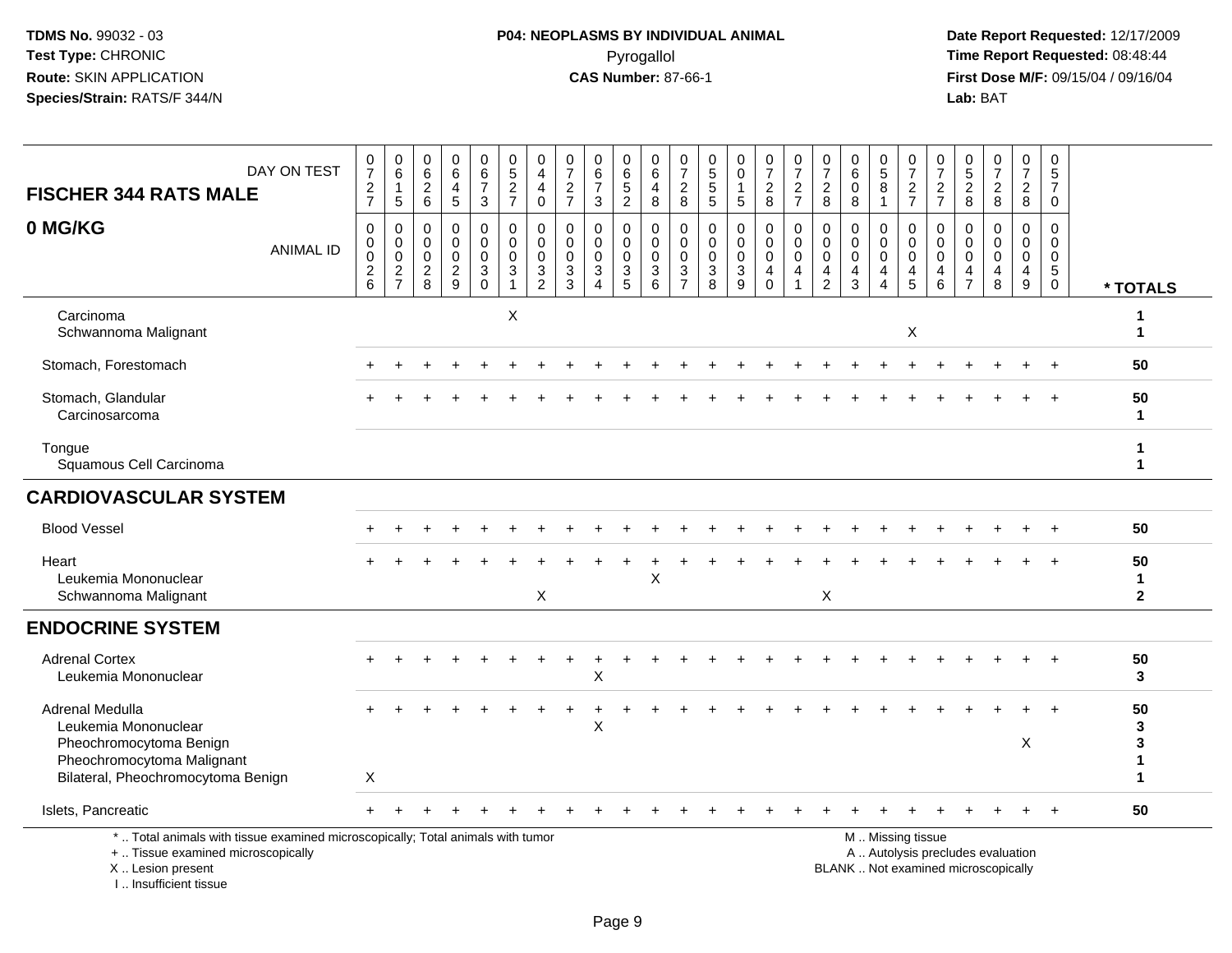**TDMS No.** 99032 - 03
**Test Type:** CHRONIC
**Route:** SKIN APPLICATION
**Species/Strain:** RATS/F 344/N

**P04: NEOPLASMS BY INDIVIDUAL ANIMAL**
Pyrogallol
**CAS Number:** 87-66-1

**Date Report Requested:** 12/17/2009
**Time Report Requested:** 08:48:44
**First Dose M/F:** 09/15/04 / 09/16/04
**Lab:** BAT

## FISCHER 344 RATS MALE
## 0 MG/KG

| DAY ON TEST | 0727 | 0615 | 0626 | 0645 | 0673 | 0527 | 0440 | 0727 | 0673 | 0652 | 0648 | 0728 | 0555 | 0015 | 0728 | 0727 | 0728 | 0608 | 0581 | 0727 | 0727 | 0528 | 0728 | 0728 | 0570 | |
|---|---|---|---|---|---|---|---|---|---|---|---|---|---|---|---|---|---|---|---|---|---|---|---|---|---|---|
| **ANIMAL ID** | 00026 | 00027 | 00028 | 00029 | 00030 | 00031 | 00032 | 00033 | 00034 | 00035 | 00036 | 00037 | 00038 | 00039 | 00040 | 00041 | 00042 | 00043 | 00044 | 00045 | 00046 | 00047 | 00048 | 00049 | 00050 | *** TOTALS** |
| Carcinoma | | | | | | X | | | | | | | | | | | | | | | | | | | | 1 |
| Schwannoma Malignant | | | | | | | | | | | | | | | | | | | | X | | | | | | 1 |
| Stomach, Forestomach | + | + | + | + | + | + | + | + | + | + | + | + | + | + | + | + | + | + | + | + | + | + | + | + | + | 50 |
| Stomach, Glandular | + | + | + | + | + | + | + | + | + | + | + | + | + | + | + | + | + | + | + | + | + | + | + | + | + | 50 |
| Carcinosarcoma | | | | | | | | | | | | | | | | | | | | | | | | | | 1 |
| Tongue | | | | | | | | | | | | | | | | | | | | | | | | | | 1 |
| Squamous Cell Carcinoma | | | | | | | | | | | | | | | | | | | | | | | | | | 1 |
| **CARDIOVASCULAR SYSTEM** | | | | | | | | | | | | | | | | | | | | | | | | | | |
| Blood Vessel | + | + | + | + | + | + | + | + | + | + | + | + | + | + | + | + | + | + | + | + | + | + | + | + | + | 50 |
| Heart | + | + | + | + | + | + | + | + | + | + | + | + | + | + | + | + | + | + | + | + | + | + | + | + | + | 50 |
| Leukemia Mononuclear | | | | | | | | | | | X | | | | | | | | | | | | | | | 1 |
| Schwannoma Malignant | | | | | | | X | | | | | | | | | | X | | | | | | | | | 2 |
| **ENDOCRINE SYSTEM** | | | | | | | | | | | | | | | | | | | | | | | | | | |
| Adrenal Cortex | + | + | + | + | + | + | + | + | + | + | + | + | + | + | + | + | + | + | + | + | + | + | + | + | + | 50 |
| Leukemia Mononuclear | | | | | | | | | X | | | | | | | | | | | | | | | | | 3 |
| Adrenal Medulla | + | + | + | + | + | + | + | + | + | + | + | + | + | + | + | + | + | + | + | + | + | + | + | + | + | 50 |
| Leukemia Mononuclear | | | | | | | | | X | | | | | | | | | | | | | | | | | 3 |
| Pheochromocytoma Benign | | | | | | | | | | | | | | | | | | | | | | | | X | | 3 |
| Pheochromocytoma Malignant | | | | | | | | | | | | | | | | | | | | | | | | | | 1 |
| Bilateral, Pheochromocytoma Benign | X | | | | | | | | | | | | | | | | | | | | | | | | | 1 |
| Islets, Pancreatic | + | + | + | + | + | + | + | + | + | + | + | + | + | + | + | + | + | + | + | + | + | + | + | + | + | 50 |

\* .. Total animals with tissue examined microscopically; Total animals with tumor
\+ .. Tissue examined microscopically
X .. Lesion present
I .. Insufficient tissue

M .. Missing tissue
A .. Autolysis precludes evaluation
BLANK .. Not examined microscopically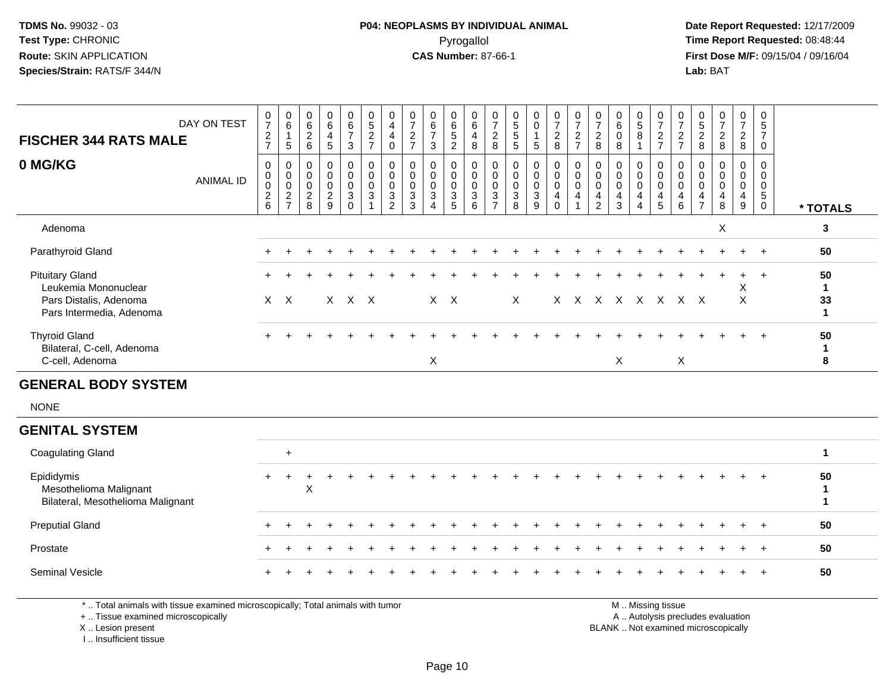**TDMS No.** 99032 - 03
**Test Type:** CHRONIC
**Route:** SKIN APPLICATION
**Species/Strain:** RATS/F 344/N

**P04: NEOPLASMS BY INDIVIDUAL ANIMAL**
Pyrogallol
**CAS Number:** 87-66-1

**Date Report Requested:** 12/17/2009
**Time Report Requested:** 08:48:44
**First Dose M/F:** 09/15/04 / 09/16/04
**Lab:** BAT

| FISCHER 344 RATS MALE — DAY ON TEST | 0727 | 0615 | 0626 | 0645 | 0673 | 0527 | 0440 | 0727 | 0673 | 0652 | 0648 | 0728 | 0555 | 0015 | 0728 | 0727 | 0728 | 0608 | 0581 | 0727 | 0727 | 0528 | 0728 | 0728 | 0570 | |
|---|---|---|---|---|---|---|---|---|---|---|---|---|---|---|---|---|---|---|---|---|---|---|---|---|---|---|
| **0 MG/KG** — ANIMAL ID | 0026 | 0027 | 0028 | 0029 | 0030 | 0031 | 0032 | 0033 | 0034 | 0035 | 0036 | 0037 | 0038 | 0039 | 0040 | 0041 | 0042 | 0043 | 0044 | 0045 | 0046 | 0047 | 0048 | 0049 | 0050 | *** TOTALS** |
| Adenoma | | | | | | | | | | | | | | | | | | | | | | | X | | | 3 |
| Parathyroid Gland | + | + | + | + | + | + | + | + | + | + | + | + | + | + | + | + | + | + | + | + | + | + | + | + | + | 50 |
| Pituitary Gland | + | + | + | + | + | + | + | + | + | + | + | + | + | + | + | + | + | + | + | + | + | + | + | + | + | 50 |
| Leukemia Mononuclear | | | | | | | | | | | | | | | | | | | | | | | | X | | 1 |
| Pars Distalis, Adenoma | X | X | | X | X | X | | | X | X | | | X | | X | X | X | X | X | X | X | X | | X | | 33 |
| Pars Intermedia, Adenoma | | | | | | | | | | | | | | | | | | | | | | | | | | 1 |
| Thyroid Gland | + | + | + | + | + | + | + | + | + | + | + | + | + | + | + | + | + | + | + | + | + | + | + | + | + | 50 |
| Bilateral, C-cell, Adenoma | | | | | | | | | | | | | | | | | | | | | | | | | | 1 |
| C-cell, Adenoma | | | | | | | | | X | | | | | | | | | X | | | X | | | | | 8 |
| **GENERAL BODY SYSTEM** | | | | | | | | | | | | | | | | | | | | | | | | | | |
| NONE | | | | | | | | | | | | | | | | | | | | | | | | | | |
| **GENITAL SYSTEM** | | | | | | | | | | | | | | | | | | | | | | | | | | |
| Coagulating Gland | | + | | | | | | | | | | | | | | | | | | | | | | | | 1 |
| Epididymis | + | + | + | + | + | + | + | + | + | + | + | + | + | + | + | + | + | + | + | + | + | + | + | + | + | 50 |
| Mesothelioma Malignant | | | X | | | | | | | | | | | | | | | | | | | | | | | 1 |
| Bilateral, Mesothelioma Malignant | | | | | | | | | | | | | | | | | | | | | | | | | | 1 |
| Preputial Gland | + | + | + | + | + | + | + | + | + | + | + | + | + | + | + | + | + | + | + | + | + | + | + | + | + | 50 |
| Prostate | + | + | + | + | + | + | + | + | + | + | + | + | + | + | + | + | + | + | + | + | + | + | + | + | + | 50 |
| Seminal Vesicle | + | + | + | + | + | + | + | + | + | + | + | + | + | + | + | + | + | + | + | + | + | + | + | + | + | 50 |

\* .. Total animals with tissue examined microscopically; Total animals with tumor
\+ .. Tissue examined microscopically
X .. Lesion present
I .. Insufficient tissue

M .. Missing tissue
A .. Autolysis precludes evaluation
BLANK .. Not examined microscopically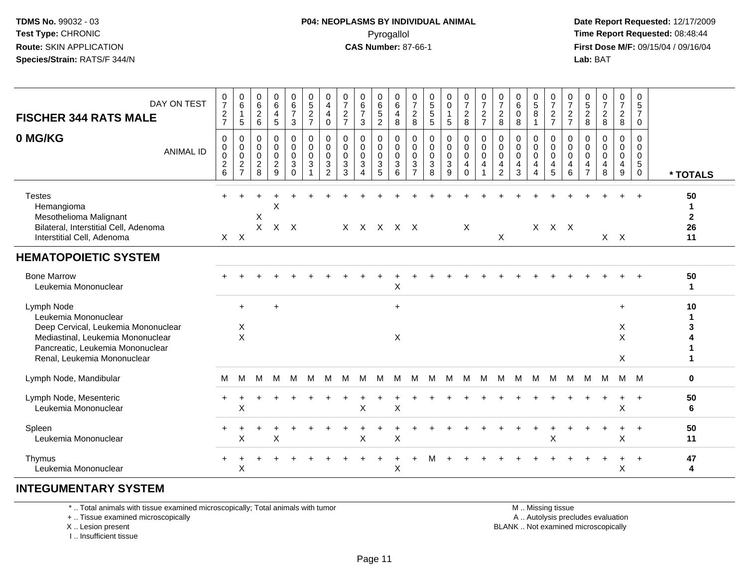**TDMS No.** 99032 - 03
**Test Type:** CHRONIC
**Route:** SKIN APPLICATION
**Species/Strain:** RATS/F 344/N

**P04: NEOPLASMS BY INDIVIDUAL ANIMAL**
Pyrogallol
**CAS Number:** 87-66-1

**Date Report Requested:** 12/17/2009
**Time Report Requested:** 08:48:44
**First Dose M/F:** 09/15/04 / 09/16/04
**Lab:** BAT

## FISCHER 344 RATS MALE
## 0 MG/KG

| DAY ON TEST | 0727 | 0615 | 0626 | 0645 | 0673 | 0527 | 0440 | 0727 | 0673 | 0652 | 0648 | 0728 | 0555 | 0015 | 0728 | 0727 | 0728 | 0608 | 0581 | 0727 | 0727 | 0528 | 0728 | 0728 | 0570 | |
|---|---|---|---|---|---|---|---|---|---|---|---|---|---|---|---|---|---|---|---|---|---|---|---|---|---|---|
| **ANIMAL ID** | 0026 | 0027 | 0028 | 0029 | 0030 | 0031 | 0032 | 0033 | 0034 | 0035 | 0036 | 0037 | 0038 | 0039 | 0040 | 0041 | 0042 | 0043 | 0044 | 0045 | 0046 | 0047 | 0048 | 0049 | 0050 | **\* TOTALS** |
| Testes | + | + | + | + | + | + | + | + | + | + | + | + | + | + | + | + | + | + | + | + | + | + | + | + | + | **50** |
| Hemangioma | | | | X | | | | | | | | | | | | | | | | | | | | | | **1** |
| Mesothelioma Malignant | | | X | | | | | | | | | | | | | | | | | | | | | | | **2** |
| Bilateral, Interstitial Cell, Adenoma | | | X | X | X | | | X | X | X | X | X | | | X | | | | X | X | X | | | | | **26** |
| Interstitial Cell, Adenoma | X | X | | | | | | | | | | | | | | | X | | | | | | X | X | | **11** |
| **HEMATOPOIETIC SYSTEM** | | | | | | | | | | | | | | | | | | | | | | | | | | |
| Bone Marrow | + | + | + | + | + | + | + | + | + | + | + | + | + | + | + | + | + | + | + | + | + | + | + | + | + | **50** |
| Leukemia Mononuclear | | | | | | | | | | | X | | | | | | | | | | | | | | | **1** |
| Lymph Node | | + | | + | | | | | | | + | | | | | | | | | | | | | + | | **10** |
| Leukemia Mononuclear | | | | | | | | | | | | | | | | | | | | | | | | | | **1** |
| Deep Cervical, Leukemia Mononuclear | | X | | | | | | | | | | | | | | | | | | | | | | X | | **3** |
| Mediastinal, Leukemia Mononuclear | | X | | | | | | | | | X | | | | | | | | | | | | | X | | **4** |
| Pancreatic, Leukemia Mononuclear | | | | | | | | | | | | | | | | | | | | | | | | | | **1** |
| Renal, Leukemia Mononuclear | | | | | | | | | | | | | | | | | | | | | | | | X | | **1** |
| Lymph Node, Mandibular | M | M | M | M | M | M | M | M | M | M | M | M | M | M | M | M | M | M | M | M | M | M | M | M | M | **0** |
| Lymph Node, Mesenteric | + | + | + | + | + | + | + | + | + | + | + | + | + | + | + | + | + | + | + | + | + | + | + | + | + | **50** |
| Leukemia Mononuclear | | X | | | | | | | X | | X | | | | | | | | | | | | | X | | **6** |
| Spleen | + | + | + | + | + | + | + | + | + | + | + | + | + | + | + | + | + | + | + | + | + | + | + | + | + | **50** |
| Leukemia Mononuclear | | X | | X | | | | | X | | X | | | | | | | | | X | | | | X | | **11** |
| Thymus | + | + | + | + | + | + | + | + | + | + | + | + | M | + | + | + | + | + | + | + | + | + | + | + | + | **47** |
| Leukemia Mononuclear | | X | | | | | | | | | X | | | | | | | | | | | | | X | | **4** |
| **INTEGUMENTARY SYSTEM** | | | | | | | | | | | | | | | | | | | | | | | | | | |

\* .. Total animals with tissue examined microscopically; Total animals with tumor
\+ .. Tissue examined microscopically
X .. Lesion present
I .. Insufficient tissue

M .. Missing tissue
A .. Autolysis precludes evaluation
BLANK .. Not examined microscopically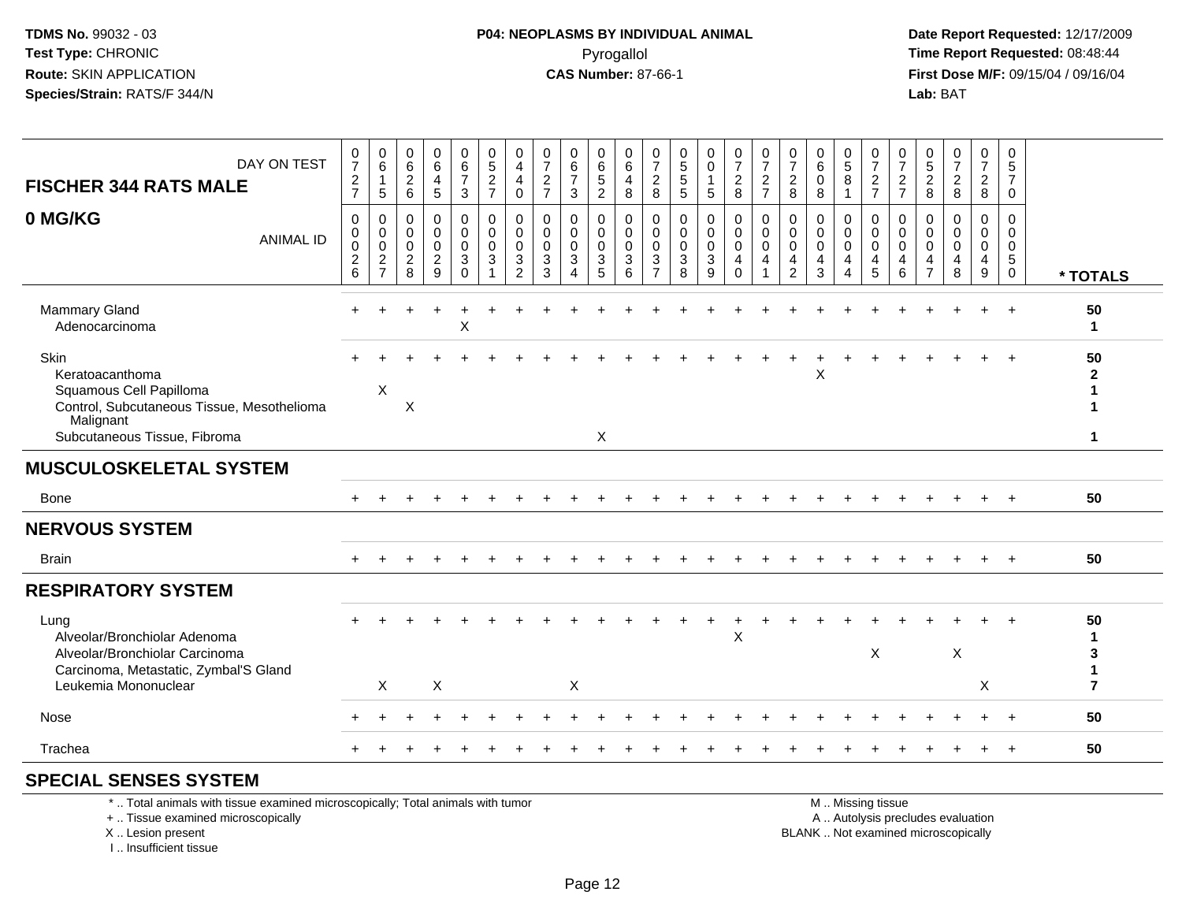**TDMS No.** 99032 - 03
**Test Type:** CHRONIC
**Route:** SKIN APPLICATION
**Species/Strain:** RATS/F 344/N

**P04: NEOPLASMS BY INDIVIDUAL ANIMAL**
Pyrogallol
**CAS Number:** 87-66-1

**Date Report Requested:** 12/17/2009
**Time Report Requested:** 08:48:44
**First Dose M/F:** 09/15/04 / 09/16/04
**Lab:** BAT

| FISCHER 344 RATS MALE — DAY ON TEST | 0727 | 0615 | 0626 | 0645 | 0673 | 0527 | 0440 | 0727 | 0673 | 0652 | 0648 | 0728 | 0555 | 0015 | 0728 | 0727 | 0728 | 0608 | 0581 | 0727 | 0727 | 0528 | 0728 | 0728 | 0570 | |
|---|---|---|---|---|---|---|---|---|---|---|---|---|---|---|---|---|---|---|---|---|---|---|---|---|---|---|
| **0 MG/KG** — ANIMAL ID | 0026 | 0027 | 0028 | 0029 | 0030 | 0031 | 0032 | 0033 | 0034 | 0035 | 0036 | 0037 | 0038 | 0039 | 0040 | 0041 | 0042 | 0043 | 0044 | 0045 | 0046 | 0047 | 0048 | 0049 | 0050 | *** TOTALS** |
| Mammary Gland | + | + | + | + | + | + | + | + | + | + | + | + | + | + | + | + | + | + | + | + | + | + | + | + | + | 50 |
| Adenocarcinoma | | | | | X | | | | | | | | | | | | | | | | | | | | | 1 |
| Skin | + | + | + | + | + | + | + | + | + | + | + | + | + | + | + | + | + | + | + | + | + | + | + | + | + | 50 |
| Keratoacanthoma | | | | | | | | | | | | | | | | | | X | | | | | | | | 2 |
| Squamous Cell Papilloma | | X | | | | | | | | | | | | | | | | | | | | | | | | 1 |
| Control, Subcutaneous Tissue, Mesothelioma Malignant | | | X | | | | | | | | | | | | | | | | | | | | | | | 1 |
| Subcutaneous Tissue, Fibroma | | | | | | | | | | X | | | | | | | | | | | | | | | | 1 |
| **MUSCULOSKELETAL SYSTEM** | | | | | | | | | | | | | | | | | | | | | | | | | | |
| Bone | + | + | + | + | + | + | + | + | + | + | + | + | + | + | + | + | + | + | + | + | + | + | + | + | + | 50 |
| **NERVOUS SYSTEM** | | | | | | | | | | | | | | | | | | | | | | | | | | |
| Brain | + | + | + | + | + | + | + | + | + | + | + | + | + | + | + | + | + | + | + | + | + | + | + | + | + | 50 |
| **RESPIRATORY SYSTEM** | | | | | | | | | | | | | | | | | | | | | | | | | | |
| Lung | + | + | + | + | + | + | + | + | + | + | + | + | + | + | + | + | + | + | + | + | + | + | + | + | + | 50 |
| Alveolar/Bronchiolar Adenoma | | | | | | | | | | | | | | | X | | | | | | | | | | | 1 |
| Alveolar/Bronchiolar Carcinoma | | | | | | | | | | | | | | | | | | | | X | | | X | | | 3 |
| Carcinoma, Metastatic, Zymbal'S Gland | | | | | | | | | | | | | | | | | | | | | | | | | | 1 |
| Leukemia Mononuclear | | X | | X | | | | | X | | | | | | | | | | | | | | | X | | 7 |
| Nose | + | + | + | + | + | + | + | + | + | + | + | + | + | + | + | + | + | + | + | + | + | + | + | + | + | 50 |
| Trachea | + | + | + | + | + | + | + | + | + | + | + | + | + | + | + | + | + | + | + | + | + | + | + | + | + | 50 |
| **SPECIAL SENSES SYSTEM** | | | | | | | | | | | | | | | | | | | | | | | | | | |

\* .. Total animals with tissue examined microscopically; Total animals with tumor
\+ .. Tissue examined microscopically
X .. Lesion present
I .. Insufficient tissue

M .. Missing tissue
A .. Autolysis precludes evaluation
BLANK .. Not examined microscopically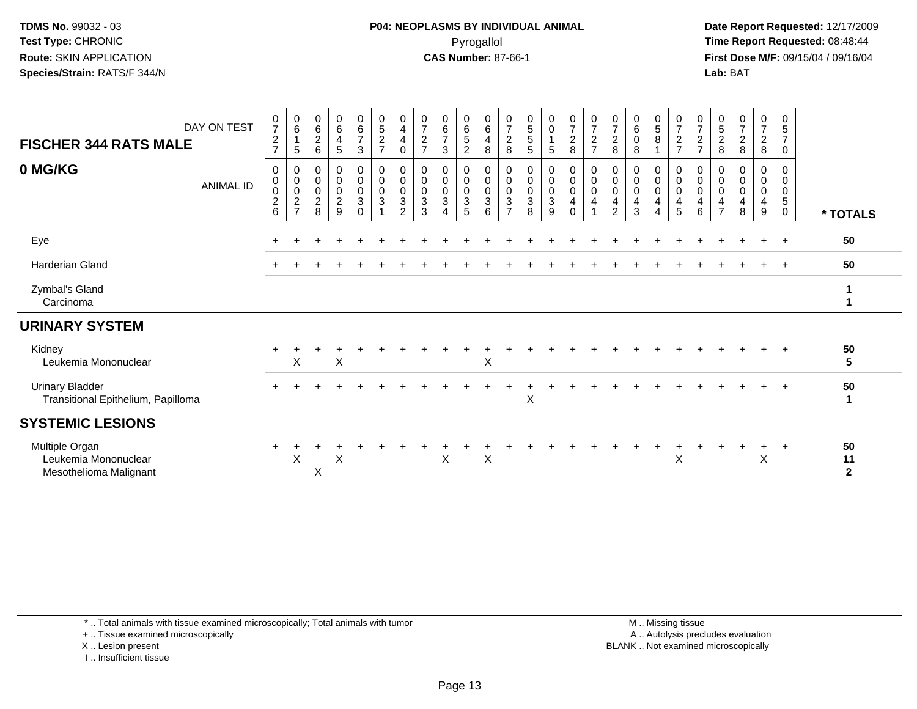**TDMS No.** 99032 - 03
**Test Type:** CHRONIC
**Route:** SKIN APPLICATION
**Species/Strain:** RATS/F 344/N

**P04: NEOPLASMS BY INDIVIDUAL ANIMAL**
Pyrogallol
**CAS Number:** 87-66-1

**Date Report Requested:** 12/17/2009
**Time Report Requested:** 08:48:44
**First Dose M/F:** 09/15/04 / 09/16/04
**Lab:** BAT

## FISCHER 344 RATS MALE — 0 MG/KG

| DAY ON TEST | 0727 | 0615 | 0626 | 0645 | 0673 | 0527 | 0440 | 0727 | 0673 | 0652 | 0648 | 0728 | 0555 | 0015 | 0728 | 0727 | 0728 | 0608 | 0581 | 0727 | 0727 | 0528 | 0728 | 0728 | 0570 | |
|---|---|---|---|---|---|---|---|---|---|---|---|---|---|---|---|---|---|---|---|---|---|---|---|---|---|---|
| **ANIMAL ID** | 00026 | 00027 | 00028 | 00029 | 00030 | 00031 | 00032 | 00033 | 00034 | 00035 | 00036 | 00037 | 00038 | 00039 | 00040 | 00041 | 00042 | 00043 | 00044 | 00045 | 00046 | 00047 | 00048 | 00049 | 00050 | *** TOTALS** |
| Eye | + | + | + | + | + | + | + | + | + | + | + | + | + | + | + | + | + | + | + | + | + | + | + | + | + | 50 |
| Harderian Gland | + | + | + | + | + | + | + | + | + | + | + | + | + | + | + | + | + | + | + | + | + | + | + | + | + | 50 |
| Zymbal's Gland | | | | | | | | | | | | | | | | | | | | | | | | | | 1 |
| Carcinoma | | | | | | | | | | | | | | | | | | | | | | | | | | 1 |
| **URINARY SYSTEM** | | | | | | | | | | | | | | | | | | | | | | | | | | |
| Kidney | + | + | + | + | + | + | + | + | + | + | + | + | + | + | + | + | + | + | + | + | + | + | + | + | + | 50 |
| Leukemia Mononuclear | | X | | X | | | | | | | X | | | | | | | | | | | | | | | 5 |
| Urinary Bladder | + | + | + | + | + | + | + | + | + | + | + | + | + | + | + | + | + | + | + | + | + | + | + | + | + | 50 |
| Transitional Epithelium, Papilloma | | | | | | | | | | | | | X | | | | | | | | | | | | | 1 |
| **SYSTEMIC LESIONS** | | | | | | | | | | | | | | | | | | | | | | | | | | |
| Multiple Organ | + | + | + | + | + | + | + | + | + | + | + | + | + | + | + | + | + | + | + | + | + | + | + | + | + | 50 |
| Leukemia Mononuclear | | X | | X | | | | | X | | X | | | | | | | | | X | | | | X | | 11 |
| Mesothelioma Malignant | | | X | | | | | | | | | | | | | | | | | | | | | | | 2 |

\* .. Total animals with tissue examined microscopically; Total animals with tumor
\+ .. Tissue examined microscopically
X .. Lesion present
I .. Insufficient tissue

M .. Missing tissue
A .. Autolysis precludes evaluation
BLANK .. Not examined microscopically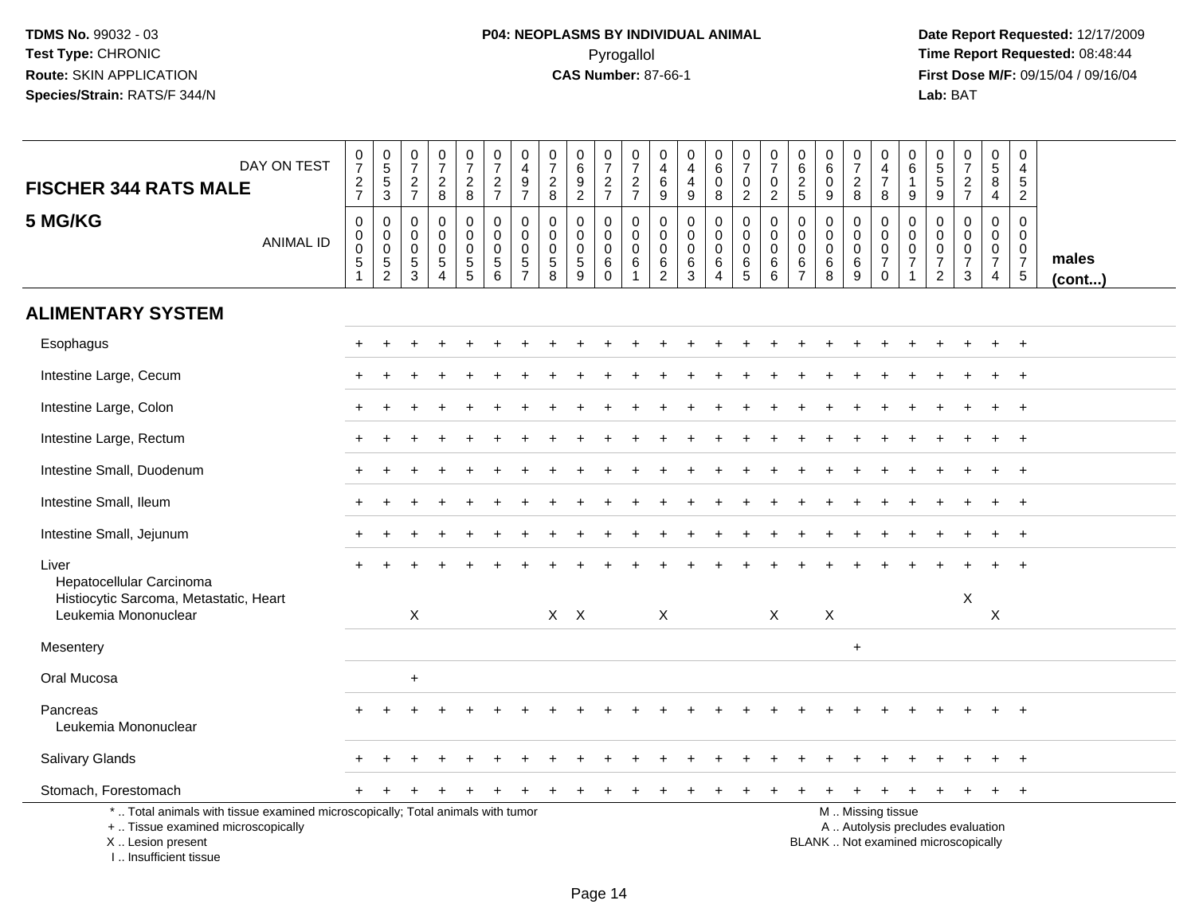**TDMS No.** 99032 - 03
**Test Type:** CHRONIC
**Route:** SKIN APPLICATION
**Species/Strain:** RATS/F 344/N

**P04: NEOPLASMS BY INDIVIDUAL ANIMAL**
Pyrogallol
**CAS Number:** 87-66-1

**Date Report Requested:** 12/17/2009
**Time Report Requested:** 08:48:44
**First Dose M/F:** 09/15/04 / 09/16/04
**Lab:** BAT

| FISCHER 344 RATS MALE — DAY ON TEST | 0727 | 0553 | 0727 | 0728 | 0728 | 0727 | 0497 | 0728 | 0692 | 0727 | 0727 | 0469 | 0449 | 0608 | 0702 | 0702 | 0625 | 0609 | 0728 | 0478 | 0619 | 0559 | 0727 | 0584 | 0452 | |
|---|---|---|---|---|---|---|---|---|---|---|---|---|---|---|---|---|---|---|---|---|---|---|---|---|---|---|
| **5 MG/KG** — ANIMAL ID | 0051 | 0052 | 0053 | 0054 | 0055 | 0056 | 0057 | 0058 | 0059 | 0060 | 0061 | 0062 | 0063 | 0064 | 0065 | 0066 | 0067 | 0068 | 0069 | 0070 | 0071 | 0072 | 0073 | 0074 | 0075 | **males (cont...)** |
| **ALIMENTARY SYSTEM** | | | | | | | | | | | | | | | | | | | | | | | | | | |
| Esophagus | + | + | + | + | + | + | + | + | + | + | + | + | + | + | + | + | + | + | + | + | + | + | + | + | + | |
| Intestine Large, Cecum | + | + | + | + | + | + | + | + | + | + | + | + | + | + | + | + | + | + | + | + | + | + | + | + | + | |
| Intestine Large, Colon | + | + | + | + | + | + | + | + | + | + | + | + | + | + | + | + | + | + | + | + | + | + | + | + | + | |
| Intestine Large, Rectum | + | + | + | + | + | + | + | + | + | + | + | + | + | + | + | + | + | + | + | + | + | + | + | + | + | |
| Intestine Small, Duodenum | + | + | + | + | + | + | + | + | + | + | + | + | + | + | + | + | + | + | + | + | + | + | + | + | + | |
| Intestine Small, Ileum | + | + | + | + | + | + | + | + | + | + | + | + | + | + | + | + | + | + | + | + | + | + | + | + | + | |
| Intestine Small, Jejunum | + | + | + | + | + | + | + | + | + | + | + | + | + | + | + | + | + | + | + | + | + | + | + | + | + | |
| Liver | + | + | + | + | + | + | + | + | + | + | + | + | + | + | + | + | + | + | + | + | + | + | + | + | + | |
| Hepatocellular Carcinoma | | | | | | | | | | | | | | | | | | | | | | | | | | |
| Histiocytic Sarcoma, Metastatic, Heart | | | | | | | | | | | | | | | | | | | | | | | X | | | |
| Leukemia Mononuclear | | | X | | | | | X | X | | | X | | | | X | | X | | | | | | X | | |
| Mesentery | | | | | | | | | | | | | | | | | | | + | | | | | | | |
| Oral Mucosa | | | + | | | | | | | | | | | | | | | | | | | | | | | |
| Pancreas | + | + | + | + | + | + | + | + | + | + | + | + | + | + | + | + | + | + | + | + | + | + | + | + | + | |
| Leukemia Mononuclear | | | | | | | | | | | | | | | | | | | | | | | | | | |
| Salivary Glands | + | + | + | + | + | + | + | + | + | + | + | + | + | + | + | + | + | + | + | + | + | + | + | + | + | |
| Stomach, Forestomach | + | + | + | + | + | + | + | + | + | + | + | + | + | + | + | + | + | + | + | + | + | + | + | + | + | |

\* .. Total animals with tissue examined microscopically; Total animals with tumor
\+ .. Tissue examined microscopically
X .. Lesion present
I .. Insufficient tissue

M .. Missing tissue
A .. Autolysis precludes evaluation
BLANK .. Not examined microscopically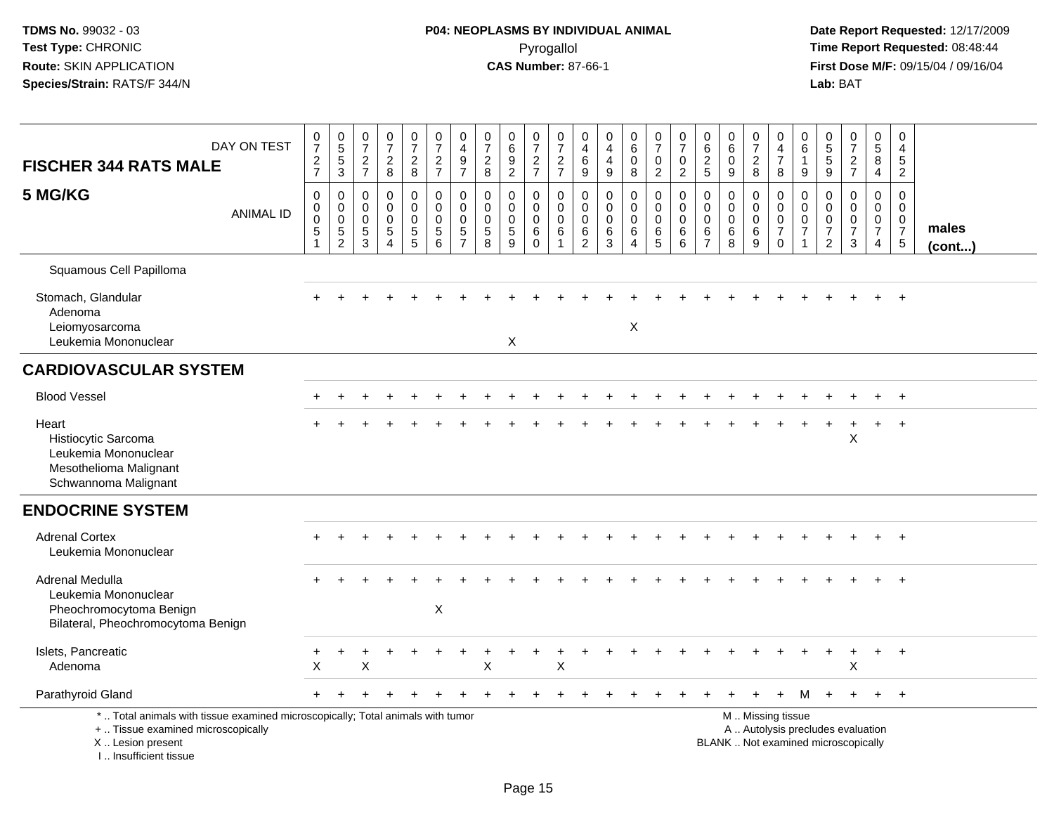TDMS No. 99032 - 03
Test Type: CHRONIC
Route: SKIN APPLICATION
Species/Strain: RATS/F 344/N

**P04: NEOPLASMS BY INDIVIDUAL ANIMAL**
Pyrogallol
**CAS Number:** 87-66-1

Date Report Requested: 12/17/2009
Time Report Requested: 08:48:44
First Dose M/F: 09/15/04 / 09/16/04
Lab: BAT

| FISCHER 344 RATS MALE — DAY ON TEST | 0727 | 0553 | 0727 | 0728 | 0728 | 0727 | 0497 | 0728 | 0692 | 0727 | 0727 | 0469 | 0449 | 0608 | 0702 | 0702 | 0625 | 0609 | 0728 | 0478 | 0619 | 0559 | 0727 | 0584 | 0452 | |
|---|---|---|---|---|---|---|---|---|---|---|---|---|---|---|---|---|---|---|---|---|---|---|---|---|---|---|
| **5 MG/KG** — ANIMAL ID | 00051 | 00052 | 00053 | 00054 | 00055 | 00056 | 00057 | 00058 | 00059 | 00060 | 00061 | 00062 | 00063 | 00064 | 00065 | 00066 | 00067 | 00068 | 00069 | 00070 | 00071 | 00072 | 00073 | 00074 | 00075 | **males (cont...)** |
| Squamous Cell Papilloma | | | | | | | | | | | | | | | | | | | | | | | | | | |
| Stomach, Glandular | + | + | + | + | + | + | + | + | + | + | + | + | + | + | + | + | + | + | + | + | + | + | + | + | + | |
| Adenoma | | | | | | | | | | | | | | | | | | | | | | | | | | |
| Leiomyosarcoma | | | | | | | | | | | | | | X | | | | | | | | | | | | |
| Leukemia Mononuclear | | | | | | | | | X | | | | | | | | | | | | | | | | | |
| **CARDIOVASCULAR SYSTEM** | | | | | | | | | | | | | | | | | | | | | | | | | | |
| Blood Vessel | + | + | + | + | + | + | + | + | + | + | + | + | + | + | + | + | + | + | + | + | + | + | + | + | + | |
| Heart | + | + | + | + | + | + | + | + | + | + | + | + | + | + | + | + | + | + | + | + | + | + | + | + | + | |
| Histiocytic Sarcoma | | | | | | | | | | | | | | | | | | | | | | | X | | | |
| Leukemia Mononuclear | | | | | | | | | | | | | | | | | | | | | | | | | | |
| Mesothelioma Malignant | | | | | | | | | | | | | | | | | | | | | | | | | | |
| Schwannoma Malignant | | | | | | | | | | | | | | | | | | | | | | | | | | |
| **ENDOCRINE SYSTEM** | | | | | | | | | | | | | | | | | | | | | | | | | | |
| Adrenal Cortex | + | + | + | + | + | + | + | + | + | + | + | + | + | + | + | + | + | + | + | + | + | + | + | + | + | |
| Leukemia Mononuclear | | | | | | | | | | | | | | | | | | | | | | | | | | |
| Adrenal Medulla | + | + | + | + | + | + | + | + | + | + | + | + | + | + | + | + | + | + | + | + | + | + | + | + | + | |
| Leukemia Mononuclear | | | | | | | | | | | | | | | | | | | | | | | | | | |
| Pheochromocytoma Benign | | | | | | X | | | | | | | | | | | | | | | | | | | | |
| Bilateral, Pheochromocytoma Benign | | | | | | | | | | | | | | | | | | | | | | | | | | |
| Islets, Pancreatic | + | + | + | + | + | + | + | + | + | + | + | + | + | + | + | + | + | + | + | + | + | + | + | + | + | |
| Adenoma | X | | X | | | | | X | | | X | | | | | | | | | | | | X | | | |
| Parathyroid Gland | + | + | + | + | + | + | + | + | + | + | + | + | + | + | + | + | + | + | + | + | M | + | + | + | + | |

\* .. Total animals with tissue examined microscopically; Total animals with tumor
+ .. Tissue examined microscopically
X .. Lesion present
I .. Insufficient tissue

M .. Missing tissue
A .. Autolysis precludes evaluation
BLANK .. Not examined microscopically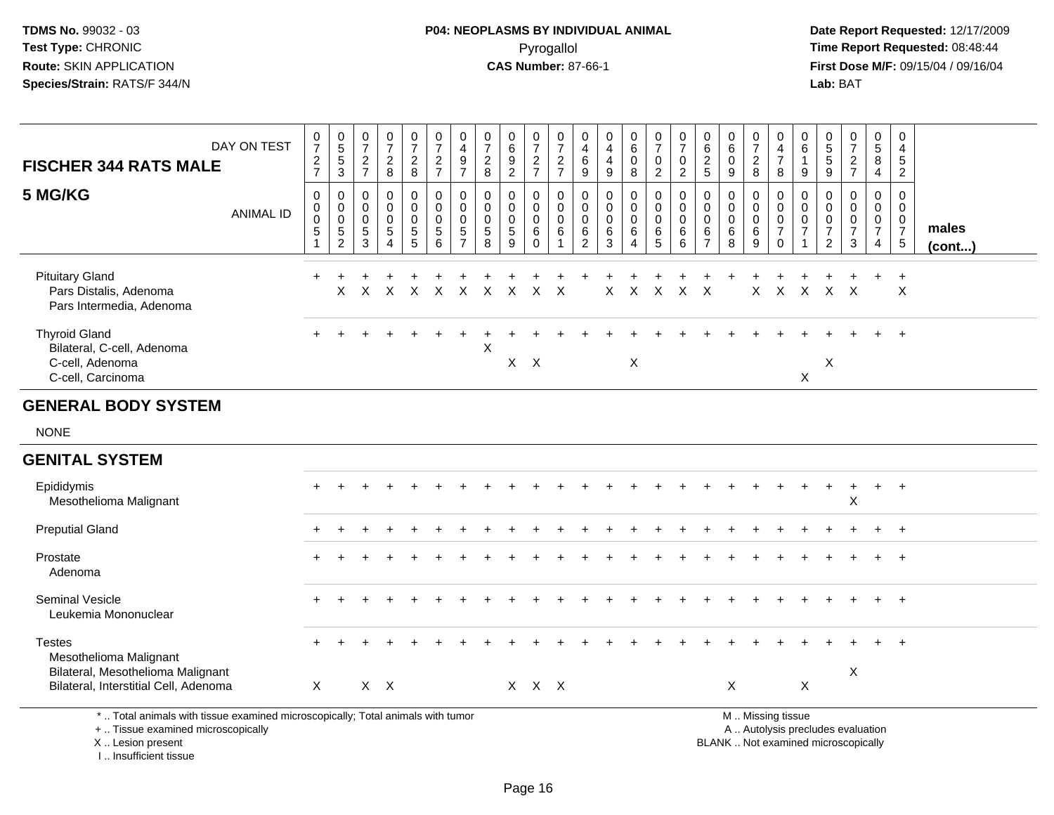**TDMS No.** 99032 - 03
**Test Type:** CHRONIC
**Route:** SKIN APPLICATION
**Species/Strain:** RATS/F 344/N

**P04: NEOPLASMS BY INDIVIDUAL ANIMAL**
Pyrogallol
**CAS Number:** 87-66-1

**Date Report Requested:** 12/17/2009
**Time Report Requested:** 08:48:44
**First Dose M/F:** 09/15/04 / 09/16/04
**Lab:** BAT

| FISCHER 344 RATS MALE — DAY ON TEST | 0727 | 0553 | 0727 | 0728 | 0728 | 0727 | 0497 | 0728 | 0692 | 0727 | 0727 | 0469 | 0449 | 0608 | 0702 | 0702 | 0625 | 0609 | 0728 | 0478 | 0619 | 0559 | 0727 | 0584 | 0452 | |
|---|---|---|---|---|---|---|---|---|---|---|---|---|---|---|---|---|---|---|---|---|---|---|---|---|---|---|
| **5 MG/KG** — ANIMAL ID | 00051 | 00052 | 00053 | 00054 | 00055 | 00056 | 00057 | 00058 | 00059 | 00060 | 00061 | 00062 | 00063 | 00064 | 00065 | 00066 | 00067 | 00068 | 00069 | 00070 | 00071 | 00072 | 00073 | 00074 | 00075 | **males (cont...)** |
| Pituitary Gland | + | + | + | + | + | + | + | + | + | + | + | + | + | + | + | + | + | + | + | + | + | + | + | + | + | |
| Pars Distalis, Adenoma | | X | X | X | X | X | X | X | X | X | X | | X | X | X | X | X | | X | X | X | X | X | | X | |
| Pars Intermedia, Adenoma | | | | | | | | | | | | | | | | | | | | | | | | | | |
| Thyroid Gland | + | + | + | + | + | + | + | + | + | + | + | + | + | + | + | + | + | + | + | + | + | + | + | + | + | |
| Bilateral, C-cell, Adenoma | | | | | | | | X | | | | | | | | | | | | | | | | | | |
| C-cell, Adenoma | | | | | | | | | X | X | | | | X | | | | | | | | X | | | | |
| C-cell, Carcinoma | | | | | | | | | | | | | | | | | | | | | X | | | | | |
| **GENERAL BODY SYSTEM** | | | | | | | | | | | | | | | | | | | | | | | | | | |
| NONE | | | | | | | | | | | | | | | | | | | | | | | | | | |
| **GENITAL SYSTEM** | | | | | | | | | | | | | | | | | | | | | | | | | | |
| Epididymis | + | + | + | + | + | + | + | + | + | + | + | + | + | + | + | + | + | + | + | + | + | + | + | + | + | |
| Mesothelioma Malignant | | | | | | | | | | | | | | | | | | | | | | | X | | | |
| Preputial Gland | + | + | + | + | + | + | + | + | + | + | + | + | + | + | + | + | + | + | + | + | + | + | + | + | + | |
| Prostate | + | + | + | + | + | + | + | + | + | + | + | + | + | + | + | + | + | + | + | + | + | + | + | + | + | |
| Adenoma | | | | | | | | | | | | | | | | | | | | | | | | | | |
| Seminal Vesicle | + | + | + | + | + | + | + | + | + | + | + | + | + | + | + | + | + | + | + | + | + | + | + | + | + | |
| Leukemia Mononuclear | | | | | | | | | | | | | | | | | | | | | | | | | | |
| Testes | + | + | + | + | + | + | + | + | + | + | + | + | + | + | + | + | + | + | + | + | + | + | + | + | + | |
| Mesothelioma Malignant | | | | | | | | | | | | | | | | | | | | | | | | | | |
| Bilateral, Mesothelioma Malignant | | | | | | | | | | | | | | | | | | | | | | | X | | | |
| Bilateral, Interstitial Cell, Adenoma | X | | X | X | | | | | X | X | X | | | | | | | X | | | X | | | | | |

\* .. Total animals with tissue examined microscopically; Total animals with tumor
\+ .. Tissue examined microscopically
X .. Lesion present
I .. Insufficient tissue

M .. Missing tissue
A .. Autolysis precludes evaluation
BLANK .. Not examined microscopically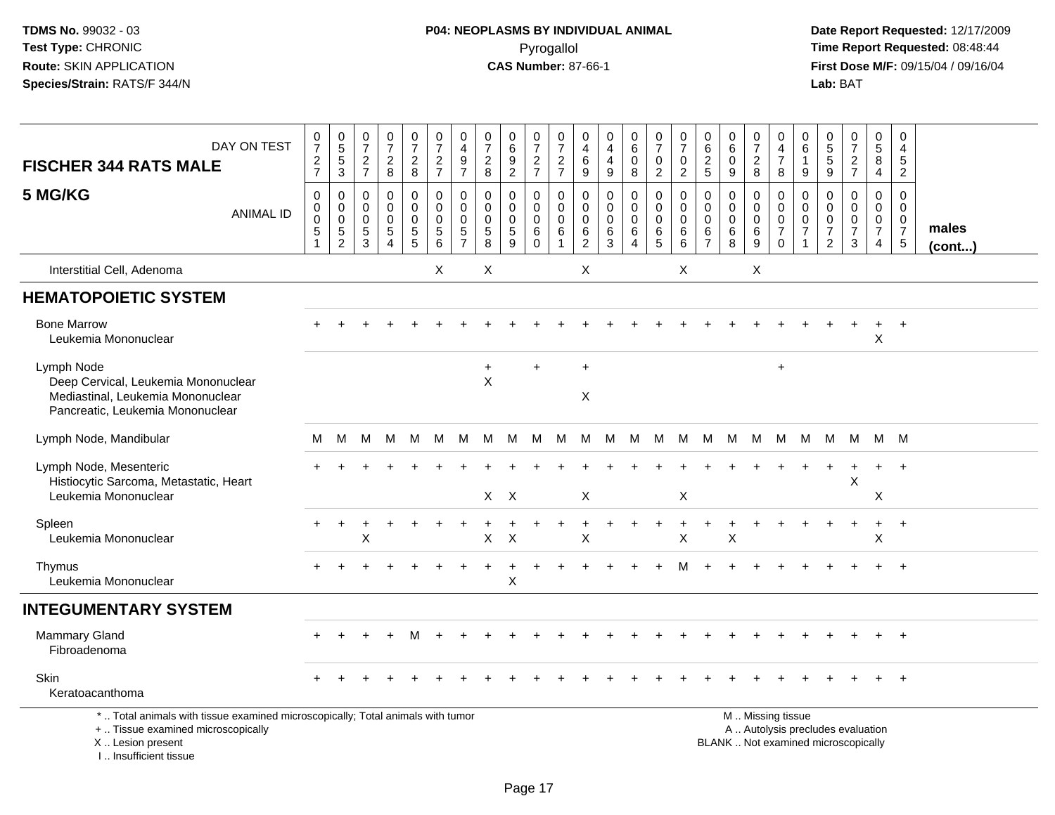TDMS No. 99032 - 03
Test Type: CHRONIC
Route: SKIN APPLICATION
Species/Strain: RATS/F 344/N

**P04: NEOPLASMS BY INDIVIDUAL ANIMAL**
Pyrogallol
**CAS Number:** 87-66-1

Date Report Requested: 12/17/2009
Time Report Requested: 08:48:44
First Dose M/F: 09/15/04 / 09/16/04
Lab: BAT

| FISCHER 344 RATS MALE — DAY ON TEST | 0727 | 0553 | 0727 | 0728 | 0728 | 0727 | 0497 | 0728 | 0692 | 0727 | 0727 | 0469 | 0449 | 0608 | 0702 | 0702 | 0625 | 0609 | 0728 | 0478 | 0619 | 0559 | 0727 | 0584 | 0452 | |
|---|---|---|---|---|---|---|---|---|---|---|---|---|---|---|---|---|---|---|---|---|---|---|---|---|---|---|
| **5 MG/KG** — ANIMAL ID | 00051 | 00052 | 00053 | 00054 | 00055 | 00056 | 00057 | 00058 | 00059 | 00060 | 00061 | 00062 | 00063 | 00064 | 00065 | 00066 | 00067 | 00068 | 00069 | 00070 | 00071 | 00072 | 00073 | 00074 | 00075 | **males (cont...)** |
| Interstitial Cell, Adenoma | | | | | | X | | X | | | | X | | | | X | | | X | | | | | | | |
| **HEMATOPOIETIC SYSTEM** | | | | | | | | | | | | | | | | | | | | | | | | | | |
| Bone Marrow | + | + | + | + | + | + | + | + | + | + | + | + | + | + | + | + | + | + | + | + | + | + | + | + | + | |
| Leukemia Mononuclear | | | | | | | | | | | | | | | | | | | | | | | | X | | |
| Lymph Node | | | | | | | | + | | + | | + | | | | | | | | + | | | | | | |
| Deep Cervical, Leukemia Mononuclear | | | | | | | | X | | | | | | | | | | | | | | | | | | |
| Mediastinal, Leukemia Mononuclear | | | | | | | | | | | | X | | | | | | | | | | | | | | |
| Pancreatic, Leukemia Mononuclear | | | | | | | | | | | | | | | | | | | | | | | | | | |
| Lymph Node, Mandibular | M | M | M | M | M | M | M | M | M | M | M | M | M | M | M | M | M | M | M | M | M | M | M | M | M | |
| Lymph Node, Mesenteric | + | + | + | + | + | + | + | + | + | + | + | + | + | + | + | + | + | + | + | + | + | + | + | + | + | |
| Histiocytic Sarcoma, Metastatic, Heart | | | | | | | | | | | | | | | | | | | | | | | X | | | |
| Leukemia Mononuclear | | | | | | | | X | X | | | X | | | | X | | | | | | | | X | | |
| Spleen | + | + | + | + | + | + | + | + | + | + | + | + | + | + | + | + | + | + | + | + | + | + | + | + | + | |
| Leukemia Mononuclear | | | X | | | | | X | X | | | X | | | | X | | X | | | | | | X | | |
| Thymus | + | + | + | + | + | + | + | + | + | + | + | + | + | + | + | M | + | + | + | + | + | + | + | + | + | |
| Leukemia Mononuclear | | | | | | | | | X | | | | | | | | | | | | | | | | | |
| **INTEGUMENTARY SYSTEM** | | | | | | | | | | | | | | | | | | | | | | | | | | |
| Mammary Gland | + | + | + | + | M | + | + | + | + | + | + | + | + | + | + | + | + | + | + | + | + | + | + | + | + | |
| Fibroadenoma | | | | | | | | | | | | | | | | | | | | | | | | | | |
| Skin | + | + | + | + | + | + | + | + | + | + | + | + | + | + | + | + | + | + | + | + | + | + | + | + | + | |
| Keratoacanthoma | | | | | | | | | | | | | | | | | | | | | | | | | | |

\* .. Total animals with tissue examined microscopically; Total animals with tumor
\+ .. Tissue examined microscopically
X .. Lesion present
I .. Insufficient tissue

M .. Missing tissue
A .. Autolysis precludes evaluation
BLANK .. Not examined microscopically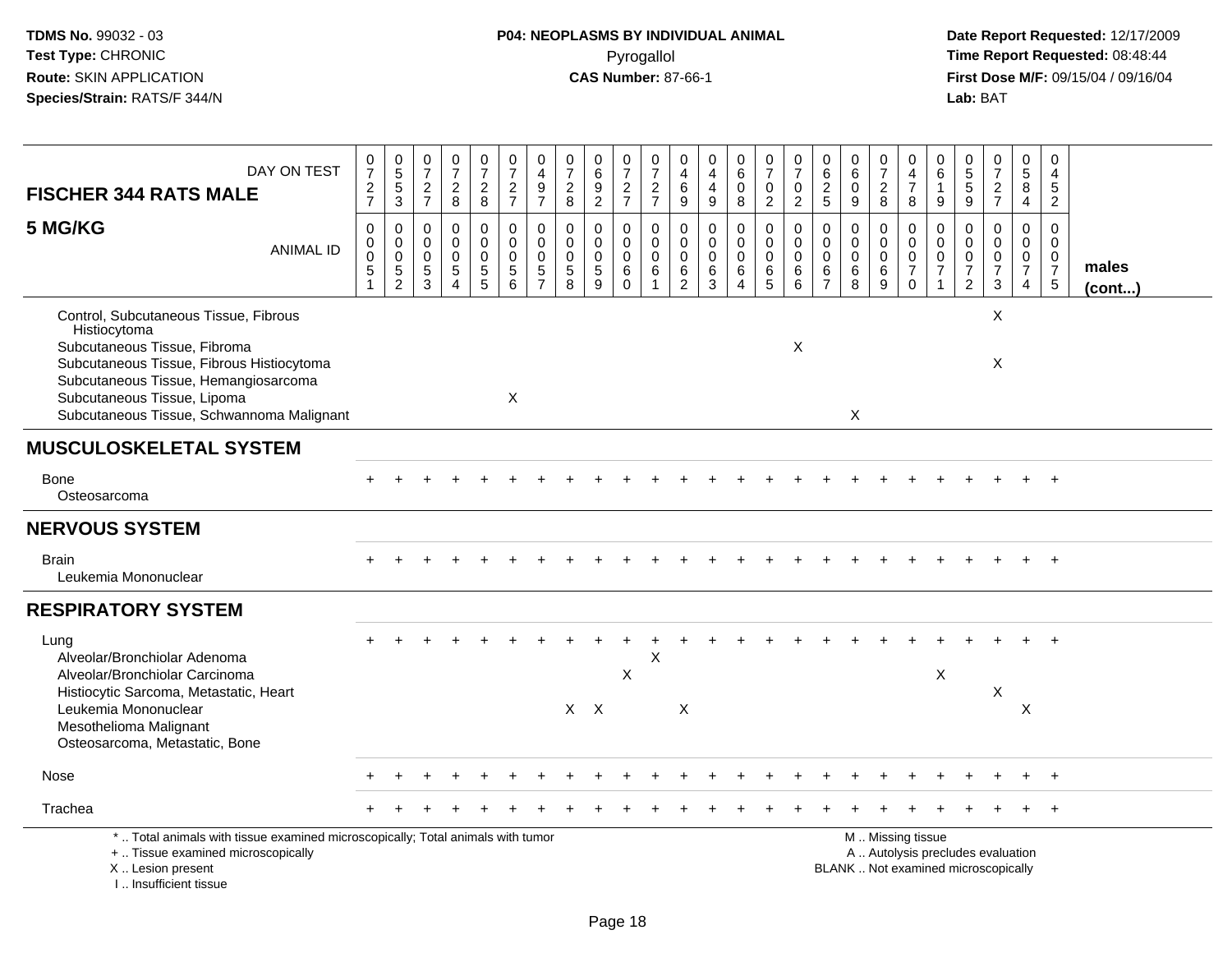**TDMS No.** 99032 - 03
**Test Type:** CHRONIC
**Route:** SKIN APPLICATION
**Species/Strain:** RATS/F 344/N

**P04: NEOPLASMS BY INDIVIDUAL ANIMAL**
Pyrogallol
**CAS Number:** 87-66-1

**Date Report Requested:** 12/17/2009
**Time Report Requested:** 08:48:44
**First Dose M/F:** 09/15/04 / 09/16/04
**Lab:** BAT

| FISCHER 344 RATS MALE — DAY ON TEST | 0727 | 0553 | 0727 | 0728 | 0728 | 0727 | 0497 | 0728 | 0692 | 0727 | 0727 | 0469 | 0449 | 0608 | 0702 | 0702 | 0625 | 0609 | 0728 | 0478 | 0619 | 0559 | 0727 | 0584 | 0452 | |
|---|---|---|---|---|---|---|---|---|---|---|---|---|---|---|---|---|---|---|---|---|---|---|---|---|---|---|
| **5 MG/KG** — ANIMAL ID | 00051 | 00052 | 00053 | 00054 | 00055 | 00056 | 00057 | 00058 | 00059 | 00060 | 00061 | 00062 | 00063 | 00064 | 00065 | 00066 | 00067 | 00068 | 00069 | 00070 | 00071 | 00072 | 00073 | 00074 | 00075 | **males (cont...)** |
| Control, Subcutaneous Tissue, Fibrous Histiocytoma | | | | | | | | | | | | | | | | | | | | | | | X | | | |
| Subcutaneous Tissue, Fibroma | | | | | | | | | | | | | | | | X | | | | | | | | | | |
| Subcutaneous Tissue, Fibrous Histiocytoma | | | | | | | | | | | | | | | | | | | | | | | X | | | |
| Subcutaneous Tissue, Hemangiosarcoma | | | | | | | | | | | | | | | | | | | | | | | | | | |
| Subcutaneous Tissue, Lipoma | | | | | | X | | | | | | | | | | | | | | | | | | | | |
| Subcutaneous Tissue, Schwannoma Malignant | | | | | | | | | | | | | | | | | | X | | | | | | | | |
| **MUSCULOSKELETAL SYSTEM** | | | | | | | | | | | | | | | | | | | | | | | | | | |
| Bone | + | + | + | + | + | + | + | + | + | + | + | + | + | + | + | + | + | + | + | + | + | + | + | + | + | |
| Osteosarcoma | | | | | | | | | | | | | | | | | | | | | | | | | | |
| **NERVOUS SYSTEM** | | | | | | | | | | | | | | | | | | | | | | | | | | |
| Brain | + | + | + | + | + | + | + | + | + | + | + | + | + | + | + | + | + | + | + | + | + | + | + | + | + | |
| Leukemia Mononuclear | | | | | | | | | | | | | | | | | | | | | | | | | | |
| **RESPIRATORY SYSTEM** | | | | | | | | | | | | | | | | | | | | | | | | | | |
| Lung | + | + | + | + | + | + | + | + | + | + | + | + | + | + | + | + | + | + | + | + | + | + | + | + | + | |
| Alveolar/Bronchiolar Adenoma | | | | | | | | | | | X | | | | | | | | | | | | | | | |
| Alveolar/Bronchiolar Carcinoma | | | | | | | | | | X | | | | | | | | | | | X | | | | | |
| Histiocytic Sarcoma, Metastatic, Heart | | | | | | | | | | | | | | | | | | | | | | | X | | | |
| Leukemia Mononuclear | | | | | | | | X | X | | | X | | | | | | | | | | | | X | | |
| Mesothelioma Malignant | | | | | | | | | | | | | | | | | | | | | | | | | | |
| Osteosarcoma, Metastatic, Bone | | | | | | | | | | | | | | | | | | | | | | | | | | |
| Nose | + | + | + | + | + | + | + | + | + | + | + | + | + | + | + | + | + | + | + | + | + | + | + | + | + | |
| Trachea | + | + | + | + | + | + | + | + | + | + | + | + | + | + | + | + | + | + | + | + | + | + | + | + | + | |

\* .. Total animals with tissue examined microscopically; Total animals with tumor
\+ .. Tissue examined microscopically
X .. Lesion present
I .. Insufficient tissue

M .. Missing tissue
A .. Autolysis precludes evaluation
BLANK .. Not examined microscopically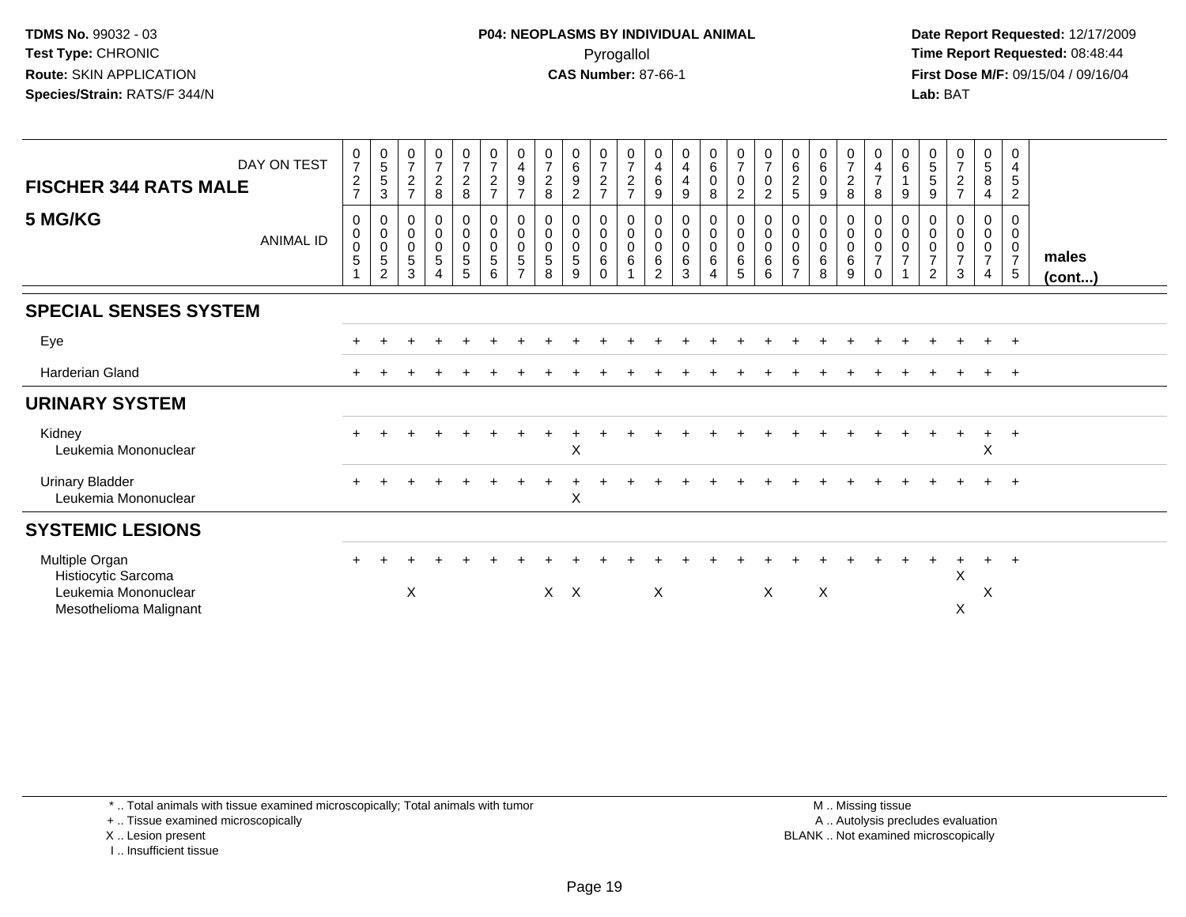**TDMS No.** 99032 - 03
**Test Type:** CHRONIC
**Route:** SKIN APPLICATION
**Species/Strain:** RATS/F 344/N

**P04: NEOPLASMS BY INDIVIDUAL ANIMAL**
Pyrogallol
**CAS Number:** 87-66-1

**Date Report Requested:** 12/17/2009
**Time Report Requested:** 08:48:44
**First Dose M/F:** 09/15/04 / 09/16/04
**Lab:** BAT

| FISCHER 344 RATS MALE — DAY ON TEST | 0727 | 0553 | 0727 | 0728 | 0728 | 0727 | 0497 | 0728 | 0692 | 0727 | 0727 | 0469 | 0449 | 0608 | 0702 | 0702 | 0625 | 0609 | 0728 | 0478 | 0619 | 0559 | 0727 | 0584 | 0452 | |
|---|---|---|---|---|---|---|---|---|---|---|---|---|---|---|---|---|---|---|---|---|---|---|---|---|---|---|
| **5 MG/KG** — ANIMAL ID | 00051 | 00052 | 00053 | 00054 | 00055 | 00056 | 00057 | 00058 | 00059 | 00060 | 00061 | 00062 | 00063 | 00064 | 00065 | 00066 | 00067 | 00068 | 00069 | 00070 | 00071 | 00072 | 00073 | 00074 | 00075 | **males (cont...)** |
| **SPECIAL SENSES SYSTEM** | | | | | | | | | | | | | | | | | | | | | | | | | | |
| Eye | + | + | + | + | + | + | + | + | + | + | + | + | + | + | + | + | + | + | + | + | + | + | + | + | + | |
| Harderian Gland | + | + | + | + | + | + | + | + | + | + | + | + | + | + | + | + | + | + | + | + | + | + | + | + | + | |
| **URINARY SYSTEM** | | | | | | | | | | | | | | | | | | | | | | | | | | |
| Kidney | + | + | + | + | + | + | + | + | + | + | + | + | + | + | + | + | + | + | + | + | + | + | + | + | + | |
| Leukemia Mononuclear | | | | | | | | | X | | | | | | | | | | | | | | | X | | |
| Urinary Bladder | + | + | + | + | + | + | + | + | + | + | + | + | + | + | + | + | + | + | + | + | + | + | + | + | + | |
| Leukemia Mononuclear | | | | | | | | | X | | | | | | | | | | | | | | | | | |
| **SYSTEMIC LESIONS** | | | | | | | | | | | | | | | | | | | | | | | | | | |
| Multiple Organ | + | + | + | + | + | + | + | + | + | + | + | + | + | + | + | + | + | + | + | + | + | + | + | + | + | |
| Histiocytic Sarcoma | | | | | | | | | | | | | | | | | | | | | | | X | | | |
| Leukemia Mononuclear | | | X | | | | | X | X | | | X | | | | X | | X | | | | | | X | | |
| Mesothelioma Malignant | | | | | | | | | | | | | | | | | | | | | | | X | | | |

\* .. Total animals with tissue examined microscopically; Total animals with tumor
\+ .. Tissue examined microscopically
X .. Lesion present
I .. Insufficient tissue

M .. Missing tissue
A .. Autolysis precludes evaluation
BLANK .. Not examined microscopically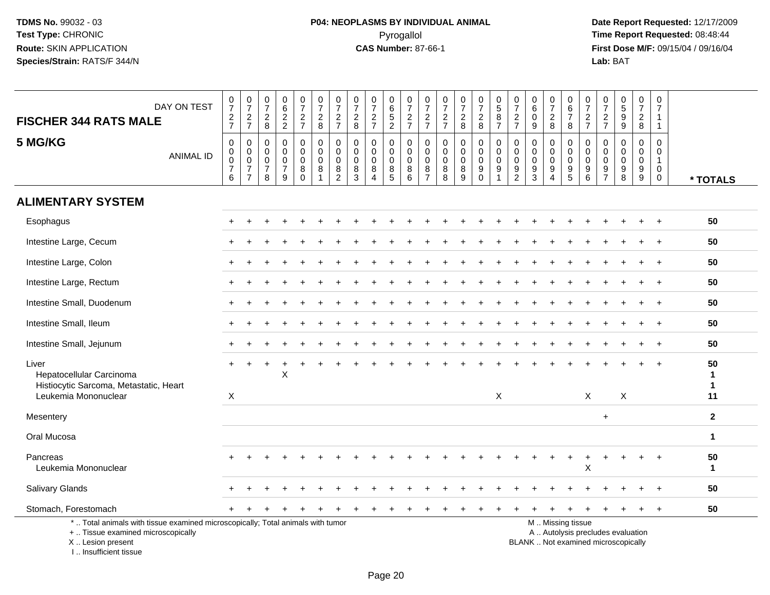TDMS No. 99032 - 03
Test Type: CHRONIC
Route: SKIN APPLICATION
Species/Strain: RATS/F 344/N

**P04: NEOPLASMS BY INDIVIDUAL ANIMAL**
Pyrogallol
**CAS Number:** 87-66-1

Date Report Requested: 12/17/2009
Time Report Requested: 08:48:44
First Dose M/F: 09/15/04 / 09/16/04
Lab: BAT

## FISCHER 344 RATS MALE

## 5 MG/KG

| DAY ON TEST | 0727 | 0727 | 0728 | 0622 | 0727 | 0728 | 0727 | 0728 | 0727 | 0652 | 0727 | 0727 | 0727 | 0728 | 0728 | 0587 | 0727 | 0609 | 0728 | 0678 | 0727 | 0727 | 0599 | 0728 | 0711 | |
|---|---|---|---|---|---|---|---|---|---|---|---|---|---|---|---|---|---|---|---|---|---|---|---|---|---|---|
| **ANIMAL ID** | 00076 | 00077 | 00078 | 00079 | 00080 | 00081 | 00082 | 00083 | 00084 | 00085 | 00086 | 00087 | 00088 | 00089 | 00090 | 00091 | 00092 | 00093 | 00094 | 00095 | 00096 | 00097 | 00098 | 00099 | 00100 | *** TOTALS** |
| **ALIMENTARY SYSTEM** | | | | | | | | | | | | | | | | | | | | | | | | | | |
| Esophagus | + | + | + | + | + | + | + | + | + | + | + | + | + | + | + | + | + | + | + | + | + | + | + | + | + | **50** |
| Intestine Large, Cecum | + | + | + | + | + | + | + | + | + | + | + | + | + | + | + | + | + | + | + | + | + | + | + | + | + | **50** |
| Intestine Large, Colon | + | + | + | + | + | + | + | + | + | + | + | + | + | + | + | + | + | + | + | + | + | + | + | + | + | **50** |
| Intestine Large, Rectum | + | + | + | + | + | + | + | + | + | + | + | + | + | + | + | + | + | + | + | + | + | + | + | + | + | **50** |
| Intestine Small, Duodenum | + | + | + | + | + | + | + | + | + | + | + | + | + | + | + | + | + | + | + | + | + | + | + | + | + | **50** |
| Intestine Small, Ileum | + | + | + | + | + | + | + | + | + | + | + | + | + | + | + | + | + | + | + | + | + | + | + | + | + | **50** |
| Intestine Small, Jejunum | + | + | + | + | + | + | + | + | + | + | + | + | + | + | + | + | + | + | + | + | + | + | + | + | + | **50** |
| Liver | + | + | + | + | + | + | + | + | + | + | + | + | + | + | + | + | + | + | + | + | + | + | + | + | + | **50** |
| Hepatocellular Carcinoma | | | | X | | | | | | | | | | | | | | | | | | | | | | **1** |
| Histiocytic Sarcoma, Metastatic, Heart | | | | | | | | | | | | | | | | | | | | | | | | | | **1** |
| Leukemia Mononuclear | X | | | | | | | | | | | | | | | X | | | | | X | | X | | | **11** |
| Mesentery | | | | | | | | | | | | | | | | | | | | | | + | | | | **2** |
| Oral Mucosa | | | | | | | | | | | | | | | | | | | | | | | | | | **1** |
| Pancreas | + | + | + | + | + | + | + | + | + | + | + | + | + | + | + | + | + | + | + | + | + | + | + | + | + | **50** |
| Leukemia Mononuclear | | | | | | | | | | | | | | | | | | | | | X | | | | | **1** |
| Salivary Glands | + | + | + | + | + | + | + | + | + | + | + | + | + | + | + | + | + | + | + | + | + | + | + | + | + | **50** |
| Stomach, Forestomach | + | + | + | + | + | + | + | + | + | + | + | + | + | + | + | + | + | + | + | + | + | + | + | + | + | **50** |

\* .. Total animals with tissue examined microscopically; Total animals with tumor
\+ .. Tissue examined microscopically
X .. Lesion present
I .. Insufficient tissue

M .. Missing tissue
A .. Autolysis precludes evaluation
BLANK .. Not examined microscopically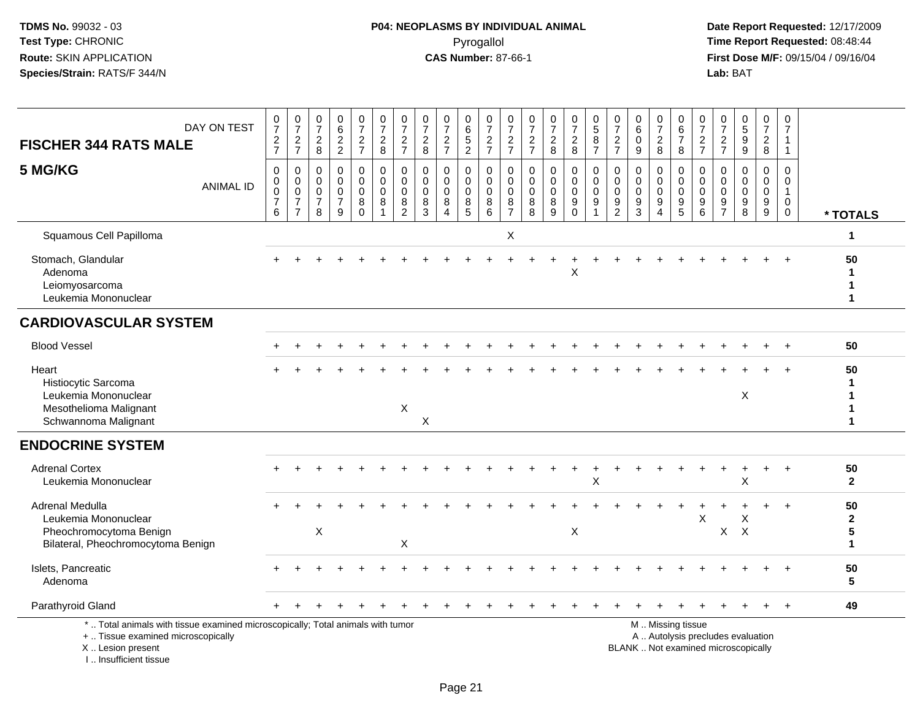**TDMS No.** 99032 - 03
**Test Type:** CHRONIC
**Route:** SKIN APPLICATION
**Species/Strain:** RATS/F 344/N

**P04: NEOPLASMS BY INDIVIDUAL ANIMAL**
Pyrogallol
**CAS Number:** 87-66-1

**Date Report Requested:** 12/17/2009
**Time Report Requested:** 08:48:44
**First Dose M/F:** 09/15/04 / 09/16/04
**Lab:** BAT

| FISCHER 344 RATS MALE 5 MG/KG — DAY ON TEST | 0727 | 0727 | 0728 | 0622 | 0727 | 0728 | 0727 | 0728 | 0727 | 0652 | 0727 | 0727 | 0727 | 0728 | 0728 | 0587 | 0727 | 0609 | 0728 | 0678 | 0727 | 0727 | 0599 | 0728 | 0711 | |
|---|---|---|---|---|---|---|---|---|---|---|---|---|---|---|---|---|---|---|---|---|---|---|---|---|---|---|
| **ANIMAL ID** | 0076 | 0077 | 0078 | 0079 | 0080 | 0081 | 0082 | 0083 | 0084 | 0085 | 0086 | 0087 | 0088 | 0089 | 0090 | 0091 | 0092 | 0093 | 0094 | 0095 | 0096 | 0097 | 0098 | 0099 | 0100 | *** TOTALS** |
| Squamous Cell Papilloma | | | | | | | | | | | | X | | | | | | | | | | | | | | 1 |
| Stomach, Glandular | + | + | + | + | + | + | + | + | + | + | + | + | + | + | + | + | + | + | + | + | + | + | + | + | + | 50 |
| Adenoma | | | | | | | | | | | | | | | X | | | | | | | | | | | 1 |
| Leiomyosarcoma | | | | | | | | | | | | | | | | | | | | | | | | | | 1 |
| Leukemia Mononuclear | | | | | | | | | | | | | | | | | | | | | | | | | | 1 |
| **CARDIOVASCULAR SYSTEM** | | | | | | | | | | | | | | | | | | | | | | | | | | |
| Blood Vessel | + | + | + | + | + | + | + | + | + | + | + | + | + | + | + | + | + | + | + | + | + | + | + | + | + | 50 |
| Heart | + | + | + | + | + | + | + | + | + | + | + | + | + | + | + | + | + | + | + | + | + | + | + | + | + | 50 |
| Histiocytic Sarcoma | | | | | | | | | | | | | | | | | | | | | | | | | | 1 |
| Leukemia Mononuclear | | | | | | | | | | | | | | | | | | | | | | | X | | | 1 |
| Mesothelioma Malignant | | | | | | | X | | | | | | | | | | | | | | | | | | | 1 |
| Schwannoma Malignant | | | | | | | | X | | | | | | | | | | | | | | | | | | 1 |
| **ENDOCRINE SYSTEM** | | | | | | | | | | | | | | | | | | | | | | | | | | |
| Adrenal Cortex | + | + | + | + | + | + | + | + | + | + | + | + | + | + | + | + | + | + | + | + | + | + | + | + | + | 50 |
| Leukemia Mononuclear | | | | | | | | | | | | | | | | X | | | | | | | X | | | 2 |
| Adrenal Medulla | + | + | + | + | + | + | + | + | + | + | + | + | + | + | + | + | + | + | + | + | + | + | + | + | + | 50 |
| Leukemia Mononuclear | | | | | | | | | | | | | | | | | | | | | X | | X | | | 2 |
| Pheochromocytoma Benign | | | X | | | | | | | | | | | | X | | | | | | | X | X | | | 5 |
| Bilateral, Pheochromocytoma Benign | | | | | | | X | | | | | | | | | | | | | | | | | | | 1 |
| Islets, Pancreatic | + | + | + | + | + | + | + | + | + | + | + | + | + | + | + | + | + | + | + | + | + | + | + | + | + | 50 |
| Adenoma | | | | | | | | | | | | | | | | | | | | | | | | | | 5 |
| Parathyroid Gland | + | + | + | + | + | + | + | + | + | + | + | + | + | + | + | + | + | + | + | + | + | + | + | + | + | 49 |

\* .. Total animals with tissue examined microscopically; Total animals with tumor
\+ .. Tissue examined microscopically
X .. Lesion present
I .. Insufficient tissue

M .. Missing tissue
A .. Autolysis precludes evaluation
BLANK .. Not examined microscopically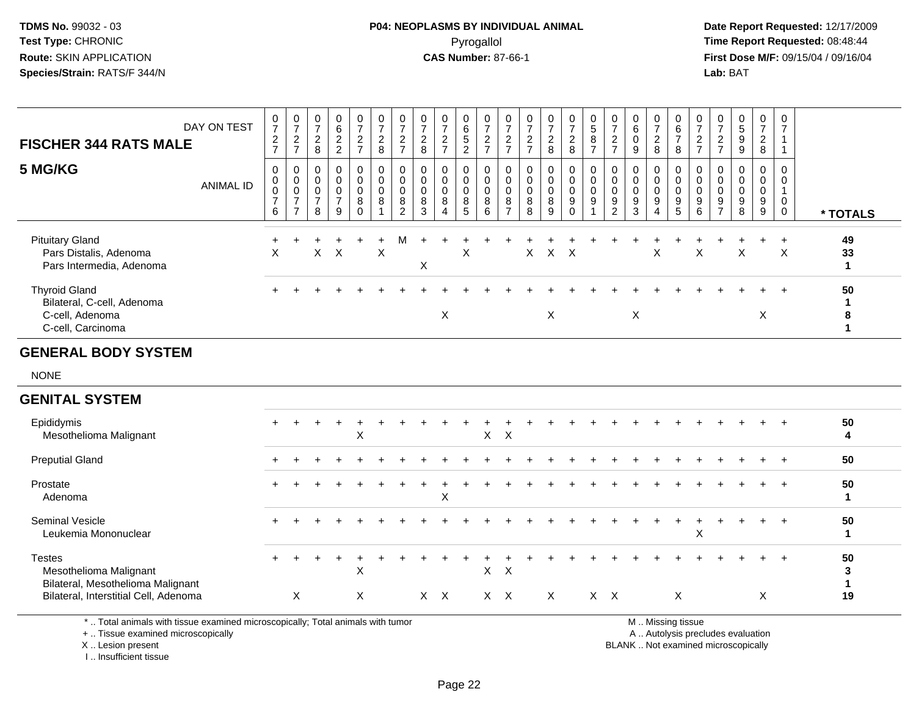TDMS No. 99032 - 03
Test Type: CHRONIC
Route: SKIN APPLICATION
Species/Strain: RATS/F 344/N

**P04: NEOPLASMS BY INDIVIDUAL ANIMAL**
Pyrogallol
**CAS Number:** 87-66-1

Date Report Requested: 12/17/2009
Time Report Requested: 08:48:44
First Dose M/F: 09/15/04 / 09/16/04
Lab: BAT

| FISCHER 344 RATS MALE — DAY ON TEST | 0727 | 0727 | 0728 | 0622 | 0727 | 0728 | 0727 | 0728 | 0727 | 0652 | 0727 | 0727 | 0727 | 0728 | 0728 | 0587 | 0727 | 0609 | 0728 | 0678 | 0727 | 0727 | 0599 | 0728 | 0711 | |
|---|---|---|---|---|---|---|---|---|---|---|---|---|---|---|---|---|---|---|---|---|---|---|---|---|---|---|
| **5 MG/KG** — ANIMAL ID | 0076 | 0077 | 0078 | 0079 | 0080 | 0081 | 0082 | 0083 | 0084 | 0085 | 0086 | 0087 | 0088 | 0089 | 0090 | 0091 | 0092 | 0093 | 0094 | 0095 | 0096 | 0097 | 0098 | 0099 | 0100 | **\* TOTALS** |
| Pituitary Gland | + | + | + | + | + | + | M | + | + | + | + | + | + | + | + | + | + | + | + | + | + | + | + | + | + | **49** |
| Pars Distalis, Adenoma | X | | X | X | | X | | | | X | | | X | X | X | | | | X | | X | | X | | X | **33** |
| Pars Intermedia, Adenoma | | | | | | | | X | | | | | | | | | | | | | | | | | | **1** |
| Thyroid Gland | + | + | + | + | + | + | + | + | + | + | + | + | + | + | + | + | + | + | + | + | + | + | + | + | + | **50** |
| Bilateral, C-cell, Adenoma | | | | | | | | | | | | | | | | | | | | | | | | | | **1** |
| C-cell, Adenoma | | | | | | | | | X | | | | | X | | | | X | | | | | | X | | **8** |
| C-cell, Carcinoma | | | | | | | | | | | | | | | | | | | | | | | | | | **1** |
| **GENERAL BODY SYSTEM** | | | | | | | | | | | | | | | | | | | | | | | | | | |
| NONE | | | | | | | | | | | | | | | | | | | | | | | | | | |
| **GENITAL SYSTEM** | | | | | | | | | | | | | | | | | | | | | | | | | | |
| Epididymis | + | + | + | + | + | + | + | + | + | + | + | + | + | + | + | + | + | + | + | + | + | + | + | + | + | **50** |
| Mesothelioma Malignant | | | | | X | | | | | | X | X | | | | | | | | | | | | | | **4** |
| Preputial Gland | + | + | + | + | + | + | + | + | + | + | + | + | + | + | + | + | + | + | + | + | + | + | + | + | + | **50** |
| Prostate | + | + | + | + | + | + | + | + | + | + | + | + | + | + | + | + | + | + | + | + | + | + | + | + | + | **50** |
| Adenoma | | | | | | | | | X | | | | | | | | | | | | | | | | | **1** |
| Seminal Vesicle | + | + | + | + | + | + | + | + | + | + | + | + | + | + | + | + | + | + | + | + | + | + | + | + | + | **50** |
| Leukemia Mononuclear | | | | | | | | | | | | | | | | | | | | | X | | | | | **1** |
| Testes | + | + | + | + | + | + | + | + | + | + | + | + | + | + | + | + | + | + | + | + | + | + | + | + | + | **50** |
| Mesothelioma Malignant | | | | | X | | | | | | X | X | | | | | | | | | | | | | | **3** |
| Bilateral, Mesothelioma Malignant | | | | | | | | | | | | | | | | | | | | | | | | | | **1** |
| Bilateral, Interstitial Cell, Adenoma | | X | | | X | | | X | X | | X | X | | X | | X | X | | | X | | | | X | | **19** |

\* .. Total animals with tissue examined microscopically; Total animals with tumor
\+ .. Tissue examined microscopically
X .. Lesion present
I .. Insufficient tissue

M .. Missing tissue
A .. Autolysis precludes evaluation
BLANK .. Not examined microscopically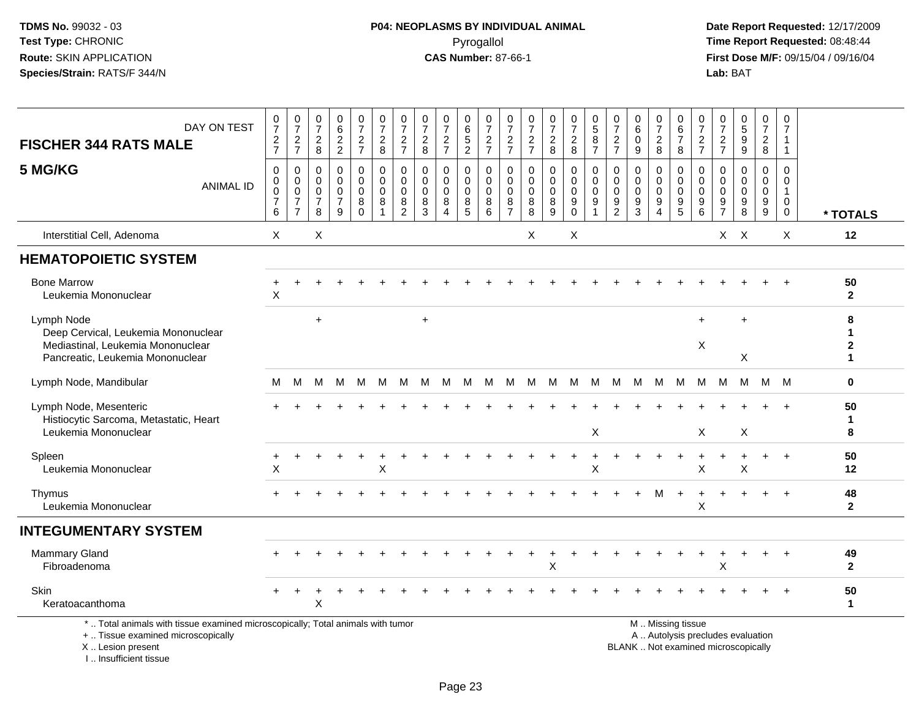TDMS No. 99032 - 03
Test Type: CHRONIC
Route: SKIN APPLICATION
Species/Strain: RATS/F 344/N

**P04: NEOPLASMS BY INDIVIDUAL ANIMAL**
Pyrogallol
**CAS Number:** 87-66-1

Date Report Requested: 12/17/2009
Time Report Requested: 08:48:44
First Dose M/F: 09/15/04 / 09/16/04
Lab: BAT

| FISCHER 344 RATS MALE — DAY ON TEST | 0727 | 0727 | 0728 | 0622 | 0727 | 0728 | 0727 | 0728 | 0727 | 0652 | 0727 | 0727 | 0727 | 0728 | 0728 | 0587 | 0727 | 0609 | 0728 | 0678 | 0727 | 0727 | 0599 | 0728 | 0711 | |
|---|---|---|---|---|---|---|---|---|---|---|---|---|---|---|---|---|---|---|---|---|---|---|---|---|---|---|
| **5 MG/KG** — ANIMAL ID | 00076 | 00077 | 00078 | 00079 | 00080 | 00081 | 00082 | 00083 | 00084 | 00085 | 00086 | 00087 | 00088 | 00089 | 00090 | 00091 | 00092 | 00093 | 00094 | 00095 | 00096 | 00097 | 00098 | 00099 | 00100 | *** TOTALS** |
| Interstitial Cell, Adenoma | X | | X | | | | | | | | | | X | | X | | | | | | | X | X | | X | **12** |
| **HEMATOPOIETIC SYSTEM** | | | | | | | | | | | | | | | | | | | | | | | | | | |
| Bone Marrow | + | + | + | + | + | + | + | + | + | + | + | + | + | + | + | + | + | + | + | + | + | + | + | + | + | **50** |
| Leukemia Mononuclear | X | | | | | | | | | | | | | | | | | | | | | | | | | **2** |
| Lymph Node | | | + | | | | | + | | | | | | | | | | | | | + | | + | | | **8** |
| Deep Cervical, Leukemia Mononuclear | | | | | | | | | | | | | | | | | | | | | | | | | | **1** |
| Mediastinal, Leukemia Mononuclear | | | | | | | | | | | | | | | | | | | | | X | | | | | **2** |
| Pancreatic, Leukemia Mononuclear | | | | | | | | | | | | | | | | | | | | | | | X | | | **1** |
| Lymph Node, Mandibular | M | M | M | M | M | M | M | M | M | M | M | M | M | M | M | M | M | M | M | M | M | M | M | M | M | **0** |
| Lymph Node, Mesenteric | + | + | + | + | + | + | + | + | + | + | + | + | + | + | + | + | + | + | + | + | + | + | + | + | + | **50** |
| Histiocytic Sarcoma, Metastatic, Heart | | | | | | | | | | | | | | | | | | | | | | | | | | **1** |
| Leukemia Mononuclear | | | | | | | | | | | | | | | | X | | | | | X | | X | | | **8** |
| Spleen | + | + | + | + | + | + | + | + | + | + | + | + | + | + | + | + | + | + | + | + | + | + | + | + | + | **50** |
| Leukemia Mononuclear | X | | | | | X | | | | | | | | | | X | | | | | X | | X | | | **12** |
| Thymus | + | + | + | + | + | + | + | + | + | + | + | + | + | + | + | + | + | + | M | + | + | + | + | + | + | **48** |
| Leukemia Mononuclear | | | | | | | | | | | | | | | | | | | | | X | | | | | **2** |
| **INTEGUMENTARY SYSTEM** | | | | | | | | | | | | | | | | | | | | | | | | | | |
| Mammary Gland | + | + | + | + | + | + | + | + | + | + | + | + | + | + | + | + | + | + | + | + | + | + | + | + | + | **49** |
| Fibroadenoma | | | | | | | | | | | | | | X | | | | | | | | X | | | | **2** |
| Skin | + | + | + | + | + | + | + | + | + | + | + | + | + | + | + | + | + | + | + | + | + | + | + | + | + | **50** |
| Keratoacanthoma | | | X | | | | | | | | | | | | | | | | | | | | | | | **1** |

\* .. Total animals with tissue examined microscopically; Total animals with tumor
\+ .. Tissue examined microscopically
X .. Lesion present
I .. Insufficient tissue

M .. Missing tissue
A .. Autolysis precludes evaluation
BLANK .. Not examined microscopically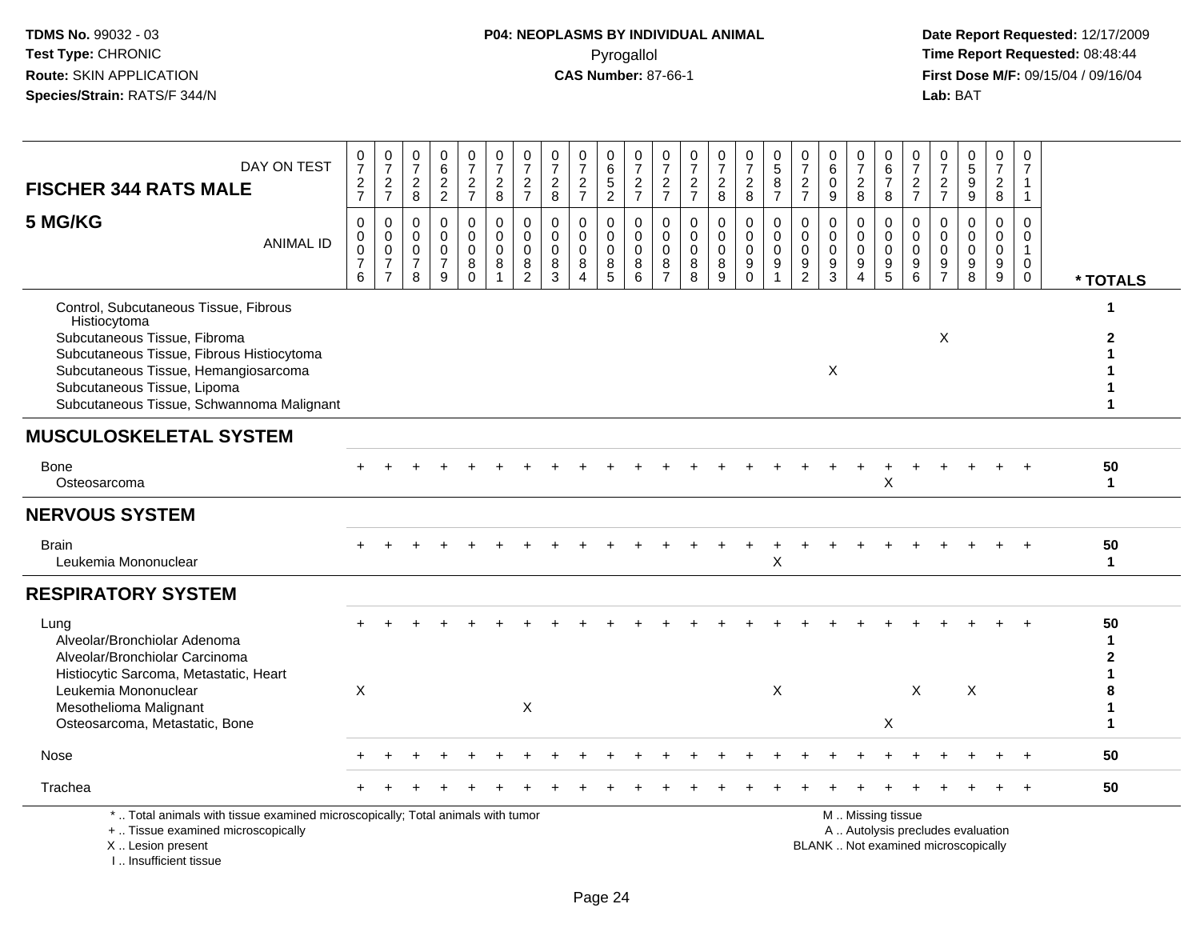**TDMS No.** 99032 - 03
**Test Type:** CHRONIC
**Route:** SKIN APPLICATION
**Species/Strain:** RATS/F 344/N

**P04: NEOPLASMS BY INDIVIDUAL ANIMAL**
Pyrogallol
**CAS Number:** 87-66-1

**Date Report Requested:** 12/17/2009
**Time Report Requested:** 08:48:44
**First Dose M/F:** 09/15/04 / 09/16/04
**Lab:** BAT

| FISCHER 344 RATS MALE 5 MG/KG — DAY ON TEST | 0727 | 0727 | 0728 | 0622 | 0727 | 0728 | 0727 | 0728 | 0727 | 0652 | 0727 | 0727 | 0727 | 0728 | 0728 | 0587 | 0727 | 0609 | 0728 | 0678 | 0727 | 0727 | 0599 | 0728 | 0711 | |
|---|---|---|---|---|---|---|---|---|---|---|---|---|---|---|---|---|---|---|---|---|---|---|---|---|---|---|
| ANIMAL ID | 0000 76 | 0000 77 | 0000 78 | 0000 79 | 0000 80 | 0000 81 | 0000 82 | 0000 83 | 0000 84 | 0000 85 | 0000 86 | 0000 87 | 0000 88 | 0000 89 | 0000 90 | 0000 91 | 0000 92 | 0000 93 | 0000 94 | 0000 95 | 0000 96 | 0000 97 | 0000 98 | 0000 99 | 0001 00 | * TOTALS |
| Control, Subcutaneous Tissue, Fibrous Histiocytoma | | | | | | | | | | | | | | | | | | | | | | | | | | 1 |
| Subcutaneous Tissue, Fibroma | | | | | | | | | | | | | | | | | | | | | | X | | | | 2 |
| Subcutaneous Tissue, Fibrous Histiocytoma | | | | | | | | | | | | | | | | | | | | | | | | | | 1 |
| Subcutaneous Tissue, Hemangiosarcoma | | | | | | | | | | | | | | | | | | X | | | | | | | | 1 |
| Subcutaneous Tissue, Lipoma | | | | | | | | | | | | | | | | | | | | | | | | | | 1 |
| Subcutaneous Tissue, Schwannoma Malignant | | | | | | | | | | | | | | | | | | | | | | | | | | 1 |
| **MUSCULOSKELETAL SYSTEM** | | | | | | | | | | | | | | | | | | | | | | | | | | |
| Bone | + | + | + | + | + | + | + | + | + | + | + | + | + | + | + | + | + | + | + | + | + | + | + | + | + | 50 |
| Osteosarcoma | | | | | | | | | | | | | | | | | | | | X | | | | | | 1 |
| **NERVOUS SYSTEM** | | | | | | | | | | | | | | | | | | | | | | | | | | |
| Brain | + | + | + | + | + | + | + | + | + | + | + | + | + | + | + | + | + | + | + | + | + | + | + | + | + | 50 |
| Leukemia Mononuclear | | | | | | | | | | | | | | | | X | | | | | | | | | | 1 |
| **RESPIRATORY SYSTEM** | | | | | | | | | | | | | | | | | | | | | | | | | | |
| Lung | + | + | + | + | + | + | + | + | + | + | + | + | + | + | + | + | + | + | + | + | + | + | + | + | + | 50 |
| Alveolar/Bronchiolar Adenoma | | | | | | | | | | | | | | | | | | | | | | | | | | 1 |
| Alveolar/Bronchiolar Carcinoma | | | | | | | | | | | | | | | | | | | | | | | | | | 2 |
| Histiocytic Sarcoma, Metastatic, Heart | | | | | | | | | | | | | | | | | | | | | | | | | | 1 |
| Leukemia Mononuclear | X | | | | | | | | | | | | | | | X | | | | | X | | X | | | 8 |
| Mesothelioma Malignant | | | | | | | X | | | | | | | | | | | | | | | | | | | 1 |
| Osteosarcoma, Metastatic, Bone | | | | | | | | | | | | | | | | | | | | X | | | | | | 1 |
| Nose | + | + | + | + | + | + | + | + | + | + | + | + | + | + | + | + | + | + | + | + | + | + | + | + | + | 50 |
| Trachea | + | + | + | + | + | + | + | + | + | + | + | + | + | + | + | + | + | + | + | + | + | + | + | + | + | 50 |

* .. Total animals with tissue examined microscopically; Total animals with tumor
+ .. Tissue examined microscopically
X .. Lesion present
I .. Insufficient tissue

M .. Missing tissue
A .. Autolysis precludes evaluation
BLANK .. Not examined microscopically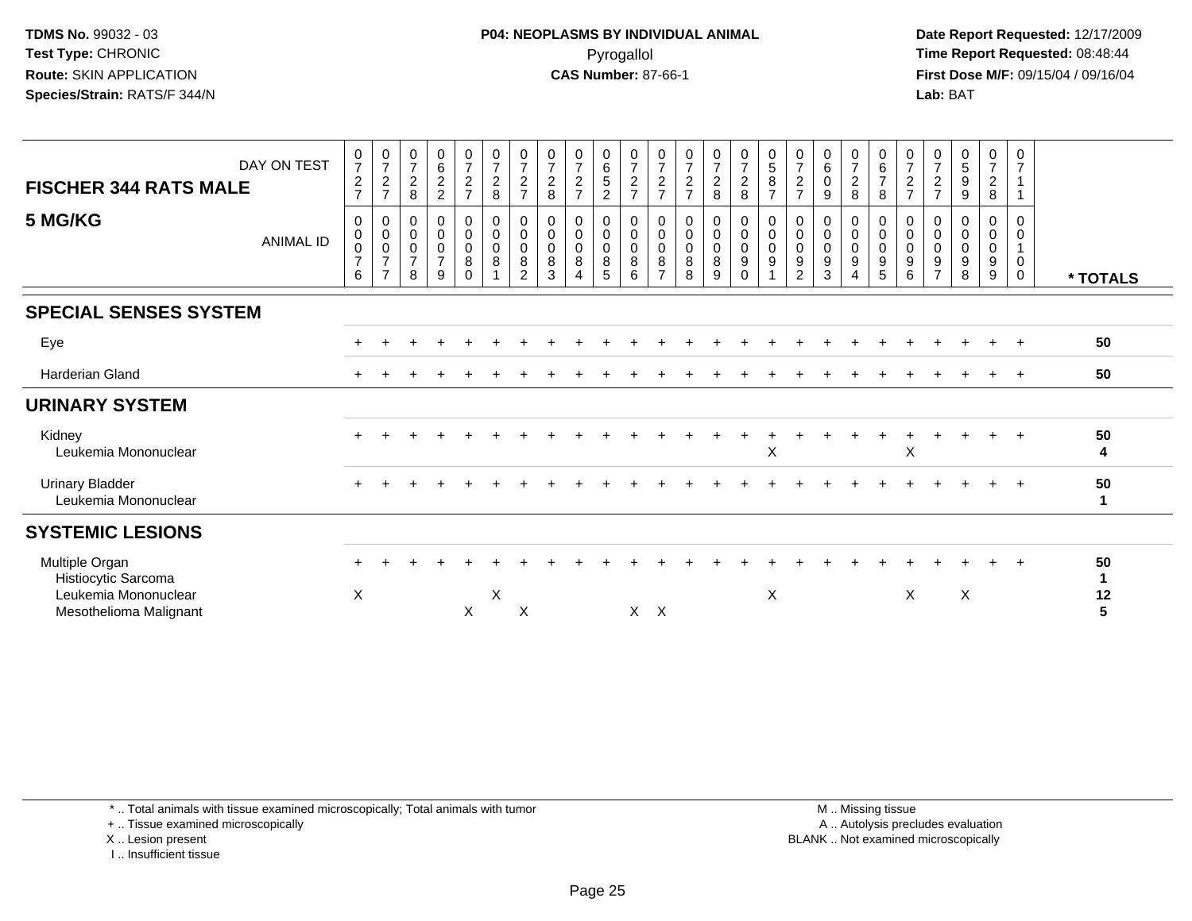**TDMS No.** 99032 - 03
**Test Type:** CHRONIC
**Route:** SKIN APPLICATION
**Species/Strain:** RATS/F 344/N

**P04: NEOPLASMS BY INDIVIDUAL ANIMAL**
Pyrogallol
**CAS Number:** 87-66-1

**Date Report Requested:** 12/17/2009
**Time Report Requested:** 08:48:44
**First Dose M/F:** 09/15/04 / 09/16/04
**Lab:** BAT

| FISCHER 344 RATS MALE — DAY ON TEST | 0727 | 0727 | 0728 | 0622 | 0727 | 0728 | 0727 | 0728 | 0727 | 0652 | 0727 | 0727 | 0727 | 0728 | 0728 | 0587 | 0727 | 0609 | 0728 | 0678 | 0727 | 0727 | 0599 | 0728 | 0711 | |
|---|---|---|---|---|---|---|---|---|---|---|---|---|---|---|---|---|---|---|---|---|---|---|---|---|---|---|
| **5 MG/KG** — ANIMAL ID | 0076 | 0077 | 0078 | 0079 | 0080 | 0081 | 0082 | 0083 | 0084 | 0085 | 0086 | 0087 | 0088 | 0089 | 0090 | 0091 | 0092 | 0093 | 0094 | 0095 | 0096 | 0097 | 0098 | 0099 | 0100 | *** TOTALS** |
| **SPECIAL SENSES SYSTEM** | | | | | | | | | | | | | | | | | | | | | | | | | | |
| Eye | + | + | + | + | + | + | + | + | + | + | + | + | + | + | + | + | + | + | + | + | + | + | + | + | + | **50** |
| Harderian Gland | + | + | + | + | + | + | + | + | + | + | + | + | + | + | + | + | + | + | + | + | + | + | + | + | + | **50** |
| **URINARY SYSTEM** | | | | | | | | | | | | | | | | | | | | | | | | | | |
| Kidney | + | + | + | + | + | + | + | + | + | + | + | + | + | + | + | + | + | + | + | + | + | + | + | + | + | **50** |
| Leukemia Mononuclear | | | | | | | | | | | | | | | | X | | | | | X | | | | | **4** |
| Urinary Bladder | + | + | + | + | + | + | + | + | + | + | + | + | + | + | + | + | + | + | + | + | + | + | + | + | + | **50** |
| Leukemia Mononuclear | | | | | | | | | | | | | | | | | | | | | | | | | | **1** |
| **SYSTEMIC LESIONS** | | | | | | | | | | | | | | | | | | | | | | | | | | |
| Multiple Organ | + | + | + | + | + | + | + | + | + | + | + | + | + | + | + | + | + | + | + | + | + | + | + | + | + | **50** |
| Histiocytic Sarcoma | | | | | | | | | | | | | | | | | | | | | | | | | | **1** |
| Leukemia Mononuclear | X | | | | | X | | | | | | | | | | X | | | | | X | | X | | | **12** |
| Mesothelioma Malignant | | | | | X | | X | | | | X | X | | | | | | | | | | | | | | **5** |

\* .. Total animals with tissue examined microscopically; Total animals with tumor
\+ .. Tissue examined microscopically
X .. Lesion present
I .. Insufficient tissue

M .. Missing tissue
A .. Autolysis precludes evaluation
BLANK .. Not examined microscopically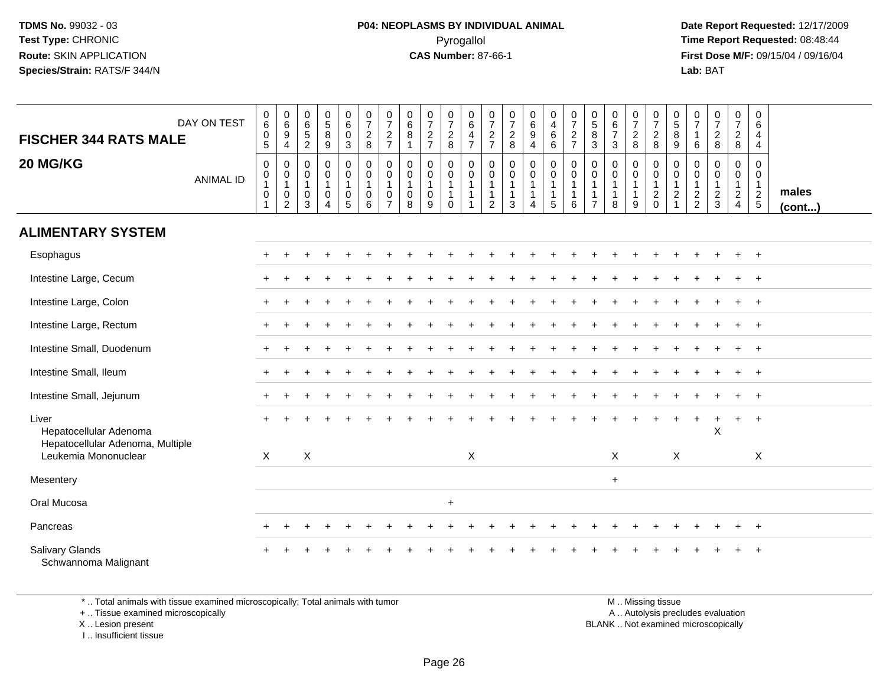TDMS No. 99032 - 03
Test Type: CHRONIC
Route: SKIN APPLICATION
Species/Strain: RATS/F 344/N

**P04: NEOPLASMS BY INDIVIDUAL ANIMAL**
Pyrogallol
**CAS Number:** 87-66-1

Date Report Requested: 12/17/2009
Time Report Requested: 08:48:44
First Dose M/F: 09/15/04 / 09/16/04
Lab: BAT

| FISCHER 344 RATS MALE — DAY ON TEST | 0605 | 0694 | 0652 | 0589 | 0603 | 0728 | 0727 | 0681 | 0727 | 0728 | 0647 | 0727 | 0728 | 0694 | 0466 | 0727 | 0583 | 0673 | 0728 | 0728 | 0589 | 0716 | 0728 | 0728 | 0644 | |
|---|---|---|---|---|---|---|---|---|---|---|---|---|---|---|---|---|---|---|---|---|---|---|---|---|---|---|
| **20 MG/KG** — ANIMAL ID | 00101 | 00102 | 00103 | 00104 | 00105 | 00106 | 00107 | 00108 | 00109 | 00110 | 00111 | 00112 | 00113 | 00114 | 00115 | 00116 | 00117 | 00118 | 00119 | 00120 | 00121 | 00122 | 00123 | 00124 | 00125 | **males (cont...)** |
| **ALIMENTARY SYSTEM** | | | | | | | | | | | | | | | | | | | | | | | | | | |
| Esophagus | + | + | + | + | + | + | + | + | + | + | + | + | + | + | + | + | + | + | + | + | + | + | + | + | + | |
| Intestine Large, Cecum | + | + | + | + | + | + | + | + | + | + | + | + | + | + | + | + | + | + | + | + | + | + | + | + | + | |
| Intestine Large, Colon | + | + | + | + | + | + | + | + | + | + | + | + | + | + | + | + | + | + | + | + | + | + | + | + | + | |
| Intestine Large, Rectum | + | + | + | + | + | + | + | + | + | + | + | + | + | + | + | + | + | + | + | + | + | + | + | + | + | |
| Intestine Small, Duodenum | + | + | + | + | + | + | + | + | + | + | + | + | + | + | + | + | + | + | + | + | + | + | + | + | + | |
| Intestine Small, Ileum | + | + | + | + | + | + | + | + | + | + | + | + | + | + | + | + | + | + | + | + | + | + | + | + | + | |
| Intestine Small, Jejunum | + | + | + | + | + | + | + | + | + | + | + | + | + | + | + | + | + | + | + | + | + | + | + | + | + | |
| Liver | + | + | + | + | + | + | + | + | + | + | + | + | + | + | + | + | + | + | + | + | + | + | + | + | + | |
| Hepatocellular Adenoma | | | | | | | | | | | | | | | | | | | | | | | X | | | |
| Hepatocellular Adenoma, Multiple | | | | | | | | | | | | | | | | | | | | | | | | | | |
| Leukemia Mononuclear | X | | X | | | | | | | | X | | | | | | | X | | | X | | | | X | |
| Mesentery | | | | | | | | | | | | | | | | | | + | | | | | | | | |
| Oral Mucosa | | | | | | | | | | + | | | | | | | | | | | | | | | | |
| Pancreas | + | + | + | + | + | + | + | + | + | + | + | + | + | + | + | + | + | + | + | + | + | + | + | + | + | |
| Salivary Glands | + | + | + | + | + | + | + | + | + | + | + | + | + | + | + | + | + | + | + | + | + | + | + | + | + | |
| Schwannoma Malignant | | | | | | | | | | | | | | | | | | | | | | | | | | |

\* .. Total animals with tissue examined microscopically; Total animals with tumor
\+ .. Tissue examined microscopically
X .. Lesion present
I .. Insufficient tissue

M .. Missing tissue
A .. Autolysis precludes evaluation
BLANK .. Not examined microscopically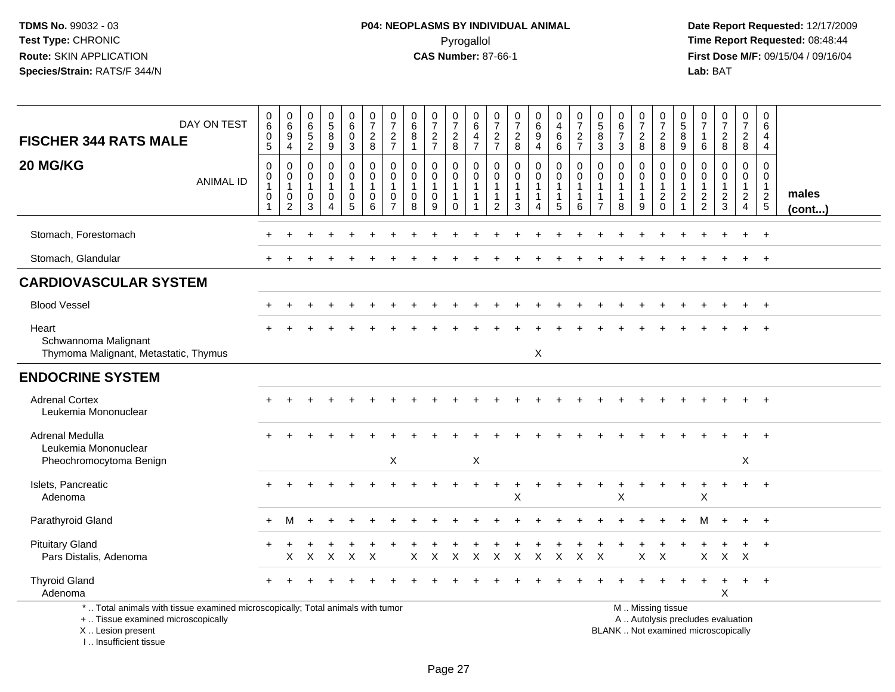**TDMS No.** 99032 - 03
**Test Type:** CHRONIC
**Route:** SKIN APPLICATION
**Species/Strain:** RATS/F 344/N

**P04: NEOPLASMS BY INDIVIDUAL ANIMAL**
Pyrogallol
**CAS Number:** 87-66-1

**Date Report Requested:** 12/17/2009
**Time Report Requested:** 08:48:44
**First Dose M/F:** 09/15/04 / 09/16/04
**Lab:** BAT

## FISCHER 344 RATS MALE
## 20 MG/KG

| DAY ON TEST | 0605 | 0694 | 0652 | 0589 | 0603 | 0728 | 0727 | 0681 | 0727 | 0728 | 0647 | 0727 | 0728 | 0694 | 0466 | 0727 | 0583 | 0673 | 0728 | 0728 | 0589 | 0716 | 0728 | 0728 | 0644 | |
|---|---|---|---|---|---|---|---|---|---|---|---|---|---|---|---|---|---|---|---|---|---|---|---|---|---|---|
| **ANIMAL ID** | 0010 1 | 0010 2 | 0010 3 | 0010 4 | 0010 5 | 0010 6 | 0010 7 | 0010 8 | 0010 9 | 0011 0 | 0011 1 | 0011 2 | 0011 3 | 0011 4 | 0011 5 | 0011 6 | 0011 7 | 0011 8 | 0011 9 | 0012 0 | 0012 1 | 0012 2 | 0012 3 | 0012 4 | 0012 5 | **males (cont...)** |
| Stomach, Forestomach | + | + | + | + | + | + | + | + | + | + | + | + | + | + | + | + | + | + | + | + | + | + | + | + | + | |
| Stomach, Glandular | + | + | + | + | + | + | + | + | + | + | + | + | + | + | + | + | + | + | + | + | + | + | + | + | + | |
| **CARDIOVASCULAR SYSTEM** | | | | | | | | | | | | | | | | | | | | | | | | | | |
| Blood Vessel | + | + | + | + | + | + | + | + | + | + | + | + | + | + | + | + | + | + | + | + | + | + | + | + | + | |
| Heart | + | + | + | + | + | + | + | + | + | + | + | + | + | + | + | + | + | + | + | + | + | + | + | + | + | |
| Schwannoma Malignant | | | | | | | | | | | | | | | | | | | | | | | | | | |
| Thymoma Malignant, Metastatic, Thymus | | | | | | | | | | | | | | X | | | | | | | | | | | | |
| **ENDOCRINE SYSTEM** | | | | | | | | | | | | | | | | | | | | | | | | | | |
| Adrenal Cortex | + | + | + | + | + | + | + | + | + | + | + | + | + | + | + | + | + | + | + | + | + | + | + | + | + | |
| Leukemia Mononuclear | | | | | | | | | | | | | | | | | | | | | | | | | | |
| Adrenal Medulla | + | + | + | + | + | + | + | + | + | + | + | + | + | + | + | + | + | + | + | + | + | + | + | + | + | |
| Leukemia Mononuclear | | | | | | | | | | | | | | | | | | | | | | | | | | |
| Pheochromocytoma Benign | | | | | | | X | | | | X | | | | | | | | | | | | | X | | |
| Islets, Pancreatic | + | + | + | + | + | + | + | + | + | + | + | + | + | + | + | + | + | + | + | + | + | + | + | + | + | |
| Adenoma | | | | | | | | | | | | | X | | | | | X | | | | X | | | | |
| Parathyroid Gland | + | M | + | + | + | + | + | + | + | + | + | + | + | + | + | + | + | + | + | + | + | M | + | + | + | |
| Pituitary Gland | + | + | + | + | + | + | + | + | + | + | + | + | + | + | + | + | + | + | + | + | + | + | + | + | + | |
| Pars Distalis, Adenoma | | X | X | X | X | X | | X | X | X | X | X | X | X | X | X | X | | X | X | | X | X | X | | |
| Thyroid Gland | + | + | + | + | + | + | + | + | + | + | + | + | + | + | + | + | + | + | + | + | + | + | + | + | + | |
| Adenoma | | | | | | | | | | | | | | | | | | | | | | | X | | | |

\* .. Total animals with tissue examined microscopically; Total animals with tumor
+ .. Tissue examined microscopically
X .. Lesion present
I .. Insufficient tissue

M .. Missing tissue
A .. Autolysis precludes evaluation
BLANK .. Not examined microscopically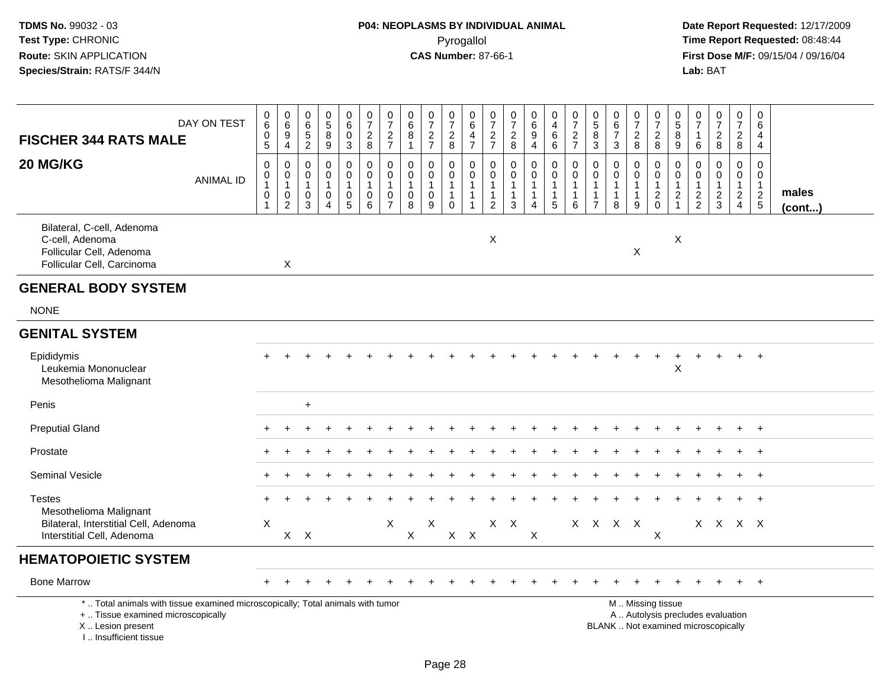## FISCHER 344 RATS MALE 20 MG/KG

| DAY ON TEST | 0605 | 0694 | 0652 | 0589 | 0603 | 0728 | 0727 | 0681 | 0727 | 0728 | 0647 | 0727 | 0728 | 0694 | 0466 | 0727 | 0583 | 0673 | 0728 | 0728 | 0589 | 0716 | 0728 | 0728 | 0644 | |
|---|---|---|---|---|---|---|---|---|---|---|---|---|---|---|---|---|---|---|---|---|---|---|---|---|---|---|
| **ANIMAL ID** | 00101 | 00102 | 00103 | 00104 | 00105 | 00106 | 00107 | 00108 | 00109 | 00110 | 00111 | 00112 | 00113 | 00114 | 00115 | 00116 | 00117 | 00118 | 00119 | 00120 | 00121 | 00122 | 00123 | 00124 | 00125 | **males (cont...)** |
| Bilateral, C-cell, Adenoma | | | | | | | | | | | | | | | | | | | | | | | | | | |
| C-cell, Adenoma | | | | | | | | | | | | X | | | | | | | | | X | | | | | |
| Follicular Cell, Adenoma | | | | | | | | | | | | | | | | | | | X | | | | | | | |
| Follicular Cell, Carcinoma | | X | | | | | | | | | | | | | | | | | | | | | | | | |
| **GENERAL BODY SYSTEM** | | | | | | | | | | | | | | | | | | | | | | | | | | |
| NONE | | | | | | | | | | | | | | | | | | | | | | | | | | |
| **GENITAL SYSTEM** | | | | | | | | | | | | | | | | | | | | | | | | | | |
| Epididymis | + | + | + | + | + | + | + | + | + | + | + | + | + | + | + | + | + | + | + | + | + | + | + | + | + | |
| Leukemia Mononuclear | | | | | | | | | | | | | | | | | | | | | X | | | | | |
| Mesothelioma Malignant | | | | | | | | | | | | | | | | | | | | | | | | | | |
| Penis | | | + | | | | | | | | | | | | | | | | | | | | | | | |
| Preputial Gland | + | + | + | + | + | + | + | + | + | + | + | + | + | + | + | + | + | + | + | + | + | + | + | + | + | |
| Prostate | + | + | + | + | + | + | + | + | + | + | + | + | + | + | + | + | + | + | + | + | + | + | + | + | + | |
| Seminal Vesicle | + | + | + | + | + | + | + | + | + | + | + | + | + | + | + | + | + | + | + | + | + | + | + | + | + | |
| Testes | + | + | + | + | + | + | + | + | + | + | + | + | + | + | + | + | + | + | + | + | + | + | + | + | + | |
| Mesothelioma Malignant | | | | | | | | | | | | | | | | | | | | | | | | | | |
| Bilateral, Interstitial Cell, Adenoma | X | | | | | | X | | X | | | X | X | | | X | X | X | X | | | X | X | X | X | |
| Interstitial Cell, Adenoma | | X | X | | | | | X | | X | X | | | X | | | | | | X | | | | | | |
| **HEMATOPOIETIC SYSTEM** | | | | | | | | | | | | | | | | | | | | | | | | | | |
| Bone Marrow | + | + | + | + | + | + | + | + | + | + | + | + | + | + | + | + | + | + | + | + | + | + | + | + | + | |

\* .. Total animals with tissue examined microscopically; Total animals with tumor
\+ .. Tissue examined microscopically
X .. Lesion present
I .. Insufficient tissue

M .. Missing tissue
A .. Autolysis precludes evaluation
BLANK .. Not examined microscopically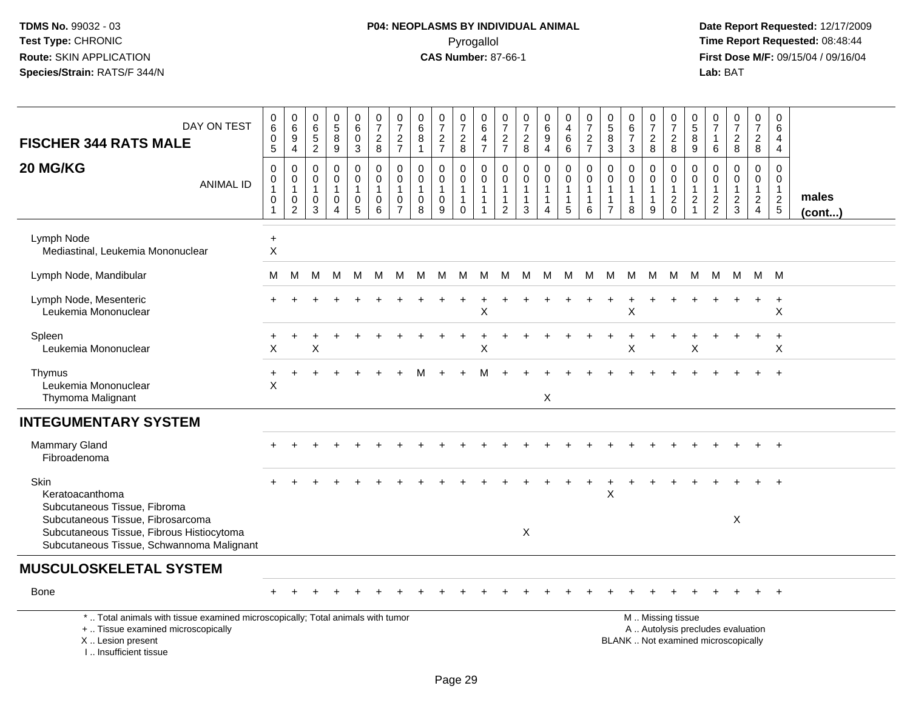**TDMS No.** 99032 - 03
**Test Type:** CHRONIC
**Route:** SKIN APPLICATION
**Species/Strain:** RATS/F 344/N

**P04: NEOPLASMS BY INDIVIDUAL ANIMAL**
Pyrogallol
**CAS Number:** 87-66-1

**Date Report Requested:** 12/17/2009
**Time Report Requested:** 08:48:44
**First Dose M/F:** 09/15/04 / 09/16/04
**Lab:** BAT

## FISCHER 344 RATS MALE — 20 MG/KG

| DAY ON TEST | 0605 | 0694 | 0652 | 0589 | 0603 | 0728 | 0727 | 0681 | 0727 | 0728 | 0647 | 0727 | 0728 | 0694 | 0466 | 0727 | 0583 | 0673 | 0728 | 0728 | 0589 | 0716 | 0728 | 0728 | 0644 | |
|---|---|---|---|---|---|---|---|---|---|---|---|---|---|---|---|---|---|---|---|---|---|---|---|---|---|---|
| **ANIMAL ID** | 0010 1 | 0010 2 | 0010 3 | 0010 4 | 0010 5 | 0010 6 | 0010 7 | 0010 8 | 0010 9 | 0011 0 | 0011 1 | 0011 2 | 0011 3 | 0011 4 | 0011 5 | 0011 6 | 0011 7 | 0011 8 | 0011 9 | 0012 0 | 0012 1 | 0012 2 | 0012 3 | 0012 4 | 0012 5 | **males (cont...)** |
| Lymph Node | + | | | | | | | | | | | | | | | | | | | | | | | | | |
| Mediastinal, Leukemia Mononuclear | X | | | | | | | | | | | | | | | | | | | | | | | | | |
| Lymph Node, Mandibular | M | M | M | M | M | M | M | M | M | M | M | M | M | M | M | M | M | M | M | M | M | M | M | M | M | |
| Lymph Node, Mesenteric | + | + | + | + | + | + | + | + | + | + | + | + | + | + | + | + | + | + | + | + | + | + | + | + | + | |
| Leukemia Mononuclear | | | | | | | | | | | X | | | | | | | X | | | | | | | X | |
| Spleen | + | + | + | + | + | + | + | + | + | + | + | + | + | + | + | + | + | + | + | + | + | + | + | + | + | |
| Leukemia Mononuclear | X | | X | | | | | | | | X | | | | | | | X | | | X | | | | X | |
| Thymus | + | + | + | + | + | + | + | M | + | + | M | + | + | + | + | + | + | + | + | + | + | + | + | + | + | |
| Leukemia Mononuclear | X | | | | | | | | | | | | | | | | | | | | | | | | | |
| Thymoma Malignant | | | | | | | | | | | | | | X | | | | | | | | | | | | |
| **INTEGUMENTARY SYSTEM** | | | | | | | | | | | | | | | | | | | | | | | | | | |
| Mammary Gland | + | + | + | + | + | + | + | + | + | + | + | + | + | + | + | + | + | + | + | + | + | + | + | + | + | |
| Fibroadenoma | | | | | | | | | | | | | | | | | | | | | | | | | | |
| Skin | + | + | + | + | + | + | + | + | + | + | + | + | + | + | + | + | + | + | + | + | + | + | + | + | + | |
| Keratoacanthoma | | | | | | | | | | | | | | | | | X | | | | | | | | | |
| Subcutaneous Tissue, Fibroma | | | | | | | | | | | | | | | | | | | | | | | | | | |
| Subcutaneous Tissue, Fibrosarcoma | | | | | | | | | | | | | | | | | | | | | | | X | | | |
| Subcutaneous Tissue, Fibrous Histiocytoma | | | | | | | | | | | | | X | | | | | | | | | | | | | |
| Subcutaneous Tissue, Schwannoma Malignant | | | | | | | | | | | | | | | | | | | | | | | | | | |
| **MUSCULOSKELETAL SYSTEM** | | | | | | | | | | | | | | | | | | | | | | | | | | |
| Bone | + | + | + | + | + | + | + | + | + | + | + | + | + | + | + | + | + | + | + | + | + | + | + | + | + | |

\* .. Total animals with tissue examined microscopically; Total animals with tumor
+ .. Tissue examined microscopically
X .. Lesion present
I .. Insufficient tissue

M .. Missing tissue
A .. Autolysis precludes evaluation
BLANK .. Not examined microscopically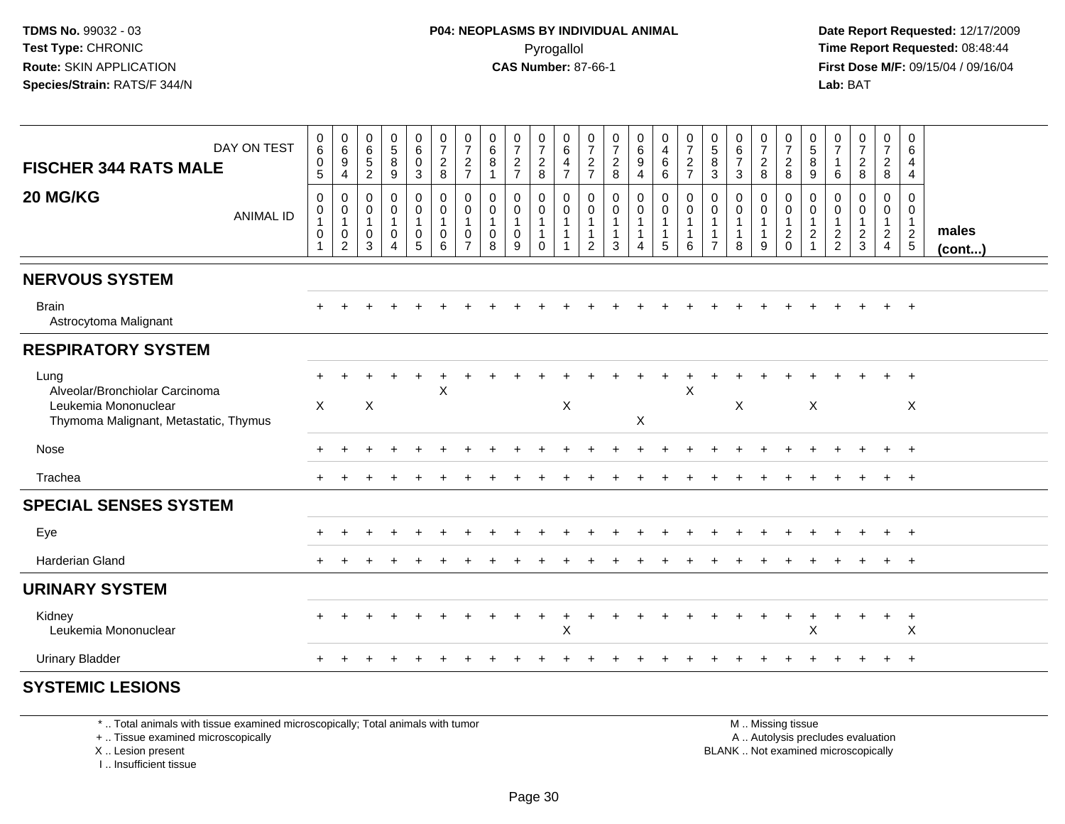| FISCHER 344 RATS MALE 20 MG/KG | DAY ON TEST | 0605 | 0694 | 0652 | 0589 | 0603 | 0728 | 0727 | 0681 | 0727 | 0728 | 0647 | 0727 | 0728 | 0694 | 0466 | 0727 | 0583 | 0673 | 0728 | 0728 | 0589 | 0716 | 0728 | 0728 | 0644 | |
|---|---|---|---|---|---|---|---|---|---|---|---|---|---|---|---|---|---|---|---|---|---|---|---|---|---|---|---|
| | ANIMAL ID | 0101 | 0102 | 0103 | 0104 | 0105 | 0106 | 0107 | 0108 | 0109 | 0110 | 0111 | 0112 | 0113 | 0114 | 0115 | 0116 | 0117 | 0118 | 0119 | 0120 | 0121 | 0122 | 0123 | 0124 | 0125 | males (cont...) |
| **NERVOUS SYSTEM** | | | | | | | | | | | | | | | | | | | | | | | | | | | |
| Brain | | + | + | + | + | + | + | + | + | + | + | + | + | + | + | + | + | + | + | + | + | + | + | + | + | + | |
| Astrocytoma Malignant | | | | | | | | | | | | | | | | | | | | | | | | | | | |
| **RESPIRATORY SYSTEM** | | | | | | | | | | | | | | | | | | | | | | | | | | | |
| Lung | | + | + | + | + | + | + | + | + | + | + | + | + | + | + | + | + | + | + | + | + | + | + | + | + | + | |
| Alveolar/Bronchiolar Carcinoma | | | | | | | X | | | | | | | | | | X | | | | | | | | | | |
| Leukemia Mononuclear | | X | | X | | | | | | | | X | | | | | | | X | | | X | | | | X | |
| Thymoma Malignant, Metastatic, Thymus | | | | | | | | | | | | | | | X | | | | | | | | | | | | |
| Nose | | + | + | + | + | + | + | + | + | + | + | + | + | + | + | + | + | + | + | + | + | + | + | + | + | + | |
| Trachea | | + | + | + | + | + | + | + | + | + | + | + | + | + | + | + | + | + | + | + | + | + | + | + | + | + | |
| **SPECIAL SENSES SYSTEM** | | | | | | | | | | | | | | | | | | | | | | | | | | | |
| Eye | | + | + | + | + | + | + | + | + | + | + | + | + | + | + | + | + | + | + | + | + | + | + | + | + | + | |
| Harderian Gland | | + | + | + | + | + | + | + | + | + | + | + | + | + | + | + | + | + | + | + | + | + | + | + | + | + | |
| **URINARY SYSTEM** | | | | | | | | | | | | | | | | | | | | | | | | | | | |
| Kidney | | + | + | + | + | + | + | + | + | + | + | + | + | + | + | + | + | + | + | + | + | + | + | + | + | + | |
| Leukemia Mononuclear | | | | | | | | | | | | X | | | | | | | | | | X | | | | X | |
| Urinary Bladder | | + | + | + | + | + | + | + | + | + | + | + | + | + | + | + | + | + | + | + | + | + | + | + | + | + | |
| **SYSTEMIC LESIONS** | | | | | | | | | | | | | | | | | | | | | | | | | | | |

\* .. Total animals with tissue examined microscopically; Total animals with tumor
+ .. Tissue examined microscopically
X .. Lesion present
I .. Insufficient tissue

M .. Missing tissue
A .. Autolysis precludes evaluation
BLANK .. Not examined microscopically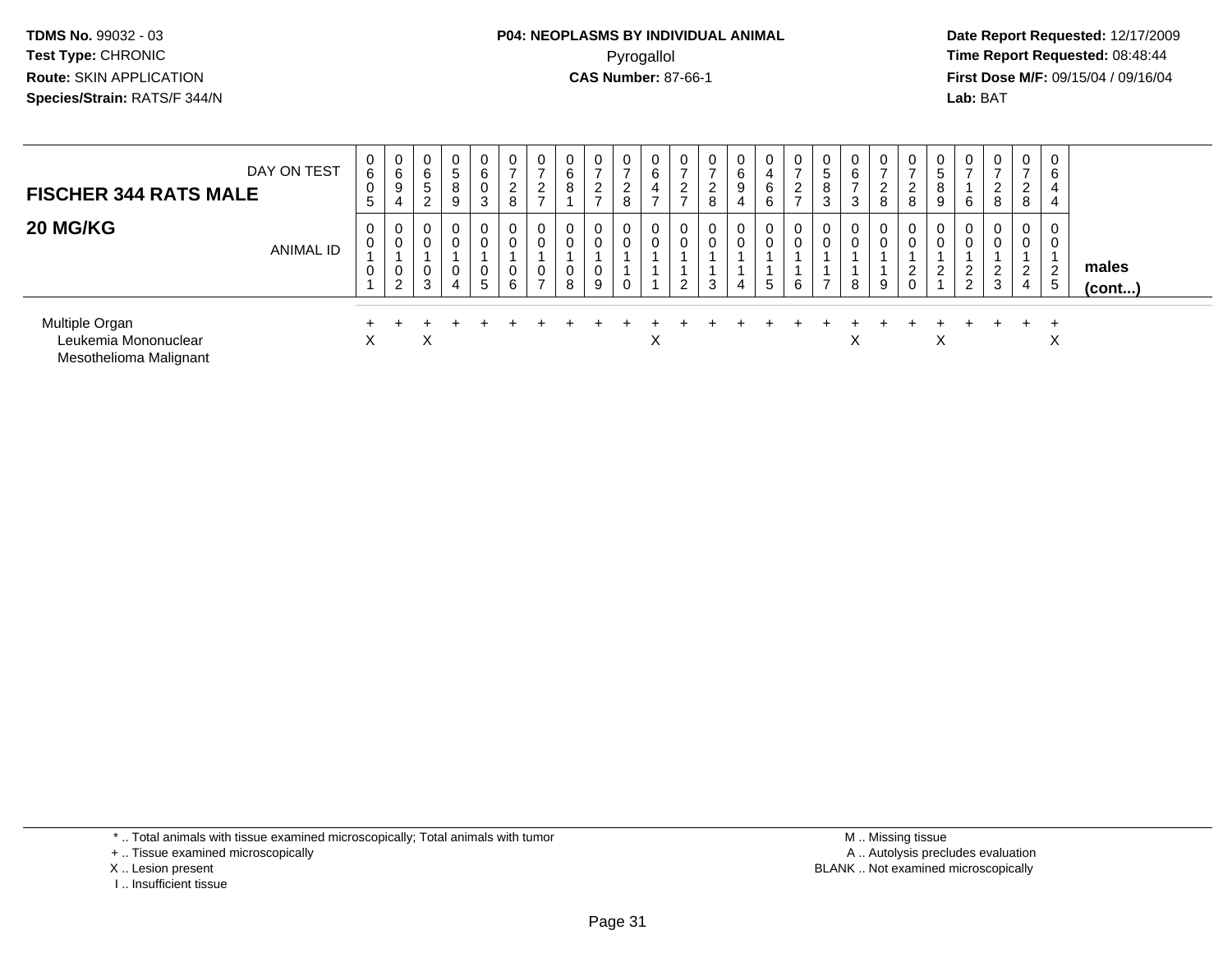TDMS No. 99032 - 03
Test Type: CHRONIC
Route: SKIN APPLICATION
Species/Strain: RATS/F 344/N

**P04: NEOPLASMS BY INDIVIDUAL ANIMAL**
Pyrogallol
**CAS Number:** 87-66-1

Date Report Requested: 12/17/2009
Time Report Requested: 08:48:44
First Dose M/F: 09/15/04 / 09/16/04
Lab: BAT

## FISCHER 344 RATS MALE

## 20 MG/KG

| DAY ON TEST | 0605 | 0694 | 0652 | 0589 | 0603 | 0728 | 0727 | 0681 | 0727 | 0728 | 0647 | 0727 | 0728 | 0694 | 0466 | 0727 | 0583 | 0673 | 0728 | 0728 | 0589 | 0716 | 0728 | 0728 | 0644 | |
|---|---|---|---|---|---|---|---|---|---|---|---|---|---|---|---|---|---|---|---|---|---|---|---|---|---|---|
| ANIMAL ID | 0010 1 | 0010 2 | 0010 3 | 0010 4 | 0010 5 | 0010 6 | 0010 7 | 0010 8 | 0010 9 | 0011 0 | 0011 1 | 0011 2 | 0011 3 | 0011 4 | 0011 5 | 0011 6 | 0011 7 | 0011 8 | 0011 9 | 0012 0 | 0012 1 | 0012 2 | 0012 3 | 0012 4 | 0012 5 | **males (cont...)** |
| Multiple Organ | + | + | + | + | + | + | + | + | + | + | + | + | + | + | + | + | + | + | + | + | + | + | + | + | + | |
| Leukemia Mononuclear | X | | X | | | | | | | | X | | | | | | | X | | | X | | | | X | |
| Mesothelioma Malignant | | | | | | | | | | | | | | | | | | | | | | | | | | |

\* .. Total animals with tissue examined microscopically; Total animals with tumor
\+ .. Tissue examined microscopically
X .. Lesion present
I .. Insufficient tissue

M .. Missing tissue
A .. Autolysis precludes evaluation
BLANK .. Not examined microscopically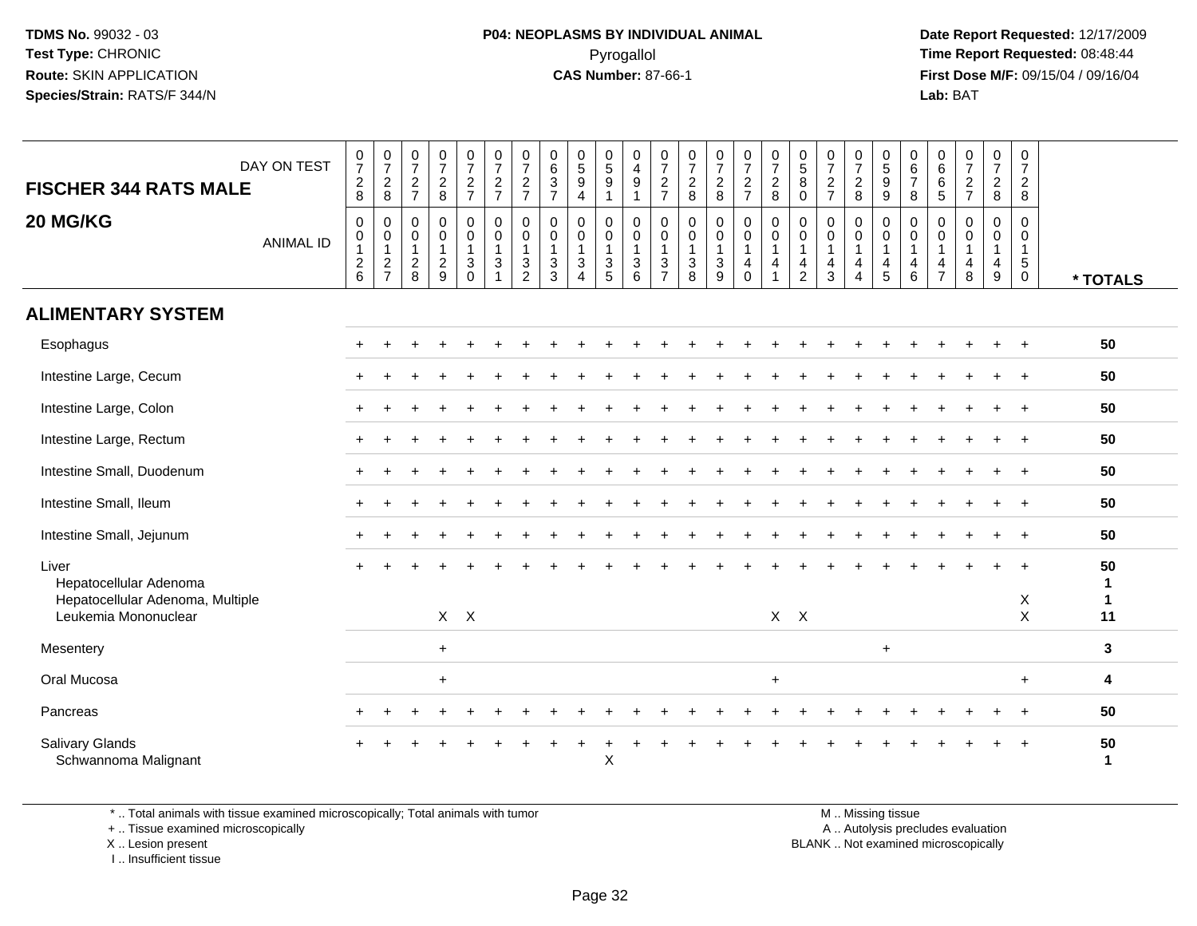TDMS No. 99032 - 03
Test Type: CHRONIC
Route: SKIN APPLICATION
Species/Strain: RATS/F 344/N

**P04: NEOPLASMS BY INDIVIDUAL ANIMAL**
Pyrogallol
**CAS Number:** 87-66-1

Date Report Requested: 12/17/2009
Time Report Requested: 08:48:44
First Dose M/F: 09/15/04 / 09/16/04
Lab: BAT

## FISCHER 344 RATS MALE

## 20 MG/KG

| DAY ON TEST | 0728 | 0728 | 0727 | 0728 | 0727 | 0727 | 0727 | 0637 | 0594 | 0591 | 0491 | 0727 | 0728 | 0728 | 0727 | 0728 | 0580 | 0727 | 0728 | 0599 | 0678 | 0665 | 0727 | 0728 | 0728 | |
|---|---|---|---|---|---|---|---|---|---|---|---|---|---|---|---|---|---|---|---|---|---|---|---|---|---|---|
| ANIMAL ID | 00126 | 00127 | 00128 | 00129 | 00130 | 00131 | 00132 | 00133 | 00134 | 00135 | 00136 | 00137 | 00138 | 00139 | 00140 | 00141 | 00142 | 00143 | 00144 | 00145 | 00146 | 00147 | 00148 | 00149 | 00150 | * TOTALS |
| **ALIMENTARY SYSTEM** | | | | | | | | | | | | | | | | | | | | | | | | | | |
| Esophagus | + | + | + | + | + | + | + | + | + | + | + | + | + | + | + | + | + | + | + | + | + | + | + | + | + | 50 |
| Intestine Large, Cecum | + | + | + | + | + | + | + | + | + | + | + | + | + | + | + | + | + | + | + | + | + | + | + | + | + | 50 |
| Intestine Large, Colon | + | + | + | + | + | + | + | + | + | + | + | + | + | + | + | + | + | + | + | + | + | + | + | + | + | 50 |
| Intestine Large, Rectum | + | + | + | + | + | + | + | + | + | + | + | + | + | + | + | + | + | + | + | + | + | + | + | + | + | 50 |
| Intestine Small, Duodenum | + | + | + | + | + | + | + | + | + | + | + | + | + | + | + | + | + | + | + | + | + | + | + | + | + | 50 |
| Intestine Small, Ileum | + | + | + | + | + | + | + | + | + | + | + | + | + | + | + | + | + | + | + | + | + | + | + | + | + | 50 |
| Intestine Small, Jejunum | + | + | + | + | + | + | + | + | + | + | + | + | + | + | + | + | + | + | + | + | + | + | + | + | + | 50 |
| Liver | + | + | + | + | + | + | + | + | + | + | + | + | + | + | + | + | + | + | + | + | + | + | + | + | + | 50 |
| Hepatocellular Adenoma | | | | | | | | | | | | | | | | | | | | | | | | | | 1 |
| Hepatocellular Adenoma, Multiple | | | | | | | | | | | | | | | | | | | | | | | | | X | 1 |
| Leukemia Mononuclear | | | | X | X | | | | | | | | | | | X | X | | | | | | | | X | 11 |
| Mesentery | | | | + | | | | | | | | | | | | | | | | + | | | | | | 3 |
| Oral Mucosa | | | | + | | | | | | | | | | | | + | | | | | | | | | + | 4 |
| Pancreas | + | + | + | + | + | + | + | + | + | + | + | + | + | + | + | + | + | + | + | + | + | + | + | + | + | 50 |
| Salivary Glands | + | + | + | + | + | + | + | + | + | + | + | + | + | + | + | + | + | + | + | + | + | + | + | + | + | 50 |
| Schwannoma Malignant | | | | | | | | | | X | | | | | | | | | | | | | | | | 1 |

\* .. Total animals with tissue examined microscopically; Total animals with tumor
\+ .. Tissue examined microscopically
X .. Lesion present
I .. Insufficient tissue

M .. Missing tissue
A .. Autolysis precludes evaluation
BLANK .. Not examined microscopically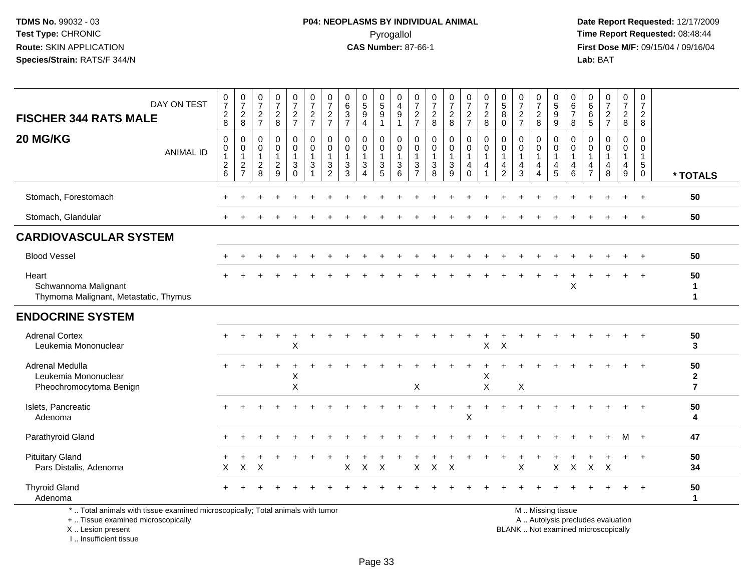**TDMS No.** 99032 - 03
**Test Type:** CHRONIC
**Route:** SKIN APPLICATION
**Species/Strain:** RATS/F 344/N

**P04: NEOPLASMS BY INDIVIDUAL ANIMAL**
Pyrogallol
**CAS Number:** 87-66-1

**Date Report Requested:** 12/17/2009
**Time Report Requested:** 08:48:44
**First Dose M/F:** 09/15/04 / 09/16/04
**Lab:** BAT

## FISCHER 344 RATS MALE
## 20 MG/KG

| DAY ON TEST | 0728 | 0728 | 0727 | 0728 | 0727 | 0727 | 0727 | 0637 | 0594 | 0591 | 0491 | 0727 | 0728 | 0728 | 0727 | 0728 | 0580 | 0727 | 0728 | 0599 | 0678 | 0665 | 0727 | 0728 | 0728 | |
|---|---|---|---|---|---|---|---|---|---|---|---|---|---|---|---|---|---|---|---|---|---|---|---|---|---|---|
| **ANIMAL ID** | 00126 | 00127 | 00128 | 00129 | 00130 | 00131 | 00132 | 00133 | 00134 | 00135 | 00136 | 00137 | 00138 | 00139 | 00140 | 00141 | 00142 | 00143 | 00144 | 00145 | 00146 | 00147 | 00148 | 00149 | 00150 | *** TOTALS** |
| Stomach, Forestomach | + | + | + | + | + | + | + | + | + | + | + | + | + | + | + | + | + | + | + | + | + | + | + | + | + | 50 |
| Stomach, Glandular | + | + | + | + | + | + | + | + | + | + | + | + | + | + | + | + | + | + | + | + | + | + | + | + | + | 50 |
| **CARDIOVASCULAR SYSTEM** | | | | | | | | | | | | | | | | | | | | | | | | | | |
| Blood Vessel | + | + | + | + | + | + | + | + | + | + | + | + | + | + | + | + | + | + | + | + | + | + | + | + | + | 50 |
| Heart | + | + | + | + | + | + | + | + | + | + | + | + | + | + | + | + | + | + | + | + | + | + | + | + | + | 50 |
| Schwannoma Malignant | | | | | | | | | | | | | | | | | | | | | X | | | | | 1 |
| Thymoma Malignant, Metastatic, Thymus | | | | | | | | | | | | | | | | | | | | | | | | | | 1 |
| **ENDOCRINE SYSTEM** | | | | | | | | | | | | | | | | | | | | | | | | | | |
| Adrenal Cortex | + | + | + | + | + | + | + | + | + | + | + | + | + | + | + | + | + | + | + | + | + | + | + | + | + | 50 |
| Leukemia Mononuclear | | | | | X | | | | | | | | | | | X | X | | | | | | | | | 3 |
| Adrenal Medulla | + | + | + | + | + | + | + | + | + | + | + | + | + | + | + | + | + | + | + | + | + | + | + | + | + | 50 |
| Leukemia Mononuclear | | | | | X | | | | | | | | | | | X | | | | | | | | | | 2 |
| Pheochromocytoma Benign | | | | | X | | | | | | | X | | | | X | | X | | | | | | | | 7 |
| Islets, Pancreatic | + | + | + | + | + | + | + | + | + | + | + | + | + | + | + | + | + | + | + | + | + | + | + | + | + | 50 |
| Adenoma | | | | | | | | | | | | | | | X | | | | | | | | | | | 4 |
| Parathyroid Gland | + | + | + | + | + | + | + | + | + | + | + | + | + | + | + | + | + | + | + | + | + | + | + | M | + | 47 |
| Pituitary Gland | + | + | + | + | + | + | + | + | + | + | + | + | + | + | + | + | + | + | + | + | + | + | + | + | + | 50 |
| Pars Distalis, Adenoma | X | X | X | | | | | X | X | X | | X | X | X | | | | X | | X | X | X | X | | | 34 |
| Thyroid Gland | + | + | + | + | + | + | + | + | + | + | + | + | + | + | + | + | + | + | + | + | + | + | + | + | + | 50 |
| Adenoma | | | | | | | | | | | | | | | | | | | | | | | | | | 1 |

\* .. Total animals with tissue examined microscopically; Total animals with tumor
\+ .. Tissue examined microscopically
X .. Lesion present
I .. Insufficient tissue

M .. Missing tissue
A .. Autolysis precludes evaluation
BLANK .. Not examined microscopically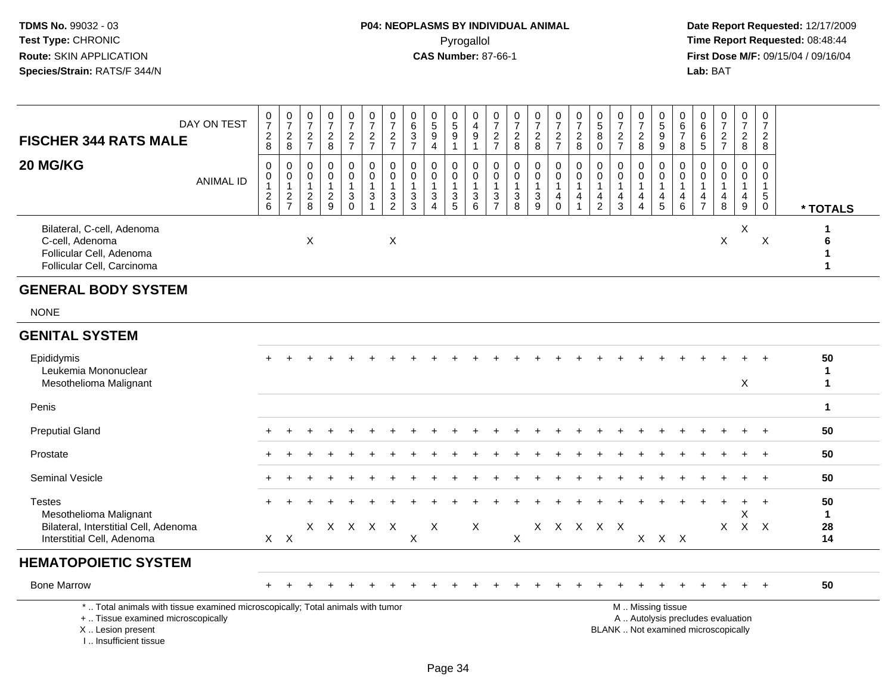**TDMS No.** 99032 - 03
**Test Type:** CHRONIC
**Route:** SKIN APPLICATION
**Species/Strain:** RATS/F 344/N

**P04: NEOPLASMS BY INDIVIDUAL ANIMAL**
Pyrogallol
**CAS Number:** 87-66-1

**Date Report Requested:** 12/17/2009
**Time Report Requested:** 08:48:44
**First Dose M/F:** 09/15/04 / 09/16/04
**Lab:** BAT

| FISCHER 344 RATS MALE 20 MG/KG — DAY ON TEST | 0728 | 0728 | 0727 | 0728 | 0727 | 0727 | 0727 | 0637 | 0594 | 0591 | 0491 | 0727 | 0728 | 0728 | 0727 | 0728 | 0580 | 0727 | 0728 | 0599 | 0678 | 0665 | 0727 | 0728 | 0728 | |
|---|---|---|---|---|---|---|---|---|---|---|---|---|---|---|---|---|---|---|---|---|---|---|---|---|---|---|
| **ANIMAL ID** | 00126 | 00127 | 00128 | 00129 | 00130 | 00131 | 00132 | 00133 | 00134 | 00135 | 00136 | 00137 | 00138 | 00139 | 00140 | 00141 | 00142 | 00143 | 00144 | 00145 | 00146 | 00147 | 00148 | 00149 | 00150 | *** TOTALS** |
| Bilateral, C-cell, Adenoma | | | | | | | | | | | | | | | | | | | | | | | | X | | 1 |
| C-cell, Adenoma | | | X | | | | X | | | | | | | | | | | | | | | | X | | X | 6 |
| Follicular Cell, Adenoma | | | | | | | | | | | | | | | | | | | | | | | | | | 1 |
| Follicular Cell, Carcinoma | | | | | | | | | | | | | | | | | | | | | | | | | | 1 |
| **GENERAL BODY SYSTEM** | | | | | | | | | | | | | | | | | | | | | | | | | | |
| NONE | | | | | | | | | | | | | | | | | | | | | | | | | | |
| **GENITAL SYSTEM** | | | | | | | | | | | | | | | | | | | | | | | | | | |
| Epididymis | + | + | + | + | + | + | + | + | + | + | + | + | + | + | + | + | + | + | + | + | + | + | + | + | + | 50 |
| Leukemia Mononuclear | | | | | | | | | | | | | | | | | | | | | | | | | | 1 |
| Mesothelioma Malignant | | | | | | | | | | | | | | | | | | | | | | | | X | | 1 |
| Penis | | | | | | | | | | | | | | | | | | | | | | | | | | 1 |
| Preputial Gland | + | + | + | + | + | + | + | + | + | + | + | + | + | + | + | + | + | + | + | + | + | + | + | + | + | 50 |
| Prostate | + | + | + | + | + | + | + | + | + | + | + | + | + | + | + | + | + | + | + | + | + | + | + | + | + | 50 |
| Seminal Vesicle | + | + | + | + | + | + | + | + | + | + | + | + | + | + | + | + | + | + | + | + | + | + | + | + | + | 50 |
| Testes | + | + | + | + | + | + | + | + | + | + | + | + | + | + | + | + | + | + | + | + | + | + | + | + | + | 50 |
| Mesothelioma Malignant | | | | | | | | | | | | | | | | | | | | | | | | X | | 1 |
| Bilateral, Interstitial Cell, Adenoma | | | X | X | X | X | X | | X | | X | | | X | X | X | X | X | | | | | X | X | X | 28 |
| Interstitial Cell, Adenoma | X | X | | | | | | X | | | | | X | | | | | | X | X | X | | | | | 14 |
| **HEMATOPOIETIC SYSTEM** | | | | | | | | | | | | | | | | | | | | | | | | | | |
| Bone Marrow | + | + | + | + | + | + | + | + | + | + | + | + | + | + | + | + | + | + | + | + | + | + | + | + | + | 50 |

\* .. Total animals with tissue examined microscopically; Total animals with tumor
\+ .. Tissue examined microscopically
X .. Lesion present
I .. Insufficient tissue

M .. Missing tissue
A .. Autolysis precludes evaluation
BLANK .. Not examined microscopically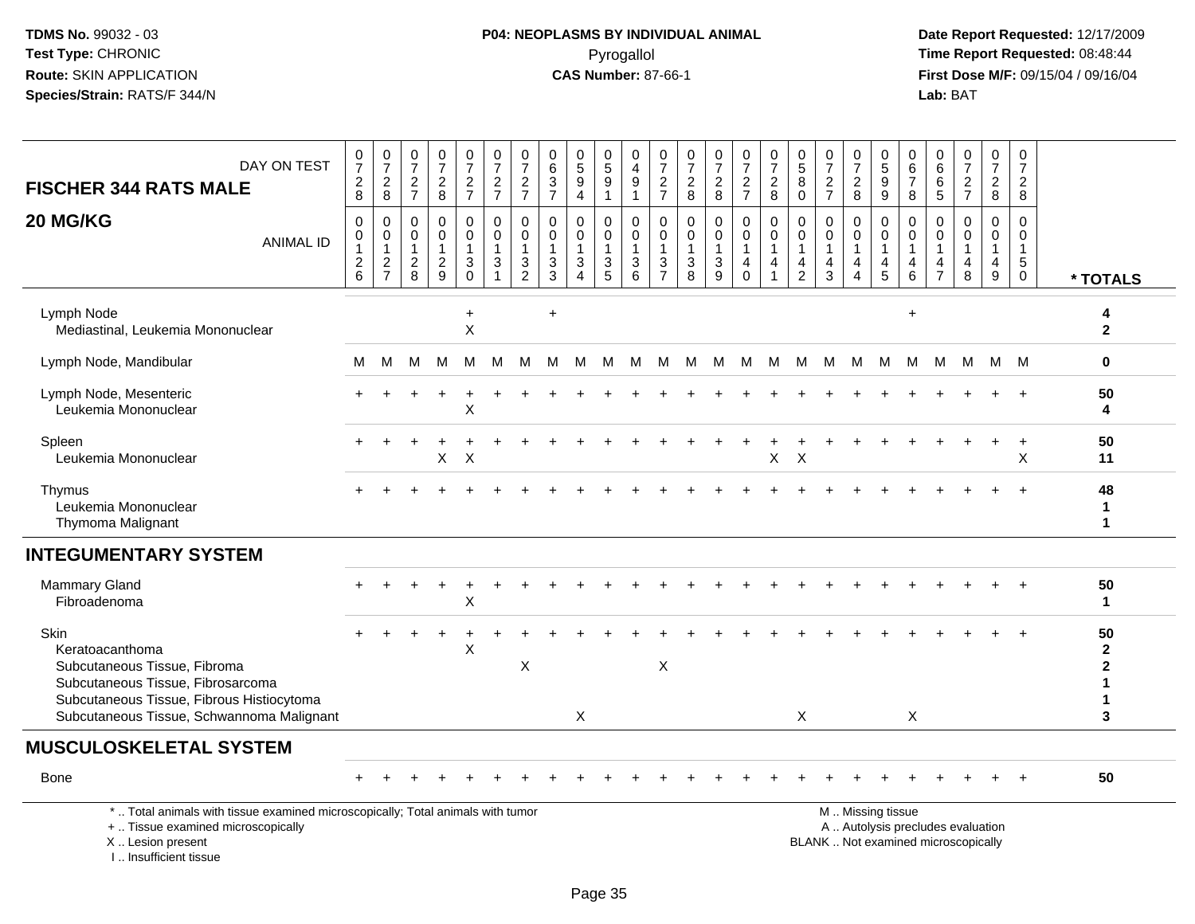TDMS No. 99032 - 03
Test Type: CHRONIC
Route: SKIN APPLICATION
Species/Strain: RATS/F 344/N

**P04: NEOPLASMS BY INDIVIDUAL ANIMAL**
Pyrogallol
**CAS Number:** 87-66-1

Date Report Requested: 12/17/2009
Time Report Requested: 08:48:44
First Dose M/F: 09/15/04 / 09/16/04
Lab: BAT

| **FISCHER 344 RATS MALE** DAY ON TEST | 0728 | 0728 | 0727 | 0728 | 0727 | 0727 | 0727 | 0637 | 0594 | 0591 | 0491 | 0727 | 0728 | 0728 | 0727 | 0728 | 0580 | 0727 | 0728 | 0599 | 0678 | 0665 | 0727 | 0728 | 0728 | |
|---|---|---|---|---|---|---|---|---|---|---|---|---|---|---|---|---|---|---|---|---|---|---|---|---|---|---|
| **20 MG/KG** ANIMAL ID | 00126 | 00127 | 00128 | 00129 | 00130 | 00131 | 00132 | 00133 | 00134 | 00135 | 00136 | 00137 | 00138 | 00139 | 00140 | 00141 | 00142 | 00143 | 00144 | 00145 | 00146 | 00147 | 00148 | 00149 | 00150 | *** TOTALS** |
| Lymph Node | | | | | + | | | + | | | | | | | | | | | | | + | | | | | **4** |
| Mediastinal, Leukemia Mononuclear | | | | | X | | | | | | | | | | | | | | | | | | | | | **2** |
| Lymph Node, Mandibular | M | M | M | M | M | M | M | M | M | M | M | M | M | M | M | M | M | M | M | M | M | M | M | M | M | **0** |
| Lymph Node, Mesenteric | + | + | + | + | + | + | + | + | + | + | + | + | + | + | + | + | + | + | + | + | + | + | + | + | + | **50** |
| Leukemia Mononuclear | | | | | X | | | | | | | | | | | | | | | | | | | | | **4** |
| Spleen | + | + | + | + | + | + | + | + | + | + | + | + | + | + | + | + | + | + | + | + | + | + | + | + | + | **50** |
| Leukemia Mononuclear | | | | X | X | | | | | | | | | | | X | X | | | | | | | | X | **11** |
| Thymus | + | + | + | + | + | + | + | + | + | + | + | + | + | + | + | + | + | + | + | + | + | + | + | + | + | **48** |
| Leukemia Mononuclear | | | | | | | | | | | | | | | | | | | | | | | | | | **1** |
| Thymoma Malignant | | | | | | | | | | | | | | | | | | | | | | | | | | **1** |
| **INTEGUMENTARY SYSTEM** | | | | | | | | | | | | | | | | | | | | | | | | | | |
| Mammary Gland | + | + | + | + | + | + | + | + | + | + | + | + | + | + | + | + | + | + | + | + | + | + | + | + | + | **50** |
| Fibroadenoma | | | | | X | | | | | | | | | | | | | | | | | | | | | **1** |
| Skin | + | + | + | + | + | + | + | + | + | + | + | + | + | + | + | + | + | + | + | + | + | + | + | + | + | **50** |
| Keratoacanthoma | | | | | X | | | | | | | | | | | | | | | | | | | | | **2** |
| Subcutaneous Tissue, Fibroma | | | | | | | X | | | | | X | | | | | | | | | | | | | | **2** |
| Subcutaneous Tissue, Fibrosarcoma | | | | | | | | | | | | | | | | | | | | | | | | | | **1** |
| Subcutaneous Tissue, Fibrous Histiocytoma | | | | | | | | | | | | | | | | | | | | | | | | | | **1** |
| Subcutaneous Tissue, Schwannoma Malignant | | | | | | | | | X | | | | | | | | X | | | | X | | | | | **3** |
| **MUSCULOSKELETAL SYSTEM** | | | | | | | | | | | | | | | | | | | | | | | | | | |
| Bone | + | + | + | + | + | + | + | + | + | + | + | + | + | + | + | + | + | + | + | + | + | + | + | + | + | **50** |

\* .. Total animals with tissue examined microscopically; Total animals with tumor
\+ .. Tissue examined microscopically
X .. Lesion present
I .. Insufficient tissue

M .. Missing tissue
A .. Autolysis precludes evaluation
BLANK .. Not examined microscopically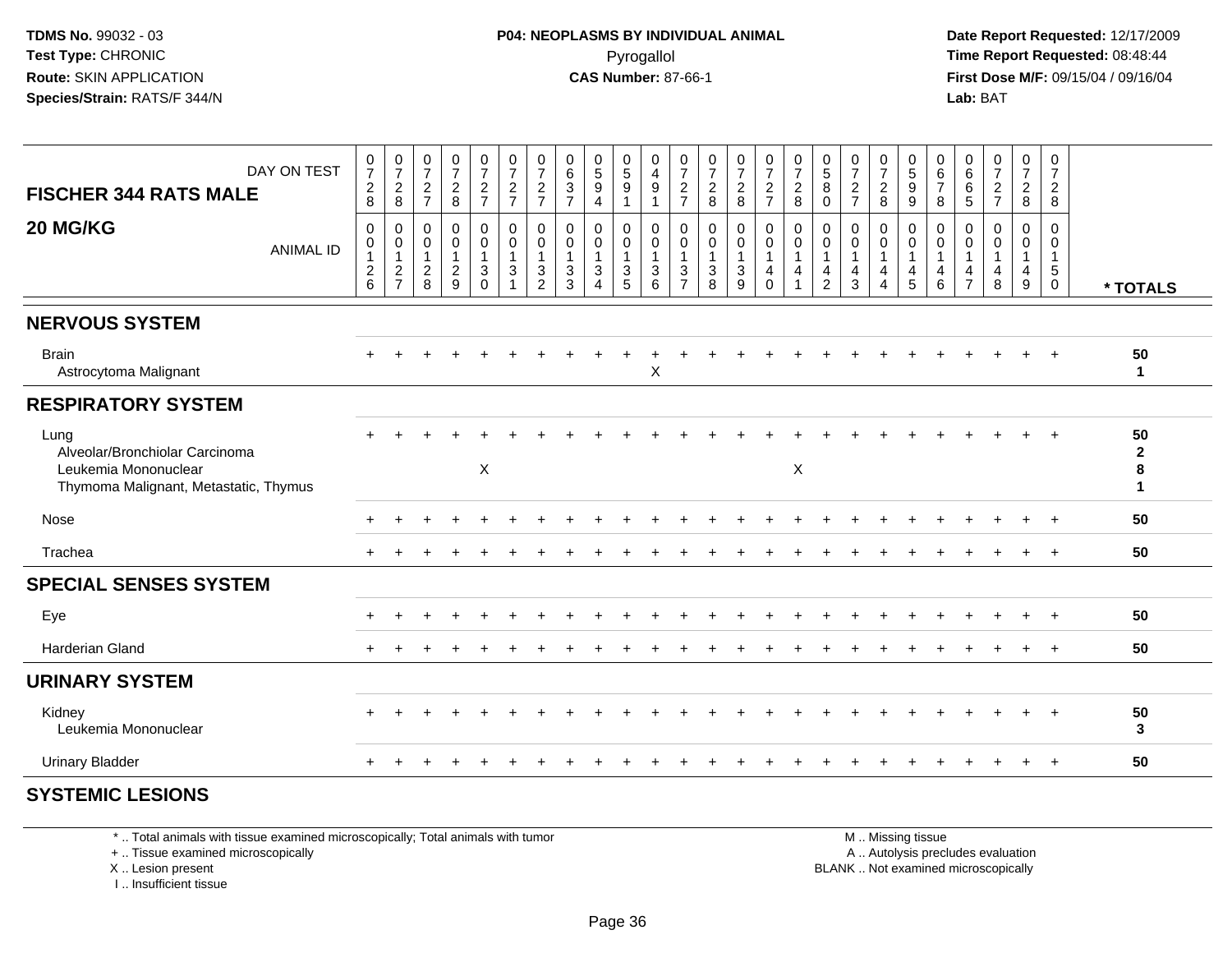**TDMS No.** 99032 - 03
**Test Type:** CHRONIC
**Route:** SKIN APPLICATION
**Species/Strain:** RATS/F 344/N

**P04: NEOPLASMS BY INDIVIDUAL ANIMAL**
Pyrogallol
**CAS Number:** 87-66-1

**Date Report Requested:** 12/17/2009
**Time Report Requested:** 08:48:44
**First Dose M/F:** 09/15/04 / 09/16/04
**Lab:** BAT

## FISCHER 344 RATS MALE
## 20 MG/KG

| DAY ON TEST | 0728 | 0728 | 0727 | 0728 | 0727 | 0727 | 0727 | 0637 | 0594 | 0591 | 0491 | 0727 | 0728 | 0728 | 0727 | 0728 | 0580 | 0727 | 0728 | 0599 | 0678 | 0665 | 0727 | 0728 | 0728 | |
|---|---|---|---|---|---|---|---|---|---|---|---|---|---|---|---|---|---|---|---|---|---|---|---|---|---|---|
| **ANIMAL ID** | 00126 | 00127 | 00128 | 00129 | 00130 | 00131 | 00132 | 00133 | 00134 | 00135 | 00136 | 00137 | 00138 | 00139 | 00140 | 00141 | 00142 | 00143 | 00144 | 00145 | 00146 | 00147 | 00148 | 00149 | 00150 | *** TOTALS** |
| **NERVOUS SYSTEM** | | | | | | | | | | | | | | | | | | | | | | | | | | |
| Brain | + | + | + | + | + | + | + | + | + | + | + | + | + | + | + | + | + | + | + | + | + | + | + | + | + | **50** |
| Astrocytoma Malignant | | | | | | | | | | | X | | | | | | | | | | | | | | | **1** |
| **RESPIRATORY SYSTEM** | | | | | | | | | | | | | | | | | | | | | | | | | | |
| Lung | + | + | + | + | + | + | + | + | + | + | + | + | + | + | + | + | + | + | + | + | + | + | + | + | + | **50** |
| Alveolar/Bronchiolar Carcinoma | | | | | | | | | | | | | | | | | | | | | | | | | | **2** |
| Leukemia Mononuclear | | | | | X | | | | | | | | | | | X | | | | | | | | | | **8** |
| Thymoma Malignant, Metastatic, Thymus | | | | | | | | | | | | | | | | | | | | | | | | | | **1** |
| Nose | + | + | + | + | + | + | + | + | + | + | + | + | + | + | + | + | + | + | + | + | + | + | + | + | + | **50** |
| Trachea | + | + | + | + | + | + | + | + | + | + | + | + | + | + | + | + | + | + | + | + | + | + | + | + | + | **50** |
| **SPECIAL SENSES SYSTEM** | | | | | | | | | | | | | | | | | | | | | | | | | | |
| Eye | + | + | + | + | + | + | + | + | + | + | + | + | + | + | + | + | + | + | + | + | + | + | + | + | + | **50** |
| Harderian Gland | + | + | + | + | + | + | + | + | + | + | + | + | + | + | + | + | + | + | + | + | + | + | + | + | + | **50** |
| **URINARY SYSTEM** | | | | | | | | | | | | | | | | | | | | | | | | | | |
| Kidney | + | + | + | + | + | + | + | + | + | + | + | + | + | + | + | + | + | + | + | + | + | + | + | + | + | **50** |
| Leukemia Mononuclear | | | | | | | | | | | | | | | | | | | | | | | | | | **3** |
| Urinary Bladder | + | + | + | + | + | + | + | + | + | + | + | + | + | + | + | + | + | + | + | + | + | + | + | + | + | **50** |
| **SYSTEMIC LESIONS** | | | | | | | | | | | | | | | | | | | | | | | | | | |

\* .. Total animals with tissue examined microscopically; Total animals with tumor
\+ .. Tissue examined microscopically
X .. Lesion present
I .. Insufficient tissue

M .. Missing tissue
A .. Autolysis precludes evaluation
BLANK .. Not examined microscopically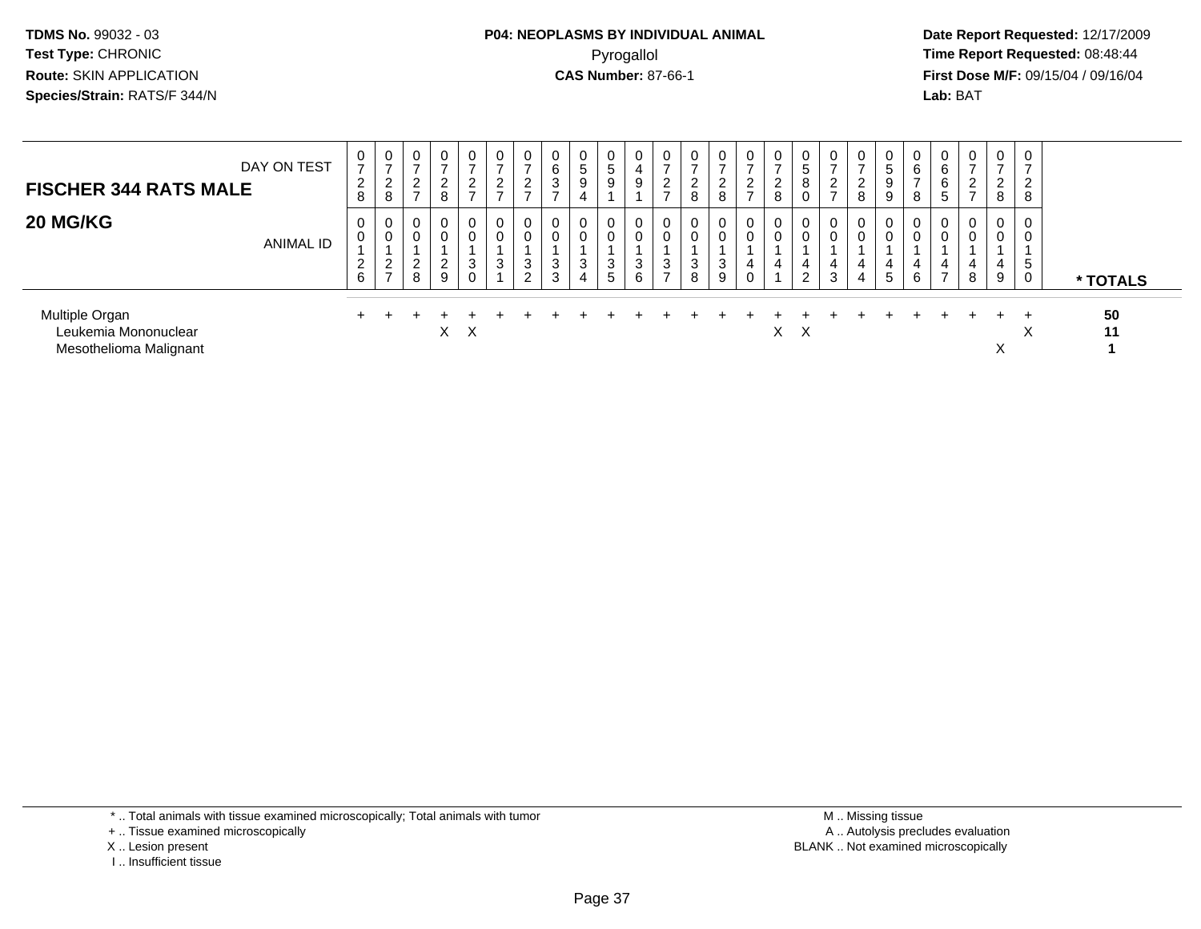TDMS No. 99032 - 03
Test Type: CHRONIC
Route: SKIN APPLICATION
Species/Strain: RATS/F 344/N

**P04: NEOPLASMS BY INDIVIDUAL ANIMAL**
Pyrogallol
**CAS Number:** 87-66-1

Date Report Requested: 12/17/2009
Time Report Requested: 08:48:44
First Dose M/F: 09/15/04 / 09/16/04
Lab: BAT

## FISCHER 344 RATS MALE
## 20 MG/KG

| DAY ON TEST | 0728 | 0728 | 0727 | 0728 | 0727 | 0727 | 0727 | 0637 | 0594 | 0591 | 0491 | 0727 | 0728 | 0728 | 0727 | 0728 | 0580 | 0727 | 0728 | 0599 | 0678 | 0665 | 0727 | 0728 | 0728 | |
|---|---|---|---|---|---|---|---|---|---|---|---|---|---|---|---|---|---|---|---|---|---|---|---|---|---|---|
| ANIMAL ID | 00126 | 00127 | 00128 | 00129 | 00130 | 00131 | 00132 | 00133 | 00134 | 00135 | 00136 | 00137 | 00138 | 00139 | 00140 | 00141 | 00142 | 00143 | 00144 | 00145 | 00146 | 00147 | 00148 | 00149 | 00150 | * TOTALS |
| Multiple Organ | + | + | + | + | + | + | + | + | + | + | + | + | + | + | + | + | + | + | + | + | + | + | + | + | + | 50 |
| Leukemia Mononuclear | | | | X | X | | | | | | | | | | | X | X | | | | | | | | X | 11 |
| Mesothelioma Malignant | | | | | | | | | | | | | | | | | | | | | | | | X | | 1 |

\* .. Total animals with tissue examined microscopically; Total animals with tumor
+ .. Tissue examined microscopically
X .. Lesion present
I .. Insufficient tissue

M .. Missing tissue
A .. Autolysis precludes evaluation
BLANK .. Not examined microscopically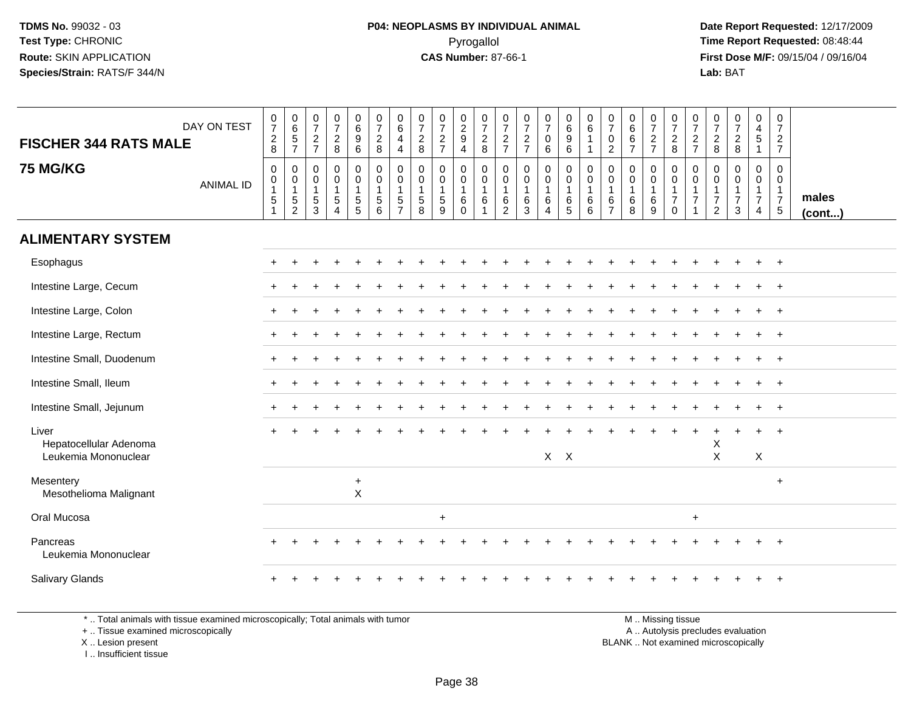TDMS No. 99032 - 03
Test Type: CHRONIC
Route: SKIN APPLICATION
Species/Strain: RATS/F 344/N

**P04: NEOPLASMS BY INDIVIDUAL ANIMAL**
Pyrogallol
**CAS Number:** 87-66-1

Date Report Requested: 12/17/2009
Time Report Requested: 08:48:44
First Dose M/F: 09/15/04 / 09/16/04
Lab: BAT

## FISCHER 344 RATS MALE
## 75 MG/KG

| DAY ON TEST | 0728 | 0657 | 0727 | 0728 | 0696 | 0728 | 0644 | 0728 | 0727 | 0294 | 0728 | 0727 | 0727 | 0706 | 0696 | 0611 | 0702 | 0667 | 0727 | 0728 | 0727 | 0728 | 0728 | 0451 | 0727 | |
|---|---|---|---|---|---|---|---|---|---|---|---|---|---|---|---|---|---|---|---|---|---|---|---|---|---|---|
| ANIMAL ID | 00151 | 00152 | 00153 | 00154 | 00155 | 00156 | 00157 | 00158 | 00159 | 00160 | 00161 | 00162 | 00163 | 00164 | 00165 | 00166 | 00167 | 00168 | 00169 | 00170 | 00171 | 00172 | 00173 | 00174 | 00175 | males (cont...) |
| **ALIMENTARY SYSTEM** | | | | | | | | | | | | | | | | | | | | | | | | | | |
| Esophagus | + | + | + | + | + | + | + | + | + | + | + | + | + | + | + | + | + | + | + | + | + | + | + | + | + | |
| Intestine Large, Cecum | + | + | + | + | + | + | + | + | + | + | + | + | + | + | + | + | + | + | + | + | + | + | + | + | + | |
| Intestine Large, Colon | + | + | + | + | + | + | + | + | + | + | + | + | + | + | + | + | + | + | + | + | + | + | + | + | + | |
| Intestine Large, Rectum | + | + | + | + | + | + | + | + | + | + | + | + | + | + | + | + | + | + | + | + | + | + | + | + | + | |
| Intestine Small, Duodenum | + | + | + | + | + | + | + | + | + | + | + | + | + | + | + | + | + | + | + | + | + | + | + | + | + | |
| Intestine Small, Ileum | + | + | + | + | + | + | + | + | + | + | + | + | + | + | + | + | + | + | + | + | + | + | + | + | + | |
| Intestine Small, Jejunum | + | + | + | + | + | + | + | + | + | + | + | + | + | + | + | + | + | + | + | + | + | + | + | + | + | |
| Liver | + | + | + | + | + | + | + | + | + | + | + | + | + | + | + | + | + | + | + | + | + | + | + | + | + | |
| Hepatocellular Adenoma | | | | | | | | | | | | | | | | | | | | | | X | | | | |
| Leukemia Mononuclear | | | | | | | | | | | | | | X | X | | | | | | | X | | X | | |
| Mesentery | | | | | + | | | | | | | | | | | | | | | | | | | | + | |
| Mesothelioma Malignant | | | | | X | | | | | | | | | | | | | | | | | | | | | |
| Oral Mucosa | | | | | | | | | + | | | | | | | | | | | | + | | | | | |
| Pancreas | + | + | + | + | + | + | + | + | + | + | + | + | + | + | + | + | + | + | + | + | + | + | + | + | + | |
| Leukemia Mononuclear | | | | | | | | | | | | | | | | | | | | | | | | | | |
| Salivary Glands | + | + | + | + | + | + | + | + | + | + | + | + | + | + | + | + | + | + | + | + | + | + | + | + | + | |

\* .. Total animals with tissue examined microscopically; Total animals with tumor
\+ .. Tissue examined microscopically
X .. Lesion present
I .. Insufficient tissue

M .. Missing tissue
A .. Autolysis precludes evaluation
BLANK .. Not examined microscopically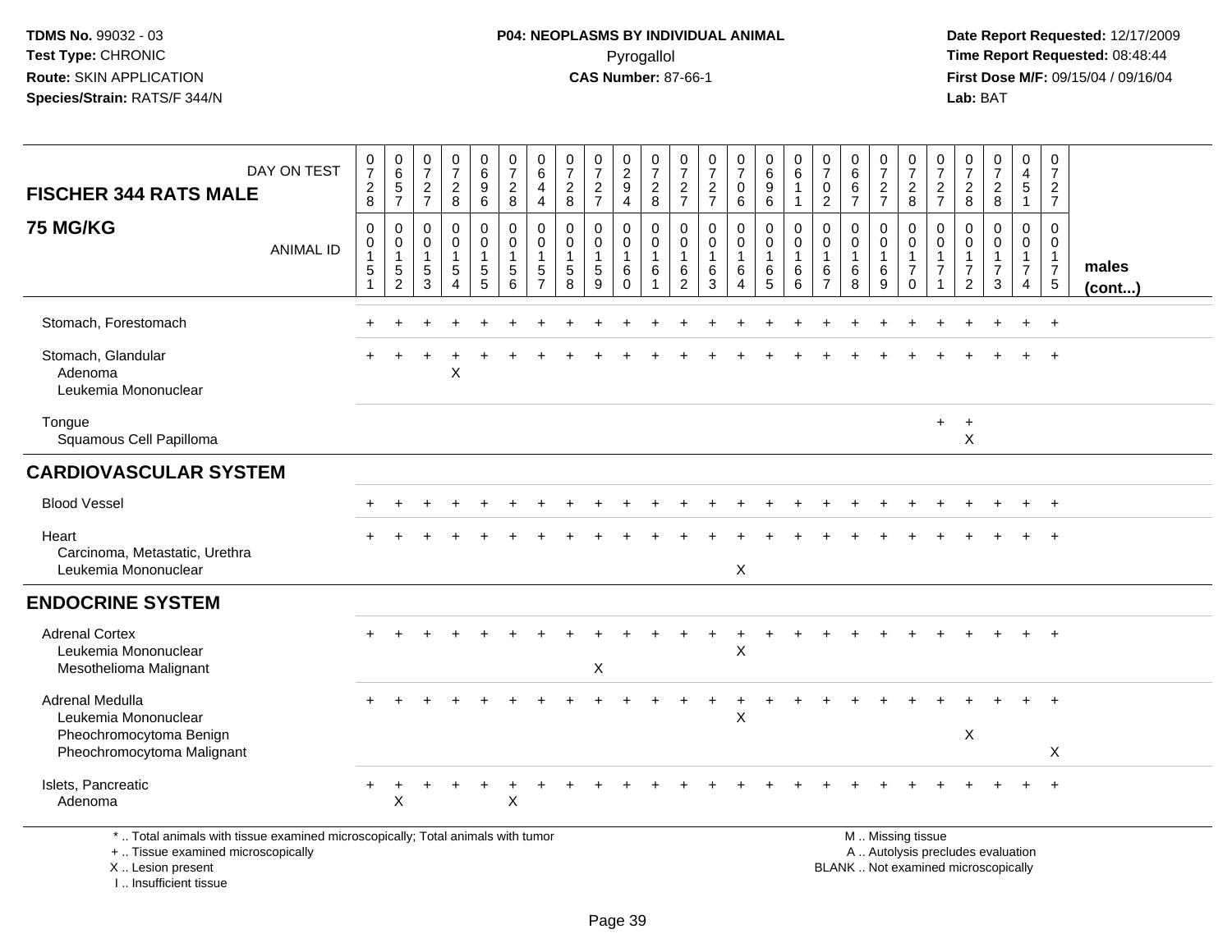**TDMS No.** 99032 - 03
**Test Type:** CHRONIC
**Route:** SKIN APPLICATION
**Species/Strain:** RATS/F 344/N

**P04: NEOPLASMS BY INDIVIDUAL ANIMAL**
Pyrogallol
**CAS Number:** 87-66-1

**Date Report Requested:** 12/17/2009
**Time Report Requested:** 08:48:44
**First Dose M/F:** 09/15/04 / 09/16/04
**Lab:** BAT

## FISCHER 344 RATS MALE
## 75 MG/KG

| DAY ON TEST | 0728 | 0657 | 0727 | 0728 | 0696 | 0728 | 0644 | 0728 | 0727 | 0294 | 0728 | 0727 | 0727 | 0706 | 0696 | 0611 | 0702 | 0667 | 0727 | 0728 | 0727 | 0728 | 0728 | 0451 | 0727 | |
|---|---|---|---|---|---|---|---|---|---|---|---|---|---|---|---|---|---|---|---|---|---|---|---|---|---|---|
| **ANIMAL ID** | 00151 | 00152 | 00153 | 00154 | 00155 | 00156 | 00157 | 00158 | 00159 | 00160 | 00161 | 00162 | 00163 | 00164 | 00165 | 00166 | 00167 | 00168 | 00169 | 00170 | 00171 | 00172 | 00173 | 00174 | 00175 | **males (cont...)** |
| Stomach, Forestomach | + | + | + | + | + | + | + | + | + | + | + | + | + | + | + | + | + | + | + | + | + | + | + | + | + | |
| Stomach, Glandular | + | + | + | + | + | + | + | + | + | + | + | + | + | + | + | + | + | + | + | + | + | + | + | + | + | |
| Adenoma | | | | X | | | | | | | | | | | | | | | | | | | | | | |
| Leukemia Mononuclear | | | | | | | | | | | | | | | | | | | | | | | | | | |
| Tongue | | | | | | | | | | | | | | | | | | | | | + | + | | | | |
| Squamous Cell Papilloma | | | | | | | | | | | | | | | | | | | | | | X | | | | |
| **CARDIOVASCULAR SYSTEM** | | | | | | | | | | | | | | | | | | | | | | | | | | |
| Blood Vessel | + | + | + | + | + | + | + | + | + | + | + | + | + | + | + | + | + | + | + | + | + | + | + | + | + | |
| Heart | + | + | + | + | + | + | + | + | + | + | + | + | + | + | + | + | + | + | + | + | + | + | + | + | + | |
| Carcinoma, Metastatic, Urethra | | | | | | | | | | | | | | | | | | | | | | | | | | |
| Leukemia Mononuclear | | | | | | | | | | | | | | X | | | | | | | | | | | | |
| **ENDOCRINE SYSTEM** | | | | | | | | | | | | | | | | | | | | | | | | | | |
| Adrenal Cortex | + | + | + | + | + | + | + | + | + | + | + | + | + | + | + | + | + | + | + | + | + | + | + | + | + | |
| Leukemia Mononuclear | | | | | | | | | | | | | | X | | | | | | | | | | | | |
| Mesothelioma Malignant | | | | | | | | | X | | | | | | | | | | | | | | | | | |
| Adrenal Medulla | + | + | + | + | + | + | + | + | + | + | + | + | + | + | + | + | + | + | + | + | + | + | + | + | + | |
| Leukemia Mononuclear | | | | | | | | | | | | | | X | | | | | | | | | | | | |
| Pheochromocytoma Benign | | | | | | | | | | | | | | | | | | | | | | X | | | | |
| Pheochromocytoma Malignant | | | | | | | | | | | | | | | | | | | | | | | | | X | |
| Islets, Pancreatic | + | + | + | + | + | + | + | + | + | + | + | + | + | + | + | + | + | + | + | + | + | + | + | + | + | |
| Adenoma | | X | | | | X | | | | | | | | | | | | | | | | | | | | |

\* .. Total animals with tissue examined microscopically; Total animals with tumor
\+ .. Tissue examined microscopically
X .. Lesion present
I .. Insufficient tissue

M .. Missing tissue
A .. Autolysis precludes evaluation
BLANK .. Not examined microscopically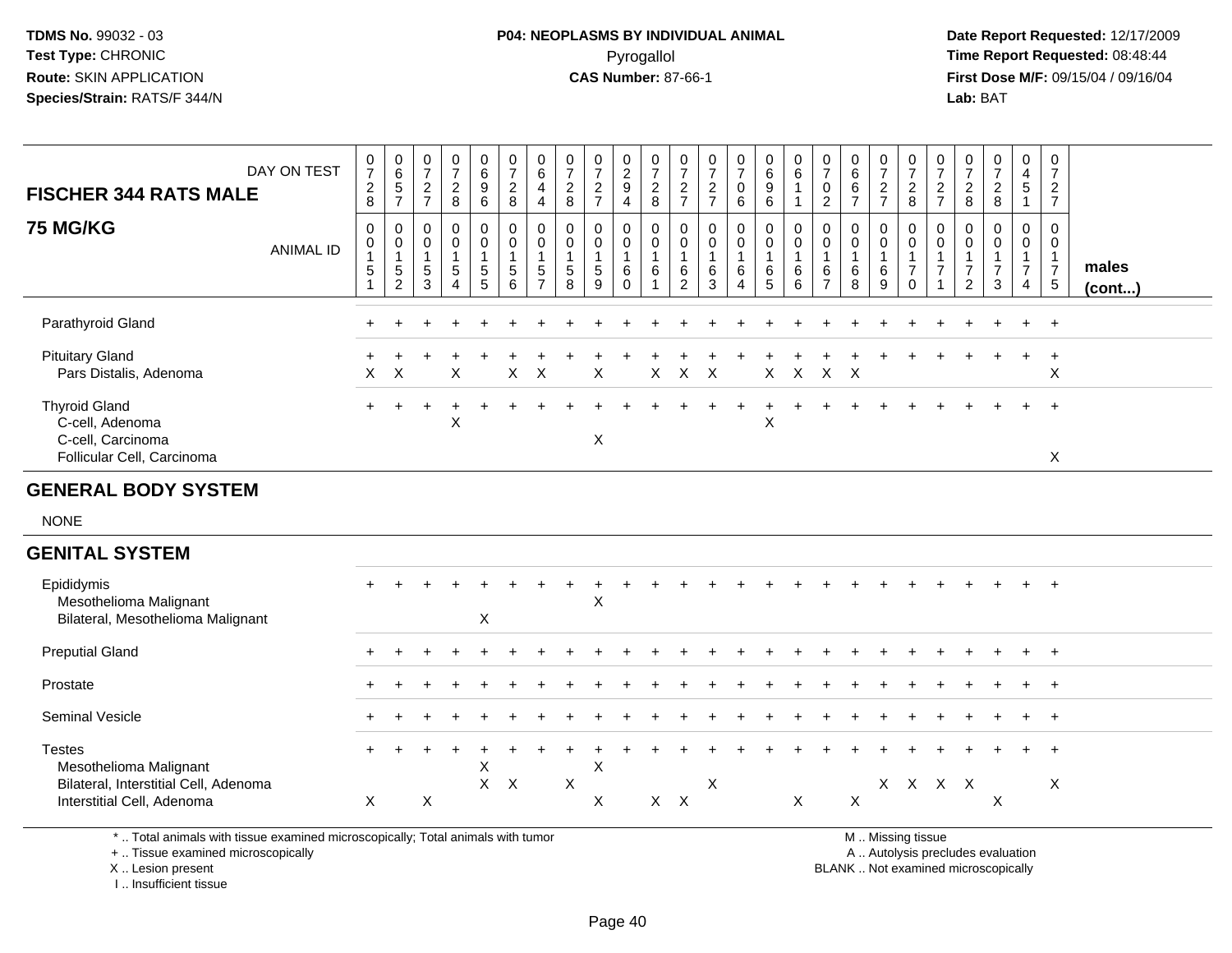**FISCHER 344 RATS MALE**

**75 MG/KG**

| DAY ON TEST | 0728 | 0657 | 0727 | 0728 | 0696 | 0728 | 0644 | 0728 | 0727 | 0294 | 0728 | 0727 | 0727 | 0706 | 0696 | 0611 | 0702 | 0667 | 0727 | 0728 | 0727 | 0728 | 0728 | 0451 | 0727 | |
|---|---|---|---|---|---|---|---|---|---|---|---|---|---|---|---|---|---|---|---|---|---|---|---|---|---|---|
| **ANIMAL ID** | 0151 | 0152 | 0153 | 0154 | 0155 | 0156 | 0157 | 0158 | 0159 | 0160 | 0161 | 0162 | 0163 | 0164 | 0165 | 0166 | 0167 | 0168 | 0169 | 0170 | 0171 | 0172 | 0173 | 0174 | 0175 | **males (cont...)** |
| Parathyroid Gland | + | + | + | + | + | + | + | + | + | + | + | + | + | + | + | + | + | + | + | + | + | + | + | + | + | |
| Pituitary Gland | + | + | + | + | + | + | + | + | + | + | + | + | + | + | + | + | + | + | + | + | + | + | + | + | + | |
| Pars Distalis, Adenoma | X | X | | X | | X | X | | X | | X | X | X | | X | X | X | X | | | | | | | X | |
| Thyroid Gland | + | + | + | + | + | + | + | + | + | + | + | + | + | + | + | + | + | + | + | + | + | + | + | + | + | |
| C-cell, Adenoma | | | | X | | | | | | | | | | | X | | | | | | | | | | | |
| C-cell, Carcinoma | | | | | | | | | X | | | | | | | | | | | | | | | | | |
| Follicular Cell, Carcinoma | | | | | | | | | | | | | | | | | | | | | | | | | X | |
| **GENERAL BODY SYSTEM** | | | | | | | | | | | | | | | | | | | | | | | | | | |
| NONE | | | | | | | | | | | | | | | | | | | | | | | | | | |
| **GENITAL SYSTEM** | | | | | | | | | | | | | | | | | | | | | | | | | | |
| Epididymis | + | + | + | + | + | + | + | + | + | + | + | + | + | + | + | + | + | + | + | + | + | + | + | + | + | |
| Mesothelioma Malignant | | | | | | | | | X | | | | | | | | | | | | | | | | | |
| Bilateral, Mesothelioma Malignant | | | | | X | | | | | | | | | | | | | | | | | | | | | |
| Preputial Gland | + | + | + | + | + | + | + | + | + | + | + | + | + | + | + | + | + | + | + | + | + | + | + | + | + | |
| Prostate | + | + | + | + | + | + | + | + | + | + | + | + | + | + | + | + | + | + | + | + | + | + | + | + | + | |
| Seminal Vesicle | + | + | + | + | + | + | + | + | + | + | + | + | + | + | + | + | + | + | + | + | + | + | + | + | + | |
| Testes | + | + | + | + | + | + | + | + | + | + | + | + | + | + | + | + | + | + | + | + | + | + | + | + | + | |
| Mesothelioma Malignant | | | | | X | | | | X | | | | | | | | | | | | | | | | | |
| Bilateral, Interstitial Cell, Adenoma | | | | | X | X | | X | | | | | X | | | | | | X | X | X | X | | | X | |
| Interstitial Cell, Adenoma | X | | X | | | | | | X | | X | X | | | | X | | X | | | | | X | | | |

\* .. Total animals with tissue examined microscopically; Total animals with tumor
\+ .. Tissue examined microscopically
X .. Lesion present
I .. Insufficient tissue

M .. Missing tissue
A .. Autolysis precludes evaluation
BLANK .. Not examined microscopically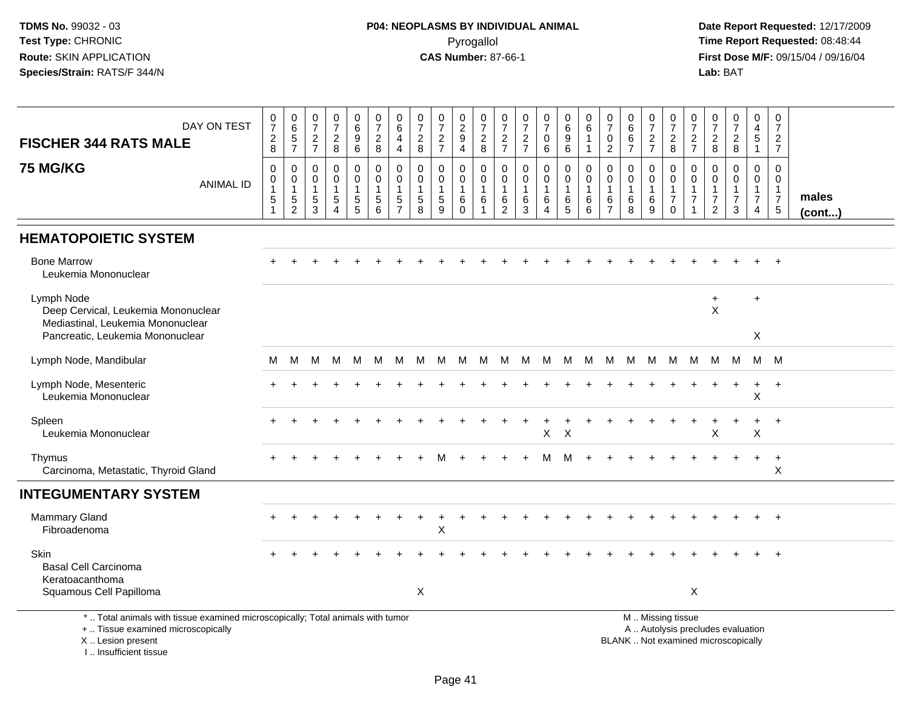TDMS No. 99032 - 03
Test Type: CHRONIC
Route: SKIN APPLICATION
Species/Strain: RATS/F 344/N

**P04: NEOPLASMS BY INDIVIDUAL ANIMAL**
Pyrogallol
**CAS Number:** 87-66-1

Date Report Requested: 12/17/2009
Time Report Requested: 08:48:44
First Dose M/F: 09/15/04 / 09/16/04
Lab: BAT

## FISCHER 344 RATS MALE

## 75 MG/KG

| DAY ON TEST | 0728 | 0657 | 0727 | 0728 | 0696 | 0728 | 0644 | 0728 | 0727 | 0294 | 0728 | 0727 | 0727 | 0706 | 0696 | 0611 | 0702 | 0667 | 0727 | 0728 | 0727 | 0728 | 0728 | 0451 | 0727 | |
|---|---|---|---|---|---|---|---|---|---|---|---|---|---|---|---|---|---|---|---|---|---|---|---|---|---|---|
| **ANIMAL ID** | 00151 | 00152 | 00153 | 00154 | 00155 | 00156 | 00157 | 00158 | 00159 | 00160 | 00161 | 00162 | 00163 | 00164 | 00165 | 00166 | 00167 | 00168 | 00169 | 00170 | 00171 | 00172 | 00173 | 00174 | 00175 | **males (cont...)** |
| **HEMATOPOIETIC SYSTEM** | | | | | | | | | | | | | | | | | | | | | | | | | | |
| Bone Marrow | + | + | + | + | + | + | + | + | + | + | + | + | + | + | + | + | + | + | + | + | + | + | + | + | + | |
| Leukemia Mononuclear | | | | | | | | | | | | | | | | | | | | | | | | | | |
| Lymph Node | | | | | | | | | | | | | | | | | | | | | | + | | + | | |
| Deep Cervical, Leukemia Mononuclear | | | | | | | | | | | | | | | | | | | | | | X | | | | |
| Mediastinal, Leukemia Mononuclear | | | | | | | | | | | | | | | | | | | | | | | | | | |
| Pancreatic, Leukemia Mononuclear | | | | | | | | | | | | | | | | | | | | | | | | X | | |
| Lymph Node, Mandibular | M | M | M | M | M | M | M | M | M | M | M | M | M | M | M | M | M | M | M | M | M | M | M | M | M | |
| Lymph Node, Mesenteric | + | + | + | + | + | + | + | + | + | + | + | + | + | + | + | + | + | + | + | + | + | + | + | + | + | |
| Leukemia Mononuclear | | | | | | | | | | | | | | | | | | | | | | | | X | | |
| Spleen | + | + | + | + | + | + | + | + | + | + | + | + | + | + | + | + | + | + | + | + | + | + | + | + | + | |
| Leukemia Mononuclear | | | | | | | | | | | | | | X | X | | | | | | | X | | X | | |
| Thymus | + | + | + | + | + | + | + | + | M | + | + | + | + | M | M | + | + | + | + | + | + | + | + | + | + | |
| Carcinoma, Metastatic, Thyroid Gland | | | | | | | | | | | | | | | | | | | | | | | | | X | |
| **INTEGUMENTARY SYSTEM** | | | | | | | | | | | | | | | | | | | | | | | | | | |
| Mammary Gland | + | + | + | + | + | + | + | + | + | + | + | + | + | + | + | + | + | + | + | + | + | + | + | + | + | |
| Fibroadenoma | | | | | | | | | X | | | | | | | | | | | | | | | | | |
| Skin | + | + | + | + | + | + | + | + | + | + | + | + | + | + | + | + | + | + | + | + | + | + | + | + | + | |
| Basal Cell Carcinoma | | | | | | | | | | | | | | | | | | | | | | | | | | |
| Keratoacanthoma | | | | | | | | | | | | | | | | | | | | | | | | | | |
| Squamous Cell Papilloma | | | | | | | | X | | | | | | | | | | | | | X | | | | | |

\* .. Total animals with tissue examined microscopically; Total animals with tumor
\+ .. Tissue examined microscopically
X .. Lesion present
I .. Insufficient tissue

M .. Missing tissue
A .. Autolysis precludes evaluation
BLANK .. Not examined microscopically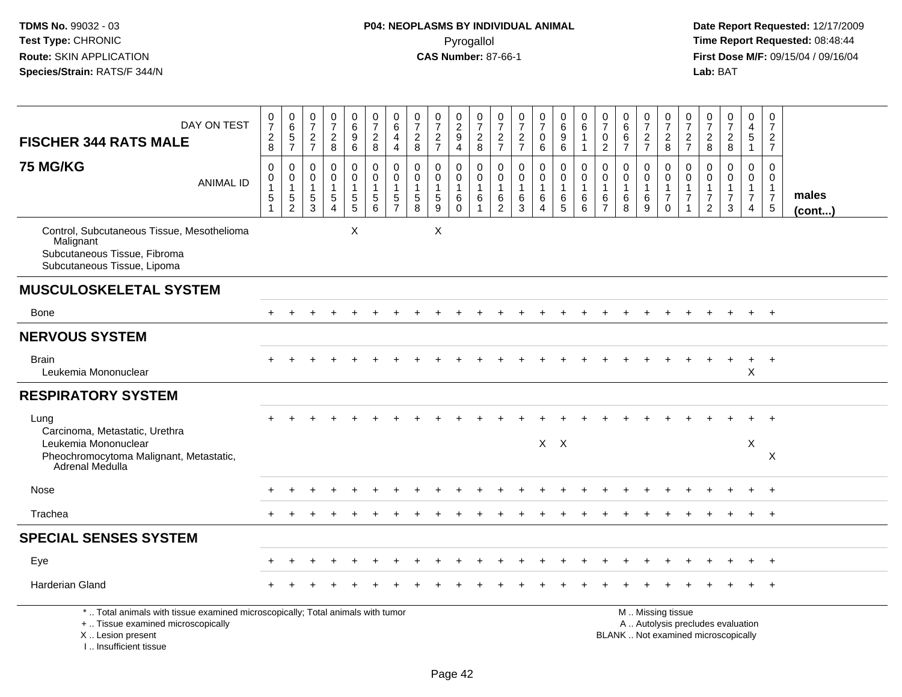**TDMS No.** 99032 - 03
**Test Type:** CHRONIC
**Route:** SKIN APPLICATION
**Species/Strain:** RATS/F 344/N

**P04: NEOPLASMS BY INDIVIDUAL ANIMAL**
Pyrogallol
**CAS Number:** 87-66-1

**Date Report Requested:** 12/17/2009
**Time Report Requested:** 08:48:44
**First Dose M/F:** 09/15/04 / 09/16/04
**Lab:** BAT

| FISCHER 344 RATS MALE 75 MG/KG — DAY ON TEST | 0728 | 0657 | 0727 | 0728 | 0696 | 0728 | 0644 | 0728 | 0727 | 0294 | 0728 | 0727 | 0727 | 0706 | 0696 | 0611 | 0702 | 0667 | 0727 | 0728 | 0727 | 0728 | 0728 | 0451 | 0727 | |
|---|---|---|---|---|---|---|---|---|---|---|---|---|---|---|---|---|---|---|---|---|---|---|---|---|---|---|
| ANIMAL ID | 00151 | 00152 | 00153 | 00154 | 00155 | 00156 | 00157 | 00158 | 00159 | 00160 | 00161 | 00162 | 00163 | 00164 | 00165 | 00166 | 00167 | 00168 | 00169 | 00170 | 00171 | 00172 | 00173 | 00174 | 00175 | males (cont...) |
| Control, Subcutaneous Tissue, Mesothelioma Malignant | | | | | X | | | | X | | | | | | | | | | | | | | | | | |
| Subcutaneous Tissue, Fibroma | | | | | | | | | | | | | | | | | | | | | | | | | | |
| Subcutaneous Tissue, Lipoma | | | | | | | | | | | | | | | | | | | | | | | | | | |
| **MUSCULOSKELETAL SYSTEM** | | | | | | | | | | | | | | | | | | | | | | | | | | |
| Bone | + | + | + | + | + | + | + | + | + | + | + | + | + | + | + | + | + | + | + | + | + | + | + | + | + | |
| **NERVOUS SYSTEM** | | | | | | | | | | | | | | | | | | | | | | | | | | |
| Brain | + | + | + | + | + | + | + | + | + | + | + | + | + | + | + | + | + | + | + | + | + | + | + | + | + | |
| Leukemia Mononuclear | | | | | | | | | | | | | | | | | | | | | | | | X | | |
| **RESPIRATORY SYSTEM** | | | | | | | | | | | | | | | | | | | | | | | | | | |
| Lung | + | + | + | + | + | + | + | + | + | + | + | + | + | + | + | + | + | + | + | + | + | + | + | + | + | |
| Carcinoma, Metastatic, Urethra | | | | | | | | | | | | | | | | | | | | | | | | | | |
| Leukemia Mononuclear | | | | | | | | | | | | | | X | X | | | | | | | | | X | | |
| Pheochromocytoma Malignant, Metastatic, Adrenal Medulla | | | | | | | | | | | | | | | | | | | | | | | | | X | |
| Nose | + | + | + | + | + | + | + | + | + | + | + | + | + | + | + | + | + | + | + | + | + | + | + | + | + | |
| Trachea | + | + | + | + | + | + | + | + | + | + | + | + | + | + | + | + | + | + | + | + | + | + | + | + | + | |
| **SPECIAL SENSES SYSTEM** | | | | | | | | | | | | | | | | | | | | | | | | | | |
| Eye | + | + | + | + | + | + | + | + | + | + | + | + | + | + | + | + | + | + | + | + | + | + | + | + | + | |
| Harderian Gland | + | + | + | + | + | + | + | + | + | + | + | + | + | + | + | + | + | + | + | + | + | + | + | + | + | |

\* .. Total animals with tissue examined microscopically; Total animals with tumor
+ .. Tissue examined microscopically
X .. Lesion present
I .. Insufficient tissue

M .. Missing tissue
A .. Autolysis precludes evaluation
BLANK .. Not examined microscopically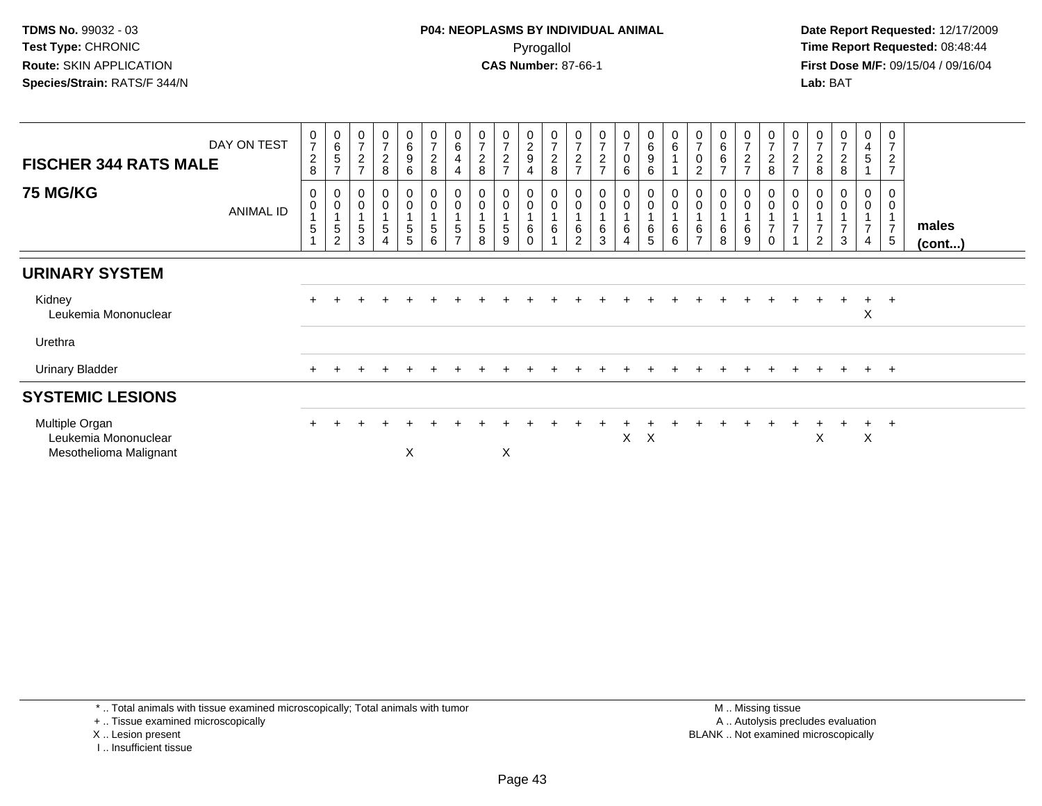**TDMS No.** 99032 - 03
**Test Type:** CHRONIC
**Route:** SKIN APPLICATION
**Species/Strain:** RATS/F 344/N

**P04: NEOPLASMS BY INDIVIDUAL ANIMAL**
Pyrogallol
**CAS Number:** 87-66-1

**Date Report Requested:** 12/17/2009
**Time Report Requested:** 08:48:44
**First Dose M/F:** 09/15/04 / 09/16/04
**Lab:** BAT

| FISCHER 344 RATS MALE — DAY ON TEST | 0728 | 0657 | 0727 | 0728 | 0696 | 0728 | 0644 | 0728 | 0727 | 0294 | 0728 | 0727 | 0727 | 0706 | 0696 | 0611 | 0702 | 0667 | 0727 | 0728 | 0727 | 0728 | 0728 | 0451 | 0727 | |
|---|---|---|---|---|---|---|---|---|---|---|---|---|---|---|---|---|---|---|---|---|---|---|---|---|---|---|
| **75 MG/KG** — ANIMAL ID | 00151 | 00152 | 00153 | 00154 | 00155 | 00156 | 00157 | 00158 | 00159 | 00160 | 00161 | 00162 | 00163 | 00164 | 00165 | 00166 | 00167 | 00168 | 00169 | 00170 | 00171 | 00172 | 00173 | 00174 | 00175 | **males (cont...)** |
| **URINARY SYSTEM** | | | | | | | | | | | | | | | | | | | | | | | | | | |
| Kidney | + | + | + | + | + | + | + | + | + | + | + | + | + | + | + | + | + | + | + | + | + | + | + | + | + | |
| Leukemia Mononuclear | | | | | | | | | | | | | | | | | | | | | | | | X | | |
| Urethra | | | | | | | | | | | | | | | | | | | | | | | | | | |
| Urinary Bladder | + | + | + | + | + | + | + | + | + | + | + | + | + | + | + | + | + | + | + | + | + | + | + | + | + | |
| **SYSTEMIC LESIONS** | | | | | | | | | | | | | | | | | | | | | | | | | | |
| Multiple Organ | + | + | + | + | + | + | + | + | + | + | + | + | + | + | + | + | + | + | + | + | + | + | + | + | + | |
| Leukemia Mononuclear | | | | | | | | | | | | | | X | X | | | | | | | X | | X | | |
| Mesothelioma Malignant | | | | | X | | | | X | | | | | | | | | | | | | | | | | |

\* .. Total animals with tissue examined microscopically; Total animals with tumor
\+ .. Tissue examined microscopically
X .. Lesion present
I .. Insufficient tissue

M .. Missing tissue
A .. Autolysis precludes evaluation
BLANK .. Not examined microscopically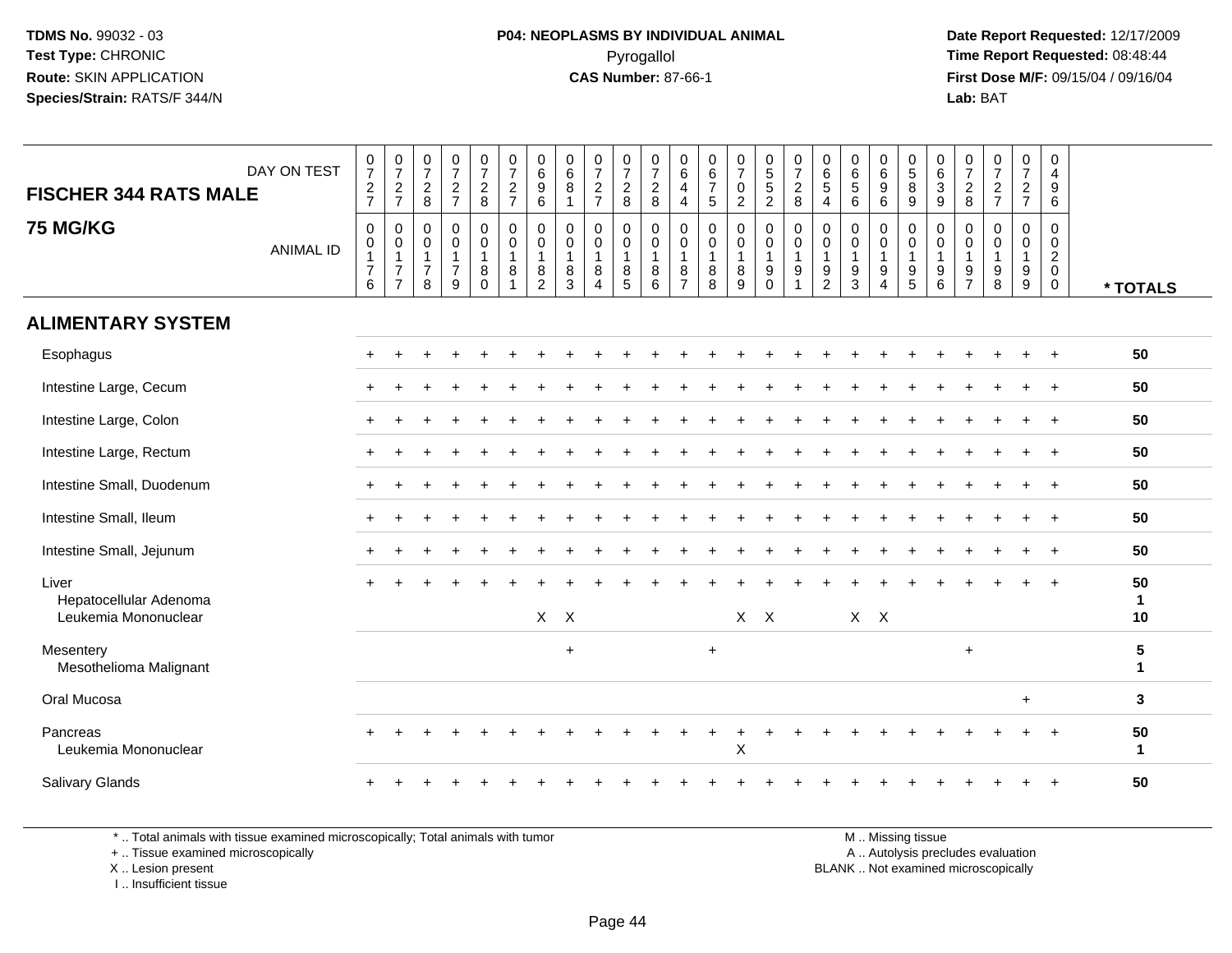TDMS No. 99032 - 03
Test Type: CHRONIC
Route: SKIN APPLICATION
Species/Strain: RATS/F 344/N

**P04: NEOPLASMS BY INDIVIDUAL ANIMAL**
Pyrogallol
**CAS Number:** 87-66-1

Date Report Requested: 12/17/2009
Time Report Requested: 08:48:44
First Dose M/F: 09/15/04 / 09/16/04
Lab: BAT

| FISCHER 344 RATS MALE 75 MG/KG | DAY ON TEST | 0727 | 0727 | 0728 | 0727 | 0728 | 0727 | 0696 | 0681 | 0727 | 0728 | 0728 | 0644 | 0675 | 0702 | 0552 | 0728 | 0654 | 0656 | 0696 | 0589 | 0639 | 0728 | 0727 | 0727 | 0496 | |
|---|---|---|---|---|---|---|---|---|---|---|---|---|---|---|---|---|---|---|---|---|---|---|---|---|---|---|---|
| | ANIMAL ID | 00176 | 00177 | 00178 | 00179 | 00180 | 00181 | 00182 | 00183 | 00184 | 00185 | 00186 | 00187 | 00188 | 00189 | 00190 | 00191 | 00192 | 00193 | 00194 | 00195 | 00196 | 00197 | 00198 | 00199 | 00200 | * TOTALS |
| **ALIMENTARY SYSTEM** | | | | | | | | | | | | | | | | | | | | | | | | | | | |
| Esophagus | | + | + | + | + | + | + | + | + | + | + | + | + | + | + | + | + | + | + | + | + | + | + | + | + | + | 50 |
| Intestine Large, Cecum | | + | + | + | + | + | + | + | + | + | + | + | + | + | + | + | + | + | + | + | + | + | + | + | + | + | 50 |
| Intestine Large, Colon | | + | + | + | + | + | + | + | + | + | + | + | + | + | + | + | + | + | + | + | + | + | + | + | + | + | 50 |
| Intestine Large, Rectum | | + | + | + | + | + | + | + | + | + | + | + | + | + | + | + | + | + | + | + | + | + | + | + | + | + | 50 |
| Intestine Small, Duodenum | | + | + | + | + | + | + | + | + | + | + | + | + | + | + | + | + | + | + | + | + | + | + | + | + | + | 50 |
| Intestine Small, Ileum | | + | + | + | + | + | + | + | + | + | + | + | + | + | + | + | + | + | + | + | + | + | + | + | + | + | 50 |
| Intestine Small, Jejunum | | + | + | + | + | + | + | + | + | + | + | + | + | + | + | + | + | + | + | + | + | + | + | + | + | + | 50 |
| Liver | | + | + | + | + | + | + | + | + | + | + | + | + | + | + | + | + | + | + | + | + | + | + | + | + | + | 50 |
| Hepatocellular Adenoma | | | | | | | | | | | | | | | | | | | | | | | | | | | 1 |
| Leukemia Mononuclear | | | | | | | | X | X | | | | | | X | X | | | X | X | | | | | | | 10 |
| Mesentery | | | | | | | | | + | | | | | + | | | | | | | | | + | | | | 5 |
| Mesothelioma Malignant | | | | | | | | | | | | | | | | | | | | | | | | | | | 1 |
| Oral Mucosa | | | | | | | | | | | | | | | | | | | | | | | | | + | | 3 |
| Pancreas | | + | + | + | + | + | + | + | + | + | + | + | + | + | + | + | + | + | + | + | + | + | + | + | + | + | 50 |
| Leukemia Mononuclear | | | | | | | | | | | | | | | X | | | | | | | | | | | | 1 |
| Salivary Glands | | + | + | + | + | + | + | + | + | + | + | + | + | + | + | + | + | + | + | + | + | + | + | + | + | + | 50 |

\* .. Total animals with tissue examined microscopically; Total animals with tumor
\+ .. Tissue examined microscopically
X .. Lesion present
I .. Insufficient tissue

M .. Missing tissue
A .. Autolysis precludes evaluation
BLANK .. Not examined microscopically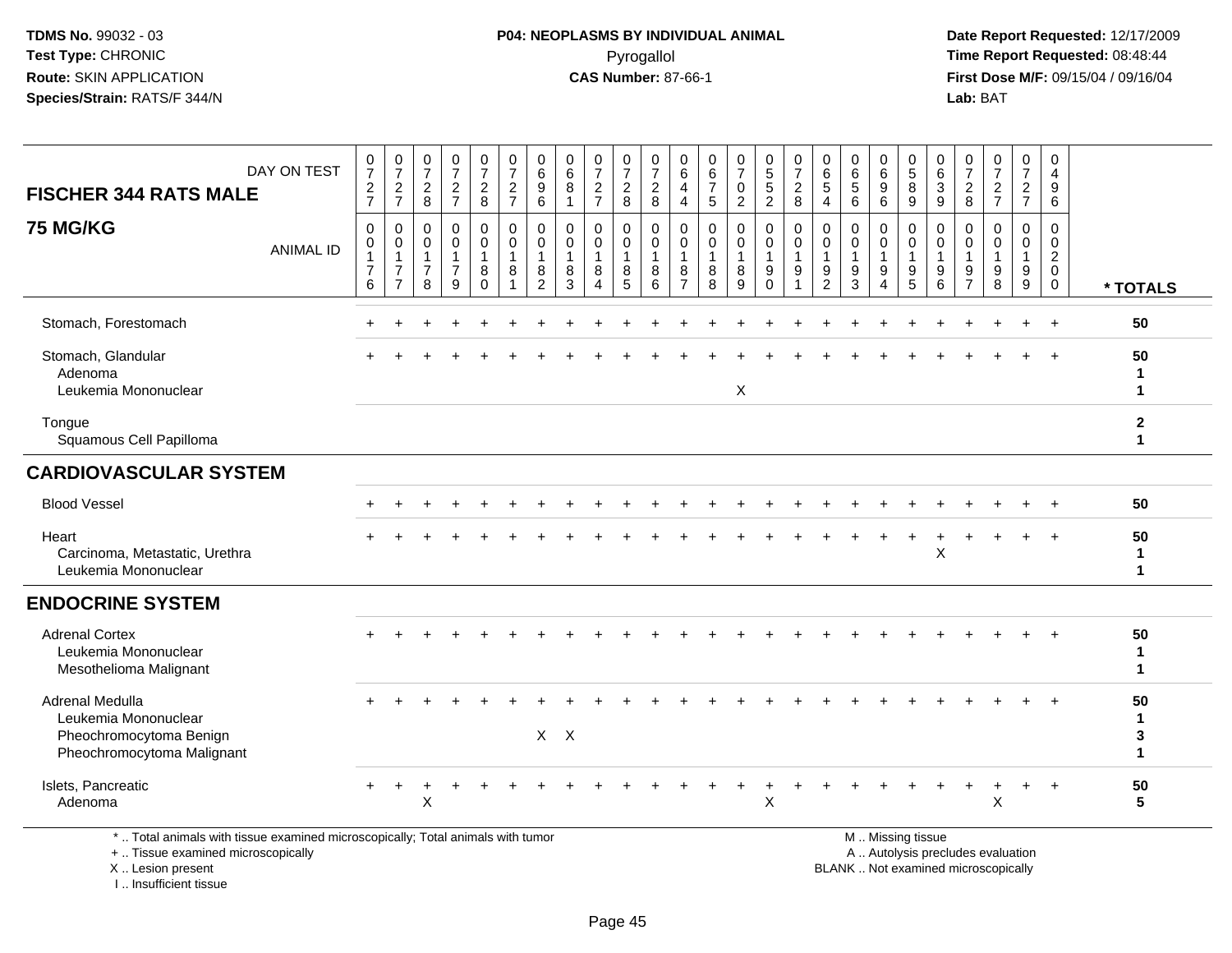TDMS No. 99032 - 03
Test Type: CHRONIC
Route: SKIN APPLICATION
Species/Strain: RATS/F 344/N

**P04: NEOPLASMS BY INDIVIDUAL ANIMAL**
Pyrogallol
**CAS Number:** 87-66-1

Date Report Requested: 12/17/2009
Time Report Requested: 08:48:44
First Dose M/F: 09/15/04 / 09/16/04
Lab: BAT

| FISCHER 344 RATS MALE — DAY ON TEST | 0727 | 0727 | 0728 | 0727 | 0728 | 0727 | 0696 | 0681 | 0727 | 0728 | 0728 | 0644 | 0675 | 0702 | 0552 | 0728 | 0654 | 0656 | 0696 | 0589 | 0639 | 0728 | 0727 | 0727 | 0496 | |
|---|---|---|---|---|---|---|---|---|---|---|---|---|---|---|---|---|---|---|---|---|---|---|---|---|---|---|
| **75 MG/KG** — ANIMAL ID | 00176 | 00177 | 00178 | 00179 | 00180 | 00181 | 00182 | 00183 | 00184 | 00185 | 00186 | 00187 | 00188 | 00189 | 00190 | 00191 | 00192 | 00193 | 00194 | 00195 | 00196 | 00197 | 00198 | 00199 | 00200 | * TOTALS |
| Stomach, Forestomach | + | + | + | + | + | + | + | + | + | + | + | + | + | + | + | + | + | + | + | + | + | + | + | + | + | 50 |
| Stomach, Glandular | + | + | + | + | + | + | + | + | + | + | + | + | + | + | + | + | + | + | + | + | + | + | + | + | + | 50 |
| Adenoma | | | | | | | | | | | | | | | | | | | | | | | | | | 1 |
| Leukemia Mononuclear | | | | | | | | | | | | | | X | | | | | | | | | | | | 1 |
| Tongue | | | | | | | | | | | | | | | | | | | | | | | | | | 2 |
| Squamous Cell Papilloma | | | | | | | | | | | | | | | | | | | | | | | | | | 1 |
| **CARDIOVASCULAR SYSTEM** | | | | | | | | | | | | | | | | | | | | | | | | | | |
| Blood Vessel | + | + | + | + | + | + | + | + | + | + | + | + | + | + | + | + | + | + | + | + | + | + | + | + | + | 50 |
| Heart | + | + | + | + | + | + | + | + | + | + | + | + | + | + | + | + | + | + | + | + | + | + | + | + | + | 50 |
| Carcinoma, Metastatic, Urethra | | | | | | | | | | | | | | | | | | | | | X | | | | | 1 |
| Leukemia Mononuclear | | | | | | | | | | | | | | | | | | | | | | | | | | 1 |
| **ENDOCRINE SYSTEM** | | | | | | | | | | | | | | | | | | | | | | | | | | |
| Adrenal Cortex | + | + | + | + | + | + | + | + | + | + | + | + | + | + | + | + | + | + | + | + | + | + | + | + | + | 50 |
| Leukemia Mononuclear | | | | | | | | | | | | | | | | | | | | | | | | | | 1 |
| Mesothelioma Malignant | | | | | | | | | | | | | | | | | | | | | | | | | | 1 |
| Adrenal Medulla | + | + | + | + | + | + | + | + | + | + | + | + | + | + | + | + | + | + | + | + | + | + | + | + | + | 50 |
| Leukemia Mononuclear | | | | | | | | | | | | | | | | | | | | | | | | | | 1 |
| Pheochromocytoma Benign | | | | | | | X | X | | | | | | | | | | | | | | | | | | 3 |
| Pheochromocytoma Malignant | | | | | | | | | | | | | | | | | | | | | | | | | | 1 |
| Islets, Pancreatic | + | + | + | + | + | + | + | + | + | + | + | + | + | + | + | + | + | + | + | + | + | + | + | + | + | 50 |
| Adenoma | | | X | | | | | | | | | | | | X | | | | | | | | X | | | 5 |

\* .. Total animals with tissue examined microscopically; Total animals with tumor
\+ .. Tissue examined microscopically
X .. Lesion present
I .. Insufficient tissue

M .. Missing tissue
A .. Autolysis precludes evaluation
BLANK .. Not examined microscopically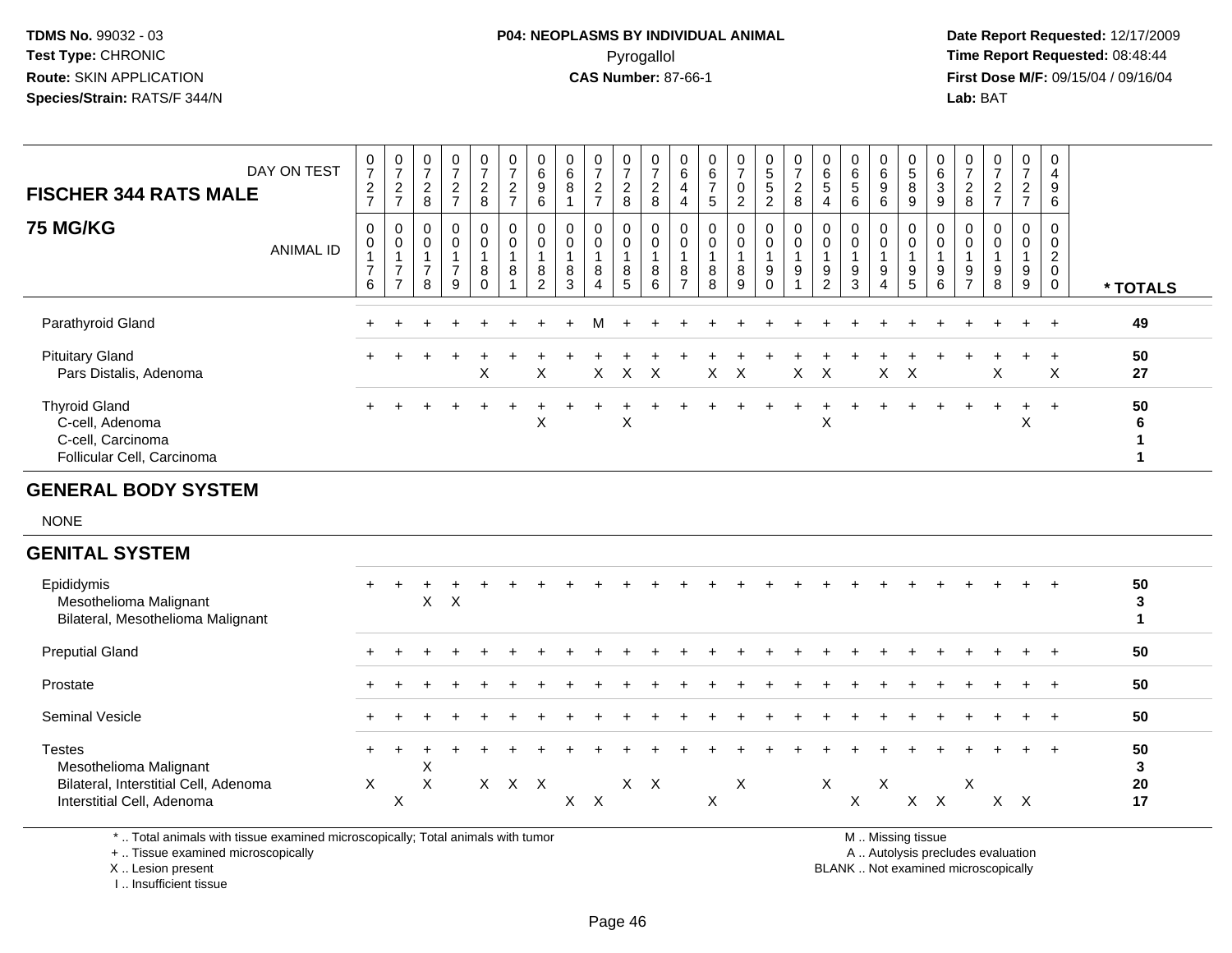TDMS No. 99032 - 03
Test Type: CHRONIC
Route: SKIN APPLICATION
Species/Strain: RATS/F 344/N

**P04: NEOPLASMS BY INDIVIDUAL ANIMAL**
Pyrogallol
**CAS Number:** 87-66-1

Date Report Requested: 12/17/2009
Time Report Requested: 08:48:44
First Dose M/F: 09/15/04 / 09/16/04
Lab: BAT

| FISCHER 344 RATS MALE — DAY ON TEST | 0727 | 0727 | 0728 | 0727 | 0728 | 0727 | 0696 | 0681 | 0727 | 0728 | 0728 | 0644 | 0675 | 0702 | 0552 | 0728 | 0654 | 0656 | 0696 | 0589 | 0639 | 0728 | 0727 | 0727 | 0496 | |
|---|---|---|---|---|---|---|---|---|---|---|---|---|---|---|---|---|---|---|---|---|---|---|---|---|---|---|
| **75 MG/KG** — ANIMAL ID | 0176 | 0177 | 0178 | 0179 | 0180 | 0181 | 0182 | 0183 | 0184 | 0185 | 0186 | 0187 | 0188 | 0189 | 0190 | 0191 | 0192 | 0193 | 0194 | 0195 | 0196 | 0197 | 0198 | 0199 | 0200 | *** TOTALS** |
| Parathyroid Gland | + | + | + | + | + | + | + | + | M | + | + | + | + | + | + | + | + | + | + | + | + | + | + | + | + | 49 |
| Pituitary Gland | + | + | + | + | + | + | + | + | + | + | + | + | + | + | + | + | + | + | + | + | + | + | + | + | + | 50 |
| Pars Distalis, Adenoma | | | | | X | | X | | X | X | X | | X | X | | X | X | | X | X | | | X | | X | 27 |
| Thyroid Gland | + | + | + | + | + | + | + | + | + | + | + | + | + | + | + | + | + | + | + | + | + | + | + | + | + | 50 |
| C-cell, Adenoma | | | | | | | X | | | X | | | | | | | X | | | | | | | X | | 6 |
| C-cell, Carcinoma | | | | | | | | | | | | | | | | | | | | | | | | | | 1 |
| Follicular Cell, Carcinoma | | | | | | | | | | | | | | | | | | | | | | | | | | 1 |
| **GENERAL BODY SYSTEM** | | | | | | | | | | | | | | | | | | | | | | | | | | |
| NONE | | | | | | | | | | | | | | | | | | | | | | | | | | |
| **GENITAL SYSTEM** | | | | | | | | | | | | | | | | | | | | | | | | | | |
| Epididymis | + | + | + | + | + | + | + | + | + | + | + | + | + | + | + | + | + | + | + | + | + | + | + | + | + | 50 |
| Mesothelioma Malignant | | | X | X | | | | | | | | | | | | | | | | | | | | | | 3 |
| Bilateral, Mesothelioma Malignant | | | | | | | | | | | | | | | | | | | | | | | | | | 1 |
| Preputial Gland | + | + | + | + | + | + | + | + | + | + | + | + | + | + | + | + | + | + | + | + | + | + | + | + | + | 50 |
| Prostate | + | + | + | + | + | + | + | + | + | + | + | + | + | + | + | + | + | + | + | + | + | + | + | + | + | 50 |
| Seminal Vesicle | + | + | + | + | + | + | + | + | + | + | + | + | + | + | + | + | + | + | + | + | + | + | + | + | + | 50 |
| Testes | + | + | + | + | + | + | + | + | + | + | + | + | + | + | + | + | + | + | + | + | + | + | + | + | + | 50 |
| Mesothelioma Malignant | | | X | | | | | | | | | | | | | | | | | | | | | | | 3 |
| Bilateral, Interstitial Cell, Adenoma | X | | X | | X | X | X | | | X | X | | | X | | | X | | X | | | X | | | | 20 |
| Interstitial Cell, Adenoma | | X | | | | | | X | X | | | | X | | | | | X | | X | X | | X | X | | 17 |

\* .. Total animals with tissue examined microscopically; Total animals with tumor
\+ .. Tissue examined microscopically
X .. Lesion present
I .. Insufficient tissue

M .. Missing tissue
A .. Autolysis precludes evaluation
BLANK .. Not examined microscopically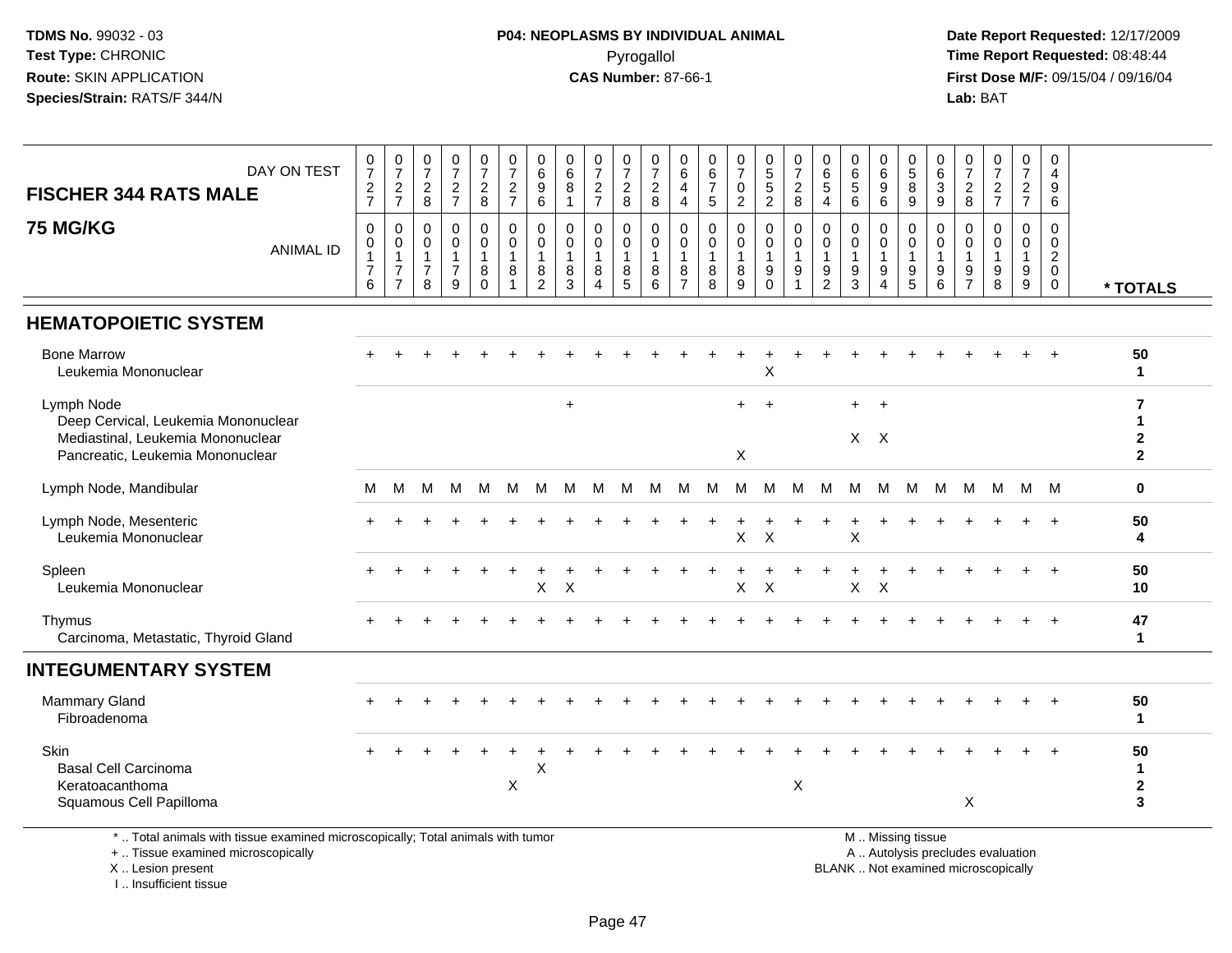TDMS No. 99032 - 03
Test Type: CHRONIC
Route: SKIN APPLICATION
Species/Strain: RATS/F 344/N

**P04: NEOPLASMS BY INDIVIDUAL ANIMAL**
Pyrogallol
**CAS Number:** 87-66-1

Date Report Requested: 12/17/2009
Time Report Requested: 08:48:44
First Dose M/F: 09/15/04 / 09/16/04
Lab: BAT

## FISCHER 344 RATS MALE
## 75 MG/KG

| DAY ON TEST | 0727 | 0727 | 0728 | 0727 | 0728 | 0727 | 0696 | 0681 | 0727 | 0728 | 0728 | 0644 | 0675 | 0702 | 0552 | 0728 | 0654 | 0656 | 0696 | 0589 | 0639 | 0728 | 0727 | 0727 | 0496 | |
|---|---|---|---|---|---|---|---|---|---|---|---|---|---|---|---|---|---|---|---|---|---|---|---|---|---|---|
| **ANIMAL ID** | 00176 | 00177 | 00178 | 00179 | 00180 | 00181 | 00182 | 00183 | 00184 | 00185 | 00186 | 00187 | 00188 | 00189 | 00190 | 00191 | 00192 | 00193 | 00194 | 00195 | 00196 | 00197 | 00198 | 00199 | 00200 | *** TOTALS** |
| **HEMATOPOIETIC SYSTEM** | | | | | | | | | | | | | | | | | | | | | | | | | | |
| Bone Marrow | + | + | + | + | + | + | + | + | + | + | + | + | + | + | + | + | + | + | + | + | + | + | + | + | + | 50 |
| Leukemia Mononuclear | | | | | | | | | | | | | | | X | | | | | | | | | | | 1 |
| Lymph Node | | | | | | | | + | | | | | | + | + | | | + | + | | | | | | | 7 |
| Deep Cervical, Leukemia Mononuclear | | | | | | | | | | | | | | | | | | | | | | | | | | 1 |
| Mediastinal, Leukemia Mononuclear | | | | | | | | | | | | | | | | | | X | X | | | | | | | 2 |
| Pancreatic, Leukemia Mononuclear | | | | | | | | | | | | | | X | | | | | | | | | | | | 2 |
| Lymph Node, Mandibular | M | M | M | M | M | M | M | M | M | M | M | M | M | M | M | M | M | M | M | M | M | M | M | M | M | 0 |
| Lymph Node, Mesenteric | + | + | + | + | + | + | + | + | + | + | + | + | + | + | + | + | + | + | + | + | + | + | + | + | + | 50 |
| Leukemia Mononuclear | | | | | | | | | | | | | | X | X | | | X | | | | | | | | 4 |
| Spleen | + | + | + | + | + | + | + | + | + | + | + | + | + | + | + | + | + | + | + | + | + | + | + | + | + | 50 |
| Leukemia Mononuclear | | | | | | | X | X | | | | | | X | X | | | X | X | | | | | | | 10 |
| Thymus | + | + | + | + | + | + | + | + | + | + | + | + | + | + | + | + | + | + | + | + | + | + | + | + | + | 47 |
| Carcinoma, Metastatic, Thyroid Gland | | | | | | | | | | | | | | | | | | | | | | | | | | 1 |
| **INTEGUMENTARY SYSTEM** | | | | | | | | | | | | | | | | | | | | | | | | | | |
| Mammary Gland | + | + | + | + | + | + | + | + | + | + | + | + | + | + | + | + | + | + | + | + | + | + | + | + | + | 50 |
| Fibroadenoma | | | | | | | | | | | | | | | | | | | | | | | | | | 1 |
| Skin | + | + | + | + | + | + | + | + | + | + | + | + | + | + | + | + | + | + | + | + | + | + | + | + | + | 50 |
| Basal Cell Carcinoma | | | | | | | X | | | | | | | | | | | | | | | | | | | 1 |
| Keratoacanthoma | | | | | | X | | | | | | | | | | X | | | | | | | | | | 2 |
| Squamous Cell Papilloma | | | | | | | | | | | | | | | | | | | | | | X | | | | 3 |

\* .. Total animals with tissue examined microscopically; Total animals with tumor
\+ .. Tissue examined microscopically
X .. Lesion present
I .. Insufficient tissue

M .. Missing tissue
A .. Autolysis precludes evaluation
BLANK .. Not examined microscopically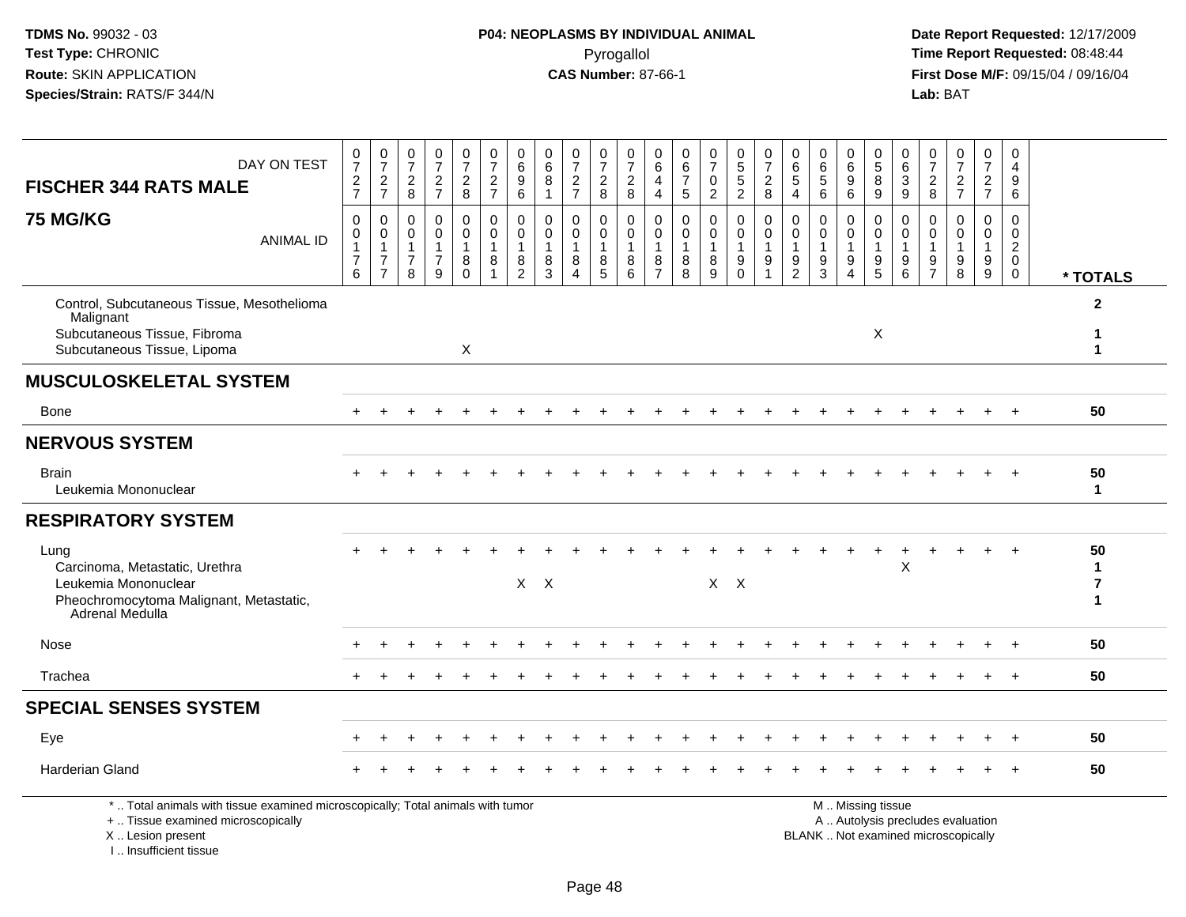TDMS No. 99032 - 03
Test Type: CHRONIC
Route: SKIN APPLICATION
Species/Strain: RATS/F 344/N

**P04: NEOPLASMS BY INDIVIDUAL ANIMAL**
Pyrogallol
**CAS Number:** 87-66-1

Date Report Requested: 12/17/2009
Time Report Requested: 08:48:44
First Dose M/F: 09/15/04 / 09/16/04
Lab: BAT

| FISCHER 344 RATS MALE — DAY ON TEST | 0727 | 0727 | 0728 | 0727 | 0728 | 0727 | 0696 | 0681 | 0727 | 0728 | 0728 | 0644 | 0675 | 0702 | 0552 | 0728 | 0654 | 0656 | 0696 | 0589 | 0639 | 0728 | 0727 | 0727 | 0496 | |
|---|---|---|---|---|---|---|---|---|---|---|---|---|---|---|---|---|---|---|---|---|---|---|---|---|---|---|
| **75 MG/KG** — ANIMAL ID | 00176 | 00177 | 00178 | 00179 | 00180 | 00181 | 00182 | 00183 | 00184 | 00185 | 00186 | 00187 | 00188 | 00189 | 00190 | 00191 | 00192 | 00193 | 00194 | 00195 | 00196 | 00197 | 00198 | 00199 | 00200 | * TOTALS |
| Control, Subcutaneous Tissue, Mesothelioma Malignant | | | | | | | | | | | | | | | | | | | | | | | | | | 2 |
| Subcutaneous Tissue, Fibroma | | | | | | | | | | | | | | | | | | | | X | | | | | | 1 |
| Subcutaneous Tissue, Lipoma | | | | | X | | | | | | | | | | | | | | | | | | | | | 1 |
| **MUSCULOSKELETAL SYSTEM** | | | | | | | | | | | | | | | | | | | | | | | | | | |
| Bone | + | + | + | + | + | + | + | + | + | + | + | + | + | + | + | + | + | + | + | + | + | + | + | + | + | 50 |
| **NERVOUS SYSTEM** | | | | | | | | | | | | | | | | | | | | | | | | | | |
| Brain | + | + | + | + | + | + | + | + | + | + | + | + | + | + | + | + | + | + | + | + | + | + | + | + | + | 50 |
| Leukemia Mononuclear | | | | | | | | | | | | | | | | | | | | | | | | | | 1 |
| **RESPIRATORY SYSTEM** | | | | | | | | | | | | | | | | | | | | | | | | | | |
| Lung | + | + | + | + | + | + | + | + | + | + | + | + | + | + | + | + | + | + | + | + | + | + | + | + | + | 50 |
| Carcinoma, Metastatic, Urethra | | | | | | | | | | | | | | | | | | | | | X | | | | | 1 |
| Leukemia Mononuclear | | | | | | | X | X | | | | | | X | X | | | | | | | | | | | 7 |
| Pheochromocytoma Malignant, Metastatic, Adrenal Medulla | | | | | | | | | | | | | | | | | | | | | | | | | | 1 |
| Nose | + | + | + | + | + | + | + | + | + | + | + | + | + | + | + | + | + | + | + | + | + | + | + | + | + | 50 |
| Trachea | + | + | + | + | + | + | + | + | + | + | + | + | + | + | + | + | + | + | + | + | + | + | + | + | + | 50 |
| **SPECIAL SENSES SYSTEM** | | | | | | | | | | | | | | | | | | | | | | | | | | |
| Eye | + | + | + | + | + | + | + | + | + | + | + | + | + | + | + | + | + | + | + | + | + | + | + | + | + | 50 |
| Harderian Gland | + | + | + | + | + | + | + | + | + | + | + | + | + | + | + | + | + | + | + | + | + | + | + | + | + | 50 |

\* .. Total animals with tissue examined microscopically; Total animals with tumor
\+ .. Tissue examined microscopically
X .. Lesion present
I .. Insufficient tissue

M .. Missing tissue
A .. Autolysis precludes evaluation
BLANK .. Not examined microscopically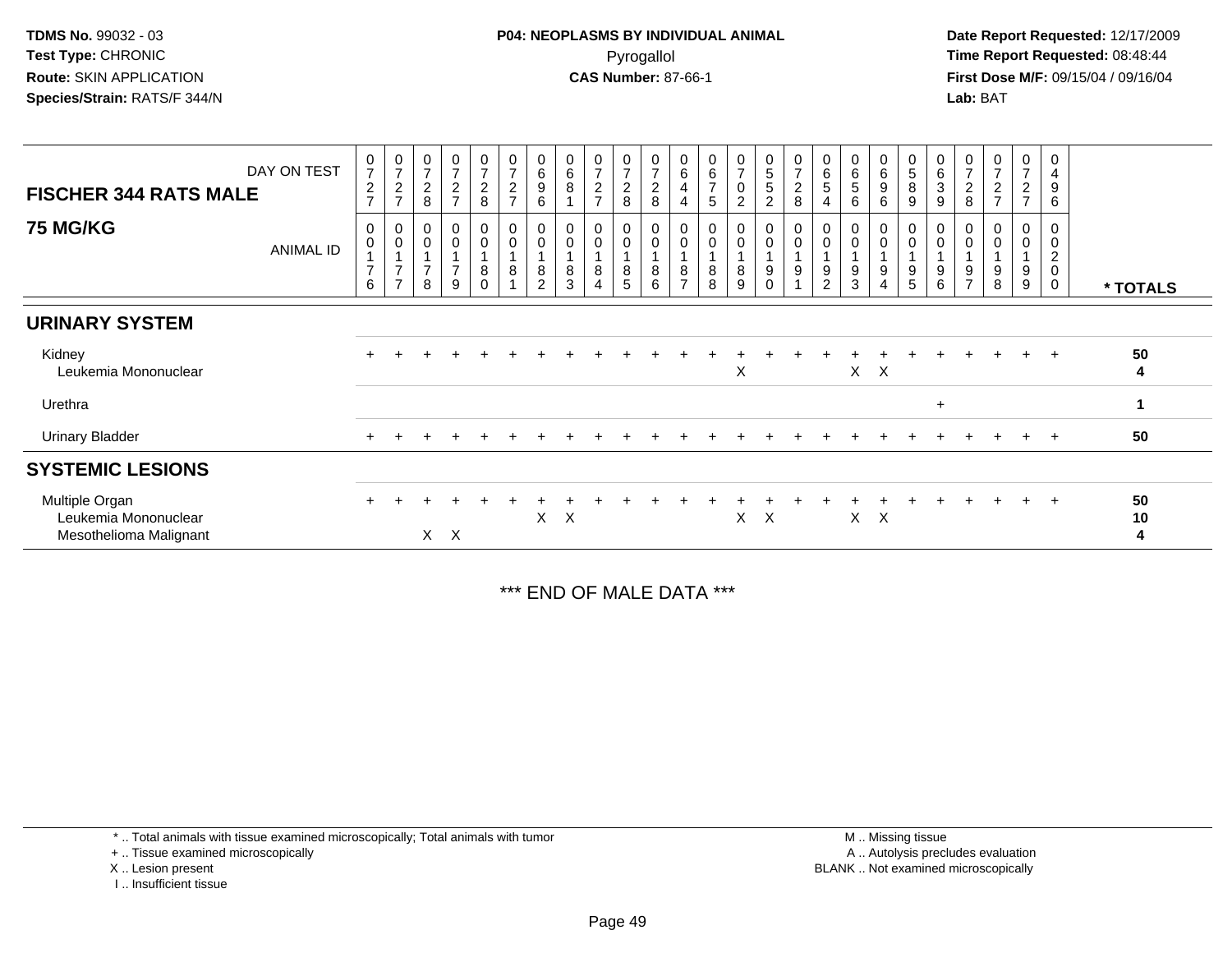TDMS No. 99032 - 03
Test Type: CHRONIC
Route: SKIN APPLICATION
Species/Strain: RATS/F 344/N

**P04: NEOPLASMS BY INDIVIDUAL ANIMAL**
Pyrogallol
**CAS Number:** 87-66-1

Date Report Requested: 12/17/2009
Time Report Requested: 08:48:44
First Dose M/F: 09/15/04 / 09/16/04
Lab: BAT

| FISCHER 344 RATS MALE 75 MG/KG | | | | | | | | | | | | | | | | | | | | | | | | | | |
|---|---|---|---|---|---|---|---|---|---|---|---|---|---|---|---|---|---|---|---|---|---|---|---|---|---|---|
| DAY ON TEST | 0727 | 0727 | 0728 | 0727 | 0728 | 0727 | 0696 | 0681 | 0727 | 0728 | 0728 | 0644 | 0675 | 0702 | 0552 | 0728 | 0654 | 0656 | 0696 | 0589 | 0639 | 0728 | 0727 | 0727 | 0496 | |
| ANIMAL ID | 0176 | 0177 | 0178 | 0179 | 0180 | 0181 | 0182 | 0183 | 0184 | 0185 | 0186 | 0187 | 0188 | 0189 | 0190 | 0191 | 0192 | 0193 | 0194 | 0195 | 0196 | 0197 | 0198 | 0199 | 0200 | * TOTALS |
| **URINARY SYSTEM** | | | | | | | | | | | | | | | | | | | | | | | | | | |
| Kidney | + | + | + | + | + | + | + | + | + | + | + | + | + | + | + | + | + | + | + | + | + | + | + | + | + | 50 |
| Leukemia Mononuclear | | | | | | | | | | | | | | X | | | | X | X | | | | | | | 4 |
| Urethra | | | | | | | | | | | | | | | | | | | | | + | | | | | 1 |
| Urinary Bladder | + | + | + | + | + | + | + | + | + | + | + | + | + | + | + | + | + | + | + | + | + | + | + | + | + | 50 |
| **SYSTEMIC LESIONS** | | | | | | | | | | | | | | | | | | | | | | | | | | |
| Multiple Organ | + | + | + | + | + | + | + | + | + | + | + | + | + | + | + | + | + | + | + | + | + | + | + | + | + | 50 |
| Leukemia Mononuclear | | | | | | | X | X | | | | | | X | X | | | X | X | | | | | | | 10 |
| Mesothelioma Malignant | | | X | X | | | | | | | | | | | | | | | | | | | | | | 4 |

*** END OF MALE DATA ***

* .. Total animals with tissue examined microscopically; Total animals with tumor
+ .. Tissue examined microscopically
X .. Lesion present
I .. Insufficient tissue

M .. Missing tissue
A .. Autolysis precludes evaluation
BLANK .. Not examined microscopically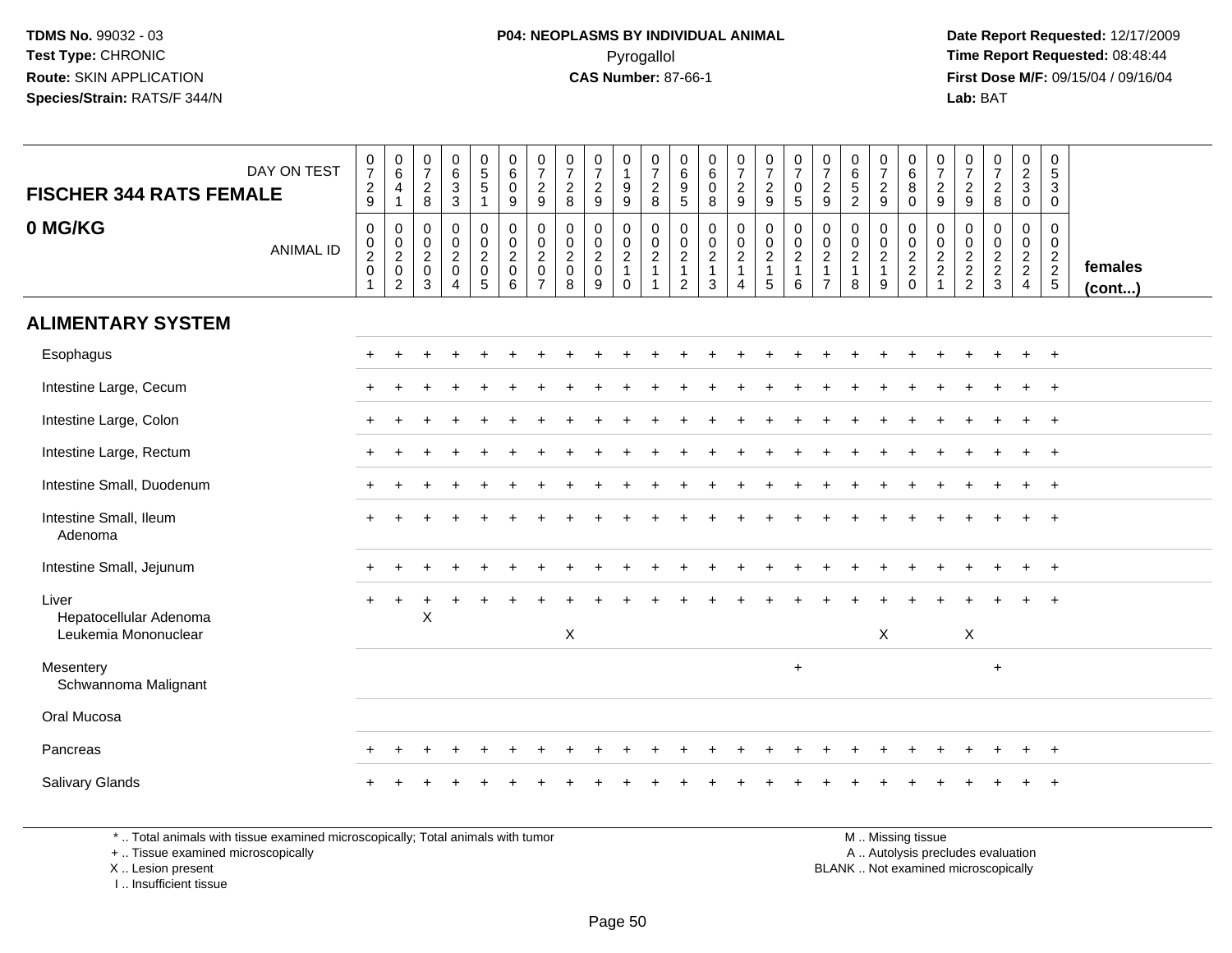**TDMS No.** 99032 - 03
**Test Type:** CHRONIC
**Route:** SKIN APPLICATION
**Species/Strain:** RATS/F 344/N

**P04: NEOPLASMS BY INDIVIDUAL ANIMAL**
Pyrogallol
**CAS Number:** 87-66-1

**Date Report Requested:** 12/17/2009
**Time Report Requested:** 08:48:44
**First Dose M/F:** 09/15/04 / 09/16/04
**Lab:** BAT

## FISCHER 344 RATS FEMALE
## 0 MG/KG

| DAY ON TEST | 0729 | 0641 | 0728 | 0633 | 0551 | 0609 | 0729 | 0728 | 0729 | 0199 | 0728 | 0695 | 0608 | 0729 | 0729 | 0705 | 0729 | 0652 | 0729 | 0680 | 0729 | 0729 | 0728 | 0230 | 0530 | |
|---|---|---|---|---|---|---|---|---|---|---|---|---|---|---|---|---|---|---|---|---|---|---|---|---|---|---|
| ANIMAL ID | 00201 | 00202 | 00203 | 00204 | 00205 | 00206 | 00207 | 00208 | 00209 | 00210 | 00211 | 00212 | 00213 | 00214 | 00215 | 00216 | 00217 | 00218 | 00219 | 00220 | 00221 | 00222 | 00223 | 00224 | 00225 | females (cont...) |
| **ALIMENTARY SYSTEM** | | | | | | | | | | | | | | | | | | | | | | | | | | |
| Esophagus | + | + | + | + | + | + | + | + | + | + | + | + | + | + | + | + | + | + | + | + | + | + | + | + | + | |
| Intestine Large, Cecum | + | + | + | + | + | + | + | + | + | + | + | + | + | + | + | + | + | + | + | + | + | + | + | + | + | |
| Intestine Large, Colon | + | + | + | + | + | + | + | + | + | + | + | + | + | + | + | + | + | + | + | + | + | + | + | + | + | |
| Intestine Large, Rectum | + | + | + | + | + | + | + | + | + | + | + | + | + | + | + | + | + | + | + | + | + | + | + | + | + | |
| Intestine Small, Duodenum | + | + | + | + | + | + | + | + | + | + | + | + | + | + | + | + | + | + | + | + | + | + | + | + | + | |
| Intestine Small, Ileum | + | + | + | + | + | + | + | + | + | + | + | + | + | + | + | + | + | + | + | + | + | + | + | + | + | |
| Adenoma | | | | | | | | | | | | | | | | | | | | | | | | | | |
| Intestine Small, Jejunum | + | + | + | + | + | + | + | + | + | + | + | + | + | + | + | + | + | + | + | + | + | + | + | + | + | |
| Liver | + | + | + | + | + | + | + | + | + | + | + | + | + | + | + | + | + | + | + | + | + | + | + | + | + | |
| Hepatocellular Adenoma | | | X | | | | | | | | | | | | | | | | | | | | | | | |
| Leukemia Mononuclear | | | | | | | | X | | | | | | | | | | | X | | | X | | | | |
| Mesentery | | | | | | | | | | | | | | | | + | | | | | | | + | | | |
| Schwannoma Malignant | | | | | | | | | | | | | | | | | | | | | | | | | | |
| Oral Mucosa | | | | | | | | | | | | | | | | | | | | | | | | | | |
| Pancreas | + | + | + | + | + | + | + | + | + | + | + | + | + | + | + | + | + | + | + | + | + | + | + | + | + | |
| Salivary Glands | + | + | + | + | + | + | + | + | + | + | + | + | + | + | + | + | + | + | + | + | + | + | + | + | + | |

\* .. Total animals with tissue examined microscopically; Total animals with tumor
\+ .. Tissue examined microscopically
X .. Lesion present
I .. Insufficient tissue

M .. Missing tissue
A .. Autolysis precludes evaluation
BLANK .. Not examined microscopically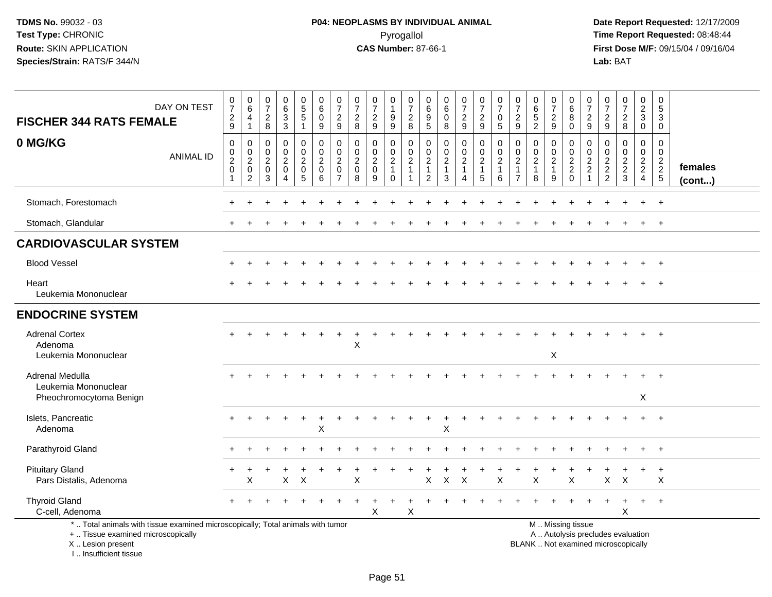**TDMS No.** 99032 - 03
**Test Type:** CHRONIC
**Route:** SKIN APPLICATION
**Species/Strain:** RATS/F 344/N

**P04: NEOPLASMS BY INDIVIDUAL ANIMAL**
Pyrogallol
**CAS Number:** 87-66-1

**Date Report Requested:** 12/17/2009
**Time Report Requested:** 08:48:44
**First Dose M/F:** 09/15/04 / 09/16/04
**Lab:** BAT

| FISCHER 344 RATS FEMALE — DAY ON TEST | 0729 | 0641 | 0728 | 0633 | 0551 | 0609 | 0729 | 0728 | 0729 | 0199 | 0728 | 0695 | 0608 | 0729 | 0729 | 0705 | 0729 | 0652 | 0729 | 0680 | 0729 | 0729 | 0728 | 0230 | 0530 | |
|---|---|---|---|---|---|---|---|---|---|---|---|---|---|---|---|---|---|---|---|---|---|---|---|---|---|---|
| **0 MG/KG** — ANIMAL ID | 00201 | 00202 | 00203 | 00204 | 00205 | 00206 | 00207 | 00208 | 00209 | 00210 | 00211 | 00212 | 00213 | 00214 | 00215 | 00216 | 00217 | 00218 | 00219 | 00220 | 00221 | 00222 | 00223 | 00224 | 00225 | **females (cont...)** |
| Stomach, Forestomach | + | + | + | + | + | + | + | + | + | + | + | + | + | + | + | + | + | + | + | + | + | + | + | + | + | |
| Stomach, Glandular | + | + | + | + | + | + | + | + | + | + | + | + | + | + | + | + | + | + | + | + | + | + | + | + | + | |
| **CARDIOVASCULAR SYSTEM** | | | | | | | | | | | | | | | | | | | | | | | | | | |
| Blood Vessel | + | + | + | + | + | + | + | + | + | + | + | + | + | + | + | + | + | + | + | + | + | + | + | + | + | |
| Heart | + | + | + | + | + | + | + | + | + | + | + | + | + | + | + | + | + | + | + | + | + | + | + | + | + | |
| Leukemia Mononuclear | | | | | | | | | | | | | | | | | | | | | | | | | | |
| **ENDOCRINE SYSTEM** | | | | | | | | | | | | | | | | | | | | | | | | | | |
| Adrenal Cortex | + | + | + | + | + | + | + | + | + | + | + | + | + | + | + | + | + | + | + | + | + | + | + | + | + | |
| Adenoma | | | | | | | | X | | | | | | | | | | | | | | | | | | |
| Leukemia Mononuclear | | | | | | | | | | | | | | | | | | | X | | | | | | | |
| Adrenal Medulla | + | + | + | + | + | + | + | + | + | + | + | + | + | + | + | + | + | + | + | + | + | + | + | + | + | |
| Leukemia Mononuclear | | | | | | | | | | | | | | | | | | | | | | | | | | |
| Pheochromocytoma Benign | | | | | | | | | | | | | | | | | | | | | | | | X | | |
| Islets, Pancreatic | + | + | + | + | + | + | + | + | + | + | + | + | + | + | + | + | + | + | + | + | + | + | + | + | + | |
| Adenoma | | | | | | X | | | | | | | X | | | | | | | | | | | | | |
| Parathyroid Gland | + | + | + | + | + | + | + | + | + | + | + | + | + | + | + | + | + | + | + | + | + | + | + | + | + | |
| Pituitary Gland | + | + | + | + | + | + | + | + | + | + | + | + | + | + | + | + | + | + | + | + | + | + | + | + | + | |
| Pars Distalis, Adenoma | | X | | X | X | | | X | | | | X | X | X | | X | | X | | X | | X | X | | X | |
| Thyroid Gland | + | + | + | + | + | + | + | + | + | + | + | + | + | + | + | + | + | + | + | + | + | + | + | + | + | |
| C-cell, Adenoma | | | | | | | | | X | | X | | | | | | | | | | | | X | | | |

\* .. Total animals with tissue examined microscopically; Total animals with tumor
\+ .. Tissue examined microscopically
X .. Lesion present
I .. Insufficient tissue

M .. Missing tissue
A .. Autolysis precludes evaluation
BLANK .. Not examined microscopically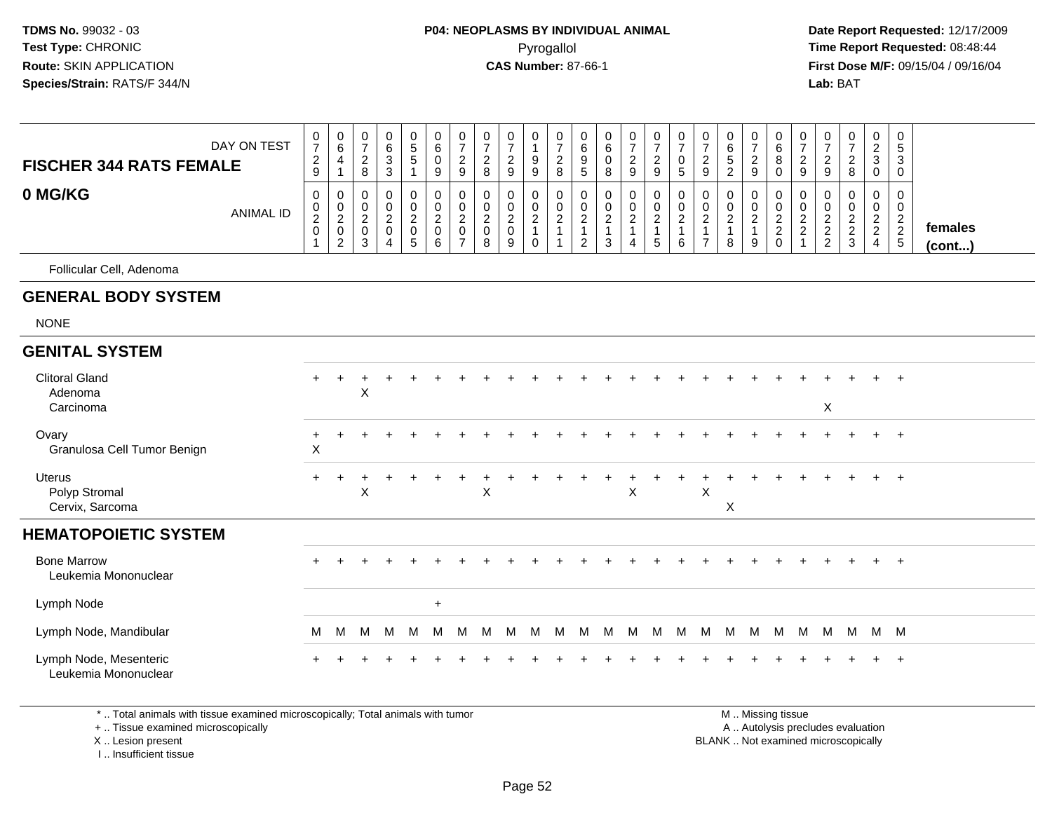TDMS No. 99032 - 03
Test Type: CHRONIC
Route: SKIN APPLICATION
Species/Strain: RATS/F 344/N

**P04: NEOPLASMS BY INDIVIDUAL ANIMAL**
Pyrogallol
**CAS Number:** 87-66-1

Date Report Requested: 12/17/2009
Time Report Requested: 08:48:44
First Dose M/F: 09/15/04 / 09/16/04
Lab: BAT

| FISCHER 344 RATS FEMALE — 0 MG/KG | | | | | | | | | | | | | | | | | | | | | | | | | | |
|---|---|---|---|---|---|---|---|---|---|---|---|---|---|---|---|---|---|---|---|---|---|---|---|---|---|---|
| DAY ON TEST | 0729 | 0641 | 0728 | 0633 | 0551 | 0609 | 0729 | 0728 | 0729 | 0199 | 0728 | 0695 | 0608 | 0729 | 0729 | 0705 | 0729 | 0652 | 0729 | 0680 | 0729 | 0729 | 0728 | 0230 | 0530 | |
| ANIMAL ID | 00201 | 00202 | 00203 | 00204 | 00205 | 00206 | 00207 | 00208 | 00209 | 00210 | 00211 | 00212 | 00213 | 00214 | 00215 | 00216 | 00217 | 00218 | 00219 | 00220 | 00221 | 00222 | 00223 | 00224 | 00225 | females (cont...) |
| Follicular Cell, Adenoma | | | | | | | | | | | | | | | | | | | | | | | | | | |
| **GENERAL BODY SYSTEM** | | | | | | | | | | | | | | | | | | | | | | | | | | |
| NONE | | | | | | | | | | | | | | | | | | | | | | | | | | |
| **GENITAL SYSTEM** | | | | | | | | | | | | | | | | | | | | | | | | | | |
| Clitoral Gland | + | + | + | + | + | + | + | + | + | + | + | + | + | + | + | + | + | + | + | + | + | + | + | + | + | |
| Adenoma | | | X | | | | | | | | | | | | | | | | | | | | | | | |
| Carcinoma | | | | | | | | | | | | | | | | | | | | | | X | | | | |
| Ovary | + | + | + | + | + | + | + | + | + | + | + | + | + | + | + | + | + | + | + | + | + | + | + | + | + | |
| Granulosa Cell Tumor Benign | X | | | | | | | | | | | | | | | | | | | | | | | | | |
| Uterus | + | + | + | + | + | + | + | + | + | + | + | + | + | + | + | + | + | + | + | + | + | + | + | + | + | |
| Polyp Stromal | | | X | | | | | X | | | | | | X | | | X | | | | | | | | | |
| Cervix, Sarcoma | | | | | | | | | | | | | | | | | | X | | | | | | | | |
| **HEMATOPOIETIC SYSTEM** | | | | | | | | | | | | | | | | | | | | | | | | | | |
| Bone Marrow | + | + | + | + | + | + | + | + | + | + | + | + | + | + | + | + | + | + | + | + | + | + | + | + | + | |
| Leukemia Mononuclear | | | | | | | | | | | | | | | | | | | | | | | | | | |
| Lymph Node | | | | | | + | | | | | | | | | | | | | | | | | | | | |
| Lymph Node, Mandibular | M | M | M | M | M | M | M | M | M | M | M | M | M | M | M | M | M | M | M | M | M | M | M | M | M | |
| Lymph Node, Mesenteric | + | + | + | + | + | + | + | + | + | + | + | + | + | + | + | + | + | + | + | + | + | + | + | + | + | |
| Leukemia Mononuclear | | | | | | | | | | | | | | | | | | | | | | | | | | |

\* .. Total animals with tissue examined microscopically; Total animals with tumor
\+ .. Tissue examined microscopically
X .. Lesion present
I .. Insufficient tissue

M .. Missing tissue
A .. Autolysis precludes evaluation
BLANK .. Not examined microscopically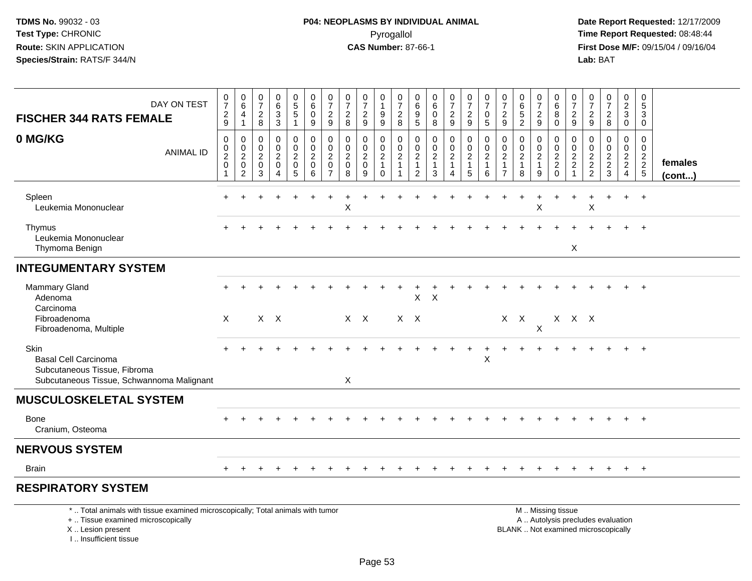TDMS No. 99032 - 03
Test Type: CHRONIC
Route: SKIN APPLICATION
Species/Strain: RATS/F 344/N

**P04: NEOPLASMS BY INDIVIDUAL ANIMAL**
Pyrogallol
**CAS Number:** 87-66-1

Date Report Requested: 12/17/2009
Time Report Requested: 08:48:44
First Dose M/F: 09/15/04 / 09/16/04
Lab: BAT

| FISCHER 344 RATS FEMALE — DAY ON TEST | 0729 | 0641 | 0728 | 0633 | 0551 | 0609 | 0729 | 0728 | 0729 | 0199 | 0728 | 0695 | 0608 | 0729 | 0729 | 0705 | 0729 | 0652 | 0729 | 0680 | 0729 | 0729 | 0728 | 0230 | 0530 | |
|---|---|---|---|---|---|---|---|---|---|---|---|---|---|---|---|---|---|---|---|---|---|---|---|---|---|---|
| **0 MG/KG** — ANIMAL ID | 00201 | 00202 | 00203 | 00204 | 00205 | 00206 | 00207 | 00208 | 00209 | 00210 | 00211 | 00212 | 00213 | 00214 | 00215 | 00216 | 00217 | 00218 | 00219 | 00220 | 00221 | 00222 | 00223 | 00224 | 00225 | **females (cont...)** |
| Spleen | + | + | + | + | + | + | + | + | + | + | + | + | + | + | + | + | + | + | + | + | + | + | + | + | + | |
| Leukemia Mononuclear | | | | | | | | X | | | | | | | | | | | X | | | X | | | | |
| Thymus | + | + | + | + | + | + | + | + | + | + | + | + | + | + | + | + | + | + | + | + | + | + | + | + | + | |
| Leukemia Mononuclear | | | | | | | | | | | | | | | | | | | | | | | | | | |
| Thymoma Benign | | | | | | | | | | | | | | | | | | | | | X | | | | | |
| **INTEGUMENTARY SYSTEM** | | | | | | | | | | | | | | | | | | | | | | | | | | |
| Mammary Gland | + | + | + | + | + | + | + | + | + | + | + | + | + | + | + | + | + | + | + | + | + | + | + | + | + | |
| Adenoma | | | | | | | | | | | | X | X | | | | | | | | | | | | | |
| Carcinoma | | | | | | | | | | | | | | | | | | | | | | | | | | |
| Fibroadenoma | X | | X | X | | | | X | X | | X | X | | | | | X | X | | X | X | X | | | | |
| Fibroadenoma, Multiple | | | | | | | | | | | | | | | | | | | X | | | | | | | |
| Skin | + | + | + | + | + | + | + | + | + | + | + | + | + | + | + | + | + | + | + | + | + | + | + | + | + | |
| Basal Cell Carcinoma | | | | | | | | | | | | | | | | X | | | | | | | | | | |
| Subcutaneous Tissue, Fibroma | | | | | | | | | | | | | | | | | | | | | | | | | | |
| Subcutaneous Tissue, Schwannoma Malignant | | | | | | | | X | | | | | | | | | | | | | | | | | | |
| **MUSCULOSKELETAL SYSTEM** | | | | | | | | | | | | | | | | | | | | | | | | | | |
| Bone | + | + | + | + | + | + | + | + | + | + | + | + | + | + | + | + | + | + | + | + | + | + | + | + | + | |
| Cranium, Osteoma | | | | | | | | | | | | | | | | | | | | | | | | | | |
| **NERVOUS SYSTEM** | | | | | | | | | | | | | | | | | | | | | | | | | | |
| Brain | + | + | + | + | + | + | + | + | + | + | + | + | + | + | + | + | + | + | + | + | + | + | + | + | + | |
| **RESPIRATORY SYSTEM** | | | | | | | | | | | | | | | | | | | | | | | | | | |

\* .. Total animals with tissue examined microscopically; Total animals with tumor
\+ .. Tissue examined microscopically
X .. Lesion present
I .. Insufficient tissue

M .. Missing tissue
A .. Autolysis precludes evaluation
BLANK .. Not examined microscopically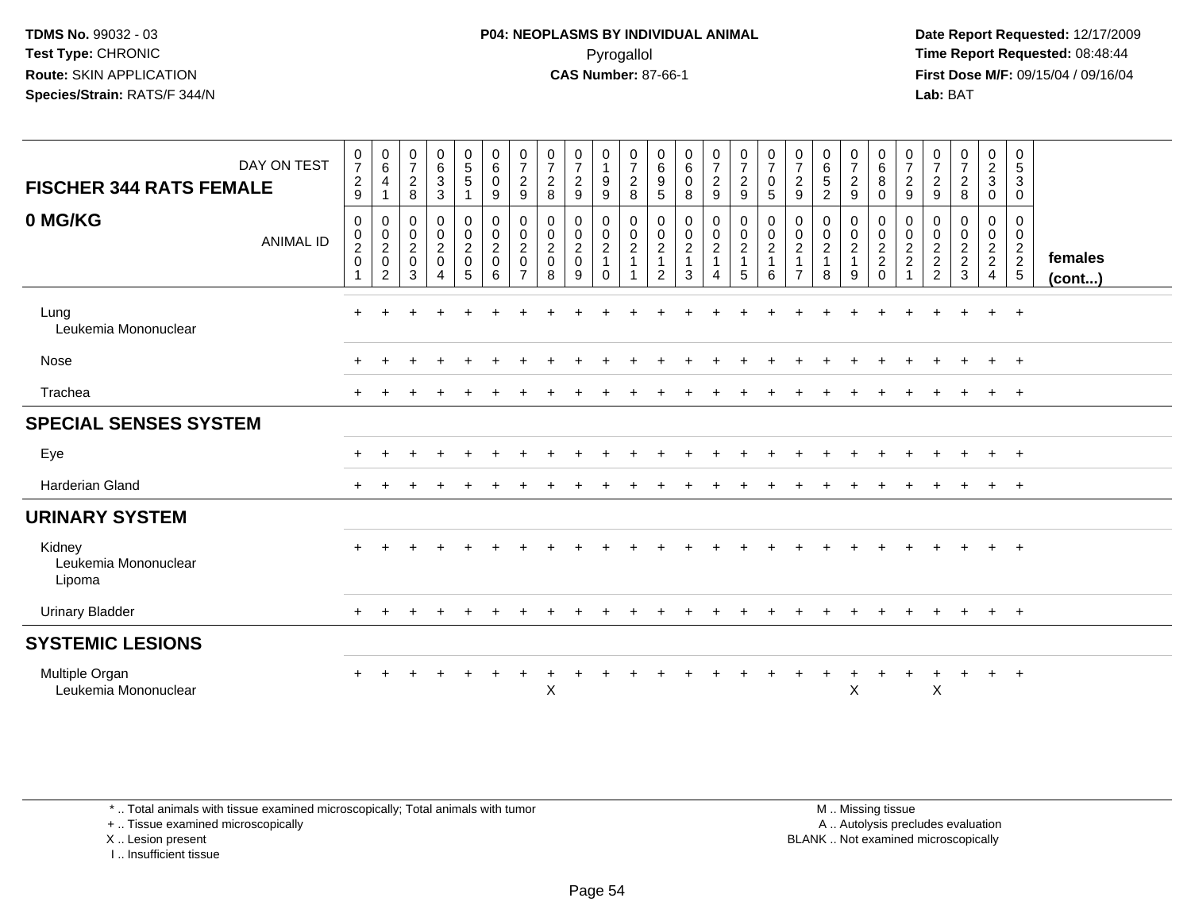TDMS No. 99032 - 03
Test Type: CHRONIC
Route: SKIN APPLICATION
Species/Strain: RATS/F 344/N

**P04: NEOPLASMS BY INDIVIDUAL ANIMAL**
Pyrogallol
**CAS Number:** 87-66-1

Date Report Requested: 12/17/2009
Time Report Requested: 08:48:44
First Dose M/F: 09/15/04 / 09/16/04
Lab: BAT

| FISCHER 344 RATS FEMALE — DAY ON TEST | 0729 | 0641 | 0728 | 0633 | 0551 | 0609 | 0729 | 0728 | 0729 | 0199 | 0728 | 0695 | 0608 | 0729 | 0729 | 0705 | 0729 | 0652 | 0729 | 0680 | 0729 | 0729 | 0728 | 0230 | 0530 | |
|---|---|---|---|---|---|---|---|---|---|---|---|---|---|---|---|---|---|---|---|---|---|---|---|---|---|---|
| **0 MG/KG** — ANIMAL ID | 00201 | 00202 | 00203 | 00204 | 00205 | 00206 | 00207 | 00208 | 00209 | 00210 | 00211 | 00212 | 00213 | 00214 | 00215 | 00216 | 00217 | 00218 | 00219 | 00220 | 00221 | 00222 | 00223 | 00224 | 00225 | **females (cont...)** |
| Lung | + | + | + | + | + | + | + | + | + | + | + | + | + | + | + | + | + | + | + | + | + | + | + | + | + | |
| Leukemia Mononuclear | | | | | | | | | | | | | | | | | | | | | | | | | | |
| Nose | + | + | + | + | + | + | + | + | + | + | + | + | + | + | + | + | + | + | + | + | + | + | + | + | + | |
| Trachea | + | + | + | + | + | + | + | + | + | + | + | + | + | + | + | + | + | + | + | + | + | + | + | + | + | |
| **SPECIAL SENSES SYSTEM** | | | | | | | | | | | | | | | | | | | | | | | | | | |
| Eye | + | + | + | + | + | + | + | + | + | + | + | + | + | + | + | + | + | + | + | + | + | + | + | + | + | |
| Harderian Gland | + | + | + | + | + | + | + | + | + | + | + | + | + | + | + | + | + | + | + | + | + | + | + | + | + | |
| **URINARY SYSTEM** | | | | | | | | | | | | | | | | | | | | | | | | | | |
| Kidney | + | + | + | + | + | + | + | + | + | + | + | + | + | + | + | + | + | + | + | + | + | + | + | + | + | |
| Leukemia Mononuclear | | | | | | | | | | | | | | | | | | | | | | | | | | |
| Lipoma | | | | | | | | | | | | | | | | | | | | | | | | | | |
| Urinary Bladder | + | + | + | + | + | + | + | + | + | + | + | + | + | + | + | + | + | + | + | + | + | + | + | + | + | |
| **SYSTEMIC LESIONS** | | | | | | | | | | | | | | | | | | | | | | | | | | |
| Multiple Organ | + | + | + | + | + | + | + | + | + | + | + | + | + | + | + | + | + | + | + | + | + | + | + | + | + | |
| Leukemia Mononuclear | | | | | | | | X | | | | | | | | | | | X | | | X | | | | |

\* .. Total animals with tissue examined microscopically; Total animals with tumor
\+ .. Tissue examined microscopically
X .. Lesion present
I .. Insufficient tissue

M .. Missing tissue
A .. Autolysis precludes evaluation
BLANK .. Not examined microscopically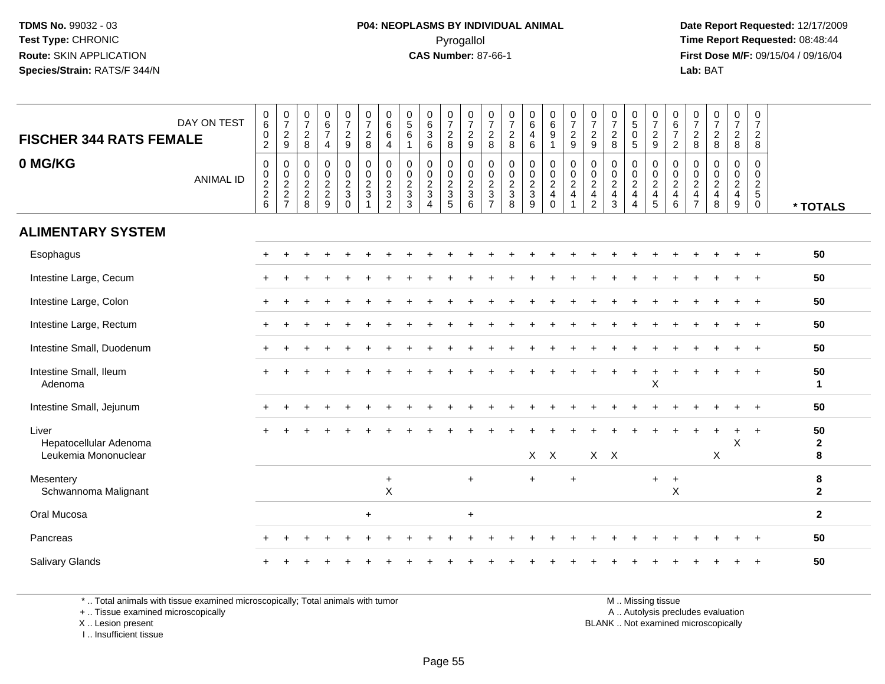**TDMS No.** 99032 - 03
**Test Type:** CHRONIC
**Route:** SKIN APPLICATION
**Species/Strain:** RATS/F 344/N

**P04: NEOPLASMS BY INDIVIDUAL ANIMAL**
Pyrogallol
**CAS Number:** 87-66-1

**Date Report Requested:** 12/17/2009
**Time Report Requested:** 08:48:44
**First Dose M/F:** 09/15/04 / 09/16/04
**Lab:** BAT

## FISCHER 344 RATS FEMALE
## 0 MG/KG

| DAY ON TEST | 0602 | 0729 | 0728 | 0674 | 0729 | 0728 | 0664 | 0561 | 0636 | 0728 | 0729 | 0728 | 0728 | 0646 | 0691 | 0729 | 0729 | 0728 | 0505 | 0729 | 0672 | 0728 | 0728 | 0728 | 0728 | |
|---|---|---|---|---|---|---|---|---|---|---|---|---|---|---|---|---|---|---|---|---|---|---|---|---|---|---|
| **ANIMAL ID** | 00226 | 00227 | 00228 | 00229 | 00230 | 00231 | 00232 | 00233 | 00234 | 00235 | 00236 | 00237 | 00238 | 00239 | 00240 | 00241 | 00242 | 00243 | 00244 | 00245 | 00246 | 00247 | 00248 | 00249 | 00250 | *** TOTALS** |
| **ALIMENTARY SYSTEM** | | | | | | | | | | | | | | | | | | | | | | | | | | |
| Esophagus | + | + | + | + | + | + | + | + | + | + | + | + | + | + | + | + | + | + | + | + | + | + | + | + | + | **50** |
| Intestine Large, Cecum | + | + | + | + | + | + | + | + | + | + | + | + | + | + | + | + | + | + | + | + | + | + | + | + | + | **50** |
| Intestine Large, Colon | + | + | + | + | + | + | + | + | + | + | + | + | + | + | + | + | + | + | + | + | + | + | + | + | + | **50** |
| Intestine Large, Rectum | + | + | + | + | + | + | + | + | + | + | + | + | + | + | + | + | + | + | + | + | + | + | + | + | + | **50** |
| Intestine Small, Duodenum | + | + | + | + | + | + | + | + | + | + | + | + | + | + | + | + | + | + | + | + | + | + | + | + | + | **50** |
| Intestine Small, Ileum | + | + | + | + | + | + | + | + | + | + | + | + | + | + | + | + | + | + | + | + | + | + | + | + | + | **50** |
| Adenoma | | | | | | | | | | | | | | | | | | | | X | | | | | | **1** |
| Intestine Small, Jejunum | + | + | + | + | + | + | + | + | + | + | + | + | + | + | + | + | + | + | + | + | + | + | + | + | + | **50** |
| Liver | + | + | + | + | + | + | + | + | + | + | + | + | + | + | + | + | + | + | + | + | + | + | + | + | + | **50** |
| Hepatocellular Adenoma | | | | | | | | | | | | | | | | | | | | | | | | X | | **2** |
| Leukemia Mononuclear | | | | | | | | | | | | | | X | X | | X | X | | | | | X | | | **8** |
| Mesentery | | | | | | | + | | | | + | | | + | | + | | | | + | + | | | | | **8** |
| Schwannoma Malignant | | | | | | | X | | | | | | | | | | | | | | X | | | | | **2** |
| Oral Mucosa | | | | | | + | | | | | + | | | | | | | | | | | | | | | **2** |
| Pancreas | + | + | + | + | + | + | + | + | + | + | + | + | + | + | + | + | + | + | + | + | + | + | + | + | + | **50** |
| Salivary Glands | + | + | + | + | + | + | + | + | + | + | + | + | + | + | + | + | + | + | + | + | + | + | + | + | + | **50** |

\* .. Total animals with tissue examined microscopically; Total animals with tumor
\+ .. Tissue examined microscopically
X .. Lesion present
I .. Insufficient tissue

M .. Missing tissue
A .. Autolysis precludes evaluation
BLANK .. Not examined microscopically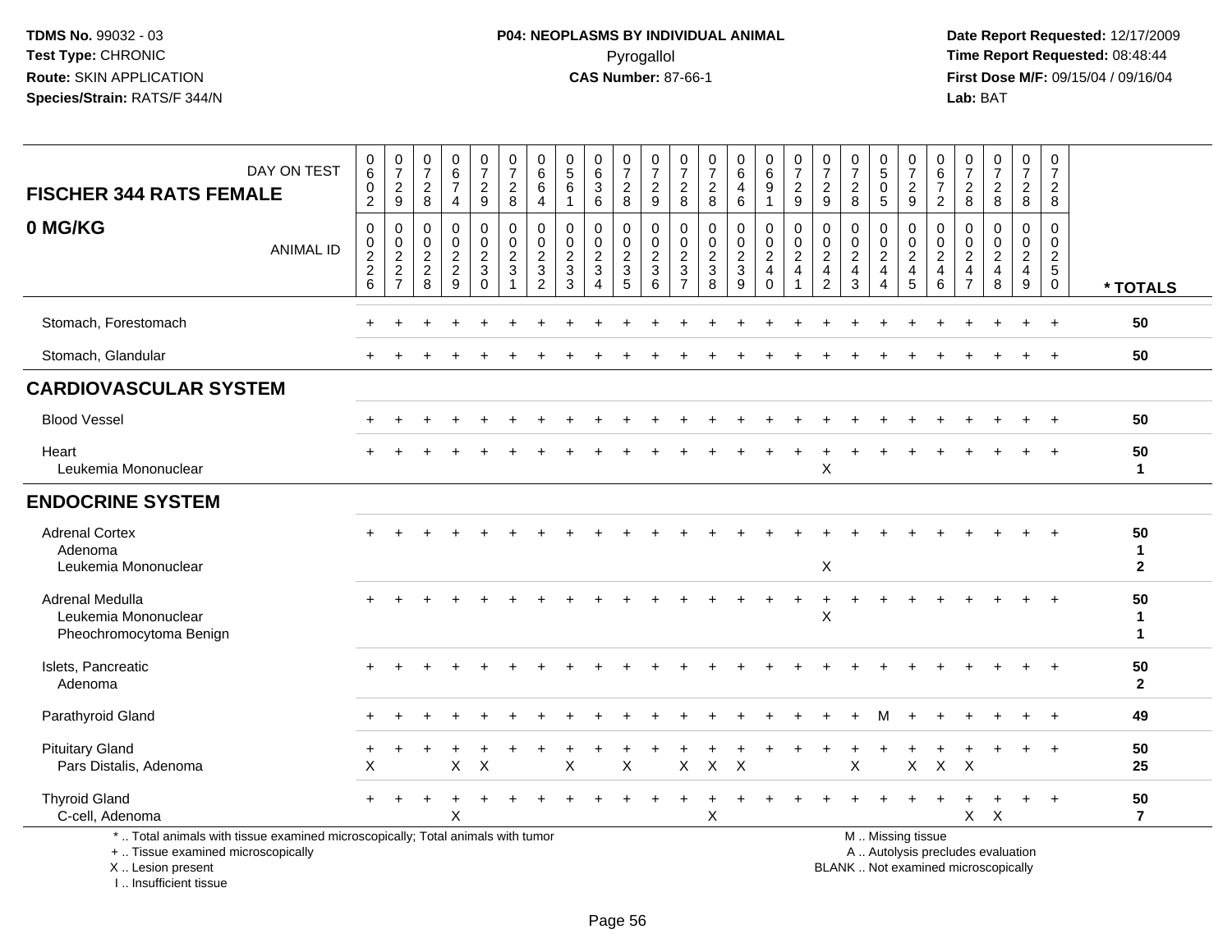**TDMS No.** 99032 - 03
**Test Type:** CHRONIC
**Route:** SKIN APPLICATION
**Species/Strain:** RATS/F 344/N

**P04: NEOPLASMS BY INDIVIDUAL ANIMAL**
Pyrogallol
**CAS Number:** 87-66-1

**Date Report Requested:** 12/17/2009
**Time Report Requested:** 08:48:44
**First Dose M/F:** 09/15/04 / 09/16/04
**Lab:** BAT

## FISCHER 344 RATS FEMALE
## 0 MG/KG

| DAY ON TEST | 0602 | 0729 | 0728 | 0674 | 0729 | 0728 | 0664 | 0561 | 0636 | 0728 | 0729 | 0728 | 0728 | 0646 | 0691 | 0729 | 0729 | 0728 | 0505 | 0729 | 0672 | 0728 | 0728 | 0728 | 0728 | |
|---|---|---|---|---|---|---|---|---|---|---|---|---|---|---|---|---|---|---|---|---|---|---|---|---|---|---|
| **ANIMAL ID** | 0226 | 0227 | 0228 | 0229 | 0230 | 0231 | 0232 | 0233 | 0234 | 0235 | 0236 | 0237 | 0238 | 0239 | 0240 | 0241 | 0242 | 0243 | 0244 | 0245 | 0246 | 0247 | 0248 | 0249 | 0250 | *** TOTALS** |
| Stomach, Forestomach | + | + | + | + | + | + | + | + | + | + | + | + | + | + | + | + | + | + | + | + | + | + | + | + | + | 50 |
| Stomach, Glandular | + | + | + | + | + | + | + | + | + | + | + | + | + | + | + | + | + | + | + | + | + | + | + | + | + | 50 |
| **CARDIOVASCULAR SYSTEM** | | | | | | | | | | | | | | | | | | | | | | | | | | |
| Blood Vessel | + | + | + | + | + | + | + | + | + | + | + | + | + | + | + | + | + | + | + | + | + | + | + | + | + | 50 |
| Heart | + | + | + | + | + | + | + | + | + | + | + | + | + | + | + | + | + | + | + | + | + | + | + | + | + | 50 |
| Leukemia Mononuclear | | | | | | | | | | | | | | | | | X | | | | | | | | | 1 |
| **ENDOCRINE SYSTEM** | | | | | | | | | | | | | | | | | | | | | | | | | | |
| Adrenal Cortex | + | + | + | + | + | + | + | + | + | + | + | + | + | + | + | + | + | + | + | + | + | + | + | + | + | 50 |
| Adenoma | | | | | | | | | | | | | | | | | | | | | | | | | | 1 |
| Leukemia Mononuclear | | | | | | | | | | | | | | | | | X | | | | | | | | | 2 |
| Adrenal Medulla | + | + | + | + | + | + | + | + | + | + | + | + | + | + | + | + | + | + | + | + | + | + | + | + | + | 50 |
| Leukemia Mononuclear | | | | | | | | | | | | | | | | | X | | | | | | | | | 1 |
| Pheochromocytoma Benign | | | | | | | | | | | | | | | | | | | | | | | | | | 1 |
| Islets, Pancreatic | + | + | + | + | + | + | + | + | + | + | + | + | + | + | + | + | + | + | + | + | + | + | + | + | + | 50 |
| Adenoma | | | | | | | | | | | | | | | | | | | | | | | | | | 2 |
| Parathyroid Gland | + | + | + | + | + | + | + | + | + | + | + | + | + | + | + | + | + | + | M | + | + | + | + | + | + | 49 |
| Pituitary Gland | + | + | + | + | + | + | + | + | + | + | + | + | + | + | + | + | + | + | + | + | + | + | + | + | + | 50 |
| Pars Distalis, Adenoma | X | | | X | X | | | X | | X | | X | X | X | | | | X | | X | X | X | | | | 25 |
| Thyroid Gland | + | + | + | + | + | + | + | + | + | + | + | + | + | + | + | + | + | + | + | + | + | + | + | + | + | 50 |
| C-cell, Adenoma | | | | X | | | | | | | | | X | | | | | | | | | X | X | | | 7 |

\* .. Total animals with tissue examined microscopically; Total animals with tumor
\+ .. Tissue examined microscopically
X .. Lesion present
I .. Insufficient tissue

M .. Missing tissue
A .. Autolysis precludes evaluation
BLANK .. Not examined microscopically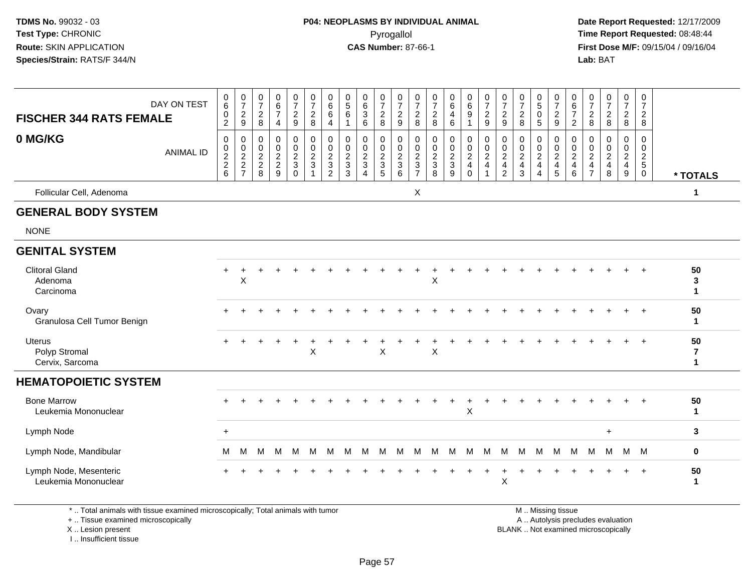TDMS No. 99032 - 03
Test Type: CHRONIC
Route: SKIN APPLICATION
Species/Strain: RATS/F 344/N

**P04: NEOPLASMS BY INDIVIDUAL ANIMAL**
Pyrogallol
**CAS Number:** 87-66-1

Date Report Requested: 12/17/2009
Time Report Requested: 08:48:44
First Dose M/F: 09/15/04 / 09/16/04
Lab: BAT

| FISCHER 344 RATS FEMALE — 0 MG/KG | | | | | | | | | | | | | | | | | | | | | | | | | | |
|---|---|---|---|---|---|---|---|---|---|---|---|---|---|---|---|---|---|---|---|---|---|---|---|---|---|---|
| DAY ON TEST | 0602 | 0729 | 0728 | 0674 | 0729 | 0728 | 0664 | 0561 | 0636 | 0728 | 0729 | 0728 | 0728 | 0646 | 0691 | 0729 | 0729 | 0728 | 0505 | 0729 | 0672 | 0728 | 0728 | 0728 | 0728 | |
| ANIMAL ID | 0226 | 0227 | 0228 | 0229 | 0230 | 0231 | 0232 | 0233 | 0234 | 0235 | 0236 | 0237 | 0238 | 0239 | 0240 | 0241 | 0242 | 0243 | 0244 | 0245 | 0246 | 0247 | 0248 | 0249 | 0250 | * TOTALS |
| Follicular Cell, Adenoma | | | | | | | | | | | | X | | | | | | | | | | | | | | 1 |
| **GENERAL BODY SYSTEM** | | | | | | | | | | | | | | | | | | | | | | | | | | |
| NONE | | | | | | | | | | | | | | | | | | | | | | | | | | |
| **GENITAL SYSTEM** | | | | | | | | | | | | | | | | | | | | | | | | | | |
| Clitoral Gland | + | + | + | + | + | + | + | + | + | + | + | + | + | + | + | + | + | + | + | + | + | + | + | + | + | 50 |
| Adenoma | | X | | | | | | | | | | | X | | | | | | | | | | | | | 3 |
| Carcinoma | | | | | | | | | | | | | | | | | | | | | | | | | | 1 |
| Ovary | + | + | + | + | + | + | + | + | + | + | + | + | + | + | + | + | + | + | + | + | + | + | + | + | + | 50 |
| Granulosa Cell Tumor Benign | | | | | | | | | | | | | | | | | | | | | | | | | | 1 |
| Uterus | + | + | + | + | + | + | + | + | + | + | + | + | + | + | + | + | + | + | + | + | + | + | + | + | + | 50 |
| Polyp Stromal | | | | | | X | | | | X | | | X | | | | | | | | | | | | | 7 |
| Cervix, Sarcoma | | | | | | | | | | | | | | | | | | | | | | | | | | 1 |
| **HEMATOPOIETIC SYSTEM** | | | | | | | | | | | | | | | | | | | | | | | | | | |
| Bone Marrow | + | + | + | + | + | + | + | + | + | + | + | + | + | + | + | + | + | + | + | + | + | + | + | + | + | 50 |
| Leukemia Mononuclear | | | | | | | | | | | | | | | X | | | | | | | | | | | 1 |
| Lymph Node | + | | | | | | | | | | | | | | | | | | | | | | + | | | 3 |
| Lymph Node, Mandibular | M | M | M | M | M | M | M | M | M | M | M | M | M | M | M | M | M | M | M | M | M | M | M | M | M | 0 |
| Lymph Node, Mesenteric | + | + | + | + | + | + | + | + | + | + | + | + | + | + | + | + | + | + | + | + | + | + | + | + | + | 50 |
| Leukemia Mononuclear | | | | | | | | | | | | | | | | | X | | | | | | | | | 1 |

\* .. Total animals with tissue examined microscopically; Total animals with tumor
\+ .. Tissue examined microscopically
X .. Lesion present
I .. Insufficient tissue

M .. Missing tissue
A .. Autolysis precludes evaluation
BLANK .. Not examined microscopically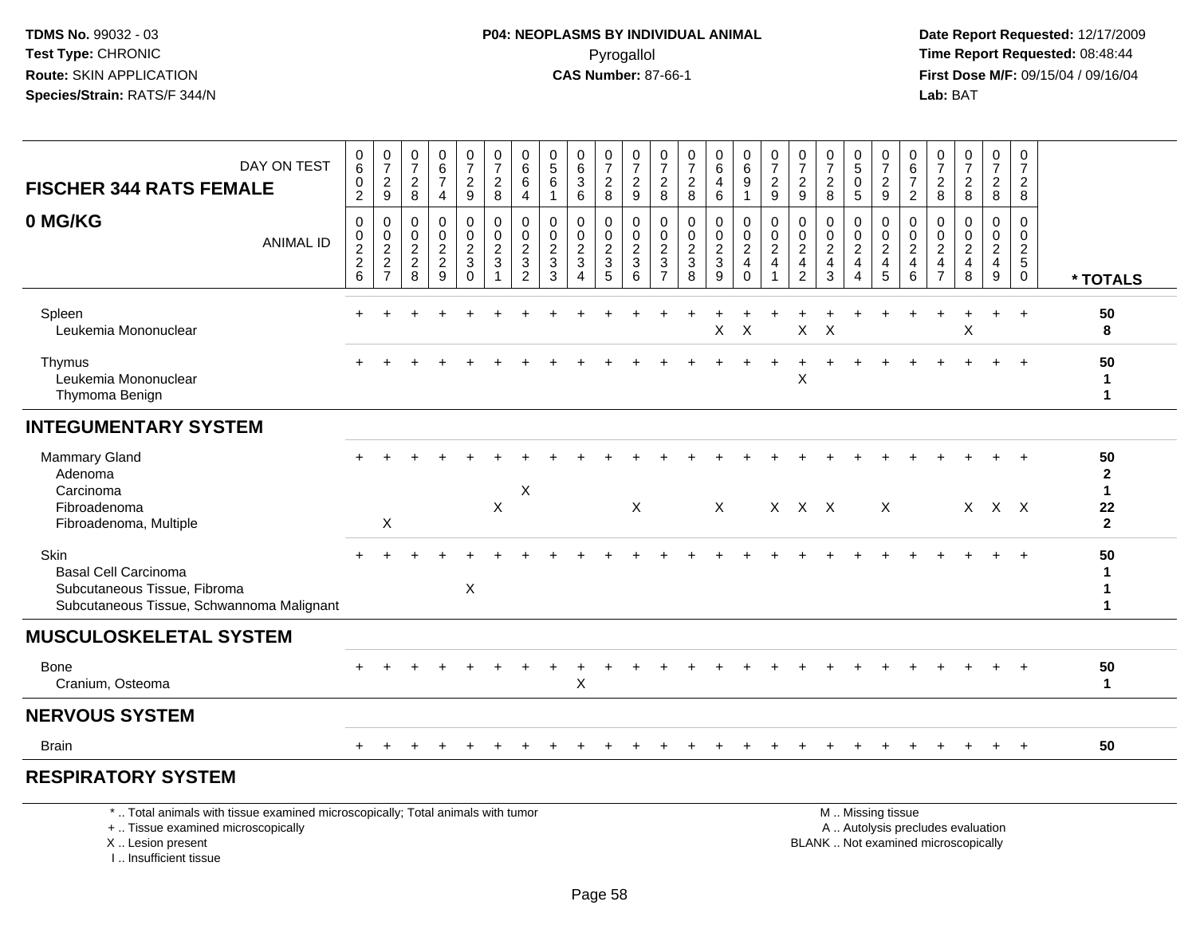TDMS No. 99032 - 03
Test Type: CHRONIC
Route: SKIN APPLICATION
Species/Strain: RATS/F 344/N

**P04: NEOPLASMS BY INDIVIDUAL ANIMAL**
Pyrogallol
**CAS Number:** 87-66-1

Date Report Requested: 12/17/2009
Time Report Requested: 08:48:44
First Dose M/F: 09/15/04 / 09/16/04
Lab: BAT

| FISCHER 344 RATS FEMALE — DAY ON TEST | 0602 | 0729 | 0728 | 0674 | 0729 | 0728 | 0664 | 0561 | 0636 | 0728 | 0729 | 0728 | 0728 | 0646 | 0691 | 0729 | 0729 | 0728 | 0505 | 0729 | 0672 | 0728 | 0728 | 0728 | 0728 | |
|---|---|---|---|---|---|---|---|---|---|---|---|---|---|---|---|---|---|---|---|---|---|---|---|---|---|---|
| **0 MG/KG** — ANIMAL ID | 0226 | 0227 | 0228 | 0229 | 0230 | 0231 | 0232 | 0233 | 0234 | 0235 | 0236 | 0237 | 0238 | 0239 | 0240 | 0241 | 0242 | 0243 | 0244 | 0245 | 0246 | 0247 | 0248 | 0249 | 0250 | * TOTALS |
| Spleen | + | + | + | + | + | + | + | + | + | + | + | + | + | + | + | + | + | + | + | + | + | + | + | + | + | 50 |
| Leukemia Mononuclear | | | | | | | | | | | | | | X | X | | X | X | | | | | X | | | 8 |
| Thymus | + | + | + | + | + | + | + | + | + | + | + | + | + | + | + | + | + | + | + | + | + | + | + | + | + | 50 |
| Leukemia Mononuclear | | | | | | | | | | | | | | | | | X | | | | | | | | | 1 |
| Thymoma Benign | | | | | | | | | | | | | | | | | | | | | | | | | | 1 |
| **INTEGUMENTARY SYSTEM** | | | | | | | | | | | | | | | | | | | | | | | | | | |
| Mammary Gland | + | + | + | + | + | + | + | + | + | + | + | + | + | + | + | + | + | + | + | + | + | + | + | + | + | 50 |
| Adenoma | | | | | | | | | | | | | | | | | | | | | | | | | | 2 |
| Carcinoma | | | | | | | X | | | | | | | | | | | | | | | | | | | 1 |
| Fibroadenoma | | | | | | X | | | | | X | | | X | | X | X | X | | X | | | X | X | X | 22 |
| Fibroadenoma, Multiple | | X | | | | | | | | | | | | | | | | | | | | | | | | 2 |
| Skin | + | + | + | + | + | + | + | + | + | + | + | + | + | + | + | + | + | + | + | + | + | + | + | + | + | 50 |
| Basal Cell Carcinoma | | | | | | | | | | | | | | | | | | | | | | | | | | 1 |
| Subcutaneous Tissue, Fibroma | | | | | X | | | | | | | | | | | | | | | | | | | | | 1 |
| Subcutaneous Tissue, Schwannoma Malignant | | | | | | | | | | | | | | | | | | | | | | | | | | 1 |
| **MUSCULOSKELETAL SYSTEM** | | | | | | | | | | | | | | | | | | | | | | | | | | |
| Bone | + | + | + | + | + | + | + | + | + | + | + | + | + | + | + | + | + | + | + | + | + | + | + | + | + | 50 |
| Cranium, Osteoma | | | | | | | | | X | | | | | | | | | | | | | | | | | 1 |
| **NERVOUS SYSTEM** | | | | | | | | | | | | | | | | | | | | | | | | | | |
| Brain | + | + | + | + | + | + | + | + | + | + | + | + | + | + | + | + | + | + | + | + | + | + | + | + | + | 50 |
| **RESPIRATORY SYSTEM** | | | | | | | | | | | | | | | | | | | | | | | | | | |

* .. Total animals with tissue examined microscopically; Total animals with tumor
+ .. Tissue examined microscopically
X .. Lesion present
I .. Insufficient tissue

M .. Missing tissue
A .. Autolysis precludes evaluation
BLANK .. Not examined microscopically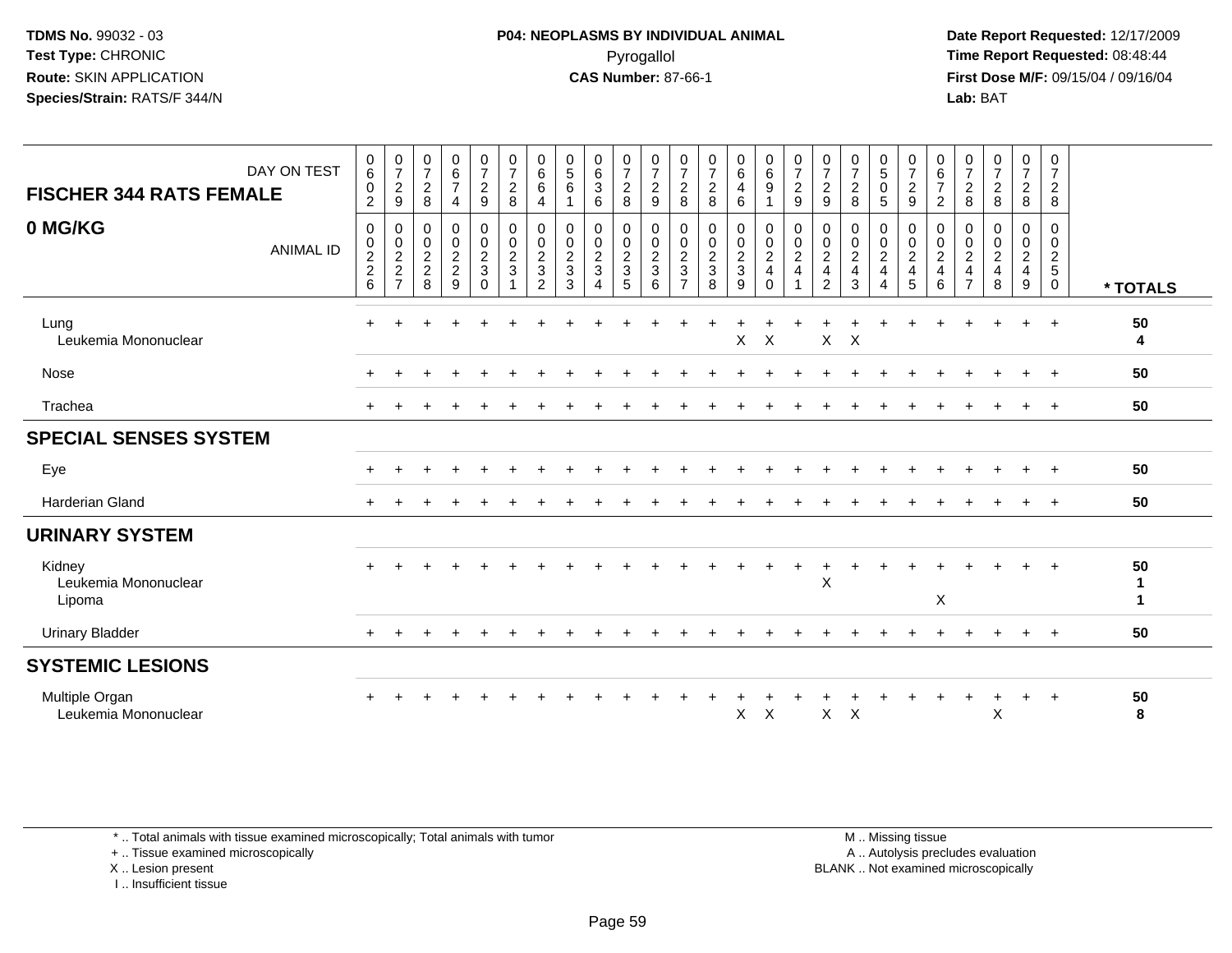**TDMS No.** 99032 - 03
**Test Type:** CHRONIC
**Route:** SKIN APPLICATION
**Species/Strain:** RATS/F 344/N

**P04: NEOPLASMS BY INDIVIDUAL ANIMAL**
Pyrogallol
**CAS Number:** 87-66-1

**Date Report Requested:** 12/17/2009
**Time Report Requested:** 08:48:44
**First Dose M/F:** 09/15/04 / 09/16/04
**Lab:** BAT

## FISCHER 344 RATS FEMALE
## 0 MG/KG

| DAY ON TEST | 0602 | 0729 | 0728 | 0674 | 0729 | 0728 | 0664 | 0561 | 0636 | 0728 | 0729 | 0728 | 0728 | 0646 | 0691 | 0729 | 0729 | 0728 | 0505 | 0729 | 0672 | 0728 | 0728 | 0728 | 0728 | |
|---|---|---|---|---|---|---|---|---|---|---|---|---|---|---|---|---|---|---|---|---|---|---|---|---|---|---|
| **ANIMAL ID** | 00226 | 00227 | 00228 | 00229 | 00230 | 00231 | 00232 | 00233 | 00234 | 00235 | 00236 | 00237 | 00238 | 00239 | 00240 | 00241 | 00242 | 00243 | 00244 | 00245 | 00246 | 00247 | 00248 | 00249 | 00250 | *** TOTALS** |
| Lung | + | + | + | + | + | + | + | + | + | + | + | + | + | + | + | + | + | + | + | + | + | + | + | + | + | **50** |
| Leukemia Mononuclear | | | | | | | | | | | | | | X | X | | X | X | | | | | | | | **4** |
| Nose | + | + | + | + | + | + | + | + | + | + | + | + | + | + | + | + | + | + | + | + | + | + | + | + | + | **50** |
| Trachea | + | + | + | + | + | + | + | + | + | + | + | + | + | + | + | + | + | + | + | + | + | + | + | + | + | **50** |
| **SPECIAL SENSES SYSTEM** | | | | | | | | | | | | | | | | | | | | | | | | | | |
| Eye | + | + | + | + | + | + | + | + | + | + | + | + | + | + | + | + | + | + | + | + | + | + | + | + | + | **50** |
| Harderian Gland | + | + | + | + | + | + | + | + | + | + | + | + | + | + | + | + | + | + | + | + | + | + | + | + | + | **50** |
| **URINARY SYSTEM** | | | | | | | | | | | | | | | | | | | | | | | | | | |
| Kidney | + | + | + | + | + | + | + | + | + | + | + | + | + | + | + | + | + | + | + | + | + | + | + | + | + | **50** |
| Leukemia Mononuclear | | | | | | | | | | | | | | | | | X | | | | | | | | | **1** |
| Lipoma | | | | | | | | | | | | | | | | | | | | | X | | | | | **1** |
| Urinary Bladder | + | + | + | + | + | + | + | + | + | + | + | + | + | + | + | + | + | + | + | + | + | + | + | + | + | **50** |
| **SYSTEMIC LESIONS** | | | | | | | | | | | | | | | | | | | | | | | | | | |
| Multiple Organ | + | + | + | + | + | + | + | + | + | + | + | + | + | + | + | + | + | + | + | + | + | + | + | + | + | **50** |
| Leukemia Mononuclear | | | | | | | | | | | | | | X | X | | X | X | | | | | X | | | **8** |

\* .. Total animals with tissue examined microscopically; Total animals with tumor
\+ .. Tissue examined microscopically
X .. Lesion present
I .. Insufficient tissue

M .. Missing tissue
A .. Autolysis precludes evaluation
BLANK .. Not examined microscopically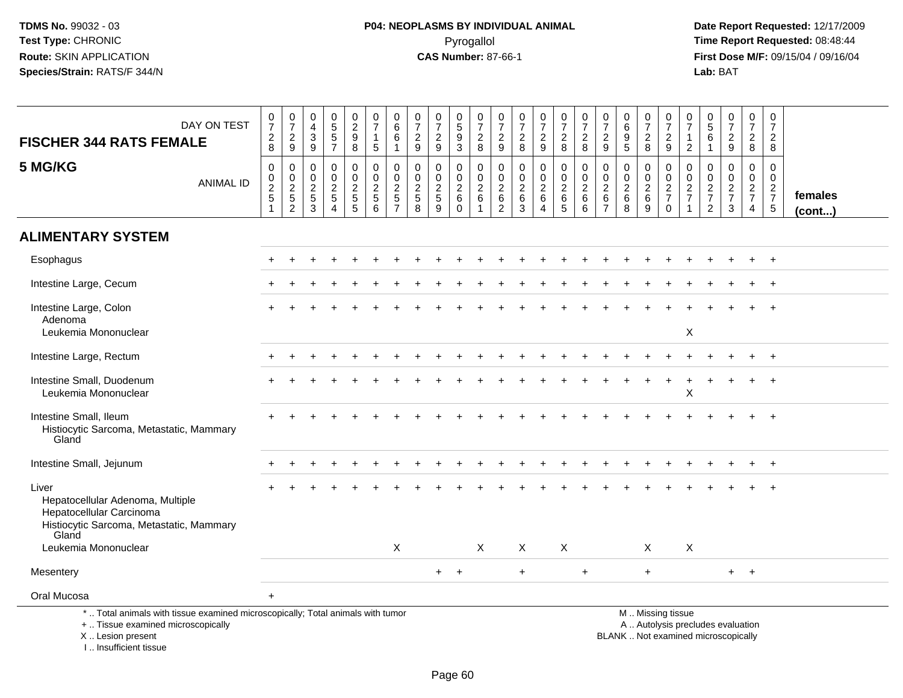**TDMS No.** 99032 - 03
**Test Type:** CHRONIC
**Route:** SKIN APPLICATION
**Species/Strain:** RATS/F 344/N

**P04: NEOPLASMS BY INDIVIDUAL ANIMAL**
Pyrogallol
**CAS Number:** 87-66-1

**Date Report Requested:** 12/17/2009
**Time Report Requested:** 08:48:44
**First Dose M/F:** 09/15/04 / 09/16/04
**Lab:** BAT

## FISCHER 344 RATS FEMALE — 5 MG/KG

| DAY ON TEST | 0728 | 0729 | 0439 | 0557 | 0298 | 0715 | 0661 | 0729 | 0729 | 0593 | 0728 | 0729 | 0728 | 0729 | 0728 | 0728 | 0729 | 0695 | 0728 | 0729 | 0712 | 0561 | 0729 | 0728 | 0728 | |
|---|---|---|---|---|---|---|---|---|---|---|---|---|---|---|---|---|---|---|---|---|---|---|---|---|---|---|
| **ANIMAL ID** | 00251 | 00252 | 00253 | 00254 | 00255 | 00256 | 00257 | 00258 | 00259 | 00260 | 00261 | 00262 | 00263 | 00264 | 00265 | 00266 | 00267 | 00268 | 00269 | 00270 | 00271 | 00272 | 00273 | 00274 | 00275 | **females (cont...)** |
| **ALIMENTARY SYSTEM** | | | | | | | | | | | | | | | | | | | | | | | | | | |
| Esophagus | + | + | + | + | + | + | + | + | + | + | + | + | + | + | + | + | + | + | + | + | + | + | + | + | + | |
| Intestine Large, Cecum | + | + | + | + | + | + | + | + | + | + | + | + | + | + | + | + | + | + | + | + | + | + | + | + | + | |
| Intestine Large, Colon | + | + | + | + | + | + | + | + | + | + | + | + | + | + | + | + | + | + | + | + | + | + | + | + | + | |
| Adenoma | | | | | | | | | | | | | | | | | | | | | | | | | | |
| Leukemia Mononuclear | | | | | | | | | | | | | | | | | | | | | X | | | | | |
| Intestine Large, Rectum | + | + | + | + | + | + | + | + | + | + | + | + | + | + | + | + | + | + | + | + | + | + | + | + | + | |
| Intestine Small, Duodenum | + | + | + | + | + | + | + | + | + | + | + | + | + | + | + | + | + | + | + | + | + | + | + | + | + | |
| Leukemia Mononuclear | | | | | | | | | | | | | | | | | | | | | X | | | | | |
| Intestine Small, Ileum | + | + | + | + | + | + | + | + | + | + | + | + | + | + | + | + | + | + | + | + | + | + | + | + | + | |
| Histiocytic Sarcoma, Metastatic, Mammary Gland | | | | | | | | | | | | | | | | | | | | | | | | | | |
| Intestine Small, Jejunum | + | + | + | + | + | + | + | + | + | + | + | + | + | + | + | + | + | + | + | + | + | + | + | + | + | |
| Liver | + | + | + | + | + | + | + | + | + | + | + | + | + | + | + | + | + | + | + | + | + | + | + | + | + | |
| Hepatocellular Adenoma, Multiple | | | | | | | | | | | | | | | | | | | | | | | | | | |
| Hepatocellular Carcinoma | | | | | | | | | | | | | | | | | | | | | | | | | | |
| Histiocytic Sarcoma, Metastatic, Mammary Gland | | | | | | | | | | | | | | | | | | | | | | | | | | |
| Leukemia Mononuclear | | | | | | | X | | | | X | | X | | X | | | | X | | X | | | | | |
| Mesentery | | | | | | | | | + | + | | | + | | | + | | | + | | | | + | + | | |
| Oral Mucosa | + | | | | | | | | | | | | | | | | | | | | | | | | | |

\* .. Total animals with tissue examined microscopically; Total animals with tumor
\+ .. Tissue examined microscopically
X .. Lesion present
I .. Insufficient tissue

M .. Missing tissue
A .. Autolysis precludes evaluation
BLANK .. Not examined microscopically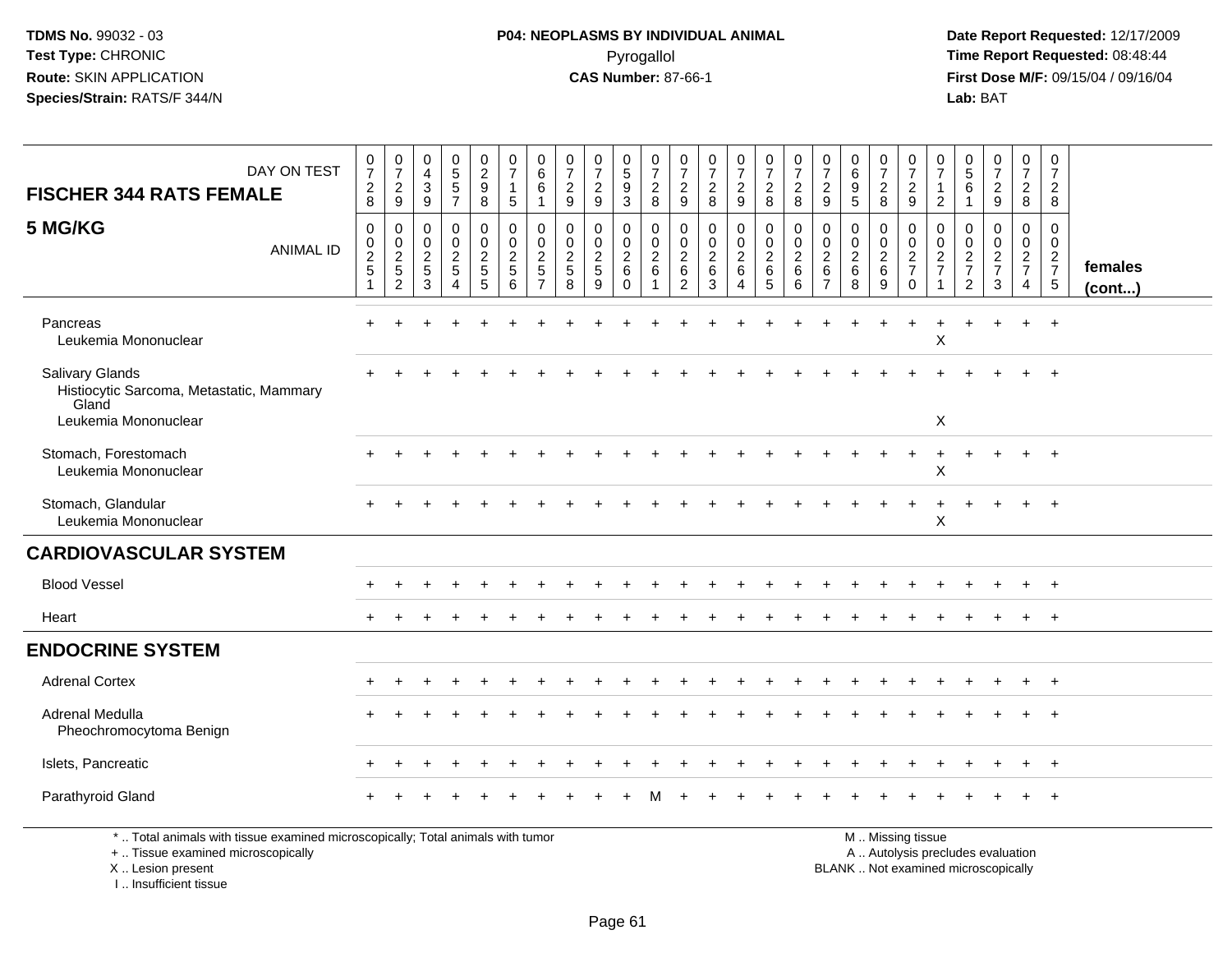TDMS No. 99032 - 03
Test Type: CHRONIC
Route: SKIN APPLICATION
Species/Strain: RATS/F 344/N

**P04: NEOPLASMS BY INDIVIDUAL ANIMAL**
Pyrogallol
**CAS Number:** 87-66-1

Date Report Requested: 12/17/2009
Time Report Requested: 08:48:44
First Dose M/F: 09/15/04 / 09/16/04
Lab: BAT

| FISCHER 344 RATS FEMALE — DAY ON TEST | 0728 | 0729 | 0439 | 0557 | 0298 | 0715 | 0661 | 0729 | 0729 | 0593 | 0728 | 0729 | 0728 | 0729 | 0728 | 0728 | 0729 | 0695 | 0728 | 0729 | 0712 | 0561 | 0729 | 0728 | 0728 | |
|---|---|---|---|---|---|---|---|---|---|---|---|---|---|---|---|---|---|---|---|---|---|---|---|---|---|---|
| **5 MG/KG** — ANIMAL ID | 00251 | 00252 | 00253 | 00254 | 00255 | 00256 | 00257 | 00258 | 00259 | 00260 | 00261 | 00262 | 00263 | 00264 | 00265 | 00266 | 00267 | 00268 | 00269 | 00270 | 00271 | 00272 | 00273 | 00274 | 00275 | **females (cont...)** |
| Pancreas | + | + | + | + | + | + | + | + | + | + | + | + | + | + | + | + | + | + | + | + | + | + | + | + | + | |
| Leukemia Mononuclear | | | | | | | | | | | | | | | | | | | | | X | | | | | |
| Salivary Glands | + | + | + | + | + | + | + | + | + | + | + | + | + | + | + | + | + | + | + | + | + | + | + | + | + | |
| Histiocytic Sarcoma, Metastatic, Mammary Gland | | | | | | | | | | | | | | | | | | | | | | | | | | |
| Leukemia Mononuclear | | | | | | | | | | | | | | | | | | | | | X | | | | | |
| Stomach, Forestomach | + | + | + | + | + | + | + | + | + | + | + | + | + | + | + | + | + | + | + | + | + | + | + | + | + | |
| Leukemia Mononuclear | | | | | | | | | | | | | | | | | | | | | X | | | | | |
| Stomach, Glandular | + | + | + | + | + | + | + | + | + | + | + | + | + | + | + | + | + | + | + | + | + | + | + | + | + | |
| Leukemia Mononuclear | | | | | | | | | | | | | | | | | | | | | X | | | | | |
| **CARDIOVASCULAR SYSTEM** | | | | | | | | | | | | | | | | | | | | | | | | | | |
| Blood Vessel | + | + | + | + | + | + | + | + | + | + | + | + | + | + | + | + | + | + | + | + | + | + | + | + | + | |
| Heart | + | + | + | + | + | + | + | + | + | + | + | + | + | + | + | + | + | + | + | + | + | + | + | + | + | |
| **ENDOCRINE SYSTEM** | | | | | | | | | | | | | | | | | | | | | | | | | | |
| Adrenal Cortex | + | + | + | + | + | + | + | + | + | + | + | + | + | + | + | + | + | + | + | + | + | + | + | + | + | |
| Adrenal Medulla | + | + | + | + | + | + | + | + | + | + | + | + | + | + | + | + | + | + | + | + | + | + | + | + | + | |
| Pheochromocytoma Benign | | | | | | | | | | | | | | | | | | | | | | | | | | |
| Islets, Pancreatic | + | + | + | + | + | + | + | + | + | + | + | + | + | + | + | + | + | + | + | + | + | + | + | + | + | |
| Parathyroid Gland | + | + | + | + | + | + | + | + | + | + | M | + | + | + | + | + | + | + | + | + | + | + | + | + | + | |

\* .. Total animals with tissue examined microscopically; Total animals with tumor
\+ .. Tissue examined microscopically
X .. Lesion present
I .. Insufficient tissue

M .. Missing tissue
A .. Autolysis precludes evaluation
BLANK .. Not examined microscopically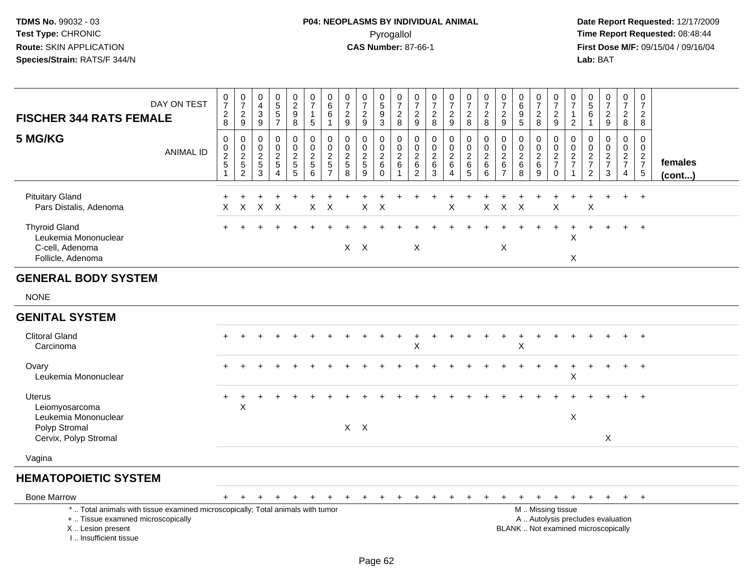TDMS No. 99032 - 03
Test Type: CHRONIC
Route: SKIN APPLICATION
Species/Strain: RATS/F 344/N

**P04: NEOPLASMS BY INDIVIDUAL ANIMAL**
Pyrogallol
**CAS Number:** 87-66-1

Date Report Requested: 12/17/2009
Time Report Requested: 08:48:44
First Dose M/F: 09/15/04 / 09/16/04
Lab: BAT

| FISCHER 344 RATS FEMALE 5 MG/KG | | | | | | | | | | | | | | | | | | | | | | | | | | |
|---|---|---|---|---|---|---|---|---|---|---|---|---|---|---|---|---|---|---|---|---|---|---|---|---|---|---|
| DAY ON TEST | 0728 | 0729 | 0439 | 0557 | 0298 | 0715 | 0661 | 0729 | 0729 | 0593 | 0728 | 0729 | 0728 | 0729 | 0728 | 0728 | 0729 | 0695 | 0728 | 0729 | 0712 | 0561 | 0729 | 0728 | 0728 | |
| ANIMAL ID | 00251 | 00252 | 00253 | 00254 | 00255 | 00256 | 00257 | 00258 | 00259 | 00260 | 00261 | 00262 | 00263 | 00264 | 00265 | 00266 | 00267 | 00268 | 00269 | 00270 | 00271 | 00272 | 00273 | 00274 | 00275 | females (cont...) |
| Pituitary Gland | + | + | + | + | + | + | + | + | + | + | + | + | + | + | + | + | + | + | + | + | + | + | + | + | + | |
| Pars Distalis, Adenoma | X | X | X | X | | X | X | | X | X | | | | X | | X | X | X | | X | | X | | | | |
| Thyroid Gland | + | + | + | + | + | + | + | + | + | + | + | + | + | + | + | + | + | + | + | + | + | + | + | + | + | |
| Leukemia Mononuclear | | | | | | | | | | | | | | | | | | | | | X | | | | | |
| C-cell, Adenoma | | | | | | | | X | X | | | X | | | | | X | | | | | | | | | |
| Follicle, Adenoma | | | | | | | | | | | | | | | | | | | | | X | | | | | |
| **GENERAL BODY SYSTEM** | | | | | | | | | | | | | | | | | | | | | | | | | | |
| NONE | | | | | | | | | | | | | | | | | | | | | | | | | | |
| **GENITAL SYSTEM** | | | | | | | | | | | | | | | | | | | | | | | | | | |
| Clitoral Gland | + | + | + | + | + | + | + | + | + | + | + | + | + | + | + | + | + | + | + | + | + | + | + | + | + | |
| Carcinoma | | | | | | | | | | | | X | | | | | | X | | | | | | | | |
| Ovary | + | + | + | + | + | + | + | + | + | + | + | + | + | + | + | + | + | + | + | + | + | + | + | + | + | |
| Leukemia Mononuclear | | | | | | | | | | | | | | | | | | | | | X | | | | | |
| Uterus | + | + | + | + | + | + | + | + | + | + | + | + | + | + | + | + | + | + | + | + | + | + | + | + | + | |
| Leiomyosarcoma | | X | | | | | | | | | | | | | | | | | | | | | | | | |
| Leukemia Mononuclear | | | | | | | | | | | | | | | | | | | | | X | | | | | |
| Polyp Stromal | | | | | | | | X | X | | | | | | | | | | | | | | | | | |
| Cervix, Polyp Stromal | | | | | | | | | | | | | | | | | | | | | | | X | | | |
| Vagina | | | | | | | | | | | | | | | | | | | | | | | | | | |
| **HEMATOPOIETIC SYSTEM** | | | | | | | | | | | | | | | | | | | | | | | | | | |
| Bone Marrow | + | + | + | + | + | + | + | + | + | + | + | + | + | + | + | + | + | + | + | + | + | + | + | + | + | |

\* .. Total animals with tissue examined microscopically; Total animals with tumor
\+ .. Tissue examined microscopically
X .. Lesion present
I .. Insufficient tissue

M .. Missing tissue
A .. Autolysis precludes evaluation
BLANK .. Not examined microscopically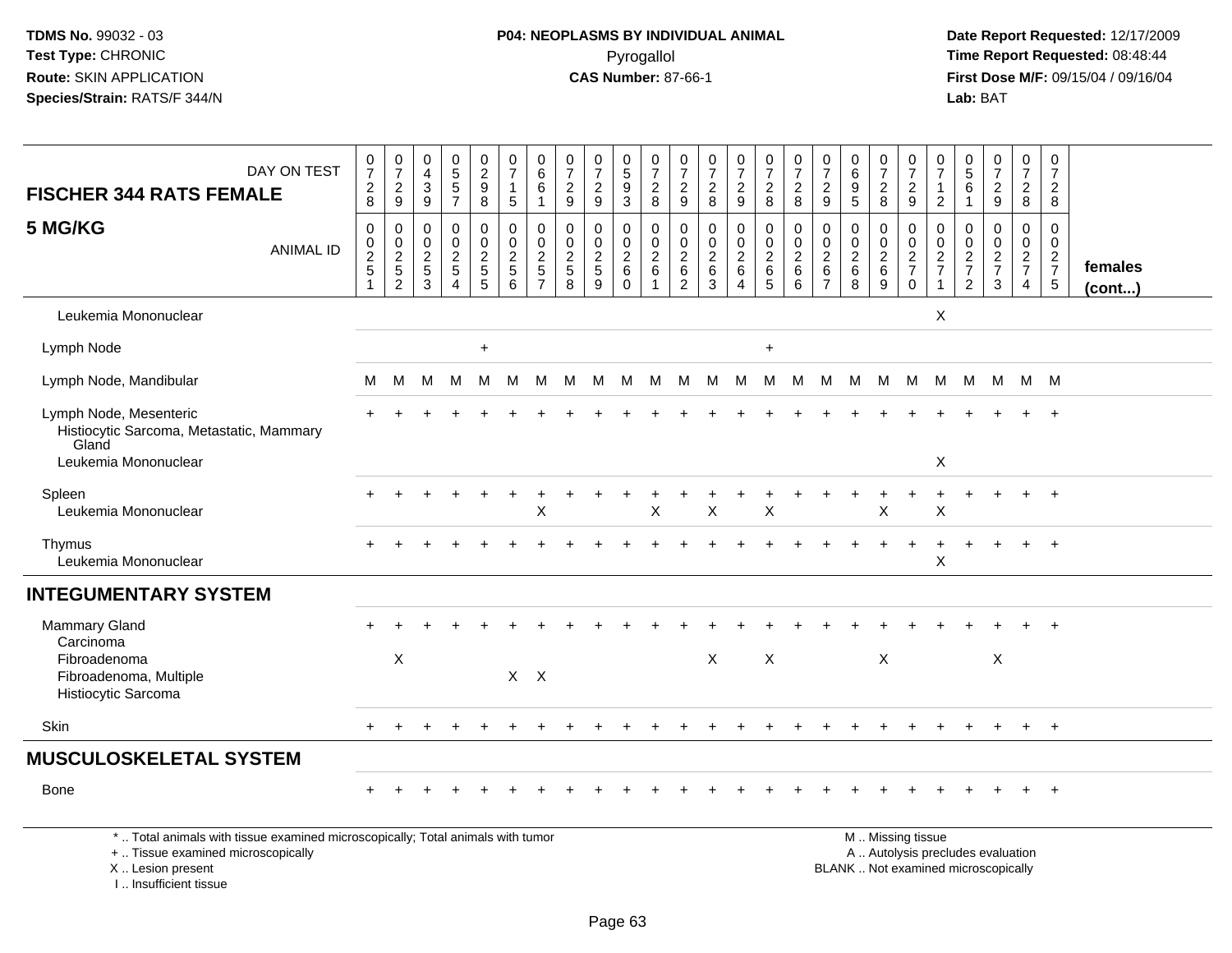TDMS No. 99032 - 03
Test Type: CHRONIC
Route: SKIN APPLICATION
Species/Strain: RATS/F 344/N

**P04: NEOPLASMS BY INDIVIDUAL ANIMAL**
Pyrogallol
**CAS Number:** 87-66-1

Date Report Requested: 12/17/2009
Time Report Requested: 08:48:44
First Dose M/F: 09/15/04 / 09/16/04
Lab: BAT

| FISCHER 344 RATS FEMALE — DAY ON TEST | 0728 | 0729 | 0439 | 0557 | 0298 | 0715 | 0661 | 0729 | 0729 | 0593 | 0728 | 0729 | 0728 | 0729 | 0728 | 0728 | 0729 | 0695 | 0728 | 0729 | 0712 | 0561 | 0729 | 0728 | 0728 | |
|---|---|---|---|---|---|---|---|---|---|---|---|---|---|---|---|---|---|---|---|---|---|---|---|---|---|---|
| **5 MG/KG** — ANIMAL ID | 00251 | 00252 | 00253 | 00254 | 00255 | 00256 | 00257 | 00258 | 00259 | 00260 | 00261 | 00262 | 00263 | 00264 | 00265 | 00266 | 00267 | 00268 | 00269 | 00270 | 00271 | 00272 | 00273 | 00274 | 00275 | **females (cont...)** |
| Leukemia Mononuclear | | | | | | | | | | | | | | | | | | | | | X | | | | | |
| Lymph Node | | | | | + | | | | | | | | | | + | | | | | | | | | | | |
| Lymph Node, Mandibular | M | M | M | M | M | M | M | M | M | M | M | M | M | M | M | M | M | M | M | M | M | M | M | M | M | |
| Lymph Node, Mesenteric | + | + | + | + | + | + | + | + | + | + | + | + | + | + | + | + | + | + | + | + | + | + | + | + | + | |
| Histiocytic Sarcoma, Metastatic, Mammary Gland | | | | | | | | | | | | | | | | | | | | | | | | | | |
| Leukemia Mononuclear | | | | | | | | | | | | | | | | | | | | | X | | | | | |
| Spleen | + | + | + | + | + | + | + | + | + | + | + | + | + | + | + | + | + | + | + | + | + | + | + | + | + | |
| Leukemia Mononuclear | | | | | | | X | | | | X | | X | | X | | | | X | | X | | | | | |
| Thymus | + | + | + | + | + | + | + | + | + | + | + | + | + | + | + | + | + | + | + | + | + | + | + | + | + | |
| Leukemia Mononuclear | | | | | | | | | | | | | | | | | | | | | X | | | | | |
| **INTEGUMENTARY SYSTEM** | | | | | | | | | | | | | | | | | | | | | | | | | | |
| Mammary Gland | + | + | + | + | + | + | + | + | + | + | + | + | + | + | + | + | + | + | + | + | + | + | + | + | + | |
| Carcinoma | | | | | | | | | | | | | | | | | | | | | | | | | | |
| Fibroadenoma | | X | | | | | | | | | | | X | | X | | | | X | | | | X | | | |
| Fibroadenoma, Multiple | | | | | | X | X | | | | | | | | | | | | | | | | | | | |
| Histiocytic Sarcoma | | | | | | | | | | | | | | | | | | | | | | | | | | |
| Skin | + | + | + | + | + | + | + | + | + | + | + | + | + | + | + | + | + | + | + | + | + | + | + | + | + | |
| **MUSCULOSKELETAL SYSTEM** | | | | | | | | | | | | | | | | | | | | | | | | | | |
| Bone | + | + | + | + | + | + | + | + | + | + | + | + | + | + | + | + | + | + | + | + | + | + | + | + | + | |

\* .. Total animals with tissue examined microscopically; Total animals with tumor
\+ .. Tissue examined microscopically
X .. Lesion present
I .. Insufficient tissue

M .. Missing tissue
A .. Autolysis precludes evaluation
BLANK .. Not examined microscopically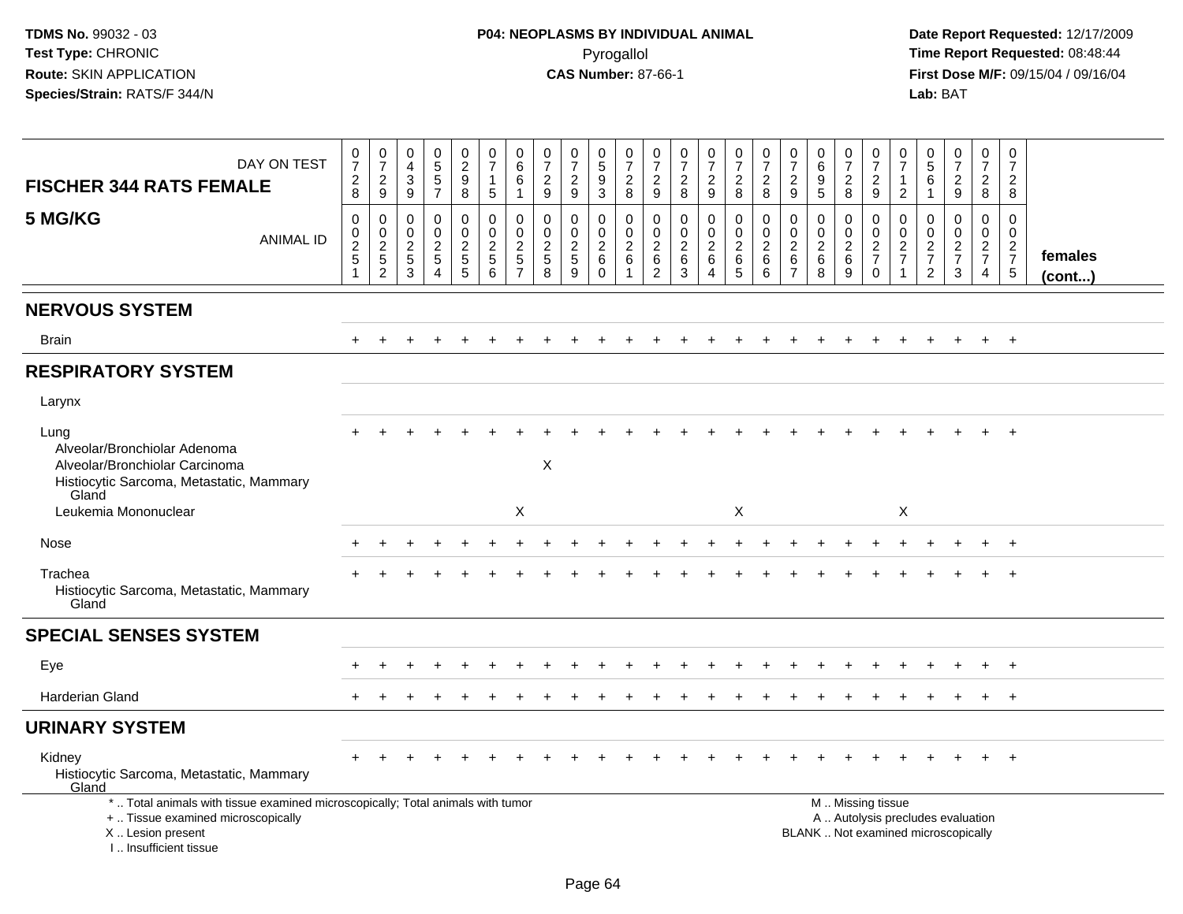TDMS No. 99032 - 03
Test Type: CHRONIC
Route: SKIN APPLICATION
Species/Strain: RATS/F 344/N

**P04: NEOPLASMS BY INDIVIDUAL ANIMAL**
Pyrogallol
**CAS Number:** 87-66-1

Date Report Requested: 12/17/2009
Time Report Requested: 08:48:44
First Dose M/F: 09/15/04 / 09/16/04
Lab: BAT

| FISCHER 344 RATS FEMALE 5 MG/KG | 0728 | 0729 | 0439 | 0557 | 0298 | 0715 | 0661 | 0729 | 0729 | 0593 | 0728 | 0729 | 0728 | 0729 | 0728 | 0728 | 0729 | 0695 | 0728 | 0729 | 0712 | 0561 | 0729 | 0728 | 0728 | |
|---|---|---|---|---|---|---|---|---|---|---|---|---|---|---|---|---|---|---|---|---|---|---|---|---|---|---|
| ANIMAL ID | 00251 | 00252 | 00253 | 00254 | 00255 | 00256 | 00257 | 00258 | 00259 | 00260 | 00261 | 00262 | 00263 | 00264 | 00265 | 00266 | 00267 | 00268 | 00269 | 00270 | 00271 | 00272 | 00273 | 00274 | 00275 | females (cont...) |
| **NERVOUS SYSTEM** | | | | | | | | | | | | | | | | | | | | | | | | | | |
| Brain | + | + | + | + | + | + | + | + | + | + | + | + | + | + | + | + | + | + | + | + | + | + | + | + | + | |
| **RESPIRATORY SYSTEM** | | | | | | | | | | | | | | | | | | | | | | | | | | |
| Larynx | | | | | | | | | | | | | | | | | | | | | | | | | | |
| Lung | + | + | + | + | + | + | + | + | + | + | + | + | + | + | + | + | + | + | + | + | + | + | + | + | + | |
| Alveolar/Bronchiolar Adenoma | | | | | | | | | | | | | | | | | | | | | | | | | | |
| Alveolar/Bronchiolar Carcinoma | | | | | | | | X | | | | | | | | | | | | | | | | | | |
| Histiocytic Sarcoma, Metastatic, Mammary Gland | | | | | | | | | | | | | | | | | | | | | | | | | | |
| Leukemia Mononuclear | | | | | | | X | | | | | | | | X | | | | | | X | | | | | |
| Nose | + | + | + | + | + | + | + | + | + | + | + | + | + | + | + | + | + | + | + | + | + | + | + | + | + | |
| Trachea | + | + | + | + | + | + | + | + | + | + | + | + | + | + | + | + | + | + | + | + | + | + | + | + | + | |
| Histiocytic Sarcoma, Metastatic, Mammary Gland | | | | | | | | | | | | | | | | | | | | | | | | | | |
| **SPECIAL SENSES SYSTEM** | | | | | | | | | | | | | | | | | | | | | | | | | | |
| Eye | + | + | + | + | + | + | + | + | + | + | + | + | + | + | + | + | + | + | + | + | + | + | + | + | + | |
| Harderian Gland | + | + | + | + | + | + | + | + | + | + | + | + | + | + | + | + | + | + | + | + | + | + | + | + | + | |
| **URINARY SYSTEM** | | | | | | | | | | | | | | | | | | | | | | | | | | |
| Kidney | + | + | + | + | + | + | + | + | + | + | + | + | + | + | + | + | + | + | + | + | + | + | + | + | + | |
| Histiocytic Sarcoma, Metastatic, Mammary Gland | | | | | | | | | | | | | | | | | | | | | | | | | | |

\* .. Total animals with tissue examined microscopically; Total animals with tumor
+ .. Tissue examined microscopically
X .. Lesion present
I .. Insufficient tissue

M .. Missing tissue
A .. Autolysis precludes evaluation
BLANK .. Not examined microscopically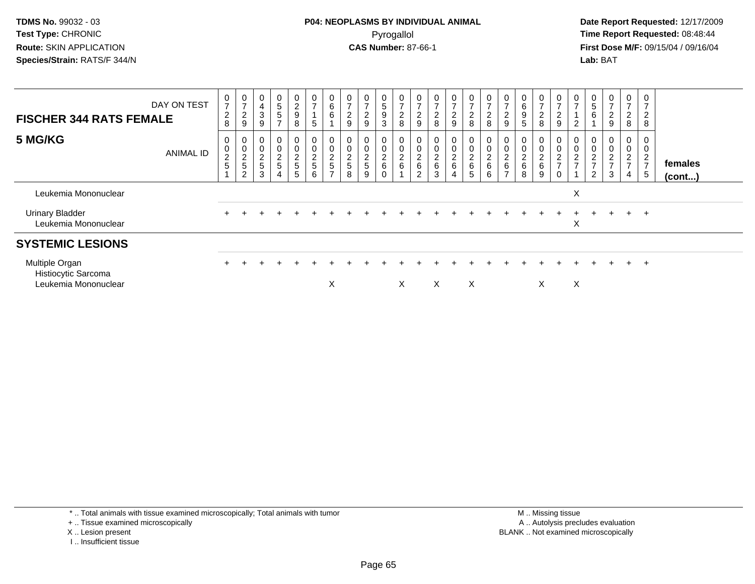TDMS No. 99032 - 03
Test Type: CHRONIC
Route: SKIN APPLICATION
Species/Strain: RATS/F 344/N

**P04: NEOPLASMS BY INDIVIDUAL ANIMAL**
Pyrogallol
**CAS Number:** 87-66-1

Date Report Requested: 12/17/2009
Time Report Requested: 08:48:44
First Dose M/F: 09/15/04 / 09/16/04
Lab: BAT

| FISCHER 344 RATS FEMALE<br>5 MG/KG | DAY ON TEST | 0728 | 0729 | 0439 | 0557 | 0298 | 0715 | 0661 | 0729 | 0729 | 0593 | 0728 | 0729 | 0728 | 0729 | 0728 | 0728 | 0729 | 0695 | 0728 | 0729 | 0712 | 0561 | 0729 | 0728 | 0728 | |
|---|---|---|---|---|---|---|---|---|---|---|---|---|---|---|---|---|---|---|---|---|---|---|---|---|---|---|---|
| | ANIMAL ID | 00251 | 00252 | 00253 | 00254 | 00255 | 00256 | 00257 | 00258 | 00259 | 00260 | 00261 | 00262 | 00263 | 00264 | 00265 | 00266 | 00267 | 00268 | 00269 | 00270 | 00271 | 00272 | 00273 | 00274 | 00275 | females (cont...) |
| Leukemia Mononuclear | | | | | | | | | | | | | | | | | | | | | | X | | | | | |
| Urinary Bladder | | + | + | + | + | + | + | + | + | + | + | + | + | + | + | + | + | + | + | + | + | + | + | + | + | + | |
| Leukemia Mononuclear | | | | | | | | | | | | | | | | | | | | | | X | | | | | |
| **SYSTEMIC LESIONS** | | | | | | | | | | | | | | | | | | | | | | | | | | | |
| Multiple Organ | | + | + | + | + | + | + | + | + | + | + | + | + | + | + | + | + | + | + | + | + | + | + | + | + | + | |
| Histiocytic Sarcoma | | | | | | | | | | | | | | | | | | | | | | | | | | | |
| Leukemia Mononuclear | | | | | | | | X | | | | X | | X | | X | | | | X | | X | | | | | |

\* .. Total animals with tissue examined microscopically; Total animals with tumor
\+ .. Tissue examined microscopically
X .. Lesion present
I .. Insufficient tissue

M .. Missing tissue
A .. Autolysis precludes evaluation
BLANK .. Not examined microscopically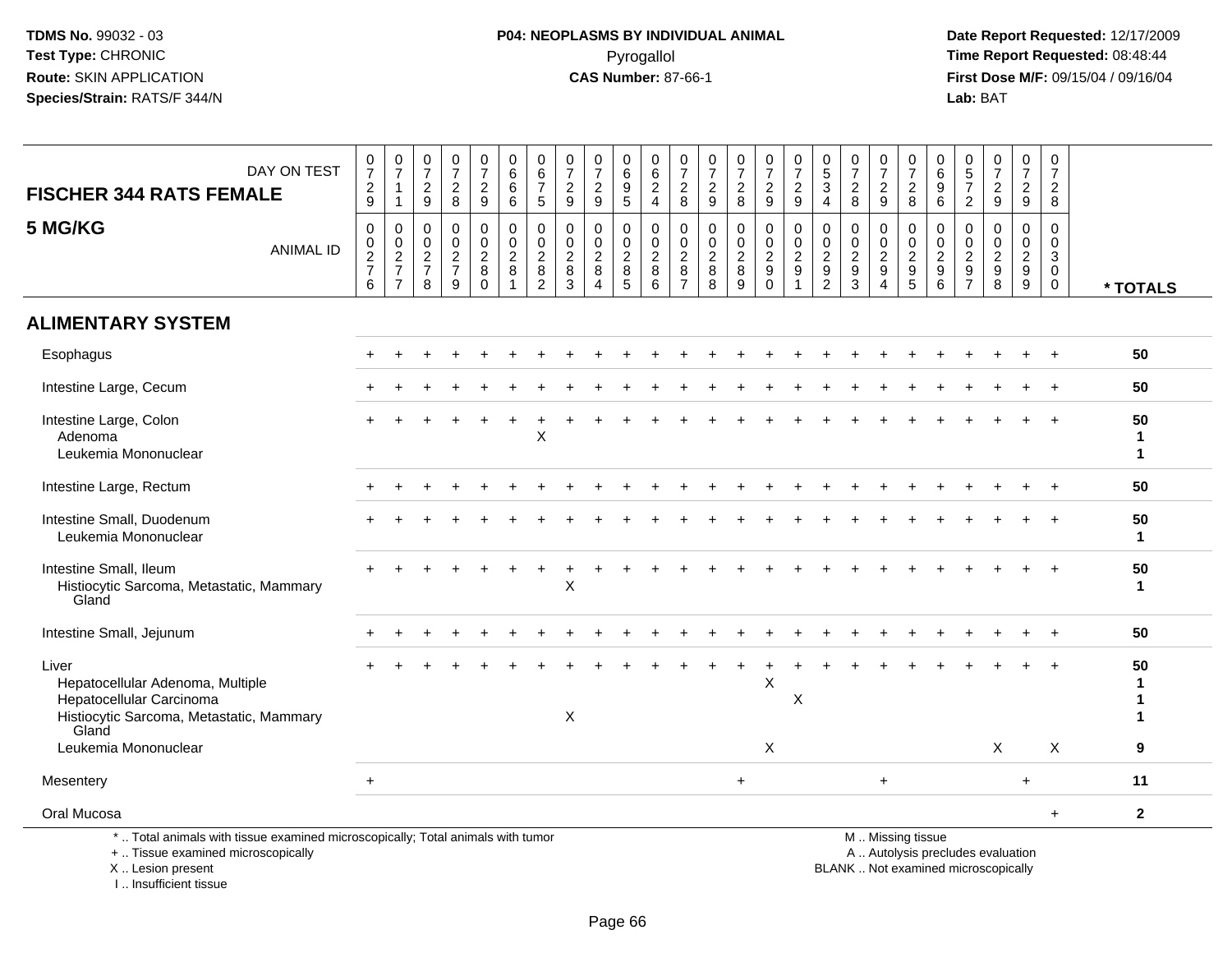**P04: NEOPLASMS BY INDIVIDUAL ANIMAL**
Pyrogallol
**CAS Number:** 87-66-1

**FISCHER 344 RATS FEMALE**

**5 MG/KG**

| DAY ON TEST | 0729 | 0711 | 0729 | 0728 | 0729 | 0666 | 0675 | 0729 | 0729 | 0695 | 0624 | 0728 | 0729 | 0728 | 0729 | 0729 | 0534 | 0728 | 0729 | 0728 | 0696 | 0572 | 0729 | 0729 | 0728 | |
|---|---|---|---|---|---|---|---|---|---|---|---|---|---|---|---|---|---|---|---|---|---|---|---|---|---|---|
| **ANIMAL ID** | 0276 | 0277 | 0278 | 0279 | 0280 | 0281 | 0282 | 0283 | 0284 | 0285 | 0286 | 0287 | 0288 | 0289 | 0290 | 0291 | 0292 | 0293 | 0294 | 0295 | 0296 | 0297 | 0298 | 0299 | 0300 | *** TOTALS** |
| **ALIMENTARY SYSTEM** | | | | | | | | | | | | | | | | | | | | | | | | | | |
| Esophagus | + | + | + | + | + | + | + | + | + | + | + | + | + | + | + | + | + | + | + | + | + | + | + | + | + | **50** |
| Intestine Large, Cecum | + | + | + | + | + | + | + | + | + | + | + | + | + | + | + | + | + | + | + | + | + | + | + | + | + | **50** |
| Intestine Large, Colon | + | + | + | + | + | + | + | + | + | + | + | + | + | + | + | + | + | + | + | + | + | + | + | + | + | **50** |
| Adenoma | | | | | | | X | | | | | | | | | | | | | | | | | | | **1** |
| Leukemia Mononuclear | | | | | | | | | | | | | | | | | | | | | | | | | | **1** |
| Intestine Large, Rectum | + | + | + | + | + | + | + | + | + | + | + | + | + | + | + | + | + | + | + | + | + | + | + | + | + | **50** |
| Intestine Small, Duodenum | + | + | + | + | + | + | + | + | + | + | + | + | + | + | + | + | + | + | + | + | + | + | + | + | + | **50** |
| Leukemia Mononuclear | | | | | | | | | | | | | | | | | | | | | | | | | | **1** |
| Intestine Small, Ileum | + | + | + | + | + | + | + | + | + | + | + | + | + | + | + | + | + | + | + | + | + | + | + | + | + | **50** |
| Histiocytic Sarcoma, Metastatic, Mammary Gland | | | | | | | | X | | | | | | | | | | | | | | | | | | **1** |
| Intestine Small, Jejunum | + | + | + | + | + | + | + | + | + | + | + | + | + | + | + | + | + | + | + | + | + | + | + | + | + | **50** |
| Liver | + | + | + | + | + | + | + | + | + | + | + | + | + | + | + | + | + | + | + | + | + | + | + | + | + | **50** |
| Hepatocellular Adenoma, Multiple | | | | | | | | | | | | | | | X | | | | | | | | | | | **1** |
| Hepatocellular Carcinoma | | | | | | | | | | | | | | | | X | | | | | | | | | | **1** |
| Histiocytic Sarcoma, Metastatic, Mammary Gland | | | | | | | | X | | | | | | | | | | | | | | | | | | **1** |
| Leukemia Mononuclear | | | | | | | | | | | | | | | X | | | | | | | | X | | X | **9** |
| Mesentery | + | | | | | | | | | | | | | + | | | | | + | | | | | + | | **11** |
| Oral Mucosa | | | | | | | | | | | | | | | | | | | | | | | | | + | **2** |

\* .. Total animals with tissue examined microscopically; Total animals with tumor
\+ .. Tissue examined microscopically
X .. Lesion present
I .. Insufficient tissue

M .. Missing tissue
A .. Autolysis precludes evaluation
BLANK .. Not examined microscopically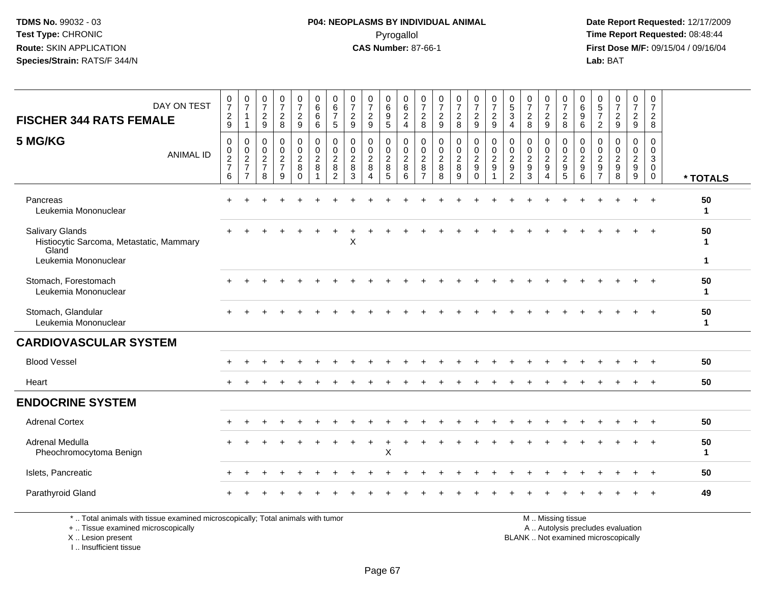**TDMS No.** 99032 - 03
**Test Type:** CHRONIC
**Route:** SKIN APPLICATION
**Species/Strain:** RATS/F 344/N

**P04: NEOPLASMS BY INDIVIDUAL ANIMAL**
Pyrogallol
**CAS Number:** 87-66-1

**Date Report Requested:** 12/17/2009
**Time Report Requested:** 08:48:44
**First Dose M/F:** 09/15/04 / 09/16/04
**Lab:** BAT

## FISCHER 344 RATS FEMALE
## 5 MG/KG

| DAY ON TEST | 0729 | 0711 | 0729 | 0728 | 0729 | 0666 | 0675 | 0729 | 0729 | 0695 | 0624 | 0728 | 0729 | 0728 | 0729 | 0729 | 0534 | 0728 | 0729 | 0728 | 0696 | 0572 | 0729 | 0729 | 0728 | |
|---|---|---|---|---|---|---|---|---|---|---|---|---|---|---|---|---|---|---|---|---|---|---|---|---|---|---|
| **ANIMAL ID** | 0276 | 0277 | 0278 | 0279 | 0280 | 0281 | 0282 | 0283 | 0284 | 0285 | 0286 | 0287 | 0288 | 0289 | 0290 | 0291 | 0292 | 0293 | 0294 | 0295 | 0296 | 0297 | 0298 | 0299 | 0300 | *** TOTALS** |
| Pancreas | + | + | + | + | + | + | + | + | + | + | + | + | + | + | + | + | + | + | + | + | + | + | + | + | + | **50** |
| Leukemia Mononuclear | | | | | | | | | | | | | | | | | | | | | | | | | | **1** |
| Salivary Glands | + | + | + | + | + | + | + | + | + | + | + | + | + | + | + | + | + | + | + | + | + | + | + | + | + | **50** |
| Histiocytic Sarcoma, Metastatic, Mammary Gland | | | | | | | | X | | | | | | | | | | | | | | | | | | **1** |
| Leukemia Mononuclear | | | | | | | | | | | | | | | | | | | | | | | | | | **1** |
| Stomach, Forestomach | + | + | + | + | + | + | + | + | + | + | + | + | + | + | + | + | + | + | + | + | + | + | + | + | + | **50** |
| Leukemia Mononuclear | | | | | | | | | | | | | | | | | | | | | | | | | | **1** |
| Stomach, Glandular | + | + | + | + | + | + | + | + | + | + | + | + | + | + | + | + | + | + | + | + | + | + | + | + | + | **50** |
| Leukemia Mononuclear | | | | | | | | | | | | | | | | | | | | | | | | | | **1** |
| **CARDIOVASCULAR SYSTEM** | | | | | | | | | | | | | | | | | | | | | | | | | | |
| Blood Vessel | + | + | + | + | + | + | + | + | + | + | + | + | + | + | + | + | + | + | + | + | + | + | + | + | + | **50** |
| Heart | + | + | + | + | + | + | + | + | + | + | + | + | + | + | + | + | + | + | + | + | + | + | + | + | + | **50** |
| **ENDOCRINE SYSTEM** | | | | | | | | | | | | | | | | | | | | | | | | | | |
| Adrenal Cortex | + | + | + | + | + | + | + | + | + | + | + | + | + | + | + | + | + | + | + | + | + | + | + | + | + | **50** |
| Adrenal Medulla | + | + | + | + | + | + | + | + | + | + | + | + | + | + | + | + | + | + | + | + | + | + | + | + | + | **50** |
| Pheochromocytoma Benign | | | | | | | | | | X | | | | | | | | | | | | | | | | **1** |
| Islets, Pancreatic | + | + | + | + | + | + | + | + | + | + | + | + | + | + | + | + | + | + | + | + | + | + | + | + | + | **50** |
| Parathyroid Gland | + | + | + | + | + | + | + | + | + | + | + | + | + | + | + | + | + | + | + | + | + | + | + | + | + | **49** |

\* .. Total animals with tissue examined microscopically; Total animals with tumor
\+ .. Tissue examined microscopically
X .. Lesion present
I .. Insufficient tissue

M .. Missing tissue
A .. Autolysis precludes evaluation
BLANK .. Not examined microscopically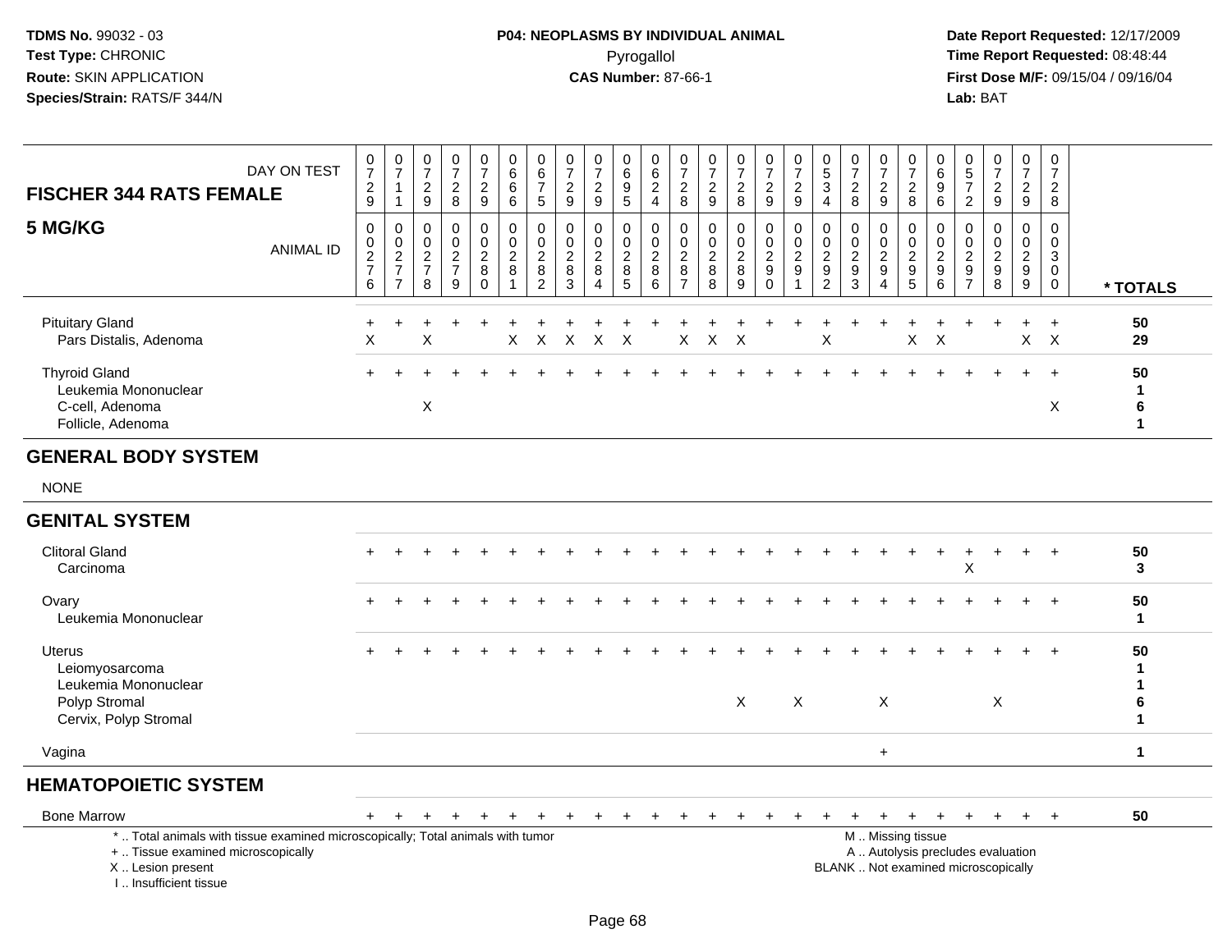**TDMS No.** 99032 - 03
**Test Type:** CHRONIC
**Route:** SKIN APPLICATION
**Species/Strain:** RATS/F 344/N

**P04: NEOPLASMS BY INDIVIDUAL ANIMAL**
Pyrogallol
**CAS Number:** 87-66-1

**Date Report Requested:** 12/17/2009
**Time Report Requested:** 08:48:44
**First Dose M/F:** 09/15/04 / 09/16/04
**Lab:** BAT

## FISCHER 344 RATS FEMALE
## 5 MG/KG

| DAY ON TEST | 0729 | 0711 | 0729 | 0728 | 0729 | 0666 | 0675 | 0729 | 0729 | 0695 | 0624 | 0728 | 0729 | 0728 | 0729 | 0729 | 0534 | 0728 | 0729 | 0728 | 0696 | 0572 | 0729 | 0729 | 0728 | |
|---|---|---|---|---|---|---|---|---|---|---|---|---|---|---|---|---|---|---|---|---|---|---|---|---|---|---|
| **ANIMAL ID** | 0276 | 0277 | 0278 | 0279 | 0280 | 0281 | 0282 | 0283 | 0284 | 0285 | 0286 | 0287 | 0288 | 0289 | 0290 | 0291 | 0292 | 0293 | 0294 | 0295 | 0296 | 0297 | 0298 | 0299 | 0300 | *** TOTALS** |
| Pituitary Gland | + | + | + | + | + | + | + | + | + | + | + | + | + | + | + | + | + | + | + | + | + | + | + | + | + | **50** |
| Pars Distalis, Adenoma | X | | X | | | X | X | X | X | X | | X | X | X | | | X | | | X | X | | | X | X | **29** |
| Thyroid Gland | + | + | + | + | + | + | + | + | + | + | + | + | + | + | + | + | + | + | + | + | + | + | + | + | + | **50** |
| Leukemia Mononuclear | | | | | | | | | | | | | | | | | | | | | | | | | | **1** |
| C-cell, Adenoma | | | X | | | | | | | | | | | | | | | | | | | | | | X | **6** |
| Follicle, Adenoma | | | | | | | | | | | | | | | | | | | | | | | | | | **1** |
| **GENERAL BODY SYSTEM** | | | | | | | | | | | | | | | | | | | | | | | | | | |
| NONE | | | | | | | | | | | | | | | | | | | | | | | | | | |
| **GENITAL SYSTEM** | | | | | | | | | | | | | | | | | | | | | | | | | | |
| Clitoral Gland | + | + | + | + | + | + | + | + | + | + | + | + | + | + | + | + | + | + | + | + | + | + | + | + | + | **50** |
| Carcinoma | | | | | | | | | | | | | | | | | | | | | | X | | | | **3** |
| Ovary | + | + | + | + | + | + | + | + | + | + | + | + | + | + | + | + | + | + | + | + | + | + | + | + | + | **50** |
| Leukemia Mononuclear | | | | | | | | | | | | | | | | | | | | | | | | | | **1** |
| Uterus | + | + | + | + | + | + | + | + | + | + | + | + | + | + | + | + | + | + | + | + | + | + | + | + | + | **50** |
| Leiomyosarcoma | | | | | | | | | | | | | | | | | | | | | | | | | | **1** |
| Leukemia Mononuclear | | | | | | | | | | | | | | | | | | | | | | | | | | **1** |
| Polyp Stromal | | | | | | | | | | | | | | X | | X | | | X | | | | X | | | **6** |
| Cervix, Polyp Stromal | | | | | | | | | | | | | | | | | | | | | | | | | | **1** |
| Vagina | | | | | | | | | | | | | | | | | | | + | | | | | | | **1** |
| **HEMATOPOIETIC SYSTEM** | | | | | | | | | | | | | | | | | | | | | | | | | | |
| Bone Marrow | + | + | + | + | + | + | + | + | + | + | + | + | + | + | + | + | + | + | + | + | + | + | + | + | + | **50** |

\* .. Total animals with tissue examined microscopically; Total animals with tumor
\+ .. Tissue examined microscopically
X .. Lesion present
I .. Insufficient tissue

M .. Missing tissue
A .. Autolysis precludes evaluation
BLANK .. Not examined microscopically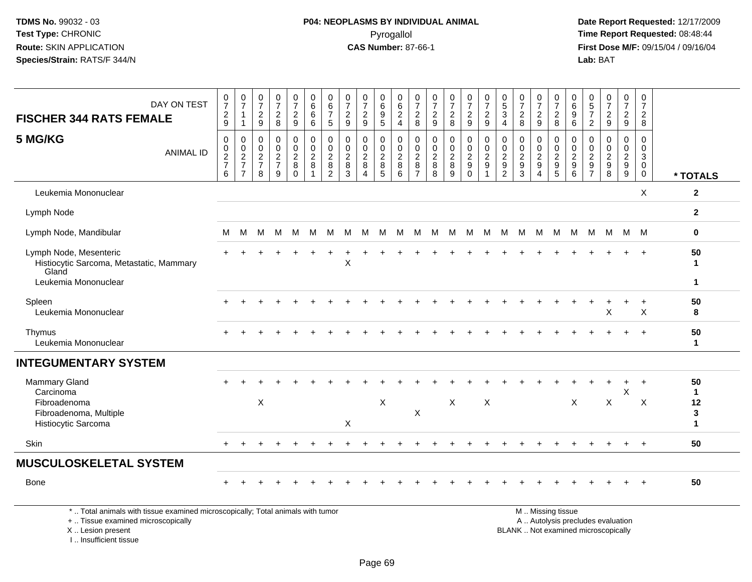**TDMS No.** 99032 - 03
**Test Type:** CHRONIC
**Route:** SKIN APPLICATION
**Species/Strain:** RATS/F 344/N

**P04: NEOPLASMS BY INDIVIDUAL ANIMAL**
Pyrogallol
**CAS Number:** 87-66-1

**Date Report Requested:** 12/17/2009
**Time Report Requested:** 08:48:44
**First Dose M/F:** 09/15/04 / 09/16/04
**Lab:** BAT

## FISCHER 344 RATS FEMALE 5 MG/KG

| DAY ON TEST | 0729 | 0711 | 0729 | 0728 | 0729 | 0666 | 0675 | 0729 | 0729 | 0695 | 0624 | 0728 | 0729 | 0728 | 0729 | 0729 | 0534 | 0728 | 0729 | 0728 | 0696 | 0572 | 0729 | 0729 | 0728 | |
|---|---|---|---|---|---|---|---|---|---|---|---|---|---|---|---|---|---|---|---|---|---|---|---|---|---|---|
| **ANIMAL ID** | 00276 | 00277 | 00278 | 00279 | 00280 | 00281 | 00282 | 00283 | 00284 | 00285 | 00286 | 00287 | 00288 | 00289 | 00290 | 00291 | 00292 | 00293 | 00294 | 00295 | 00296 | 00297 | 00298 | 00299 | 00300 | *** TOTALS** |
| Leukemia Mononuclear | | | | | | | | | | | | | | | | | | | | | | | | | X | 2 |
| Lymph Node | | | | | | | | | | | | | | | | | | | | | | | | | | 2 |
| Lymph Node, Mandibular | M | M | M | M | M | M | M | M | M | M | M | M | M | M | M | M | M | M | M | M | M | M | M | M | M | 0 |
| Lymph Node, Mesenteric | + | + | + | + | + | + | + | + | + | + | + | + | + | + | + | + | + | + | + | + | + | + | + | + | + | 50 |
| Histiocytic Sarcoma, Metastatic, Mammary Gland | | | | | | | | X | | | | | | | | | | | | | | | | | | 1 |
| Leukemia Mononuclear | | | | | | | | | | | | | | | | | | | | | | | | | | 1 |
| Spleen | + | + | + | + | + | + | + | + | + | + | + | + | + | + | + | + | + | + | + | + | + | + | + | + | + | 50 |
| Leukemia Mononuclear | | | | | | | | | | | | | | | | | | | | | | | X | | X | 8 |
| Thymus | + | + | + | + | + | + | + | + | + | + | + | + | + | + | + | + | + | + | + | + | + | + | + | + | + | 50 |
| Leukemia Mononuclear | | | | | | | | | | | | | | | | | | | | | | | | | | 1 |
| **INTEGUMENTARY SYSTEM** | | | | | | | | | | | | | | | | | | | | | | | | | | |
| Mammary Gland | + | + | + | + | + | + | + | + | + | + | + | + | + | + | + | + | + | + | + | + | + | + | + | + | + | 50 |
| Carcinoma | | | | | | | | | | | | | | | | | | | | | | | | X | | 1 |
| Fibroadenoma | | | X | | | | | | | X | | | | X | | X | | | | | X | | X | | X | 12 |
| Fibroadenoma, Multiple | | | | | | | | | | | | X | | | | | | | | | | | | | | 3 |
| Histiocytic Sarcoma | | | | | | | | X | | | | | | | | | | | | | | | | | | 1 |
| Skin | + | + | + | + | + | + | + | + | + | + | + | + | + | + | + | + | + | + | + | + | + | + | + | + | + | 50 |
| **MUSCULOSKELETAL SYSTEM** | | | | | | | | | | | | | | | | | | | | | | | | | | |
| Bone | + | + | + | + | + | + | + | + | + | + | + | + | + | + | + | + | + | + | + | + | + | + | + | + | + | 50 |

\* .. Total animals with tissue examined microscopically; Total animals with tumor
\+ .. Tissue examined microscopically
X .. Lesion present
I .. Insufficient tissue

M .. Missing tissue
A .. Autolysis precludes evaluation
BLANK .. Not examined microscopically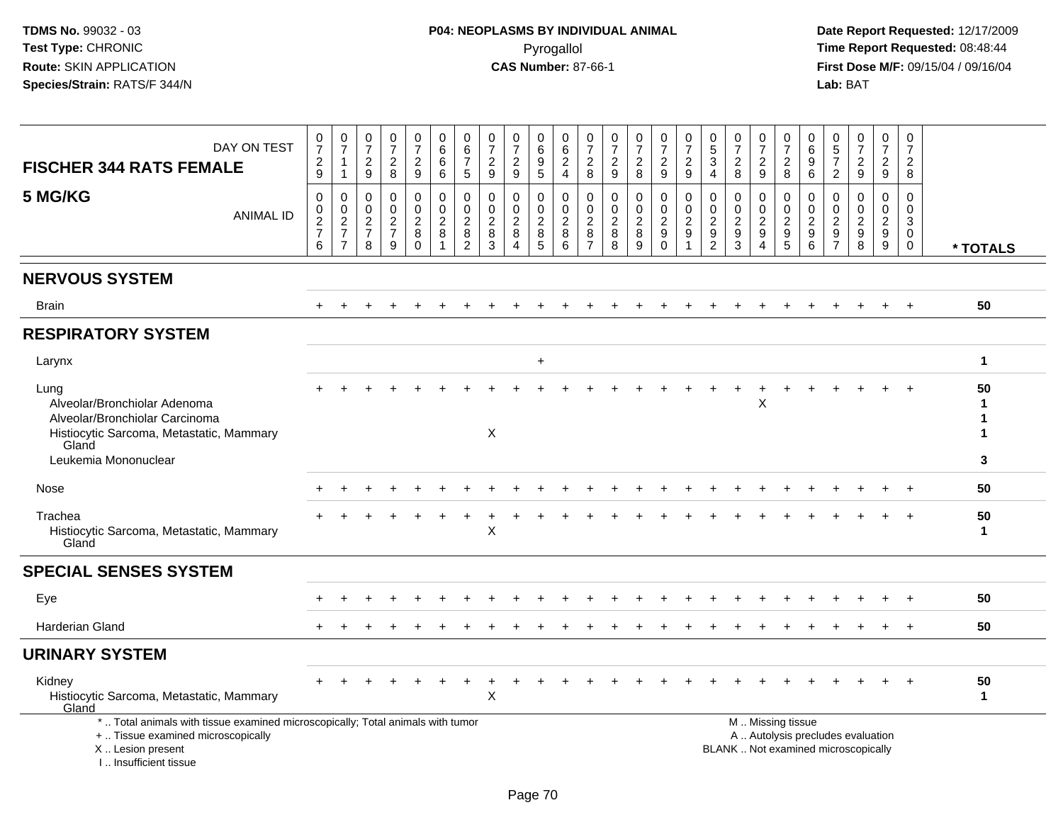**TDMS No.** 99032 - 03
**Test Type:** CHRONIC
**Route:** SKIN APPLICATION
**Species/Strain:** RATS/F 344/N

**P04: NEOPLASMS BY INDIVIDUAL ANIMAL**
Pyrogallol
**CAS Number:** 87-66-1

**Date Report Requested:** 12/17/2009
**Time Report Requested:** 08:48:44
**First Dose M/F:** 09/15/04 / 09/16/04
**Lab:** BAT

| FISCHER 344 RATS FEMALE 5 MG/KG | | | | | | | | | | | | | | | | | | | | | | | | | | |
|---|---|---|---|---|---|---|---|---|---|---|---|---|---|---|---|---|---|---|---|---|---|---|---|---|---|---|
| DAY ON TEST | 0729 | 0711 | 0729 | 0728 | 0729 | 0666 | 0675 | 0729 | 0729 | 0695 | 0624 | 0728 | 0729 | 0728 | 0729 | 0729 | 0534 | 0728 | 0729 | 0728 | 0696 | 0572 | 0729 | 0729 | 0728 | |
| ANIMAL ID | 00276 | 00277 | 00278 | 00279 | 00280 | 00281 | 00282 | 00283 | 00284 | 00285 | 00286 | 00287 | 00288 | 00289 | 00290 | 00291 | 00292 | 00293 | 00294 | 00295 | 00296 | 00297 | 00298 | 00299 | 00300 | * TOTALS |
| **NERVOUS SYSTEM** | | | | | | | | | | | | | | | | | | | | | | | | | | |
| Brain | + | + | + | + | + | + | + | + | + | + | + | + | + | + | + | + | + | + | + | + | + | + | + | + | + | 50 |
| **RESPIRATORY SYSTEM** | | | | | | | | | | | | | | | | | | | | | | | | | | |
| Larynx | | | | | | | | | | + | | | | | | | | | | | | | | | | 1 |
| Lung | + | + | + | + | + | + | + | + | + | + | + | + | + | + | + | + | + | + | + | + | + | + | + | + | + | 50 |
| Alveolar/Bronchiolar Adenoma | | | | | | | | | | | | | | | | | | | X | | | | | | | 1 |
| Alveolar/Bronchiolar Carcinoma | | | | | | | | | | | | | | | | | | | | | | | | | | 1 |
| Histiocytic Sarcoma, Metastatic, Mammary Gland | | | | | | | | X | | | | | | | | | | | | | | | | | | 1 |
| Leukemia Mononuclear | | | | | | | | | | | | | | | | | | | | | | | | | | 3 |
| Nose | + | + | + | + | + | + | + | + | + | + | + | + | + | + | + | + | + | + | + | + | + | + | + | + | + | 50 |
| Trachea | + | + | + | + | + | + | + | + | + | + | + | + | + | + | + | + | + | + | + | + | + | + | + | + | + | 50 |
| Histiocytic Sarcoma, Metastatic, Mammary Gland | | | | | | | | X | | | | | | | | | | | | | | | | | | 1 |
| **SPECIAL SENSES SYSTEM** | | | | | | | | | | | | | | | | | | | | | | | | | | |
| Eye | + | + | + | + | + | + | + | + | + | + | + | + | + | + | + | + | + | + | + | + | + | + | + | + | + | 50 |
| Harderian Gland | + | + | + | + | + | + | + | + | + | + | + | + | + | + | + | + | + | + | + | + | + | + | + | + | + | 50 |
| **URINARY SYSTEM** | | | | | | | | | | | | | | | | | | | | | | | | | | |
| Kidney | + | + | + | + | + | + | + | + | + | + | + | + | + | + | + | + | + | + | + | + | + | + | + | + | + | 50 |
| Histiocytic Sarcoma, Metastatic, Mammary Gland | | | | | | | | X | | | | | | | | | | | | | | | | | | 1 |

* .. Total animals with tissue examined microscopically; Total animals with tumor
+ .. Tissue examined microscopically
X .. Lesion present
I .. Insufficient tissue

M .. Missing tissue
A .. Autolysis precludes evaluation
BLANK .. Not examined microscopically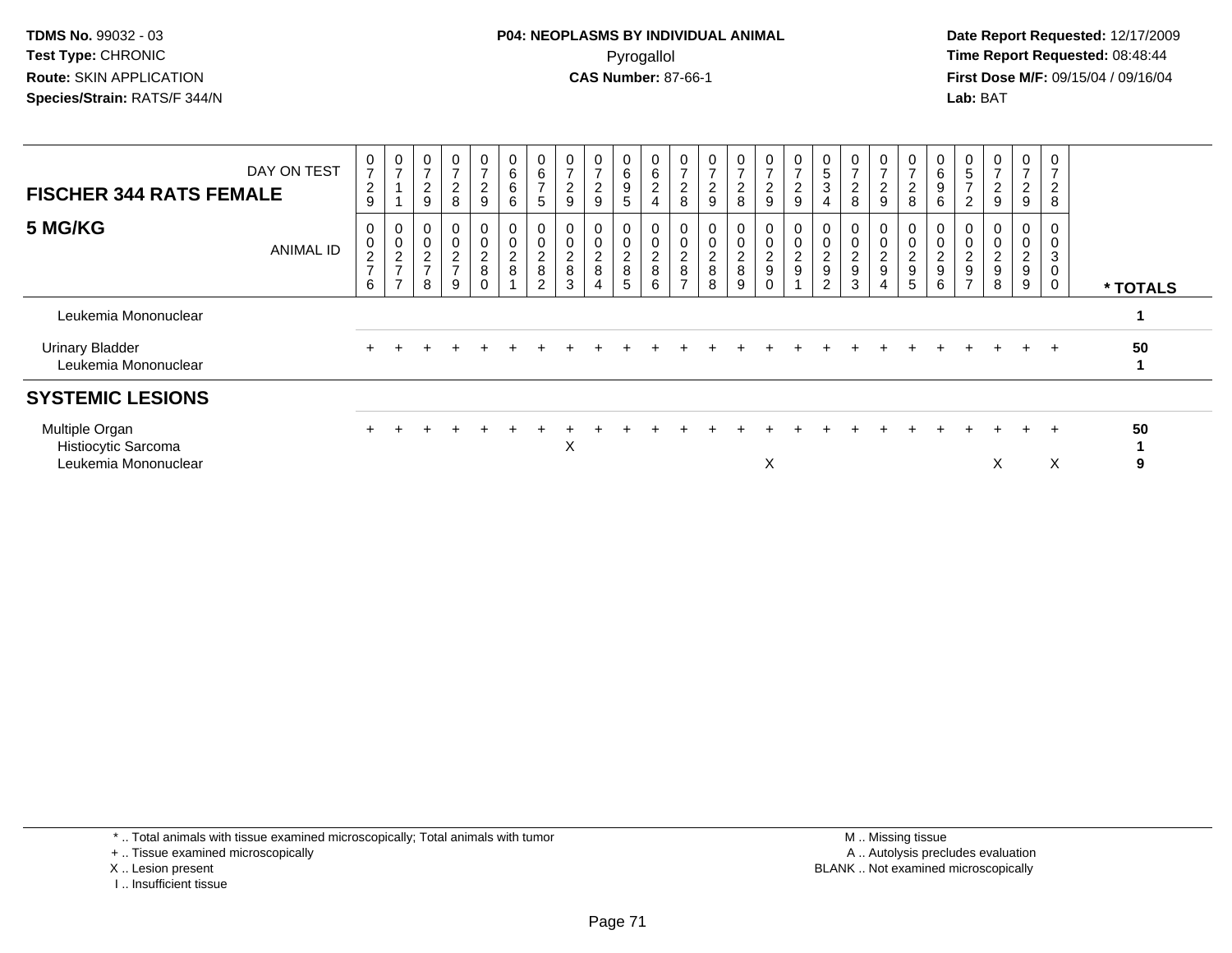**TDMS No.** 99032 - 03
**Test Type:** CHRONIC
**Route:** SKIN APPLICATION
**Species/Strain:** RATS/F 344/N

**P04: NEOPLASMS BY INDIVIDUAL ANIMAL**
Pyrogallol
**CAS Number:** 87-66-1

**Date Report Requested:** 12/17/2009
**Time Report Requested:** 08:48:44
**First Dose M/F:** 09/15/04 / 09/16/04
**Lab:** BAT

| FISCHER 344 RATS FEMALE — DAY ON TEST | 0729 | 0711 | 0729 | 0728 | 0729 | 0666 | 0675 | 0729 | 0729 | 0695 | 0624 | 0728 | 0729 | 0728 | 0729 | 0729 | 0534 | 0728 | 0729 | 0728 | 0696 | 0572 | 0729 | 0729 | 0728 | |
|---|---|---|---|---|---|---|---|---|---|---|---|---|---|---|---|---|---|---|---|---|---|---|---|---|---|---|
| **5 MG/KG** — ANIMAL ID | 00276 | 00277 | 00278 | 00279 | 00280 | 00281 | 00282 | 00283 | 00284 | 00285 | 00286 | 00287 | 00288 | 00289 | 00290 | 00291 | 00292 | 00293 | 00294 | 00295 | 00296 | 00297 | 00298 | 00299 | 00300 | *** TOTALS** |
| Leukemia Mononuclear | | | | | | | | | | | | | | | | | | | | | | | | | | 1 |
| Urinary Bladder | + | + | + | + | + | + | + | + | + | + | + | + | + | + | + | + | + | + | + | + | + | + | + | + | + | 50 |
| Leukemia Mononuclear | | | | | | | | | | | | | | | | | | | | | | | | | | 1 |
| **SYSTEMIC LESIONS** | | | | | | | | | | | | | | | | | | | | | | | | | | |
| Multiple Organ | + | + | + | + | + | + | + | + | + | + | + | + | + | + | + | + | + | + | + | + | + | + | + | + | + | 50 |
| Histiocytic Sarcoma | | | | | | | | X | | | | | | | | | | | | | | | | | | 1 |
| Leukemia Mononuclear | | | | | | | | | | | | | | | X | | | | | | | | X | | X | 9 |

\* .. Total animals with tissue examined microscopically; Total animals with tumor
\+ .. Tissue examined microscopically
X .. Lesion present
I .. Insufficient tissue

M .. Missing tissue
A .. Autolysis precludes evaluation
BLANK .. Not examined microscopically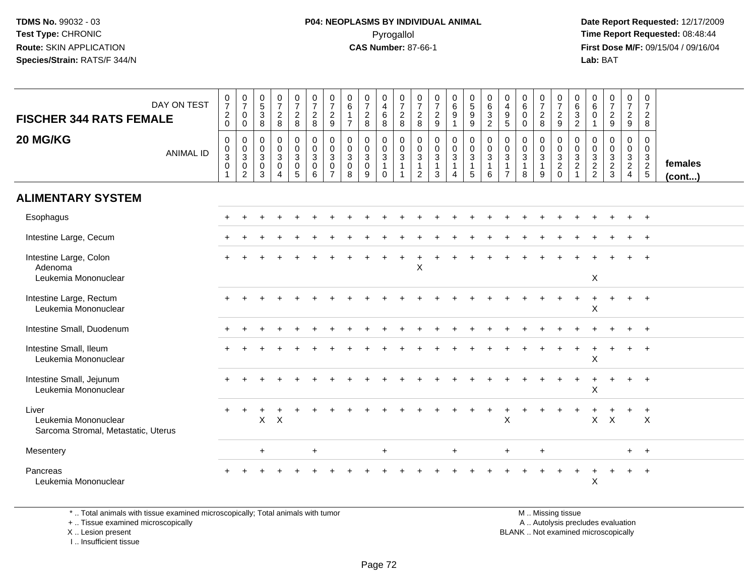| FISCHER 344 RATS FEMALE 20 MG/KG | | | | | | | | | | | | | | | | | | | | | | | | | | |
|---|---|---|---|---|---|---|---|---|---|---|---|---|---|---|---|---|---|---|---|---|---|---|---|---|---|---|
| DAY ON TEST | 0720 | 0700 | 0538 | 0728 | 0728 | 0728 | 0729 | 0617 | 0728 | 0468 | 0728 | 0728 | 0729 | 0691 | 0599 | 0632 | 0495 | 0600 | 0728 | 0729 | 0632 | 0601 | 0729 | 0729 | 0728 | |
| ANIMAL ID | 0030301 | 0030302 | 0030303 | 0030304 | 0030305 | 0030306 | 0030307 | 0030308 | 0030309 | 0030310 | 0030311 | 0030312 | 0030313 | 0030314 | 0030315 | 0030316 | 0030317 | 0030318 | 0030319 | 0030320 | 0030321 | 0030322 | 0030323 | 0030324 | 0030325 | females (cont...) |
| **ALIMENTARY SYSTEM** | | | | | | | | | | | | | | | | | | | | | | | | | | |
| Esophagus | + | + | + | + | + | + | + | + | + | + | + | + | + | + | + | + | + | + | + | + | + | + | + | + | + | |
| Intestine Large, Cecum | + | + | + | + | + | + | + | + | + | + | + | + | + | + | + | + | + | + | + | + | + | + | + | + | + | |
| Intestine Large, Colon | + | + | + | + | + | + | + | + | + | + | + | + | + | + | + | + | + | + | + | + | + | + | + | + | + | |
| Adenoma | | | | | | | | | | | | X | | | | | | | | | | | | | | |
| Leukemia Mononuclear | | | | | | | | | | | | | | | | | | | | | | X | | | | |
| Intestine Large, Rectum | + | + | + | + | + | + | + | + | + | + | + | + | + | + | + | + | + | + | + | + | + | + | + | + | + | |
| Leukemia Mononuclear | | | | | | | | | | | | | | | | | | | | | | X | | | | |
| Intestine Small, Duodenum | + | + | + | + | + | + | + | + | + | + | + | + | + | + | + | + | + | + | + | + | + | + | + | + | + | |
| Intestine Small, Ileum | + | + | + | + | + | + | + | + | + | + | + | + | + | + | + | + | + | + | + | + | + | + | + | + | + | |
| Leukemia Mononuclear | | | | | | | | | | | | | | | | | | | | | | X | | | | |
| Intestine Small, Jejunum | + | + | + | + | + | + | + | + | + | + | + | + | + | + | + | + | + | + | + | + | + | + | + | + | + | |
| Leukemia Mononuclear | | | | | | | | | | | | | | | | | | | | | | X | | | | |
| Liver | + | + | + | + | + | + | + | + | + | + | + | + | + | + | + | + | + | + | + | + | + | + | + | + | + | |
| Leukemia Mononuclear | | | X | X | | | | | | | | | | | | | X | | | | | X | X | | X | |
| Sarcoma Stromal, Metastatic, Uterus | | | | | | | | | | | | | | | | | | | | | | | | | | |
| Mesentery | | | + | | | + | | | | + | | | | + | | | + | | + | | | | | + | + | |
| Pancreas | + | + | + | + | + | + | + | + | + | + | + | + | + | + | + | + | + | + | + | + | + | + | + | + | + | |
| Leukemia Mononuclear | | | | | | | | | | | | | | | | | | | | | | X | | | | |

* .. Total animals with tissue examined microscopically; Total animals with tumor
+ .. Tissue examined microscopically
X .. Lesion present
I .. Insufficient tissue

M .. Missing tissue
A .. Autolysis precludes evaluation
BLANK .. Not examined microscopically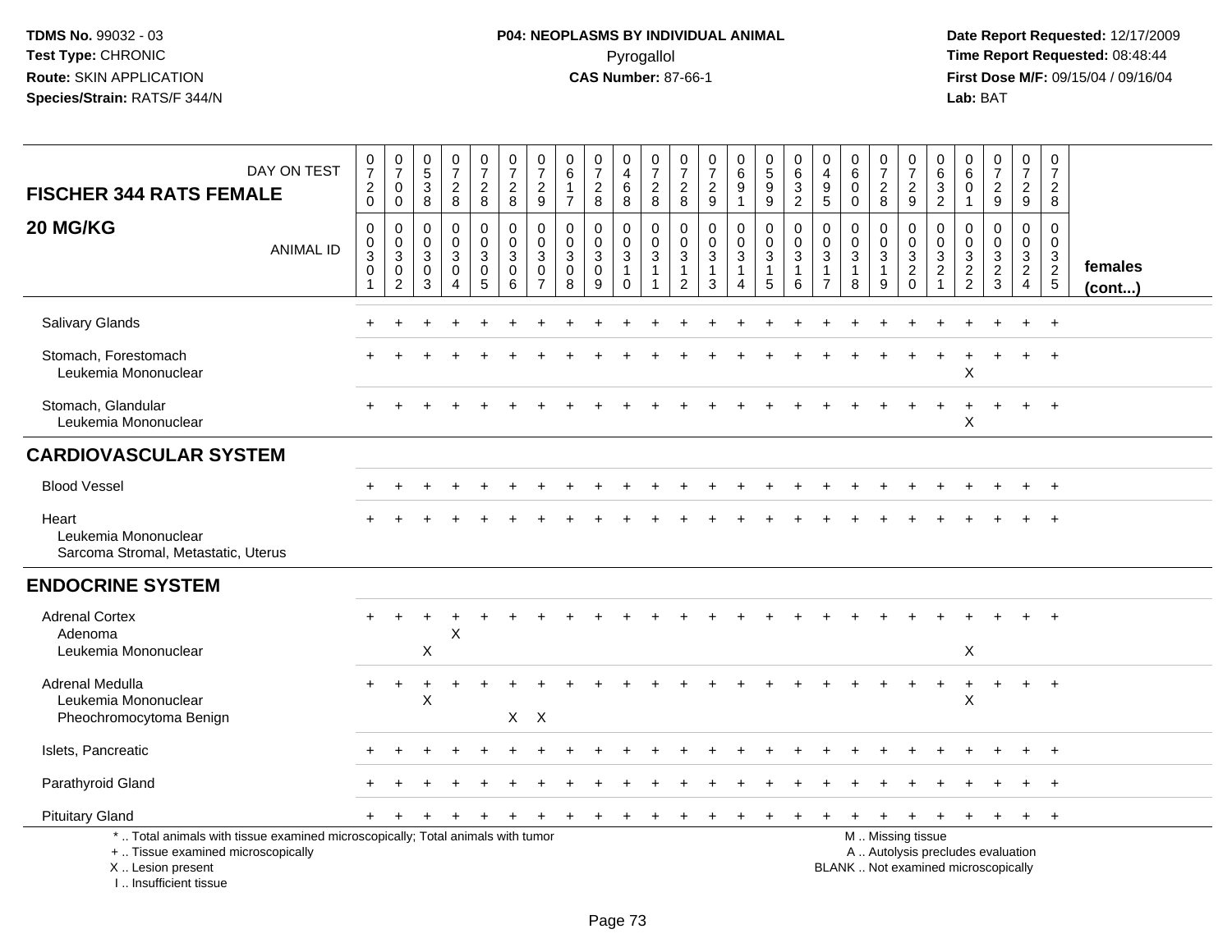**TDMS No.** 99032 - 03
**Test Type:** CHRONIC
**Route:** SKIN APPLICATION
**Species/Strain:** RATS/F 344/N

**P04: NEOPLASMS BY INDIVIDUAL ANIMAL**
Pyrogallol
**CAS Number:** 87-66-1

**Date Report Requested:** 12/17/2009
**Time Report Requested:** 08:48:44
**First Dose M/F:** 09/15/04 / 09/16/04
**Lab:** BAT

| FISCHER 344 RATS FEMALE 20 MG/KG | | | | | | | | | | | | | | | | | | | | | | | | | | |
|---|---|---|---|---|---|---|---|---|---|---|---|---|---|---|---|---|---|---|---|---|---|---|---|---|---|---|
| DAY ON TEST | 0720 | 0700 | 0538 | 0728 | 0728 | 0728 | 0729 | 0617 | 0728 | 0468 | 0728 | 0728 | 0729 | 0691 | 0599 | 0632 | 0495 | 0600 | 0728 | 0729 | 0632 | 0601 | 0729 | 0729 | 0728 | |
| ANIMAL ID | 0030 1 | 0030 2 | 0030 3 | 0030 4 | 0030 5 | 0030 6 | 0030 7 | 0030 8 | 0030 9 | 0031 0 | 0031 1 | 0031 2 | 0031 3 | 0031 4 | 0031 5 | 0031 6 | 0031 7 | 0031 8 | 0031 9 | 0032 0 | 0032 1 | 0032 2 | 0032 3 | 0032 4 | 0032 5 | females (cont...) |
| Salivary Glands | + | + | + | + | + | + | + | + | + | + | + | + | + | + | + | + | + | + | + | + | + | + | + | + | + | |
| Stomach, Forestomach | + | + | + | + | + | + | + | + | + | + | + | + | + | + | + | + | + | + | + | + | + | + | + | + | + | |
| Leukemia Mononuclear | | | | | | | | | | | | | | | | | | | | | | X | | | | |
| Stomach, Glandular | + | + | + | + | + | + | + | + | + | + | + | + | + | + | + | + | + | + | + | + | + | + | + | + | + | |
| Leukemia Mononuclear | | | | | | | | | | | | | | | | | | | | | | X | | | | |
| **CARDIOVASCULAR SYSTEM** | | | | | | | | | | | | | | | | | | | | | | | | | | |
| Blood Vessel | + | + | + | + | + | + | + | + | + | + | + | + | + | + | + | + | + | + | + | + | + | + | + | + | + | |
| Heart | + | + | + | + | + | + | + | + | + | + | + | + | + | + | + | + | + | + | + | + | + | + | + | + | + | |
| Leukemia Mononuclear | | | | | | | | | | | | | | | | | | | | | | | | | | |
| Sarcoma Stromal, Metastatic, Uterus | | | | | | | | | | | | | | | | | | | | | | | | | | |
| **ENDOCRINE SYSTEM** | | | | | | | | | | | | | | | | | | | | | | | | | | |
| Adrenal Cortex | + | + | + | + | + | + | + | + | + | + | + | + | + | + | + | + | + | + | + | + | + | + | + | + | + | |
| Adenoma | | | | X | | | | | | | | | | | | | | | | | | | | | | |
| Leukemia Mononuclear | | | X | | | | | | | | | | | | | | | | | | | X | | | | |
| Adrenal Medulla | + | + | + | + | + | + | + | + | + | + | + | + | + | + | + | + | + | + | + | + | + | + | + | + | + | |
| Leukemia Mononuclear | | | X | | | | | | | | | | | | | | | | | | | X | | | | |
| Pheochromocytoma Benign | | | | | | X | X | | | | | | | | | | | | | | | | | | | |
| Islets, Pancreatic | + | + | + | + | + | + | + | + | + | + | + | + | + | + | + | + | + | + | + | + | + | + | + | + | + | |
| Parathyroid Gland | + | + | + | + | + | + | + | + | + | + | + | + | + | + | + | + | + | + | + | + | + | + | + | + | + | |
| Pituitary Gland | + | + | + | + | + | + | + | + | + | + | + | + | + | + | + | + | + | + | + | + | + | + | + | + | + | |

\* .. Total animals with tissue examined microscopically; Total animals with tumor
+ .. Tissue examined microscopically
X .. Lesion present
I .. Insufficient tissue

M .. Missing tissue
A .. Autolysis precludes evaluation
BLANK .. Not examined microscopically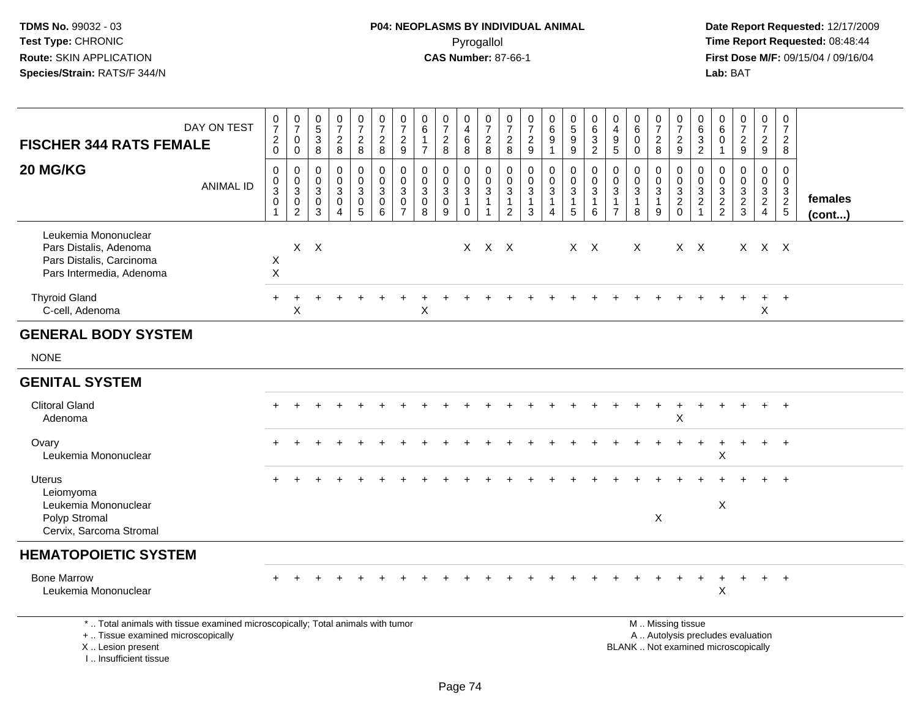**TDMS No.** 99032 - 03
**Test Type:** CHRONIC
**Route:** SKIN APPLICATION
**Species/Strain:** RATS/F 344/N

**P04: NEOPLASMS BY INDIVIDUAL ANIMAL**
Pyrogallol
**CAS Number:** 87-66-1

**Date Report Requested:** 12/17/2009
**Time Report Requested:** 08:48:44
**First Dose M/F:** 09/15/04 / 09/16/04
**Lab:** BAT

| FISCHER 344 RATS FEMALE 20 MG/KG | | | | | | | | | | | | | | | | | | | | | | | | | | |
|---|---|---|---|---|---|---|---|---|---|---|---|---|---|---|---|---|---|---|---|---|---|---|---|---|---|---|
| DAY ON TEST | 0720 | 0700 | 0538 | 0728 | 0728 | 0728 | 0729 | 0617 | 0728 | 0468 | 0728 | 0728 | 0729 | 0691 | 0599 | 0632 | 0495 | 0600 | 0728 | 0729 | 0632 | 0601 | 0729 | 0729 | 0728 | |
| ANIMAL ID | 0301 | 0302 | 0303 | 0304 | 0305 | 0306 | 0307 | 0308 | 0309 | 0310 | 0311 | 0312 | 0313 | 0314 | 0315 | 0316 | 0317 | 0318 | 0319 | 0320 | 0321 | 0322 | 0323 | 0324 | 0325 | females (cont...) |
| Leukemia Mononuclear | | | | | | | | | | | | | | | | | | | | | | | | | | |
| Pars Distalis, Adenoma | | X | X | | | | | | | X | X | X | | | X | X | | X | | X | X | | X | X | X | |
| Pars Distalis, Carcinoma | X | | | | | | | | | | | | | | | | | | | | | | | | | |
| Pars Intermedia, Adenoma | X | | | | | | | | | | | | | | | | | | | | | | | | | |
| Thyroid Gland | + | + | + | + | + | + | + | + | + | + | + | + | + | + | + | + | + | + | + | + | + | + | + | + | + | |
| C-cell, Adenoma | | X | | | | | | X | | | | | | | | | | | | | | | | X | | |
| **GENERAL BODY SYSTEM** | | | | | | | | | | | | | | | | | | | | | | | | | | |
| NONE | | | | | | | | | | | | | | | | | | | | | | | | | | |
| **GENITAL SYSTEM** | | | | | | | | | | | | | | | | | | | | | | | | | | |
| Clitoral Gland | + | + | + | + | + | + | + | + | + | + | + | + | + | + | + | + | + | + | + | + | + | + | + | + | + | |
| Adenoma | | | | | | | | | | | | | | | | | | | | X | | | | | | |
| Ovary | + | + | + | + | + | + | + | + | + | + | + | + | + | + | + | + | + | + | + | + | + | + | + | + | + | |
| Leukemia Mononuclear | | | | | | | | | | | | | | | | | | | | | | X | | | | |
| Uterus | + | + | + | + | + | + | + | + | + | + | + | + | + | + | + | + | + | + | + | + | + | + | + | + | + | |
| Leiomyoma | | | | | | | | | | | | | | | | | | | | | | | | | | |
| Leukemia Mononuclear | | | | | | | | | | | | | | | | | | | | | | X | | | | |
| Polyp Stromal | | | | | | | | | | | | | | | | | | | X | | | | | | | |
| Cervix, Sarcoma Stromal | | | | | | | | | | | | | | | | | | | | | | | | | | |
| **HEMATOPOIETIC SYSTEM** | | | | | | | | | | | | | | | | | | | | | | | | | | |
| Bone Marrow | + | + | + | + | + | + | + | + | + | + | + | + | + | + | + | + | + | + | + | + | + | + | + | + | + | |
| Leukemia Mononuclear | | | | | | | | | | | | | | | | | | | | | | X | | | | |

\* .. Total animals with tissue examined microscopically; Total animals with tumor
\+ .. Tissue examined microscopically
X .. Lesion present
I .. Insufficient tissue

M .. Missing tissue
A .. Autolysis precludes evaluation
BLANK .. Not examined microscopically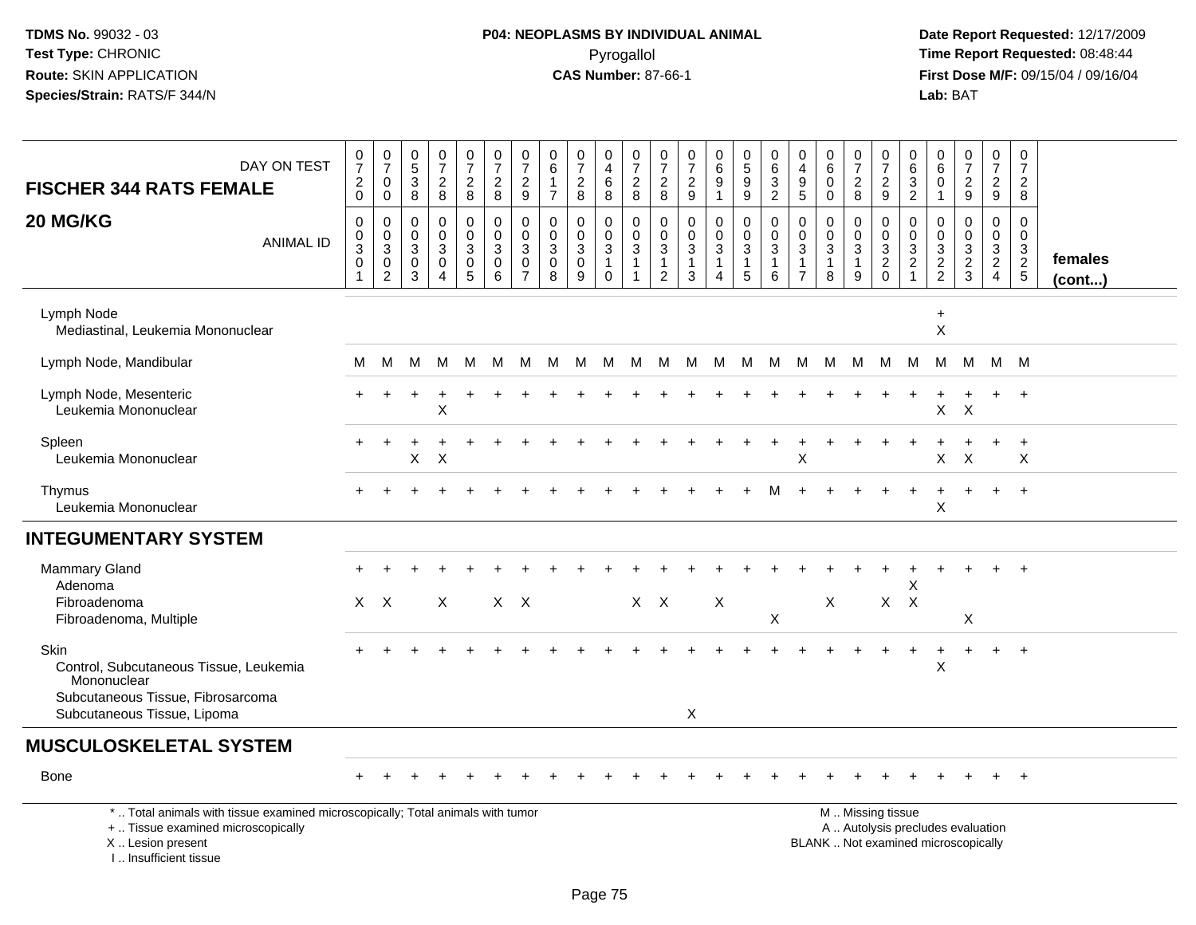**TDMS No.** 99032 - 03
**Test Type:** CHRONIC
**Route:** SKIN APPLICATION
**Species/Strain:** RATS/F 344/N

**P04: NEOPLASMS BY INDIVIDUAL ANIMAL**
Pyrogallol
**CAS Number:** 87-66-1

**Date Report Requested:** 12/17/2009
**Time Report Requested:** 08:48:44
**First Dose M/F:** 09/15/04 / 09/16/04
**Lab:** BAT

| FISCHER 344 RATS FEMALE 20 MG/KG — DAY ON TEST | 0720 | 0700 | 0538 | 0728 | 0728 | 0728 | 0729 | 0617 | 0728 | 0468 | 0728 | 0728 | 0729 | 0691 | 0599 | 0632 | 0495 | 0600 | 0728 | 0729 | 0632 | 0601 | 0729 | 0729 | 0728 | |
|---|---|---|---|---|---|---|---|---|---|---|---|---|---|---|---|---|---|---|---|---|---|---|---|---|---|---|
| ANIMAL ID | 00301 | 00302 | 00303 | 00304 | 00305 | 00306 | 00307 | 00308 | 00309 | 00310 | 00311 | 00312 | 00313 | 00314 | 00315 | 00316 | 00317 | 00318 | 00319 | 00320 | 00321 | 00322 | 00323 | 00324 | 00325 | females (cont...) |
| Lymph Node | | | | | | | | | | | | | | | | | | | | | | + | | | | |
| Mediastinal, Leukemia Mononuclear | | | | | | | | | | | | | | | | | | | | | | X | | | | |
| Lymph Node, Mandibular | M | M | M | M | M | M | M | M | M | M | M | M | M | M | M | M | M | M | M | M | M | M | M | M | M | |
| Lymph Node, Mesenteric | + | + | + | + | + | + | + | + | + | + | + | + | + | + | + | + | + | + | + | + | + | + | + | + | + | |
| Leukemia Mononuclear | | | | X | | | | | | | | | | | | | | | | | | X | X | | | |
| Spleen | + | + | + | + | + | + | + | + | + | + | + | + | + | + | + | + | + | + | + | + | + | + | + | + | + | |
| Leukemia Mononuclear | | | X | X | | | | | | | | | | | | | X | | | | | X | X | | X | |
| Thymus | + | + | + | + | + | + | + | + | + | + | + | + | + | + | + | M | + | + | + | + | + | + | + | + | + | |
| Leukemia Mononuclear | | | | | | | | | | | | | | | | | | | | | | X | | | | |
| **INTEGUMENTARY SYSTEM** | | | | | | | | | | | | | | | | | | | | | | | | | | |
| Mammary Gland | + | + | + | + | + | + | + | + | + | + | + | + | + | + | + | + | + | + | + | + | + | + | + | + | + | |
| Adenoma | | | | | | | | | | | | | | | | | | | | | X | | | | | |
| Fibroadenoma | X | X | | X | | X | X | | | | X | X | | X | | | | X | | X | X | | | | | |
| Fibroadenoma, Multiple | | | | | | | | | | | | | | | | X | | | | | | | X | | | |
| Skin | + | + | + | + | + | + | + | + | + | + | + | + | + | + | + | + | + | + | + | + | + | + | + | + | + | |
| Control, Subcutaneous Tissue, Leukemia Mononuclear | | | | | | | | | | | | | | | | | | | | | | X | | | | |
| Subcutaneous Tissue, Fibrosarcoma | | | | | | | | | | | | | | | | | | | | | | | | | | |
| Subcutaneous Tissue, Lipoma | | | | | | | | | | | | | X | | | | | | | | | | | | | |
| **MUSCULOSKELETAL SYSTEM** | | | | | | | | | | | | | | | | | | | | | | | | | | |
| Bone | + | + | + | + | + | + | + | + | + | + | + | + | + | + | + | + | + | + | + | + | + | + | + | + | + | |

* .. Total animals with tissue examined microscopically; Total animals with tumor
+ .. Tissue examined microscopically
X .. Lesion present
I .. Insufficient tissue

M .. Missing tissue
A .. Autolysis precludes evaluation
BLANK .. Not examined microscopically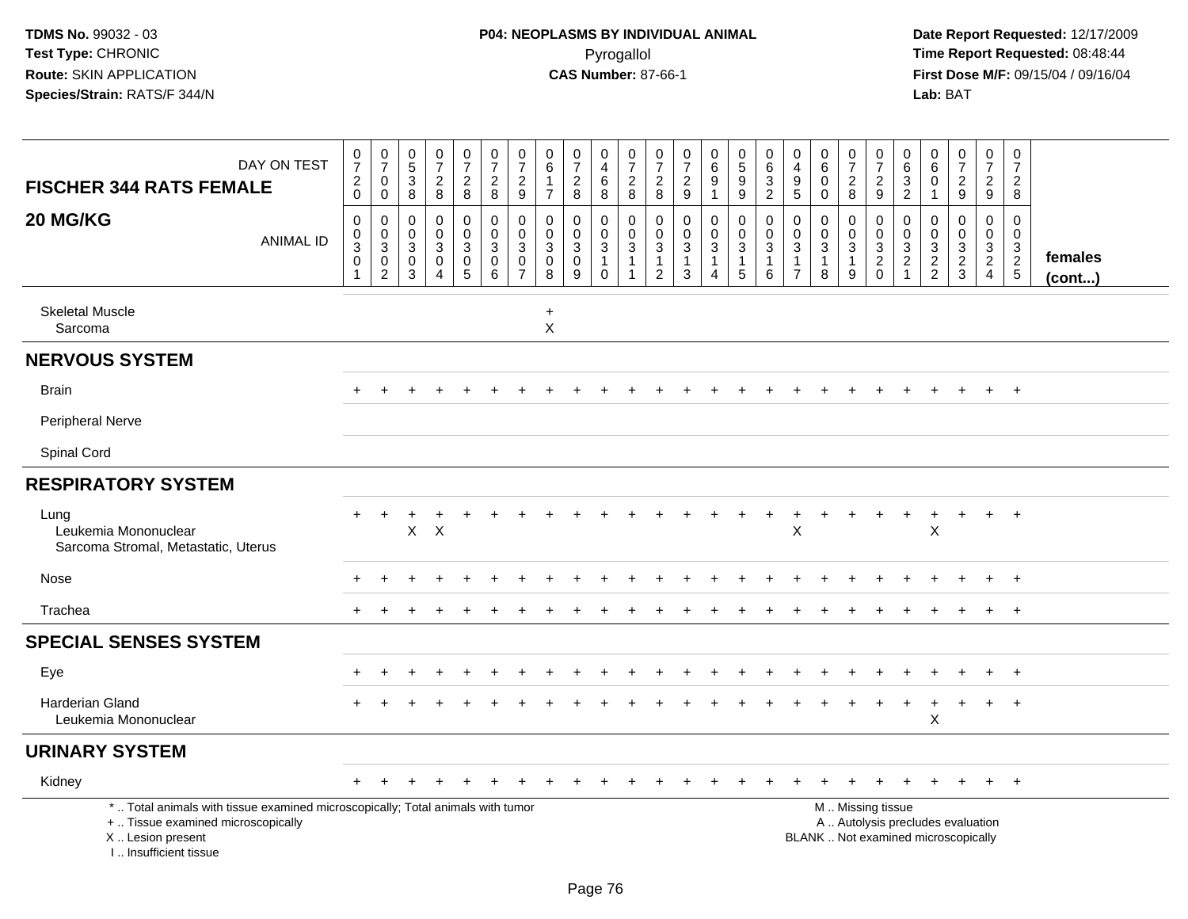TDMS No. 99032 - 03
Test Type: CHRONIC
Route: SKIN APPLICATION
Species/Strain: RATS/F 344/N

**P04: NEOPLASMS BY INDIVIDUAL ANIMAL**
Pyrogallol
**CAS Number:** 87-66-1

Date Report Requested: 12/17/2009
Time Report Requested: 08:48:44
First Dose M/F: 09/15/04 / 09/16/04
Lab: BAT

| FISCHER 344 RATS FEMALE 20 MG/KG — DAY ON TEST | 0720 | 0700 | 0538 | 0728 | 0728 | 0728 | 0729 | 0617 | 0728 | 0468 | 0728 | 0728 | 0729 | 0691 | 0599 | 0632 | 0495 | 0600 | 0728 | 0729 | 0632 | 0601 | 0729 | 0729 | 0728 | |
|---|---|---|---|---|---|---|---|---|---|---|---|---|---|---|---|---|---|---|---|---|---|---|---|---|---|---|
| ANIMAL ID | 00301 | 00302 | 00303 | 00304 | 00305 | 00306 | 00307 | 00308 | 00309 | 00310 | 00311 | 00312 | 00313 | 00314 | 00315 | 00316 | 00317 | 00318 | 00319 | 00320 | 00321 | 00322 | 00323 | 00324 | 00325 | females (cont...) |
| Skeletal Muscle | | | | | | | | + | | | | | | | | | | | | | | | | | | |
| Sarcoma | | | | | | | | X | | | | | | | | | | | | | | | | | | |
| **NERVOUS SYSTEM** | | | | | | | | | | | | | | | | | | | | | | | | | | |
| Brain | + | + | + | + | + | + | + | + | + | + | + | + | + | + | + | + | + | + | + | + | + | + | + | + | + | |
| Peripheral Nerve | | | | | | | | | | | | | | | | | | | | | | | | | | |
| Spinal Cord | | | | | | | | | | | | | | | | | | | | | | | | | | |
| **RESPIRATORY SYSTEM** | | | | | | | | | | | | | | | | | | | | | | | | | | |
| Lung | + | + | + | + | + | + | + | + | + | + | + | + | + | + | + | + | + | + | + | + | + | + | + | + | + | |
| Leukemia Mononuclear | | | X | X | | | | | | | | | | | | | X | | | | | X | | | | |
| Sarcoma Stromal, Metastatic, Uterus | | | | | | | | | | | | | | | | | | | | | | | | | | |
| Nose | + | + | + | + | + | + | + | + | + | + | + | + | + | + | + | + | + | + | + | + | + | + | + | + | + | |
| Trachea | + | + | + | + | + | + | + | + | + | + | + | + | + | + | + | + | + | + | + | + | + | + | + | + | + | |
| **SPECIAL SENSES SYSTEM** | | | | | | | | | | | | | | | | | | | | | | | | | | |
| Eye | + | + | + | + | + | + | + | + | + | + | + | + | + | + | + | + | + | + | + | + | + | + | + | + | + | |
| Harderian Gland | + | + | + | + | + | + | + | + | + | + | + | + | + | + | + | + | + | + | + | + | + | + | + | + | + | |
| Leukemia Mononuclear | | | | | | | | | | | | | | | | | | | | | | X | | | | |
| **URINARY SYSTEM** | | | | | | | | | | | | | | | | | | | | | | | | | | |
| Kidney | + | + | + | + | + | + | + | + | + | + | + | + | + | + | + | + | + | + | + | + | + | + | + | + | + | |

\* .. Total animals with tissue examined microscopically; Total animals with tumor
\+ .. Tissue examined microscopically
X .. Lesion present
I .. Insufficient tissue

M .. Missing tissue
A .. Autolysis precludes evaluation
BLANK .. Not examined microscopically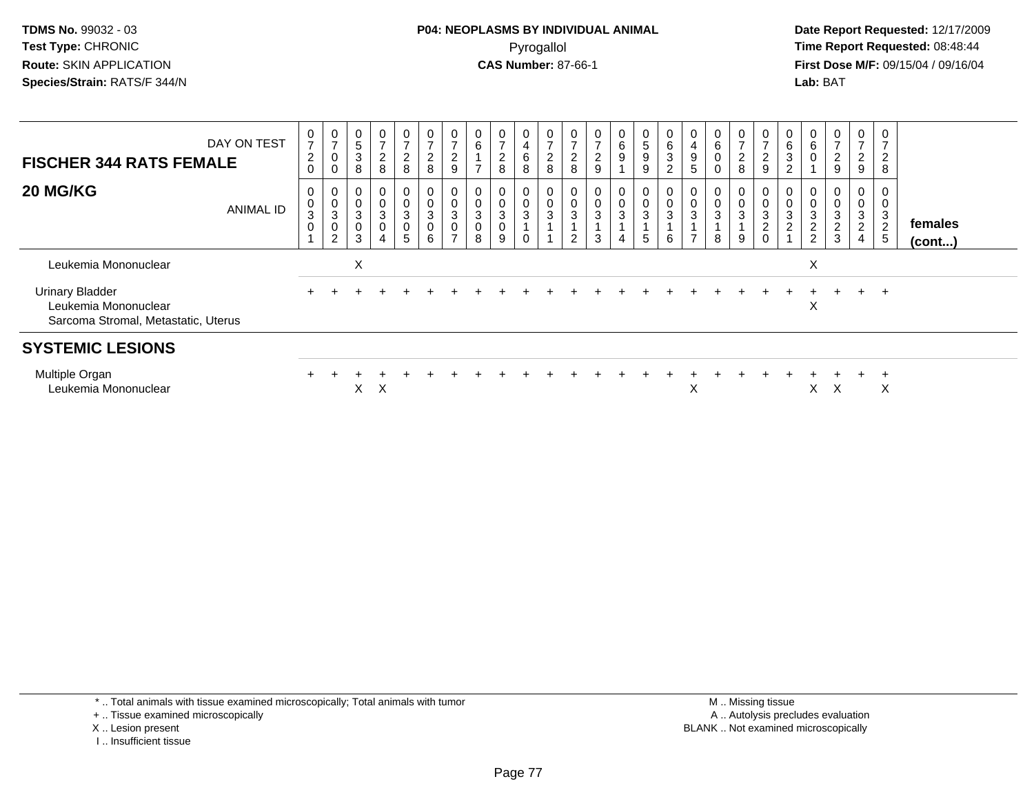**TDMS No.** 99032 - 03
**Test Type:** CHRONIC
**Route:** SKIN APPLICATION
**Species/Strain:** RATS/F 344/N

**P04: NEOPLASMS BY INDIVIDUAL ANIMAL**
Pyrogallol
**CAS Number:** 87-66-1

**Date Report Requested:** 12/17/2009
**Time Report Requested:** 08:48:44
**First Dose M/F:** 09/15/04 / 09/16/04
**Lab:** BAT

| FISCHER 344 RATS FEMALE — DAY ON TEST | 0720 | 0700 | 0538 | 0728 | 0728 | 0728 | 0729 | 0617 | 0728 | 0468 | 0728 | 0728 | 0729 | 0691 | 0599 | 0632 | 0495 | 0600 | 0728 | 0729 | 0632 | 0601 | 0729 | 0729 | 0728 | |
|---|---|---|---|---|---|---|---|---|---|---|---|---|---|---|---|---|---|---|---|---|---|---|---|---|---|---|
| **20 MG/KG** — ANIMAL ID | 00301 | 00302 | 00303 | 00304 | 00305 | 00306 | 00307 | 00308 | 00309 | 00310 | 00311 | 00312 | 00313 | 00314 | 00315 | 00316 | 00317 | 00318 | 00319 | 00320 | 00321 | 00322 | 00323 | 00324 | 00325 | **females (cont...)** |
| Leukemia Mononuclear | | | X | | | | | | | | | | | | | | | | | | | X | | | | |
| Urinary Bladder | + | + | + | + | + | + | + | + | + | + | + | + | + | + | + | + | + | + | + | + | + | + | + | + | + | |
| Leukemia Mononuclear | | | | | | | | | | | | | | | | | | | | | | X | | | | |
| Sarcoma Stromal, Metastatic, Uterus | | | | | | | | | | | | | | | | | | | | | | | | | | |
| **SYSTEMIC LESIONS** | | | | | | | | | | | | | | | | | | | | | | | | | | |
| Multiple Organ | + | + | + | + | + | + | + | + | + | + | + | + | + | + | + | + | + | + | + | + | + | + | + | + | + | |
| Leukemia Mononuclear | | | X | X | | | | | | | | | | | | | X | | | | | X | X | | X | |

\* .. Total animals with tissue examined microscopically; Total animals with tumor
\+ .. Tissue examined microscopically
X .. Lesion present
I .. Insufficient tissue

M .. Missing tissue
A .. Autolysis precludes evaluation
BLANK .. Not examined microscopically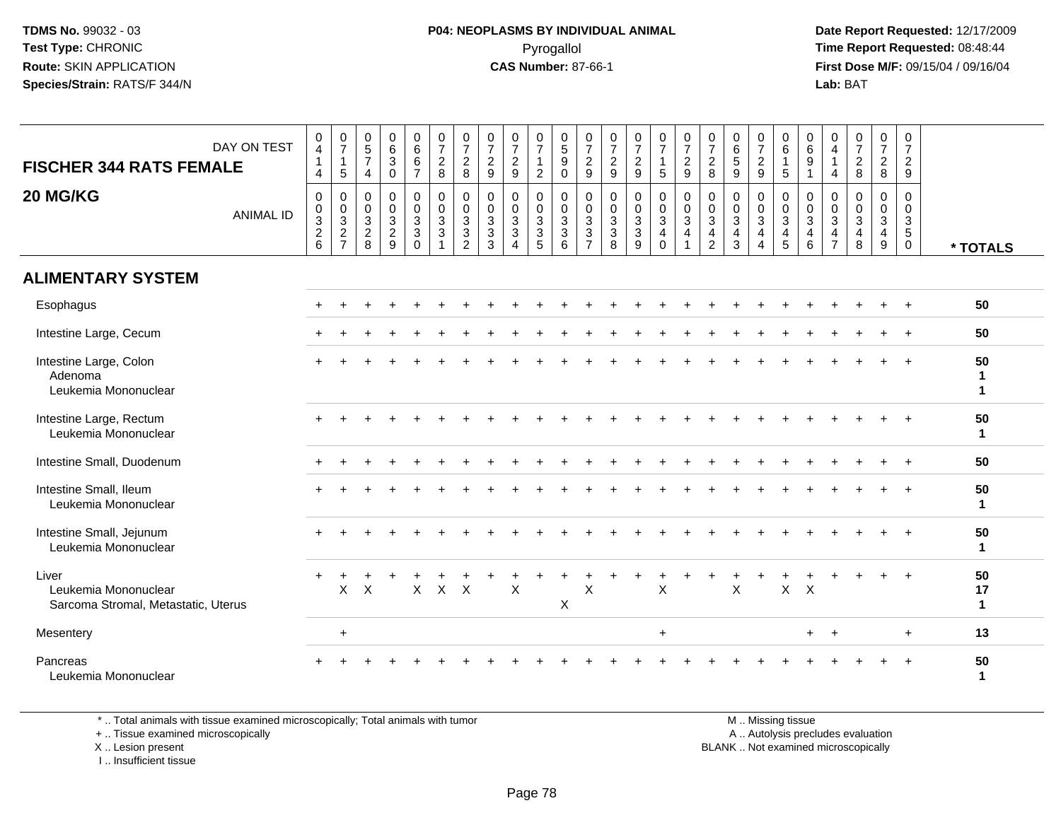**TDMS No.** 99032 - 03
**Test Type:** CHRONIC
**Route:** SKIN APPLICATION
**Species/Strain:** RATS/F 344/N

**P04: NEOPLASMS BY INDIVIDUAL ANIMAL**
Pyrogallol
**CAS Number:** 87-66-1

**Date Report Requested:** 12/17/2009
**Time Report Requested:** 08:48:44
**First Dose M/F:** 09/15/04 / 09/16/04
**Lab:** BAT

## FISCHER 344 RATS FEMALE
## 20 MG/KG

| DAY ON TEST | 0414 | 0715 | 0574 | 0630 | 0667 | 0728 | 0728 | 0729 | 0729 | 0712 | 0590 | 0729 | 0729 | 0729 | 0715 | 0729 | 0728 | 0659 | 0729 | 0615 | 0691 | 0414 | 0728 | 0728 | 0729 | |
|---|---|---|---|---|---|---|---|---|---|---|---|---|---|---|---|---|---|---|---|---|---|---|---|---|---|---|
| **ANIMAL ID** | 0326 | 0327 | 0328 | 0329 | 0330 | 0331 | 0332 | 0333 | 0334 | 0335 | 0336 | 0337 | 0338 | 0339 | 0340 | 0341 | 0342 | 0343 | 0344 | 0345 | 0346 | 0347 | 0348 | 0349 | 0350 | *** TOTALS** |
| **ALIMENTARY SYSTEM** | | | | | | | | | | | | | | | | | | | | | | | | | | |
| Esophagus | + | + | + | + | + | + | + | + | + | + | + | + | + | + | + | + | + | + | + | + | + | + | + | + | + | **50** |
| Intestine Large, Cecum | + | + | + | + | + | + | + | + | + | + | + | + | + | + | + | + | + | + | + | + | + | + | + | + | + | **50** |
| Intestine Large, Colon | + | + | + | + | + | + | + | + | + | + | + | + | + | + | + | + | + | + | + | + | + | + | + | + | + | **50** |
| Adenoma | | | | | | | | | | | | | | | | | | | | | | | | | | **1** |
| Leukemia Mononuclear | | | | | | | | | | | | | | | | | | | | | | | | | | **1** |
| Intestine Large, Rectum | + | + | + | + | + | + | + | + | + | + | + | + | + | + | + | + | + | + | + | + | + | + | + | + | + | **50** |
| Leukemia Mononuclear | | | | | | | | | | | | | | | | | | | | | | | | | | **1** |
| Intestine Small, Duodenum | + | + | + | + | + | + | + | + | + | + | + | + | + | + | + | + | + | + | + | + | + | + | + | + | + | **50** |
| Intestine Small, Ileum | + | + | + | + | + | + | + | + | + | + | + | + | + | + | + | + | + | + | + | + | + | + | + | + | + | **50** |
| Leukemia Mononuclear | | | | | | | | | | | | | | | | | | | | | | | | | | **1** |
| Intestine Small, Jejunum | + | + | + | + | + | + | + | + | + | + | + | + | + | + | + | + | + | + | + | + | + | + | + | + | + | **50** |
| Leukemia Mononuclear | | | | | | | | | | | | | | | | | | | | | | | | | | **1** |
| Liver | + | + | + | + | + | + | + | + | + | + | + | + | + | + | + | + | + | + | + | + | + | + | + | + | + | **50** |
| Leukemia Mononuclear | | X | X | | X | X | X | | X | | | X | | | X | | | X | | X | X | | | | | **17** |
| Sarcoma Stromal, Metastatic, Uterus | | | | | | | | | | | X | | | | | | | | | | | | | | | **1** |
| Mesentery | | + | | | | | | | | | | | | | + | | | | | | + | + | | | + | **13** |
| Pancreas | + | + | + | + | + | + | + | + | + | + | + | + | + | + | + | + | + | + | + | + | + | + | + | + | + | **50** |
| Leukemia Mononuclear | | | | | | | | | | | | | | | | | | | | | | | | | | **1** |

\* .. Total animals with tissue examined microscopically; Total animals with tumor
\+ .. Tissue examined microscopically
X .. Lesion present
I .. Insufficient tissue

M .. Missing tissue
A .. Autolysis precludes evaluation
BLANK .. Not examined microscopically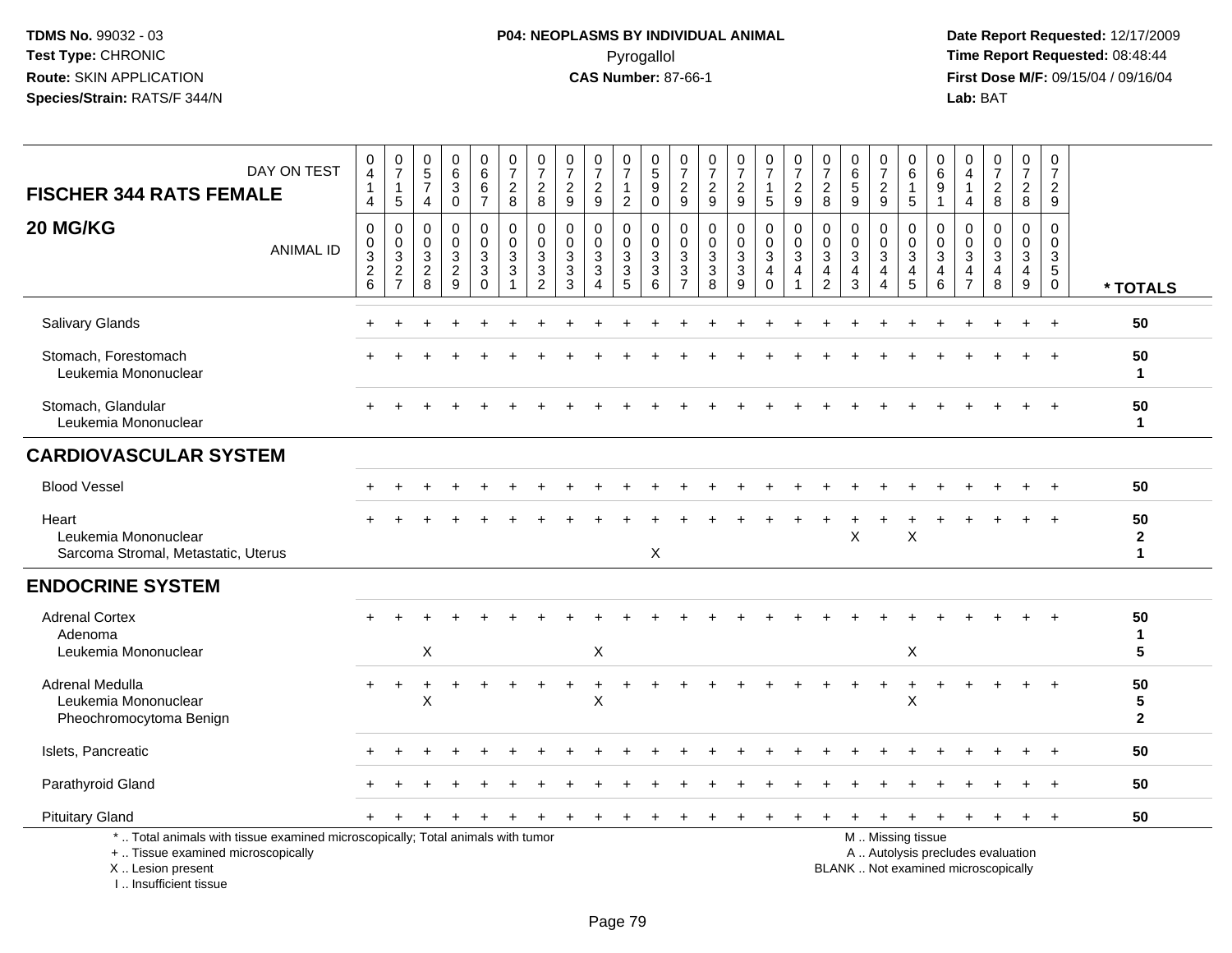TDMS No. 99032 - 03
Test Type: CHRONIC
Route: SKIN APPLICATION
Species/Strain: RATS/F 344/N

**P04: NEOPLASMS BY INDIVIDUAL ANIMAL**
Pyrogallol
**CAS Number:** 87-66-1

Date Report Requested: 12/17/2009
Time Report Requested: 08:48:44
First Dose M/F: 09/15/04 / 09/16/04
Lab: BAT

| FISCHER 344 RATS FEMALE — DAY ON TEST | 0414 | 0715 | 0574 | 0630 | 0667 | 0728 | 0728 | 0729 | 0729 | 0712 | 0590 | 0729 | 0729 | 0729 | 0715 | 0729 | 0728 | 0659 | 0729 | 0615 | 0691 | 0414 | 0728 | 0728 | 0729 | |
|---|---|---|---|---|---|---|---|---|---|---|---|---|---|---|---|---|---|---|---|---|---|---|---|---|---|---|
| **20 MG/KG** — ANIMAL ID | 0326 | 0327 | 0328 | 0329 | 0330 | 0331 | 0332 | 0333 | 0334 | 0335 | 0336 | 0337 | 0338 | 0339 | 0340 | 0341 | 0342 | 0343 | 0344 | 0345 | 0346 | 0347 | 0348 | 0349 | 0350 | * TOTALS |
| Salivary Glands | + | + | + | + | + | + | + | + | + | + | + | + | + | + | + | + | + | + | + | + | + | + | + | + | + | 50 |
| Stomach, Forestomach | + | + | + | + | + | + | + | + | + | + | + | + | + | + | + | + | + | + | + | + | + | + | + | + | + | 50 |
| Leukemia Mononuclear | | | | | | | | | | | | | | | | | | | | | | | | | | 1 |
| Stomach, Glandular | + | + | + | + | + | + | + | + | + | + | + | + | + | + | + | + | + | + | + | + | + | + | + | + | + | 50 |
| Leukemia Mononuclear | | | | | | | | | | | | | | | | | | | | | | | | | | 1 |
| **CARDIOVASCULAR SYSTEM** | | | | | | | | | | | | | | | | | | | | | | | | | | |
| Blood Vessel | + | + | + | + | + | + | + | + | + | + | + | + | + | + | + | + | + | + | + | + | + | + | + | + | + | 50 |
| Heart | + | + | + | + | + | + | + | + | + | + | + | + | + | + | + | + | + | + | + | + | + | + | + | + | + | 50 |
| Leukemia Mononuclear | | | | | | | | | | | | | | | | | | X | | X | | | | | | 2 |
| Sarcoma Stromal, Metastatic, Uterus | | | | | | | | | | | X | | | | | | | | | | | | | | | 1 |
| **ENDOCRINE SYSTEM** | | | | | | | | | | | | | | | | | | | | | | | | | | |
| Adrenal Cortex | + | + | + | + | + | + | + | + | + | + | + | + | + | + | + | + | + | + | + | + | + | + | + | + | + | 50 |
| Adenoma | | | | | | | | | | | | | | | | | | | | | | | | | | 1 |
| Leukemia Mononuclear | | | X | | | | | | X | | | | | | | | | | | X | | | | | | 5 |
| Adrenal Medulla | + | + | + | + | + | + | + | + | + | + | + | + | + | + | + | + | + | + | + | + | + | + | + | + | + | 50 |
| Leukemia Mononuclear | | | X | | | | | | X | | | | | | | | | | | X | | | | | | 5 |
| Pheochromocytoma Benign | | | | | | | | | | | | | | | | | | | | | | | | | | 2 |
| Islets, Pancreatic | + | + | + | + | + | + | + | + | + | + | + | + | + | + | + | + | + | + | + | + | + | + | + | + | + | 50 |
| Parathyroid Gland | + | + | + | + | + | + | + | + | + | + | + | + | + | + | + | + | + | + | + | + | + | + | + | + | + | 50 |
| Pituitary Gland | + | + | + | + | + | + | + | + | + | + | + | + | + | + | + | + | + | + | + | + | + | + | + | + | + | 50 |

* .. Total animals with tissue examined microscopically; Total animals with tumor
+ .. Tissue examined microscopically
X .. Lesion present
I .. Insufficient tissue

M .. Missing tissue
A .. Autolysis precludes evaluation
BLANK .. Not examined microscopically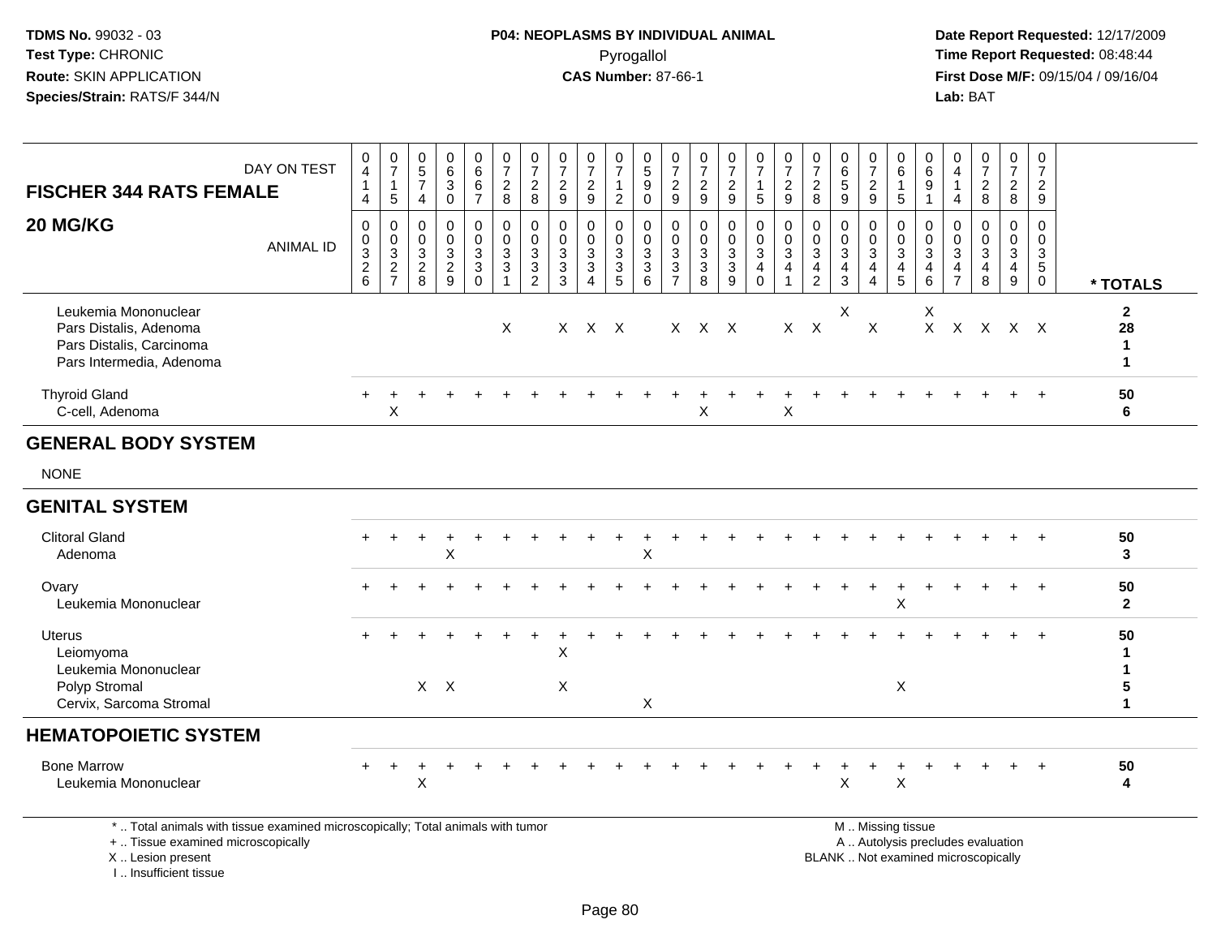# P04: NEOPLASMS BY INDIVIDUAL ANIMAL

Pyrogallol

**CAS Number:** 87-66-1

**TDMS No.** 99032 - 03
**Test Type:** CHRONIC
**Route:** SKIN APPLICATION
**Species/Strain:** RATS/F 344/N

**Date Report Requested:** 12/17/2009
**Time Report Requested:** 08:48:44
**First Dose M/F:** 09/15/04 / 09/16/04
**Lab:** BAT

## FISCHER 344 RATS FEMALE — 20 MG/KG

| DAY ON TEST | 0414 | 0715 | 0574 | 0630 | 0667 | 0728 | 0728 | 0729 | 0729 | 0712 | 0590 | 0729 | 0729 | 0729 | 0715 | 0729 | 0728 | 0659 | 0729 | 0615 | 0691 | 0414 | 0728 | 0728 | 0729 | |
|---|---|---|---|---|---|---|---|---|---|---|---|---|---|---|---|---|---|---|---|---|---|---|---|---|---|---|
| **ANIMAL ID** | 0326 | 0327 | 0328 | 0329 | 0330 | 0331 | 0332 | 0333 | 0334 | 0335 | 0336 | 0337 | 0338 | 0339 | 0340 | 0341 | 0342 | 0343 | 0344 | 0345 | 0346 | 0347 | 0348 | 0349 | 0350 | *** TOTALS** |
| Leukemia Mononuclear | | | | | | | | | | | | | | | | | | X | | | X | | | | | **2** |
| Pars Distalis, Adenoma | | | | | | X | | X | X | X | | X | X | X | | X | X | | X | | X | X | X | X | X | **28** |
| Pars Distalis, Carcinoma | | | | | | | | | | | | | | | | | | | | | | | | | | **1** |
| Pars Intermedia, Adenoma | | | | | | | | | | | | | | | | | | | | | | | | | | **1** |
| Thyroid Gland | + | + | + | + | + | + | + | + | + | + | + | + | + | + | + | + | + | + | + | + | + | + | + | + | + | **50** |
| C-cell, Adenoma | | X | | | | | | | | | | | X | | | X | | | | | | | | | | **6** |
| **GENERAL BODY SYSTEM** | | | | | | | | | | | | | | | | | | | | | | | | | | |
| NONE | | | | | | | | | | | | | | | | | | | | | | | | | | |
| **GENITAL SYSTEM** | | | | | | | | | | | | | | | | | | | | | | | | | | |
| Clitoral Gland | + | + | + | + | + | + | + | + | + | + | + | + | + | + | + | + | + | + | + | + | + | + | + | + | + | **50** |
| Adenoma | | | | X | | | | | | | X | | | | | | | | | | | | | | | **3** |
| Ovary | + | + | + | + | + | + | + | + | + | + | + | + | + | + | + | + | + | + | + | + | + | + | + | + | + | **50** |
| Leukemia Mononuclear | | | | | | | | | | | | | | | | | | | | X | | | | | | **2** |
| Uterus | + | + | + | + | + | + | + | + | + | + | + | + | + | + | + | + | + | + | + | + | + | + | + | + | + | **50** |
| Leiomyoma | | | | | | | | X | | | | | | | | | | | | | | | | | | **1** |
| Leukemia Mononuclear | | | | | | | | | | | | | | | | | | | | | | | | | | **1** |
| Polyp Stromal | | | X | X | | | | X | | | | | | | | | | | | X | | | | | | **5** |
| Cervix, Sarcoma Stromal | | | | | | | | | | | X | | | | | | | | | | | | | | | **1** |
| **HEMATOPOIETIC SYSTEM** | | | | | | | | | | | | | | | | | | | | | | | | | | |
| Bone Marrow | + | + | + | + | + | + | + | + | + | + | + | + | + | + | + | + | + | + | + | + | + | + | + | + | + | **50** |
| Leukemia Mononuclear | | | X | | | | | | | | | | | | | | | X | | X | | | | | | **4** |

\* .. Total animals with tissue examined microscopically; Total animals with tumor
\+ .. Tissue examined microscopically
X .. Lesion present
I .. Insufficient tissue

M .. Missing tissue
A .. Autolysis precludes evaluation
BLANK .. Not examined microscopically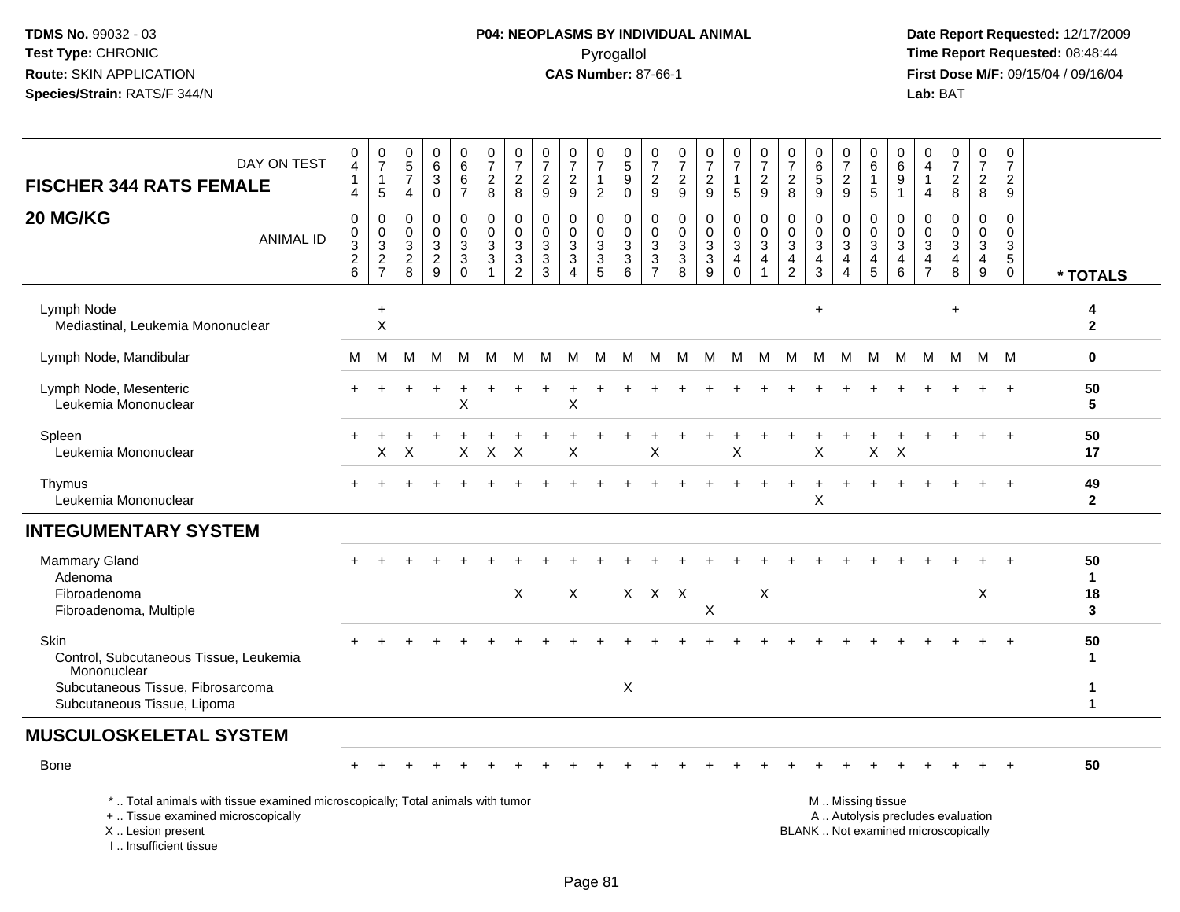TDMS No. 99032 - 03
Test Type: CHRONIC
Route: SKIN APPLICATION
Species/Strain: RATS/F 344/N

**P04: NEOPLASMS BY INDIVIDUAL ANIMAL**
Pyrogallol
**CAS Number:** 87-66-1

Date Report Requested: 12/17/2009
Time Report Requested: 08:48:44
First Dose M/F: 09/15/04 / 09/16/04
Lab: BAT

| DAY ON TEST | 0414 | 0715 | 0574 | 0630 | 0667 | 0728 | 0728 | 0729 | 0729 | 0712 | 0590 | 0729 | 0729 | 0729 | 0715 | 0729 | 0728 | 0659 | 0729 | 0615 | 0691 | 0414 | 0728 | 0728 | 0729 | |
|---|---|---|---|---|---|---|---|---|---|---|---|---|---|---|---|---|---|---|---|---|---|---|---|---|---|---|
| **FISCHER 344 RATS FEMALE 20 MG/KG** ANIMAL ID | 00326 | 00327 | 00328 | 00329 | 00330 | 00331 | 00332 | 00333 | 00334 | 00335 | 00336 | 00337 | 00338 | 00339 | 00340 | 00341 | 00342 | 00343 | 00344 | 00345 | 00346 | 00347 | 00348 | 00349 | 00350 | * TOTALS |
| Lymph Node | | + | | | | | | | | | | | | | | | | + | | | | | + | | | 4 |
| Mediastinal, Leukemia Mononuclear | | X | | | | | | | | | | | | | | | | | | | | | | | | 2 |
| Lymph Node, Mandibular | M | M | M | M | M | M | M | M | M | M | M | M | M | M | M | M | M | M | M | M | M | M | M | M | M | 0 |
| Lymph Node, Mesenteric | + | + | + | + | + | + | + | + | + | + | + | + | + | + | + | + | + | + | + | + | + | + | + | + | + | 50 |
| Leukemia Mononuclear | | | | | X | | | | X | | | | | | | | | | | | | | | | | 5 |
| Spleen | + | + | + | + | + | + | + | + | + | + | + | + | + | + | + | + | + | + | + | + | + | + | + | + | + | 50 |
| Leukemia Mononuclear | | X | X | | X | X | X | | X | | | X | | | X | | | X | | X | X | | | | | 17 |
| Thymus | + | + | + | + | + | + | + | + | + | + | + | + | + | + | + | + | + | + | + | + | + | + | + | + | + | 49 |
| Leukemia Mononuclear | | | | | | | | | | | | | | | | | | X | | | | | | | | 2 |
| **INTEGUMENTARY SYSTEM** | | | | | | | | | | | | | | | | | | | | | | | | | | |
| Mammary Gland | + | + | + | + | + | + | + | + | + | + | + | + | + | + | + | + | + | + | + | + | + | + | + | + | + | 50 |
| Adenoma | | | | | | | | | | | | | | | | | | | | | | | | | | 1 |
| Fibroadenoma | | | | | | | X | | X | | X | X | X | | | X | | | | | | | | X | | 18 |
| Fibroadenoma, Multiple | | | | | | | | | | | | | | X | | | | | | | | | | | | 3 |
| Skin | + | + | + | + | + | + | + | + | + | + | + | + | + | + | + | + | + | + | + | + | + | + | + | + | + | 50 |
| Control, Subcutaneous Tissue, Leukemia Mononuclear | | | | | | | | | | | | | | | | | | | | | | | | | | 1 |
| Subcutaneous Tissue, Fibrosarcoma | | | | | | | | | | | X | | | | | | | | | | | | | | | 1 |
| Subcutaneous Tissue, Lipoma | | | | | | | | | | | | | | | | | | | | | | | | | | 1 |
| **MUSCULOSKELETAL SYSTEM** | | | | | | | | | | | | | | | | | | | | | | | | | | |
| Bone | + | + | + | + | + | + | + | + | + | + | + | + | + | + | + | + | + | + | + | + | + | + | + | + | + | 50 |

\* .. Total animals with tissue examined microscopically; Total animals with tumor
\+ .. Tissue examined microscopically
X .. Lesion present
I .. Insufficient tissue

M .. Missing tissue
A .. Autolysis precludes evaluation
BLANK .. Not examined microscopically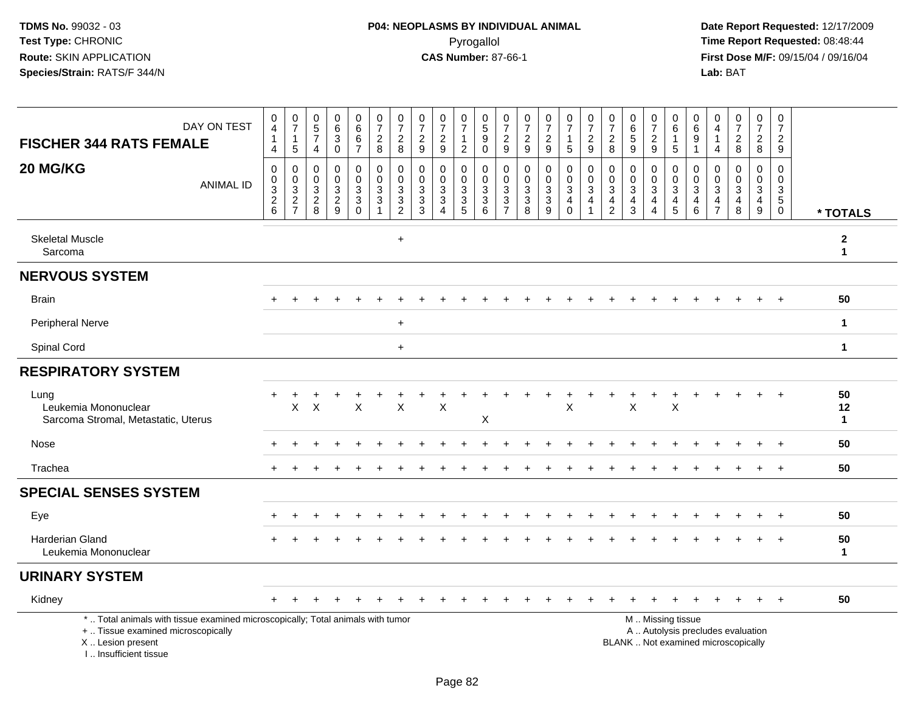TDMS No. 99032 - 03
Test Type: CHRONIC
Route: SKIN APPLICATION
Species/Strain: RATS/F 344/N

**P04: NEOPLASMS BY INDIVIDUAL ANIMAL**
Pyrogallol
**CAS Number:** 87-66-1

Date Report Requested: 12/17/2009
Time Report Requested: 08:48:44
First Dose M/F: 09/15/04 / 09/16/04
Lab: BAT

| FISCHER 344 RATS FEMALE 20 MG/KG — DAY ON TEST | 0414 | 0715 | 0574 | 0630 | 0667 | 0728 | 0728 | 0729 | 0729 | 0712 | 0590 | 0729 | 0729 | 0729 | 0715 | 0729 | 0728 | 0659 | 0729 | 0615 | 0691 | 0414 | 0728 | 0728 | 0729 | |
|---|---|---|---|---|---|---|---|---|---|---|---|---|---|---|---|---|---|---|---|---|---|---|---|---|---|---|
| ANIMAL ID | 00326 | 00327 | 00328 | 00329 | 00330 | 00331 | 00332 | 00333 | 00334 | 00335 | 00336 | 00337 | 00338 | 00339 | 00340 | 00341 | 00342 | 00343 | 00344 | 00345 | 00346 | 00347 | 00348 | 00349 | 00350 | * TOTALS |
| Skeletal Muscle | | | | | | | + | | | | | | | | | | | | | | | | | | | 2 |
| Sarcoma | | | | | | | | | | | | | | | | | | | | | | | | | | 1 |
| **NERVOUS SYSTEM** | | | | | | | | | | | | | | | | | | | | | | | | | | |
| Brain | + | + | + | + | + | + | + | + | + | + | + | + | + | + | + | + | + | + | + | + | + | + | + | + | + | 50 |
| Peripheral Nerve | | | | | | | + | | | | | | | | | | | | | | | | | | | 1 |
| Spinal Cord | | | | | | | + | | | | | | | | | | | | | | | | | | | 1 |
| **RESPIRATORY SYSTEM** | | | | | | | | | | | | | | | | | | | | | | | | | | |
| Lung | + | + | + | + | + | + | + | + | + | + | + | + | + | + | + | + | + | + | + | + | + | + | + | + | + | 50 |
| Leukemia Mononuclear | | X | X | | X | | X | | X | | | | | | X | | | X | | X | | | | | | 12 |
| Sarcoma Stromal, Metastatic, Uterus | | | | | | | | | | | X | | | | | | | | | | | | | | | 1 |
| Nose | + | + | + | + | + | + | + | + | + | + | + | + | + | + | + | + | + | + | + | + | + | + | + | + | + | 50 |
| Trachea | + | + | + | + | + | + | + | + | + | + | + | + | + | + | + | + | + | + | + | + | + | + | + | + | + | 50 |
| **SPECIAL SENSES SYSTEM** | | | | | | | | | | | | | | | | | | | | | | | | | | |
| Eye | + | + | + | + | + | + | + | + | + | + | + | + | + | + | + | + | + | + | + | + | + | + | + | + | + | 50 |
| Harderian Gland | + | + | + | + | + | + | + | + | + | + | + | + | + | + | + | + | + | + | + | + | + | + | + | + | + | 50 |
| Leukemia Mononuclear | | | | | | | | | | | | | | | | | | | | | | | | | | 1 |
| **URINARY SYSTEM** | | | | | | | | | | | | | | | | | | | | | | | | | | |
| Kidney | + | + | + | + | + | + | + | + | + | + | + | + | + | + | + | + | + | + | + | + | + | + | + | + | + | 50 |

\* .. Total animals with tissue examined microscopically; Total animals with tumor
\+ .. Tissue examined microscopically
X .. Lesion present
I .. Insufficient tissue

M .. Missing tissue
A .. Autolysis precludes evaluation
BLANK .. Not examined microscopically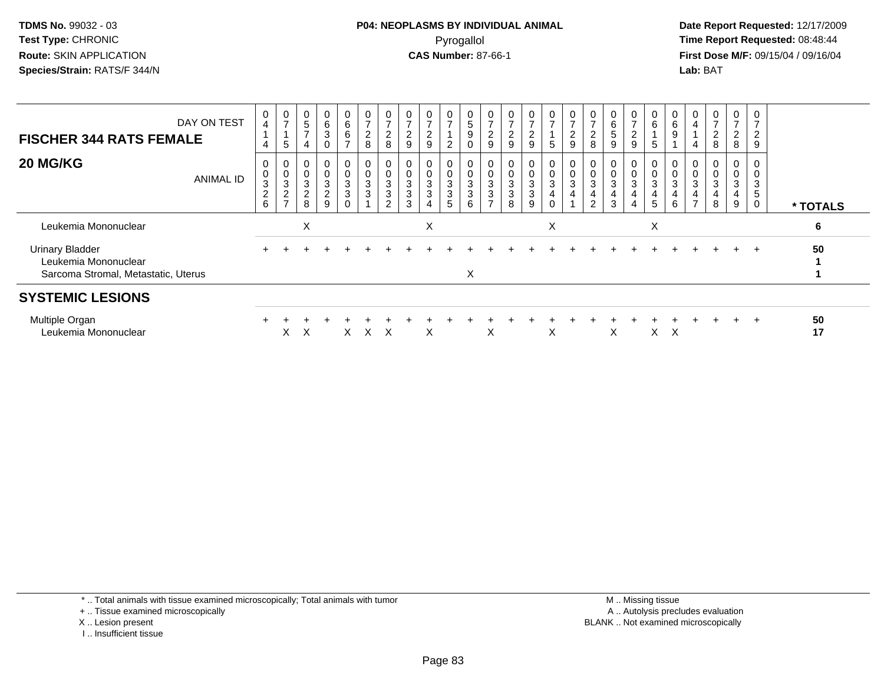**TDMS No.** 99032 - 03
**Test Type:** CHRONIC
**Route:** SKIN APPLICATION
**Species/Strain:** RATS/F 344/N

**P04: NEOPLASMS BY INDIVIDUAL ANIMAL**
Pyrogallol
**CAS Number:** 87-66-1

**Date Report Requested:** 12/17/2009
**Time Report Requested:** 08:48:44
**First Dose M/F:** 09/15/04 / 09/16/04
**Lab:** BAT

## FISCHER 344 RATS FEMALE

## 20 MG/KG

| DAY ON TEST | 0414 | 0715 | 0574 | 0630 | 0667 | 0728 | 0728 | 0729 | 0729 | 0712 | 0590 | 0729 | 0729 | 0729 | 0715 | 0729 | 0728 | 0659 | 0729 | 0615 | 0691 | 0414 | 0728 | 0728 | 0729 | |
|---|---|---|---|---|---|---|---|---|---|---|---|---|---|---|---|---|---|---|---|---|---|---|---|---|---|---|
| **ANIMAL ID** | 00326 | 00327 | 00328 | 00329 | 00330 | 00331 | 00332 | 00333 | 00334 | 00335 | 00336 | 00337 | 00338 | 00339 | 00340 | 00341 | 00342 | 00343 | 00344 | 00345 | 00346 | 00347 | 00348 | 00349 | 00350 | *** TOTALS** |
| Leukemia Mononuclear | | | X | | | | | | X | | | | | | X | | | | | X | | | | | | **6** |
| Urinary Bladder | + | + | + | + | + | + | + | + | + | + | + | + | + | + | + | + | + | + | + | + | + | + | + | + | + | **50** |
| Leukemia Mononuclear | | | | | | | | | | | | | | | | | | | | | | | | | | **1** |
| Sarcoma Stromal, Metastatic, Uterus | | | | | | | | | | | X | | | | | | | | | | | | | | | **1** |
| **SYSTEMIC LESIONS** | | | | | | | | | | | | | | | | | | | | | | | | | | |
| Multiple Organ | + | + | + | + | + | + | + | + | + | + | + | + | + | + | + | + | + | + | + | + | + | + | + | + | + | **50** |
| Leukemia Mononuclear | | X | X | | X | X | X | | X | | | X | | | X | | | X | | X | X | | | | | **17** |

* .. Total animals with tissue examined microscopically; Total animals with tumor
+ .. Tissue examined microscopically
X .. Lesion present
I .. Insufficient tissue

M .. Missing tissue
A .. Autolysis precludes evaluation
BLANK .. Not examined microscopically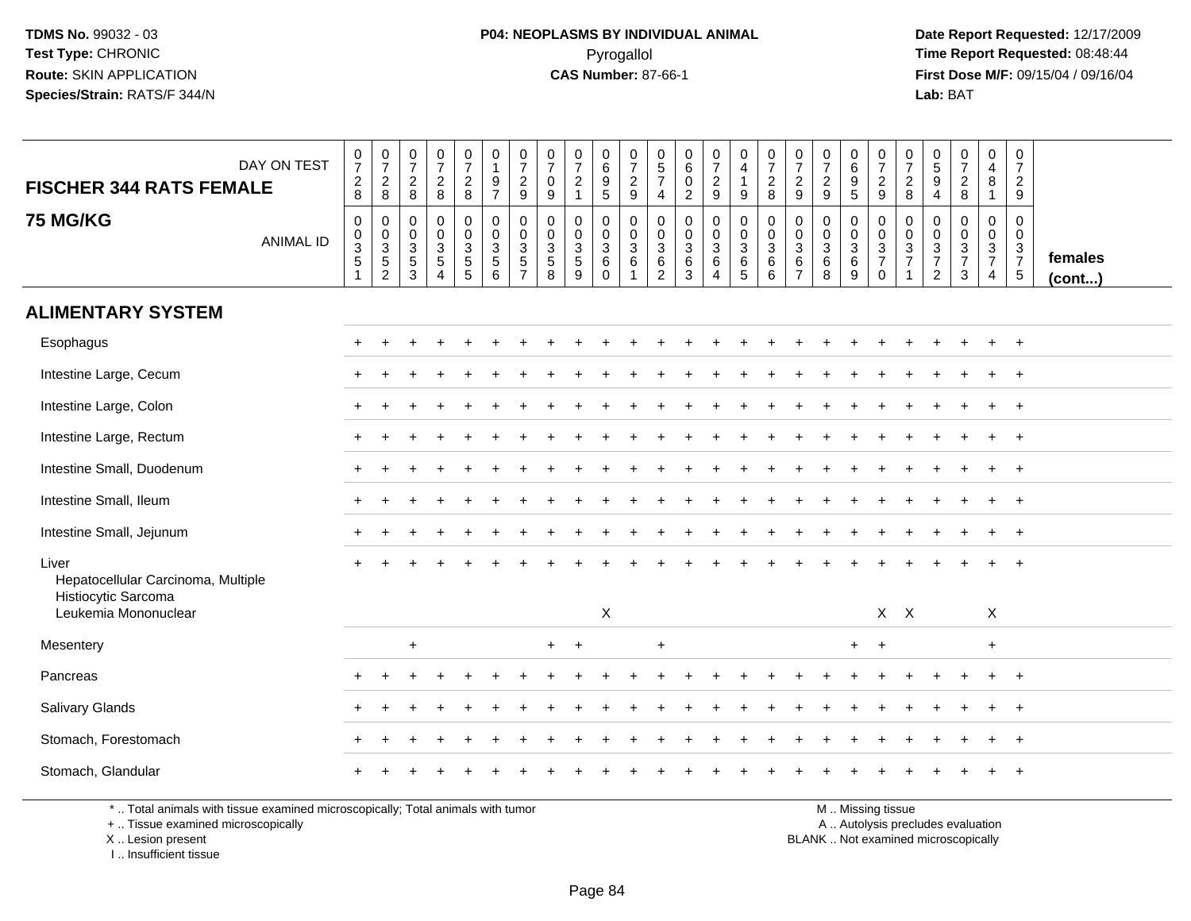**TDMS No.** 99032 - 03
**Test Type:** CHRONIC
**Route:** SKIN APPLICATION
**Species/Strain:** RATS/F 344/N

**P04: NEOPLASMS BY INDIVIDUAL ANIMAL**
Pyrogallol
**CAS Number:** 87-66-1

**Date Report Requested:** 12/17/2009
**Time Report Requested:** 08:48:44
**First Dose M/F:** 09/15/04 / 09/16/04
**Lab:** BAT

## FISCHER 344 RATS FEMALE
## 75 MG/KG

| DAY ON TEST | 0728 | 0728 | 0728 | 0728 | 0728 | 0197 | 0729 | 0709 | 0721 | 0695 | 0729 | 0574 | 0602 | 0729 | 0419 | 0728 | 0729 | 0729 | 0695 | 0729 | 0728 | 0594 | 0728 | 0481 | 0729 | |
|---|---|---|---|---|---|---|---|---|---|---|---|---|---|---|---|---|---|---|---|---|---|---|---|---|---|---|
| **ANIMAL ID** | 00351 | 00352 | 00353 | 00354 | 00355 | 00356 | 00357 | 00358 | 00359 | 00360 | 00361 | 00362 | 00363 | 00364 | 00365 | 00366 | 00367 | 00368 | 00369 | 00370 | 00371 | 00372 | 00373 | 00374 | 00375 | **females (cont...)** |
| **ALIMENTARY SYSTEM** | | | | | | | | | | | | | | | | | | | | | | | | | | |
| Esophagus | + | + | + | + | + | + | + | + | + | + | + | + | + | + | + | + | + | + | + | + | + | + | + | + | + | |
| Intestine Large, Cecum | + | + | + | + | + | + | + | + | + | + | + | + | + | + | + | + | + | + | + | + | + | + | + | + | + | |
| Intestine Large, Colon | + | + | + | + | + | + | + | + | + | + | + | + | + | + | + | + | + | + | + | + | + | + | + | + | + | |
| Intestine Large, Rectum | + | + | + | + | + | + | + | + | + | + | + | + | + | + | + | + | + | + | + | + | + | + | + | + | + | |
| Intestine Small, Duodenum | + | + | + | + | + | + | + | + | + | + | + | + | + | + | + | + | + | + | + | + | + | + | + | + | + | |
| Intestine Small, Ileum | + | + | + | + | + | + | + | + | + | + | + | + | + | + | + | + | + | + | + | + | + | + | + | + | + | |
| Intestine Small, Jejunum | + | + | + | + | + | + | + | + | + | + | + | + | + | + | + | + | + | + | + | + | + | + | + | + | + | |
| Liver | + | + | + | + | + | + | + | + | + | + | + | + | + | + | + | + | + | + | + | + | + | + | + | + | + | |
| Hepatocellular Carcinoma, Multiple | | | | | | | | | | | | | | | | | | | | | | | | | | |
| Histiocytic Sarcoma | | | | | | | | | | | | | | | | | | | | | | | | | | |
| Leukemia Mononuclear | | | | | | | | | | X | | | | | | | | | | X | X | | | X | | |
| Mesentery | | | + | | | | | + | + | | | + | | | | | | | + | + | | | | + | | |
| Pancreas | + | + | + | + | + | + | + | + | + | + | + | + | + | + | + | + | + | + | + | + | + | + | + | + | + | |
| Salivary Glands | + | + | + | + | + | + | + | + | + | + | + | + | + | + | + | + | + | + | + | + | + | + | + | + | + | |
| Stomach, Forestomach | + | + | + | + | + | + | + | + | + | + | + | + | + | + | + | + | + | + | + | + | + | + | + | + | + | |
| Stomach, Glandular | + | + | + | + | + | + | + | + | + | + | + | + | + | + | + | + | + | + | + | + | + | + | + | + | + | |

\* .. Total animals with tissue examined microscopically; Total animals with tumor
\+ .. Tissue examined microscopically
X .. Lesion present
I .. Insufficient tissue

M .. Missing tissue
A .. Autolysis precludes evaluation
BLANK .. Not examined microscopically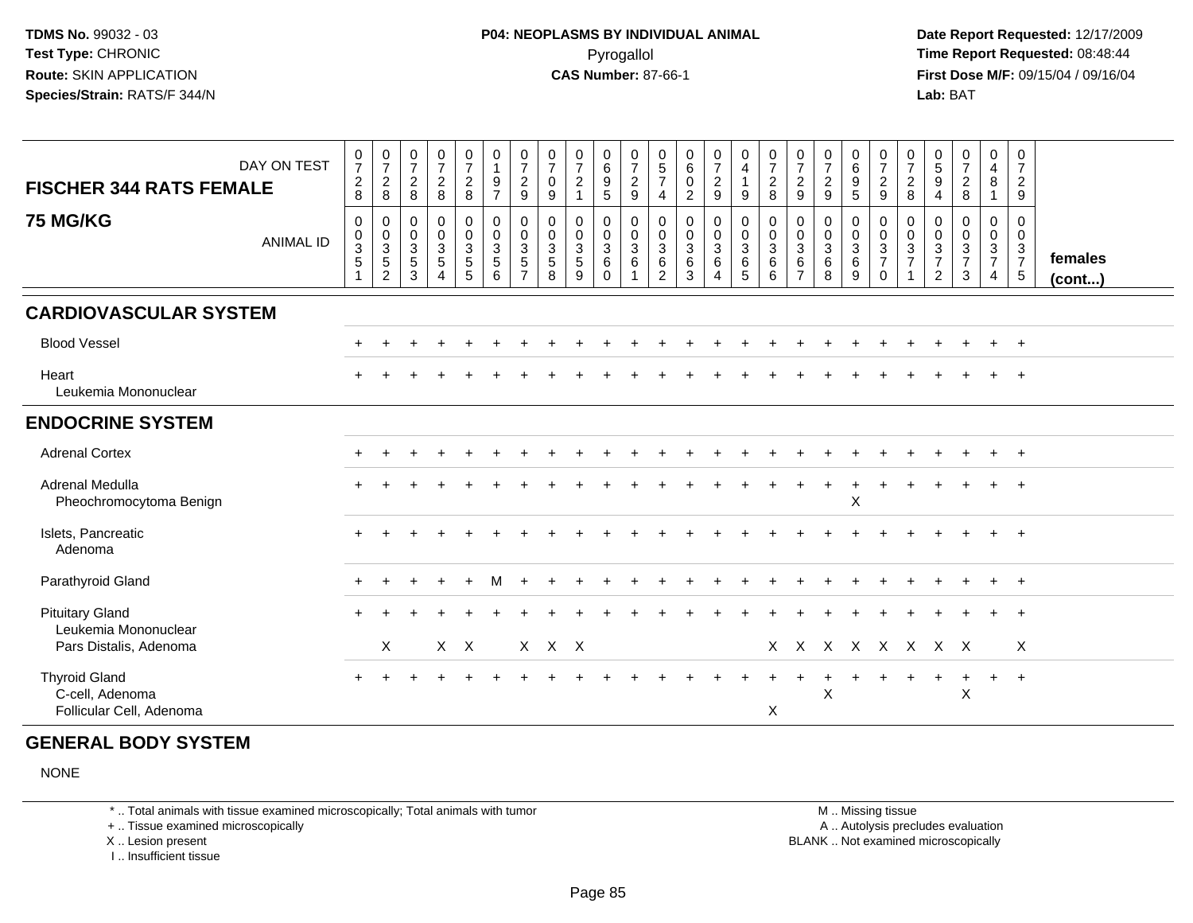**TDMS No.** 99032 - 03
**Test Type:** CHRONIC
**Route:** SKIN APPLICATION
**Species/Strain:** RATS/F 344/N

**P04: NEOPLASMS BY INDIVIDUAL ANIMAL**
Pyrogallol
**CAS Number:** 87-66-1

**Date Report Requested:** 12/17/2009
**Time Report Requested:** 08:48:44
**First Dose M/F:** 09/15/04 / 09/16/04
**Lab:** BAT

## FISCHER 344 RATS FEMALE 75 MG/KG

| DAY ON TEST | 0728 | 0728 | 0728 | 0728 | 0728 | 0197 | 0729 | 0709 | 0721 | 0695 | 0729 | 0574 | 0602 | 0729 | 0419 | 0728 | 0729 | 0729 | 0695 | 0729 | 0728 | 0594 | 0728 | 0481 | 0729 | |
|---|---|---|---|---|---|---|---|---|---|---|---|---|---|---|---|---|---|---|---|---|---|---|---|---|---|---|
| **ANIMAL ID** | 00351 | 00352 | 00353 | 00354 | 00355 | 00356 | 00357 | 00358 | 00359 | 00360 | 00361 | 00362 | 00363 | 00364 | 00365 | 00366 | 00367 | 00368 | 00369 | 00370 | 00371 | 00372 | 00373 | 00374 | 00375 | **females (cont...)** |
| **CARDIOVASCULAR SYSTEM** | | | | | | | | | | | | | | | | | | | | | | | | | | |
| Blood Vessel | + | + | + | + | + | + | + | + | + | + | + | + | + | + | + | + | + | + | + | + | + | + | + | + | + | |
| Heart | + | + | + | + | + | + | + | + | + | + | + | + | + | + | + | + | + | + | + | + | + | + | + | + | + | |
| Leukemia Mononuclear | | | | | | | | | | | | | | | | | | | | | | | | | | |
| **ENDOCRINE SYSTEM** | | | | | | | | | | | | | | | | | | | | | | | | | | |
| Adrenal Cortex | + | + | + | + | + | + | + | + | + | + | + | + | + | + | + | + | + | + | + | + | + | + | + | + | + | |
| Adrenal Medulla | + | + | + | + | + | + | + | + | + | + | + | + | + | + | + | + | + | + | + | + | + | + | + | + | + | |
| Pheochromocytoma Benign | | | | | | | | | | | | | | | | | | | X | | | | | | | |
| Islets, Pancreatic | + | + | + | + | + | + | + | + | + | + | + | + | + | + | + | + | + | + | + | + | + | + | + | + | + | |
| Adenoma | | | | | | | | | | | | | | | | | | | | | | | | | | |
| Parathyroid Gland | + | + | + | + | + | M | + | + | + | + | + | + | + | + | + | + | + | + | + | + | + | + | + | + | + | |
| Pituitary Gland | + | + | + | + | + | + | + | + | + | + | + | + | + | + | + | + | + | + | + | + | + | + | + | + | + | |
| Leukemia Mononuclear | | | | | | | | | | | | | | | | | | | | | | | | | | |
| Pars Distalis, Adenoma | | X | | X | X | | X | X | X | | | | | | | X | X | X | X | X | X | X | X | | X | |
| Thyroid Gland | + | + | + | + | + | + | + | + | + | + | + | + | + | + | + | + | + | + | + | + | + | + | + | + | + | |
| C-cell, Adenoma | | | | | | | | | | | | | | | | | | X | | | | | X | | | |
| Follicular Cell, Adenoma | | | | | | | | | | | | | | | | X | | | | | | | | | | |

## GENERAL BODY SYSTEM

NONE

\* .. Total animals with tissue examined microscopically; Total animals with tumor
+ .. Tissue examined microscopically
X .. Lesion present
I .. Insufficient tissue

M .. Missing tissue
A .. Autolysis precludes evaluation
BLANK .. Not examined microscopically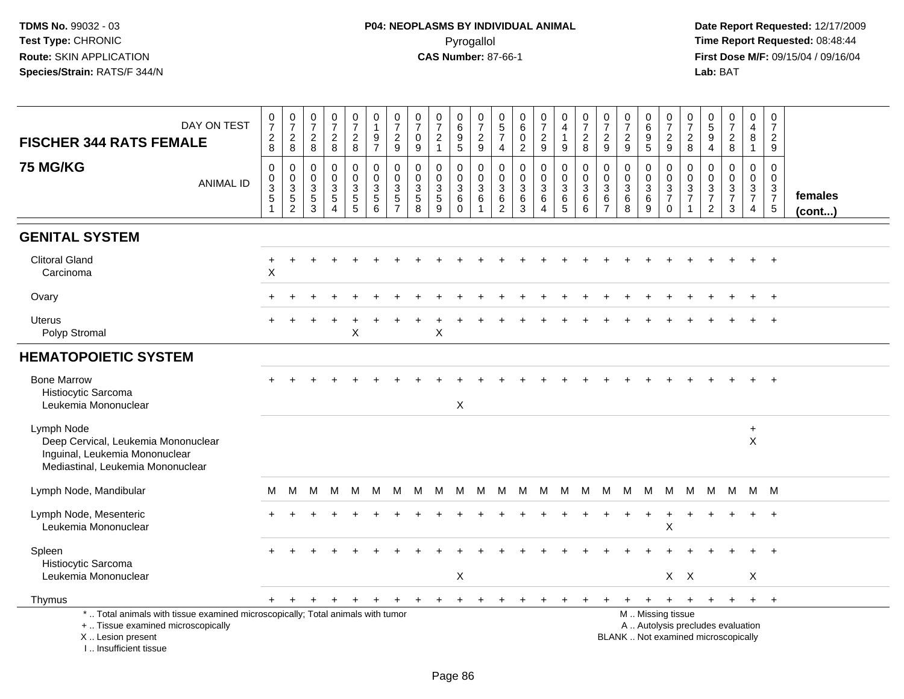TDMS No. 99032 - 03
Test Type: CHRONIC
Route: SKIN APPLICATION
Species/Strain: RATS/F 344/N

**P04: NEOPLASMS BY INDIVIDUAL ANIMAL**
Pyrogallol
**CAS Number:** 87-66-1

Date Report Requested: 12/17/2009
Time Report Requested: 08:48:44
First Dose M/F: 09/15/04 / 09/16/04
Lab: BAT

| FISCHER 344 RATS FEMALE 75 MG/KG — DAY ON TEST | 0728 | 0728 | 0728 | 0728 | 0728 | 0197 | 0729 | 0709 | 0721 | 0695 | 0729 | 0574 | 0602 | 0729 | 0419 | 0728 | 0729 | 0729 | 0695 | 0729 | 0728 | 0594 | 0728 | 0481 | 0729 | |
|---|---|---|---|---|---|---|---|---|---|---|---|---|---|---|---|---|---|---|---|---|---|---|---|---|---|---|
| ANIMAL ID | 00351 | 00352 | 00353 | 00354 | 00355 | 00356 | 00357 | 00358 | 00359 | 00360 | 00361 | 00362 | 00363 | 00364 | 00365 | 00366 | 00367 | 00368 | 00369 | 00370 | 00371 | 00372 | 00373 | 00374 | 00375 | females (cont...) |
| **GENITAL SYSTEM** | | | | | | | | | | | | | | | | | | | | | | | | | | |
| Clitoral Gland | + | + | + | + | + | + | + | + | + | + | + | + | + | + | + | + | + | + | + | + | + | + | + | + | + | |
| Carcinoma | X | | | | | | | | | | | | | | | | | | | | | | | | | |
| Ovary | + | + | + | + | + | + | + | + | + | + | + | + | + | + | + | + | + | + | + | + | + | + | + | + | + | |
| Uterus | + | + | + | + | + | + | + | + | + | + | + | + | + | + | + | + | + | + | + | + | + | + | + | + | + | |
| Polyp Stromal | | | | | X | | | | X | | | | | | | | | | | | | | | | | |
| **HEMATOPOIETIC SYSTEM** | | | | | | | | | | | | | | | | | | | | | | | | | | |
| Bone Marrow | + | + | + | + | + | + | + | + | + | + | + | + | + | + | + | + | + | + | + | + | + | + | + | + | + | |
| Histiocytic Sarcoma | | | | | | | | | | | | | | | | | | | | | | | | | | |
| Leukemia Mononuclear | | | | | | | | | | X | | | | | | | | | | | | | | | | |
| Lymph Node | | | | | | | | | | | | | | | | | | | | | | | | + | | |
| Deep Cervical, Leukemia Mononuclear | | | | | | | | | | | | | | | | | | | | | | | | X | | |
| Inguinal, Leukemia Mononuclear | | | | | | | | | | | | | | | | | | | | | | | | | | |
| Mediastinal, Leukemia Mononuclear | | | | | | | | | | | | | | | | | | | | | | | | | | |
| Lymph Node, Mandibular | M | M | M | M | M | M | M | M | M | M | M | M | M | M | M | M | M | M | M | M | M | M | M | M | M | |
| Lymph Node, Mesenteric | + | + | + | + | + | + | + | + | + | + | + | + | + | + | + | + | + | + | + | + | + | + | + | + | + | |
| Leukemia Mononuclear | | | | | | | | | | | | | | | | | | | | X | | | | | | |
| Spleen | + | + | + | + | + | + | + | + | + | + | + | + | + | + | + | + | + | + | + | + | + | + | + | + | + | |
| Histiocytic Sarcoma | | | | | | | | | | | | | | | | | | | | | | | | | | |
| Leukemia Mononuclear | | | | | | | | | | X | | | | | | | | | | X | X | | | X | | |
| Thymus | + | + | + | + | + | + | + | + | + | + | + | + | + | + | + | + | + | + | + | + | + | + | + | + | + | |

\* .. Total animals with tissue examined microscopically; Total animals with tumor
+ .. Tissue examined microscopically
X .. Lesion present
I .. Insufficient tissue

M .. Missing tissue
A .. Autolysis precludes evaluation
BLANK .. Not examined microscopically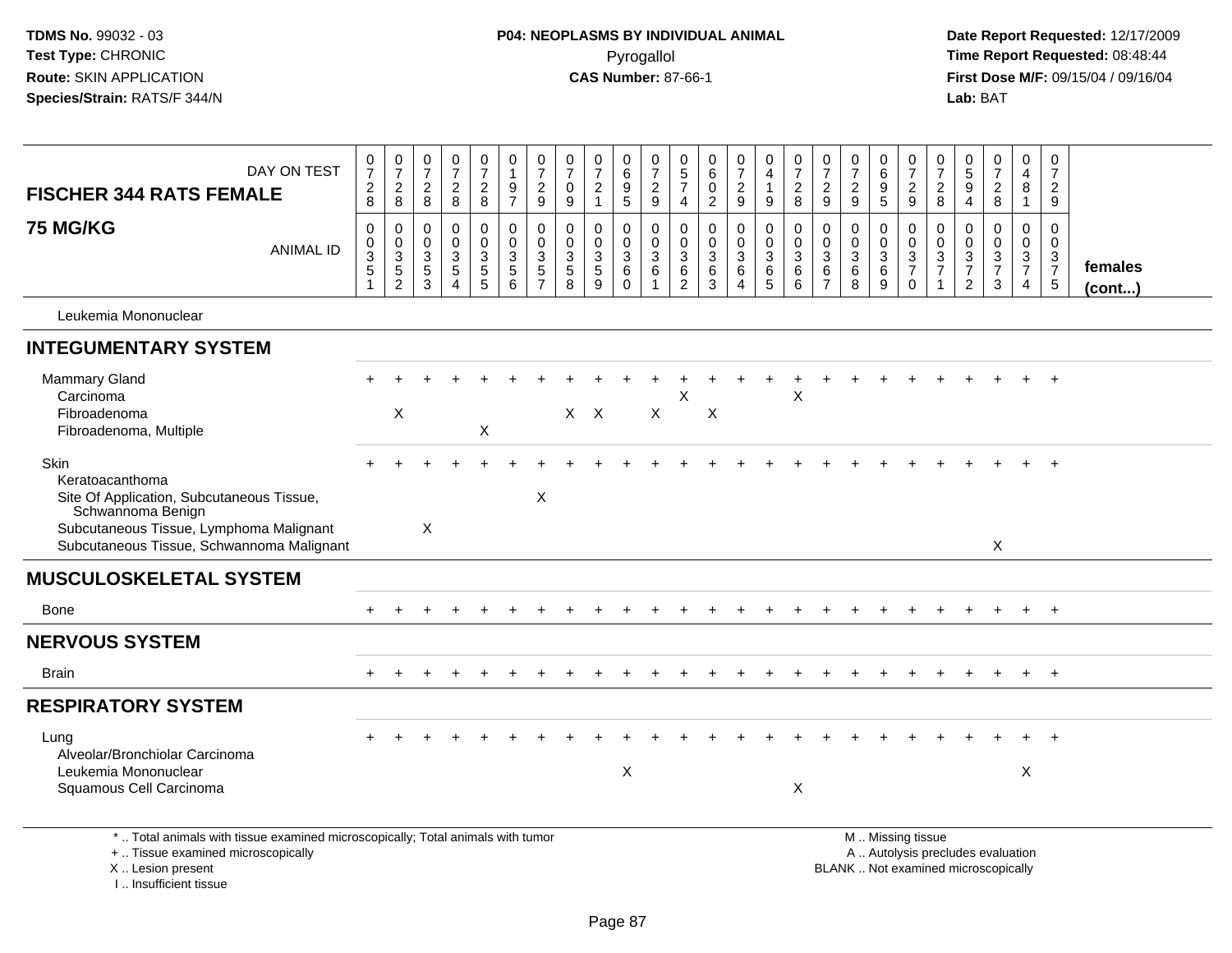| DAY ON TEST | 0728 | 0728 | 0728 | 0728 | 0728 | 0197 | 0729 | 0709 | 0721 | 0695 | 0729 | 0574 | 0602 | 0729 | 0419 | 0728 | 0729 | 0729 | 0695 | 0729 | 0728 | 0594 | 0728 | 0481 | 0729 | |
|---|---|---|---|---|---|---|---|---|---|---|---|---|---|---|---|---|---|---|---|---|---|---|---|---|---|---|
| **FISCHER 344 RATS FEMALE 75 MG/KG** ANIMAL ID | 00351 | 00352 | 00353 | 00354 | 00355 | 00356 | 00357 | 00358 | 00359 | 00360 | 00361 | 00362 | 00363 | 00364 | 00365 | 00366 | 00367 | 00368 | 00369 | 00370 | 00371 | 00372 | 00373 | 00374 | 00375 | **females (cont...)** |
| Leukemia Mononuclear | | | | | | | | | | | | | | | | | | | | | | | | | | |
| **INTEGUMENTARY SYSTEM** | | | | | | | | | | | | | | | | | | | | | | | | | | |
| Mammary Gland | + | + | + | + | + | + | + | + | + | + | + | + | + | + | + | + | + | + | + | + | + | + | + | + | + | |
| Carcinoma | | | | | | | | | | | | X | | | | X | | | | | | | | | | |
| Fibroadenoma | | X | | | | | | X | X | | X | | X | | | | | | | | | | | | | |
| Fibroadenoma, Multiple | | | | | X | | | | | | | | | | | | | | | | | | | | | |
| Skin | + | + | + | + | + | + | + | + | + | + | + | + | + | + | + | + | + | + | + | + | + | + | + | + | + | |
| Keratoacanthoma | | | | | | | | | | | | | | | | | | | | | | | | | | |
| Site Of Application, Subcutaneous Tissue, Schwannoma Benign | | | | | | | X | | | | | | | | | | | | | | | | | | | |
| Subcutaneous Tissue, Lymphoma Malignant | | | X | | | | | | | | | | | | | | | | | | | | | | | |
| Subcutaneous Tissue, Schwannoma Malignant | | | | | | | | | | | | | | | | | | | | | | | X | | | |
| **MUSCULOSKELETAL SYSTEM** | | | | | | | | | | | | | | | | | | | | | | | | | | |
| Bone | + | + | + | + | + | + | + | + | + | + | + | + | + | + | + | + | + | + | + | + | + | + | + | + | + | |
| **NERVOUS SYSTEM** | | | | | | | | | | | | | | | | | | | | | | | | | | |
| Brain | + | + | + | + | + | + | + | + | + | + | + | + | + | + | + | + | + | + | + | + | + | + | + | + | + | |
| **RESPIRATORY SYSTEM** | | | | | | | | | | | | | | | | | | | | | | | | | | |
| Lung | + | + | + | + | + | + | + | + | + | + | + | + | + | + | + | + | + | + | + | + | + | + | + | + | + | |
| Alveolar/Bronchiolar Carcinoma | | | | | | | | | | | | | | | | | | | | | | | | | | |
| Leukemia Mononuclear | | | | | | | | | | X | | | | | | | | | | | | | | X | | |
| Squamous Cell Carcinoma | | | | | | | | | | | | | | | | X | | | | | | | | | | |

* .. Total animals with tissue examined microscopically; Total animals with tumor
+ .. Tissue examined microscopically
X .. Lesion present
I .. Insufficient tissue

M .. Missing tissue
A .. Autolysis precludes evaluation
BLANK .. Not examined microscopically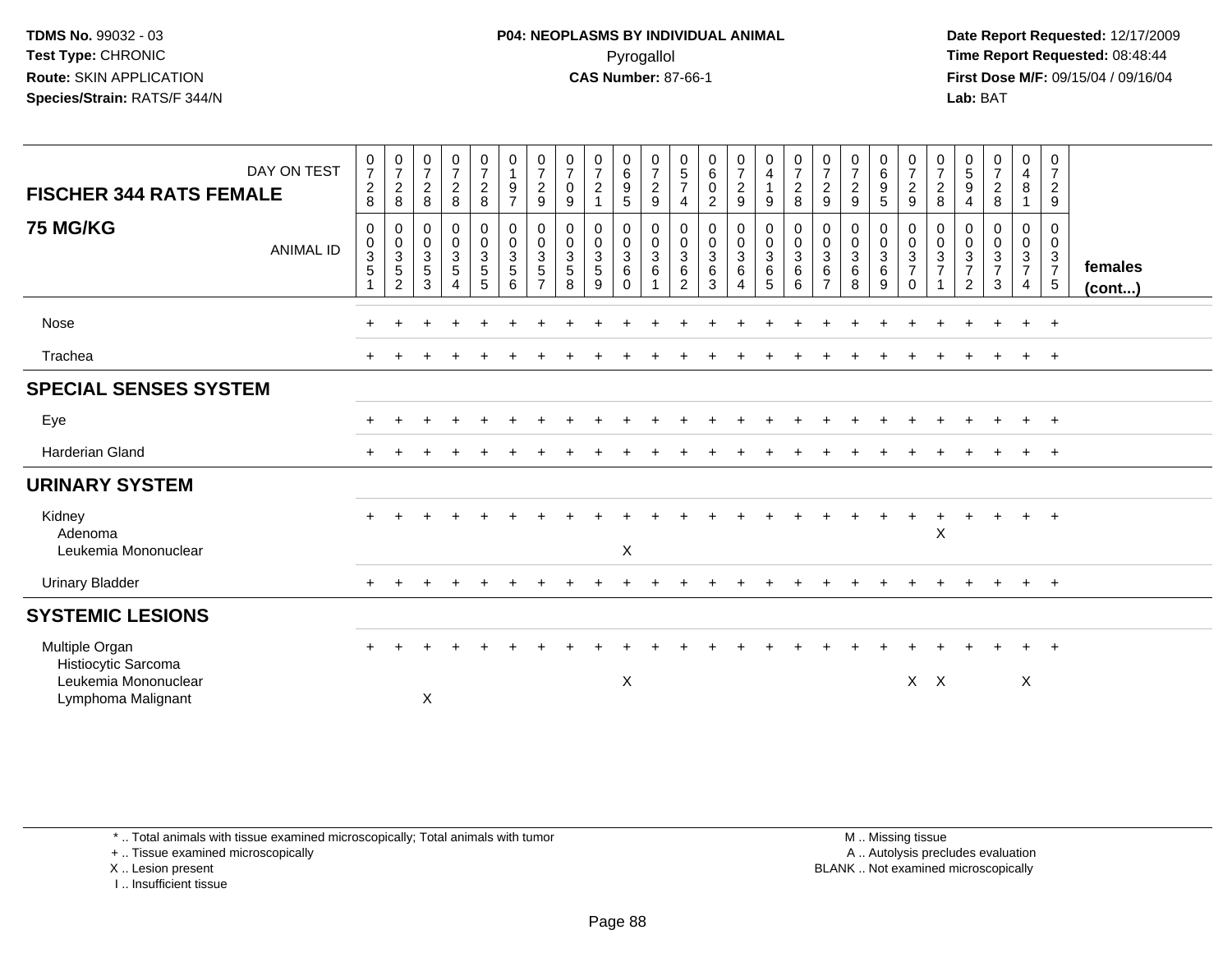TDMS No. 99032 - 03
Test Type: CHRONIC
Route: SKIN APPLICATION
Species/Strain: RATS/F 344/N

**P04: NEOPLASMS BY INDIVIDUAL ANIMAL**
Pyrogallol
**CAS Number:** 87-66-1

Date Report Requested: 12/17/2009
Time Report Requested: 08:48:44
First Dose M/F: 09/15/04 / 09/16/04
Lab: BAT

| FISCHER 344 RATS FEMALE — DAY ON TEST | 0728 | 0728 | 0728 | 0728 | 0728 | 0197 | 0729 | 0709 | 0721 | 0695 | 0729 | 0574 | 0602 | 0729 | 0419 | 0728 | 0729 | 0729 | 0695 | 0729 | 0728 | 0594 | 0728 | 0481 | 0729 | |
|---|---|---|---|---|---|---|---|---|---|---|---|---|---|---|---|---|---|---|---|---|---|---|---|---|---|---|
| **75 MG/KG** — ANIMAL ID | 00351 | 00352 | 00353 | 00354 | 00355 | 00356 | 00357 | 00358 | 00359 | 00360 | 00361 | 00362 | 00363 | 00364 | 00365 | 00366 | 00367 | 00368 | 00369 | 00370 | 00371 | 00372 | 00373 | 00374 | 00375 | **females (cont...)** |
| Nose | + | + | + | + | + | + | + | + | + | + | + | + | + | + | + | + | + | + | + | + | + | + | + | + | + | |
| Trachea | + | + | + | + | + | + | + | + | + | + | + | + | + | + | + | + | + | + | + | + | + | + | + | + | + | |
| **SPECIAL SENSES SYSTEM** | | | | | | | | | | | | | | | | | | | | | | | | | | |
| Eye | + | + | + | + | + | + | + | + | + | + | + | + | + | + | + | + | + | + | + | + | + | + | + | + | + | |
| Harderian Gland | + | + | + | + | + | + | + | + | + | + | + | + | + | + | + | + | + | + | + | + | + | + | + | + | + | |
| **URINARY SYSTEM** | | | | | | | | | | | | | | | | | | | | | | | | | | |
| Kidney | + | + | + | + | + | + | + | + | + | + | + | + | + | + | + | + | + | + | + | + | + | + | + | + | + | |
| Adenoma | | | | | | | | | | | | | | | | | | | | | X | | | | | |
| Leukemia Mononuclear | | | | | | | | | | X | | | | | | | | | | | | | | | | |
| Urinary Bladder | + | + | + | + | + | + | + | + | + | + | + | + | + | + | + | + | + | + | + | + | + | + | + | + | + | |
| **SYSTEMIC LESIONS** | | | | | | | | | | | | | | | | | | | | | | | | | | |
| Multiple Organ | + | + | + | + | + | + | + | + | + | + | + | + | + | + | + | + | + | + | + | + | + | + | + | + | + | |
| Histiocytic Sarcoma | | | | | | | | | | | | | | | | | | | | | | | | | | |
| Leukemia Mononuclear | | | | | | | | | | X | | | | | | | | | | X | X | | | X | | |
| Lymphoma Malignant | | | X | | | | | | | | | | | | | | | | | | | | | | | |

\* .. Total animals with tissue examined microscopically; Total animals with tumor
+ .. Tissue examined microscopically
X .. Lesion present
I .. Insufficient tissue

M .. Missing tissue
A .. Autolysis precludes evaluation
BLANK .. Not examined microscopically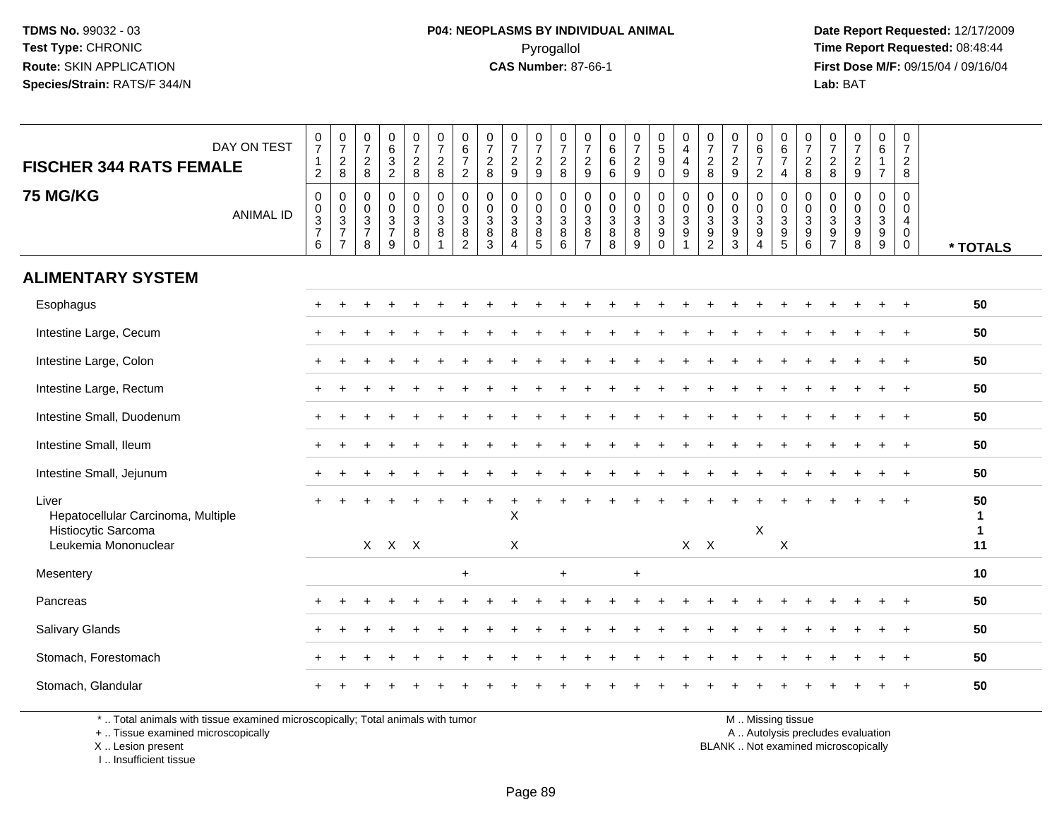TDMS No. 99032 - 03
Test Type: CHRONIC
Route: SKIN APPLICATION
Species/Strain: RATS/F 344/N

**P04: NEOPLASMS BY INDIVIDUAL ANIMAL**
Pyrogallol
**CAS Number:** 87-66-1

Date Report Requested: 12/17/2009
Time Report Requested: 08:48:44
First Dose M/F: 09/15/04 / 09/16/04
Lab: BAT

| FISCHER 344 RATS FEMALE — DAY ON TEST | 0712 | 0728 | 0728 | 0632 | 0728 | 0728 | 0672 | 0728 | 0729 | 0729 | 0728 | 0729 | 0666 | 0729 | 0590 | 0449 | 0728 | 0729 | 0672 | 0674 | 0728 | 0728 | 0729 | 0617 | 0728 | |
|---|---|---|---|---|---|---|---|---|---|---|---|---|---|---|---|---|---|---|---|---|---|---|---|---|---|---|
| **75 MG/KG** — ANIMAL ID | 0376 | 0377 | 0378 | 0379 | 0380 | 0381 | 0382 | 0383 | 0384 | 0385 | 0386 | 0387 | 0388 | 0389 | 0390 | 0391 | 0392 | 0393 | 0394 | 0395 | 0396 | 0397 | 0398 | 0399 | 0400 | * TOTALS |
| **ALIMENTARY SYSTEM** | | | | | | | | | | | | | | | | | | | | | | | | | | |
| Esophagus | + | + | + | + | + | + | + | + | + | + | + | + | + | + | + | + | + | + | + | + | + | + | + | + | + | 50 |
| Intestine Large, Cecum | + | + | + | + | + | + | + | + | + | + | + | + | + | + | + | + | + | + | + | + | + | + | + | + | + | 50 |
| Intestine Large, Colon | + | + | + | + | + | + | + | + | + | + | + | + | + | + | + | + | + | + | + | + | + | + | + | + | + | 50 |
| Intestine Large, Rectum | + | + | + | + | + | + | + | + | + | + | + | + | + | + | + | + | + | + | + | + | + | + | + | + | + | 50 |
| Intestine Small, Duodenum | + | + | + | + | + | + | + | + | + | + | + | + | + | + | + | + | + | + | + | + | + | + | + | + | + | 50 |
| Intestine Small, Ileum | + | + | + | + | + | + | + | + | + | + | + | + | + | + | + | + | + | + | + | + | + | + | + | + | + | 50 |
| Intestine Small, Jejunum | + | + | + | + | + | + | + | + | + | + | + | + | + | + | + | + | + | + | + | + | + | + | + | + | + | 50 |
| Liver | + | + | + | + | + | + | + | + | + | + | + | + | + | + | + | + | + | + | + | + | + | + | + | + | + | 50 |
| Hepatocellular Carcinoma, Multiple | | | | | | | | | X | | | | | | | | | | | | | | | | | 1 |
| Histiocytic Sarcoma | | | | | | | | | | | | | | | | | | | X | | | | | | | 1 |
| Leukemia Mononuclear | | | X | X | X | | | | X | | | | | | | X | X | | | X | | | | | | 11 |
| Mesentery | | | | | | | + | | | | + | | | + | | | | | | | | | | | | 10 |
| Pancreas | + | + | + | + | + | + | + | + | + | + | + | + | + | + | + | + | + | + | + | + | + | + | + | + | + | 50 |
| Salivary Glands | + | + | + | + | + | + | + | + | + | + | + | + | + | + | + | + | + | + | + | + | + | + | + | + | + | 50 |
| Stomach, Forestomach | + | + | + | + | + | + | + | + | + | + | + | + | + | + | + | + | + | + | + | + | + | + | + | + | + | 50 |
| Stomach, Glandular | + | + | + | + | + | + | + | + | + | + | + | + | + | + | + | + | + | + | + | + | + | + | + | + | + | 50 |

* .. Total animals with tissue examined microscopically; Total animals with tumor
+ .. Tissue examined microscopically
X .. Lesion present
I .. Insufficient tissue

M .. Missing tissue
A .. Autolysis precludes evaluation
BLANK .. Not examined microscopically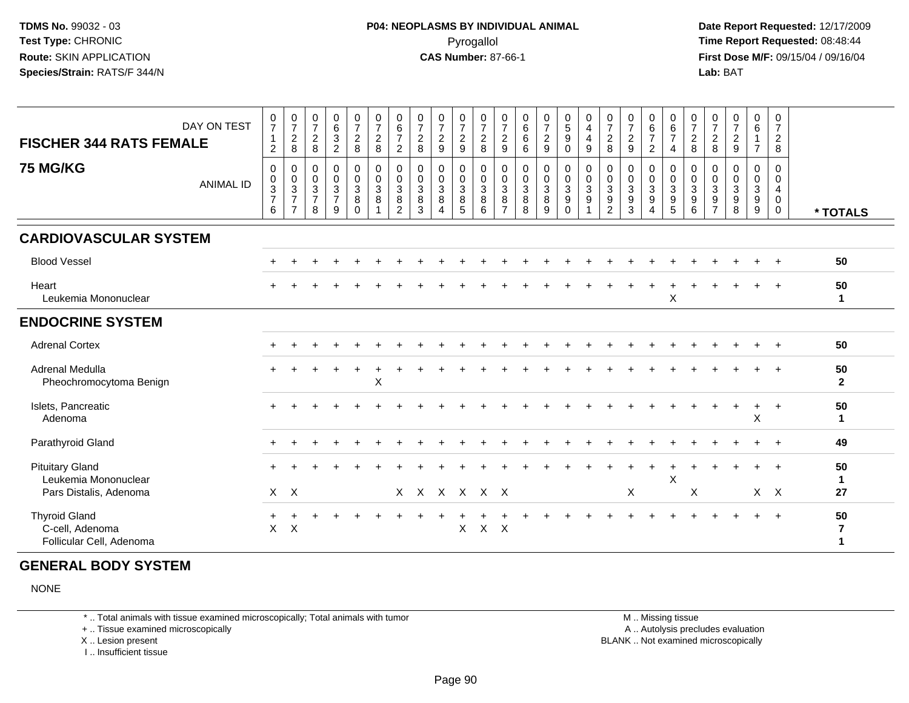TDMS No. 99032 - 03
Test Type: CHRONIC
Route: SKIN APPLICATION
Species/Strain: RATS/F 344/N

**P04: NEOPLASMS BY INDIVIDUAL ANIMAL**
Pyrogallol
**CAS Number:** 87-66-1

Date Report Requested: 12/17/2009
Time Report Requested: 08:48:44
First Dose M/F: 09/15/04 / 09/16/04
Lab: BAT

| FISCHER 344 RATS FEMALE — DAY ON TEST | 0712 | 0728 | 0728 | 0632 | 0728 | 0728 | 0672 | 0728 | 0729 | 0729 | 0728 | 0729 | 0666 | 0729 | 0590 | 0449 | 0728 | 0729 | 0672 | 0674 | 0728 | 0728 | 0729 | 0617 | 0728 | |
|---|---|---|---|---|---|---|---|---|---|---|---|---|---|---|---|---|---|---|---|---|---|---|---|---|---|---|
| **75 MG/KG** — ANIMAL ID | 00376 | 00377 | 00378 | 00379 | 00380 | 00381 | 00382 | 00383 | 00384 | 00385 | 00386 | 00387 | 00388 | 00389 | 00390 | 00391 | 00392 | 00393 | 00394 | 00395 | 00396 | 00397 | 00398 | 00399 | 00400 | * TOTALS |
| **CARDIOVASCULAR SYSTEM** | | | | | | | | | | | | | | | | | | | | | | | | | | |
| Blood Vessel | + | + | + | + | + | + | + | + | + | + | + | + | + | + | + | + | + | + | + | + | + | + | + | + | + | 50 |
| Heart | + | + | + | + | + | + | + | + | + | + | + | + | + | + | + | + | + | + | + | + | + | + | + | + | + | 50 |
| Leukemia Mononuclear | | | | | | | | | | | | | | | | | | | | X | | | | | | 1 |
| **ENDOCRINE SYSTEM** | | | | | | | | | | | | | | | | | | | | | | | | | | |
| Adrenal Cortex | + | + | + | + | + | + | + | + | + | + | + | + | + | + | + | + | + | + | + | + | + | + | + | + | + | 50 |
| Adrenal Medulla | + | + | + | + | + | + | + | + | + | + | + | + | + | + | + | + | + | + | + | + | + | + | + | + | + | 50 |
| Pheochromocytoma Benign | | | | | | X | | | | | | | | | | | | | | | | | | | | 2 |
| Islets, Pancreatic | + | + | + | + | + | + | + | + | + | + | + | + | + | + | + | + | + | + | + | + | + | + | + | + | + | 50 |
| Adenoma | | | | | | | | | | | | | | | | | | | | | | | | X | | 1 |
| Parathyroid Gland | + | + | + | + | + | + | + | + | + | + | + | + | + | + | + | + | + | + | + | + | + | + | + | + | + | 49 |
| Pituitary Gland | + | + | + | + | + | + | + | + | + | + | + | + | + | + | + | + | + | + | + | + | + | + | + | + | + | 50 |
| Leukemia Mononuclear | | | | | | | | | | | | | | | | | | | | X | | | | | | 1 |
| Pars Distalis, Adenoma | X | X | | | | | X | X | X | X | X | X | | | | | | X | | | X | | | X | X | 27 |
| Thyroid Gland | + | + | + | + | + | + | + | + | + | + | + | + | + | + | + | + | + | + | + | + | + | + | + | + | + | 50 |
| C-cell, Adenoma | X | X | | | | | | | | X | X | X | | | | | | | | | | | | | | 7 |
| Follicular Cell, Adenoma | | | | | | | | | | | | | | | | | | | | | | | | | | 1 |

## GENERAL BODY SYSTEM

NONE

\* .. Total animals with tissue examined microscopically; Total animals with tumor
\+ .. Tissue examined microscopically
X .. Lesion present
I .. Insufficient tissue

M .. Missing tissue
A .. Autolysis precludes evaluation
BLANK .. Not examined microscopically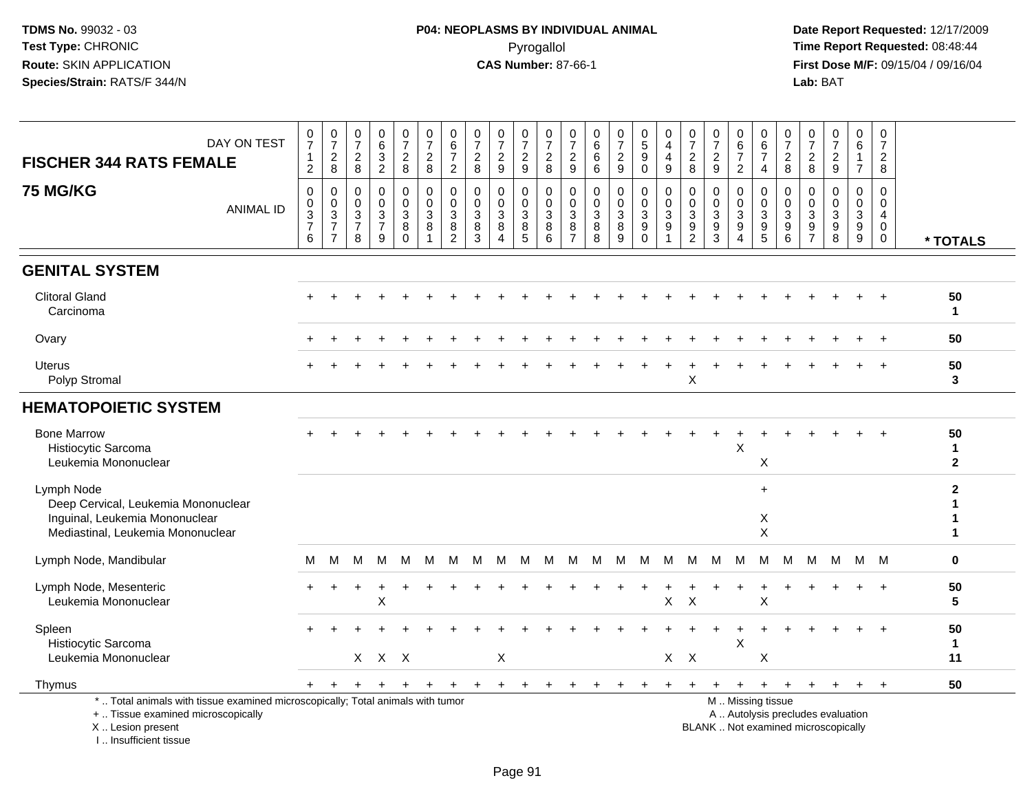TDMS No. 99032 - 03
Test Type: CHRONIC
Route: SKIN APPLICATION
Species/Strain: RATS/F 344/N

**P04: NEOPLASMS BY INDIVIDUAL ANIMAL**
Pyrogallol
**CAS Number:** 87-66-1

Date Report Requested: 12/17/2009
Time Report Requested: 08:48:44
First Dose M/F: 09/15/04 / 09/16/04
Lab: BAT

**FISCHER 344 RATS FEMALE**
**75 MG/KG**

| DAY ON TEST | 0712 | 0728 | 0728 | 0632 | 0728 | 0728 | 0672 | 0728 | 0729 | 0729 | 0728 | 0729 | 0666 | 0729 | 0590 | 0449 | 0728 | 0729 | 0672 | 0674 | 0728 | 0728 | 0729 | 0617 | 0728 | |
|---|---|---|---|---|---|---|---|---|---|---|---|---|---|---|---|---|---|---|---|---|---|---|---|---|---|---|
| **ANIMAL ID** | 00376 | 00377 | 00378 | 00379 | 00380 | 00381 | 00382 | 00383 | 00384 | 00385 | 00386 | 00387 | 00388 | 00389 | 00390 | 00391 | 00392 | 00393 | 00394 | 00395 | 00396 | 00397 | 00398 | 00399 | 00400 | *** TOTALS** |
| **GENITAL SYSTEM** | | | | | | | | | | | | | | | | | | | | | | | | | | |
| Clitoral Gland | + | + | + | + | + | + | + | + | + | + | + | + | + | + | + | + | + | + | + | + | + | + | + | + | + | 50 |
| Carcinoma | | | | | | | | | | | | | | | | | | | | | | | | | | 1 |
| Ovary | + | + | + | + | + | + | + | + | + | + | + | + | + | + | + | + | + | + | + | + | + | + | + | + | + | 50 |
| Uterus | + | + | + | + | + | + | + | + | + | + | + | + | + | + | + | + | + | + | + | + | + | + | + | + | + | 50 |
| Polyp Stromal | | | | | | | | | | | | | | | | | X | | | | | | | | | 3 |
| **HEMATOPOIETIC SYSTEM** | | | | | | | | | | | | | | | | | | | | | | | | | | |
| Bone Marrow | + | + | + | + | + | + | + | + | + | + | + | + | + | + | + | + | + | + | + | + | + | + | + | + | + | 50 |
| Histiocytic Sarcoma | | | | | | | | | | | | | | | | | | | X | | | | | | | 1 |
| Leukemia Mononuclear | | | | | | | | | | | | | | | | | | | | X | | | | | | 2 |
| Lymph Node | | | | | | | | | | | | | | | | | | | | + | | | | | | 2 |
| Deep Cervical, Leukemia Mononuclear | | | | | | | | | | | | | | | | | | | | | | | | | | 1 |
| Inguinal, Leukemia Mononuclear | | | | | | | | | | | | | | | | | | | | X | | | | | | 1 |
| Mediastinal, Leukemia Mononuclear | | | | | | | | | | | | | | | | | | | | X | | | | | | 1 |
| Lymph Node, Mandibular | M | M | M | M | M | M | M | M | M | M | M | M | M | M | M | M | M | M | M | M | M | M | M | M | M | 0 |
| Lymph Node, Mesenteric | + | + | + | + | + | + | + | + | + | + | + | + | + | + | + | + | + | + | + | + | + | + | + | + | + | 50 |
| Leukemia Mononuclear | | | | X | | | | | | | | | | | | X | X | | | X | | | | | | 5 |
| Spleen | + | + | + | + | + | + | + | + | + | + | + | + | + | + | + | + | + | + | + | + | + | + | + | + | + | 50 |
| Histiocytic Sarcoma | | | | | | | | | | | | | | | | | | | X | | | | | | | 1 |
| Leukemia Mononuclear | | | X | X | X | | | | X | | | | | | | X | X | | | X | | | | | | 11 |
| Thymus | + | + | + | + | + | + | + | + | + | + | + | + | + | + | + | + | + | + | + | + | + | + | + | + | + | 50 |

\* .. Total animals with tissue examined microscopically; Total animals with tumor
\+ .. Tissue examined microscopically
X .. Lesion present
I .. Insufficient tissue

M .. Missing tissue
A .. Autolysis precludes evaluation
BLANK .. Not examined microscopically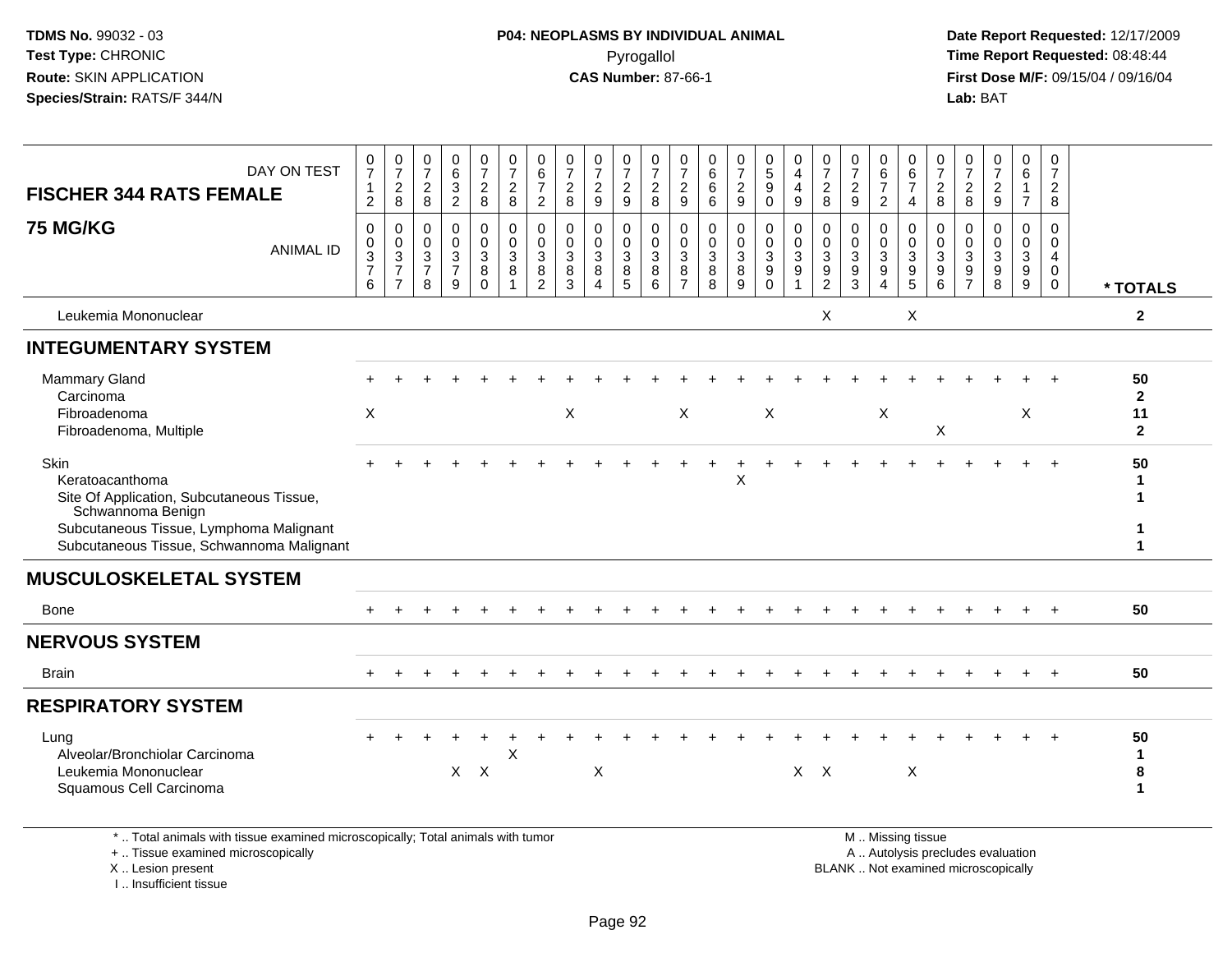**TDMS No.** 99032 - 03
**Test Type:** CHRONIC
**Route:** SKIN APPLICATION
**Species/Strain:** RATS/F 344/N

**P04: NEOPLASMS BY INDIVIDUAL ANIMAL**
Pyrogallol
**CAS Number:** 87-66-1

**Date Report Requested:** 12/17/2009
**Time Report Requested:** 08:48:44
**First Dose M/F:** 09/15/04 / 09/16/04
**Lab:** BAT

| FISCHER 344 RATS FEMALE — DAY ON TEST | 0712 | 0728 | 0728 | 0632 | 0728 | 0728 | 0672 | 0728 | 0729 | 0729 | 0728 | 0729 | 0666 | 0729 | 0590 | 0449 | 0728 | 0729 | 0672 | 0674 | 0728 | 0728 | 0729 | 0617 | 0728 | |
|---|---|---|---|---|---|---|---|---|---|---|---|---|---|---|---|---|---|---|---|---|---|---|---|---|---|---|
| **75 MG/KG** — ANIMAL ID | 00376 | 00377 | 00378 | 00379 | 00380 | 00381 | 00382 | 00383 | 00384 | 00385 | 00386 | 00387 | 00388 | 00389 | 00390 | 00391 | 00392 | 00393 | 00394 | 00395 | 00396 | 00397 | 00398 | 00399 | 00400 | * TOTALS |
| Leukemia Mononuclear | | | | | | | | | | | | | | | | | X | | | X | | | | | | 2 |
| **INTEGUMENTARY SYSTEM** | | | | | | | | | | | | | | | | | | | | | | | | | | |
| Mammary Gland | + | + | + | + | + | + | + | + | + | + | + | + | + | + | + | + | + | + | + | + | + | + | + | + | + | 50 |
| Carcinoma | | | | | | | | | | | | | | | | | | | | | | | | | | 2 |
| Fibroadenoma | X | | | | | | | X | | | | X | | | X | | | | X | | | | | X | | 11 |
| Fibroadenoma, Multiple | | | | | | | | | | | | | | | | | | | | | X | | | | | 2 |
| Skin | + | + | + | + | + | + | + | + | + | + | + | + | + | + | + | + | + | + | + | + | + | + | + | + | + | 50 |
| Keratoacanthoma | | | | | | | | | | | | | | X | | | | | | | | | | | | 1 |
| Site Of Application, Subcutaneous Tissue, Schwannoma Benign | | | | | | | | | | | | | | | | | | | | | | | | | | 1 |
| Subcutaneous Tissue, Lymphoma Malignant | | | | | | | | | | | | | | | | | | | | | | | | | | 1 |
| Subcutaneous Tissue, Schwannoma Malignant | | | | | | | | | | | | | | | | | | | | | | | | | | 1 |
| **MUSCULOSKELETAL SYSTEM** | | | | | | | | | | | | | | | | | | | | | | | | | | |
| Bone | + | + | + | + | + | + | + | + | + | + | + | + | + | + | + | + | + | + | + | + | + | + | + | + | + | 50 |
| **NERVOUS SYSTEM** | | | | | | | | | | | | | | | | | | | | | | | | | | |
| Brain | + | + | + | + | + | + | + | + | + | + | + | + | + | + | + | + | + | + | + | + | + | + | + | + | + | 50 |
| **RESPIRATORY SYSTEM** | | | | | | | | | | | | | | | | | | | | | | | | | | |
| Lung | + | + | + | + | + | + | + | + | + | + | + | + | + | + | + | + | + | + | + | + | + | + | + | + | + | 50 |
| Alveolar/Bronchiolar Carcinoma | | | | | | X | | | | | | | | | | | | | | | | | | | | 1 |
| Leukemia Mononuclear | | | | X | X | | | | X | | | | | | | X | X | | | X | | | | | | 8 |
| Squamous Cell Carcinoma | | | | | | | | | | | | | | | | | | | | | | | | | | 1 |

* .. Total animals with tissue examined microscopically; Total animals with tumor
+ .. Tissue examined microscopically
X .. Lesion present
I .. Insufficient tissue

M .. Missing tissue
A .. Autolysis precludes evaluation
BLANK .. Not examined microscopically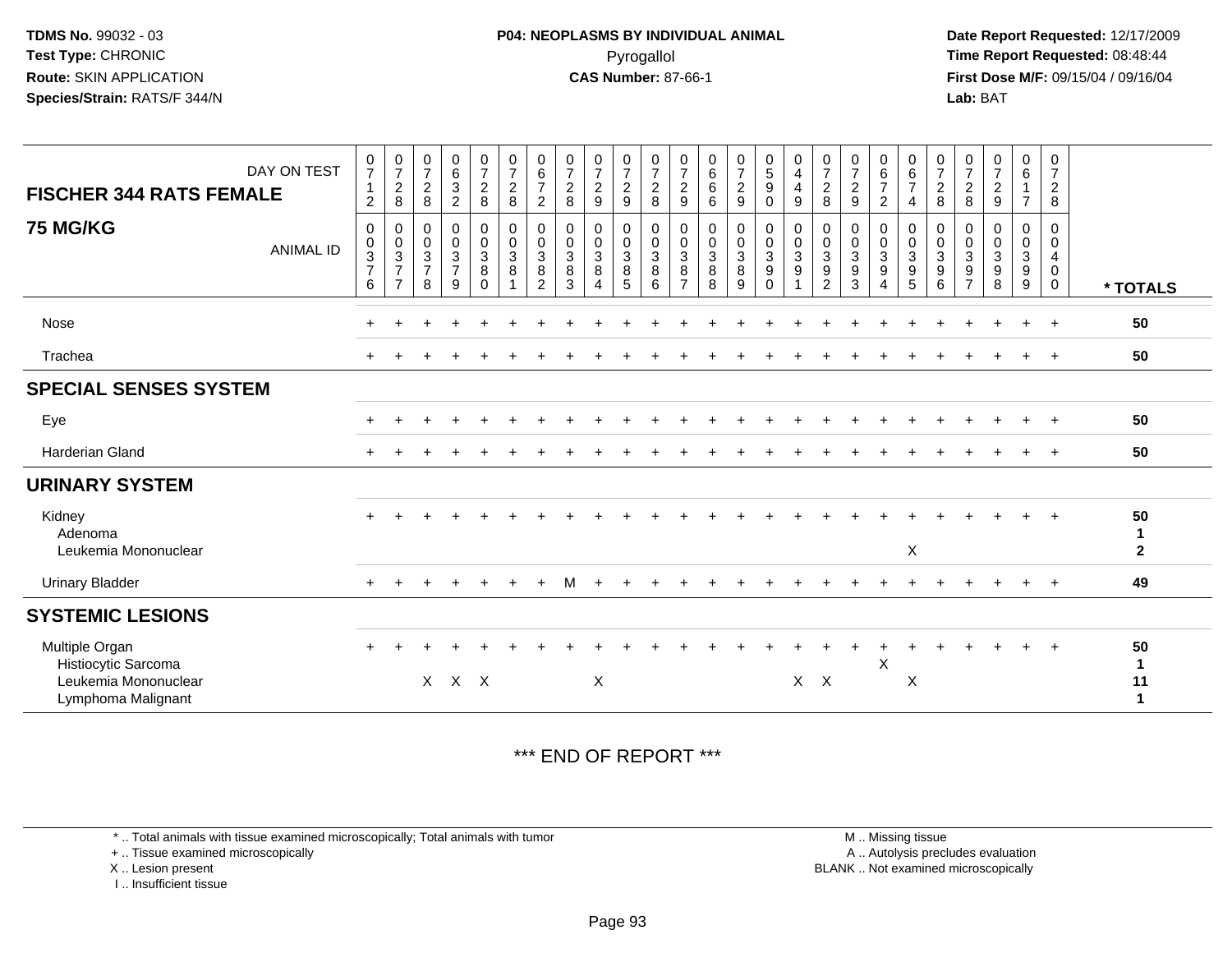TDMS No. 99032 - 03
Test Type: CHRONIC
Route: SKIN APPLICATION
Species/Strain: RATS/F 344/N

**P04: NEOPLASMS BY INDIVIDUAL ANIMAL**
Pyrogallol
**CAS Number:** 87-66-1

Date Report Requested: 12/17/2009
Time Report Requested: 08:48:44
First Dose M/F: 09/15/04 / 09/16/04
Lab: BAT

| FISCHER 344 RATS FEMALE 75 MG/KG — DAY ON TEST | 0712 | 0728 | 0728 | 0632 | 0728 | 0728 | 0672 | 0728 | 0729 | 0729 | 0728 | 0729 | 0666 | 0729 | 0590 | 0449 | 0728 | 0729 | 0672 | 0674 | 0728 | 0728 | 0729 | 0617 | 0728 | |
|---|---|---|---|---|---|---|---|---|---|---|---|---|---|---|---|---|---|---|---|---|---|---|---|---|---|---|
| ANIMAL ID | 00376 | 00377 | 00378 | 00379 | 00380 | 00381 | 00382 | 00383 | 00384 | 00385 | 00386 | 00387 | 00388 | 00389 | 00390 | 00391 | 00392 | 00393 | 00394 | 00395 | 00396 | 00397 | 00398 | 00399 | 00400 | * TOTALS |
| Nose | + | + | + | + | + | + | + | + | + | + | + | + | + | + | + | + | + | + | + | + | + | + | + | + | + | 50 |
| Trachea | + | + | + | + | + | + | + | + | + | + | + | + | + | + | + | + | + | + | + | + | + | + | + | + | + | 50 |
| **SPECIAL SENSES SYSTEM** | | | | | | | | | | | | | | | | | | | | | | | | | | |
| Eye | + | + | + | + | + | + | + | + | + | + | + | + | + | + | + | + | + | + | + | + | + | + | + | + | + | 50 |
| Harderian Gland | + | + | + | + | + | + | + | + | + | + | + | + | + | + | + | + | + | + | + | + | + | + | + | + | + | 50 |
| **URINARY SYSTEM** | | | | | | | | | | | | | | | | | | | | | | | | | | |
| Kidney | + | + | + | + | + | + | + | + | + | + | + | + | + | + | + | + | + | + | + | + | + | + | + | + | + | 50 |
| Adenoma | | | | | | | | | | | | | | | | | | | | | | | | | | 1 |
| Leukemia Mononuclear | | | | | | | | | | | | | | | | | | | | X | | | | | | 2 |
| Urinary Bladder | + | + | + | + | + | + | + | M | + | + | + | + | + | + | + | + | + | + | + | + | + | + | + | + | + | 49 |
| **SYSTEMIC LESIONS** | | | | | | | | | | | | | | | | | | | | | | | | | | |
| Multiple Organ | + | + | + | + | + | + | + | + | + | + | + | + | + | + | + | + | + | + | + | + | + | + | + | + | + | 50 |
| Histiocytic Sarcoma | | | | | | | | | | | | | | | | | | | X | | | | | | | 1 |
| Leukemia Mononuclear | | | X | X | X | | | | X | | | | | | | X | X | | | X | | | | | | 11 |
| Lymphoma Malignant | | | | | | | | | | | | | | | | | | | | | | | | | | 1 |

*** END OF REPORT ***

* .. Total animals with tissue examined microscopically; Total animals with tumor
+ .. Tissue examined microscopically
X .. Lesion present
I .. Insufficient tissue

M .. Missing tissue
A .. Autolysis precludes evaluation
BLANK .. Not examined microscopically